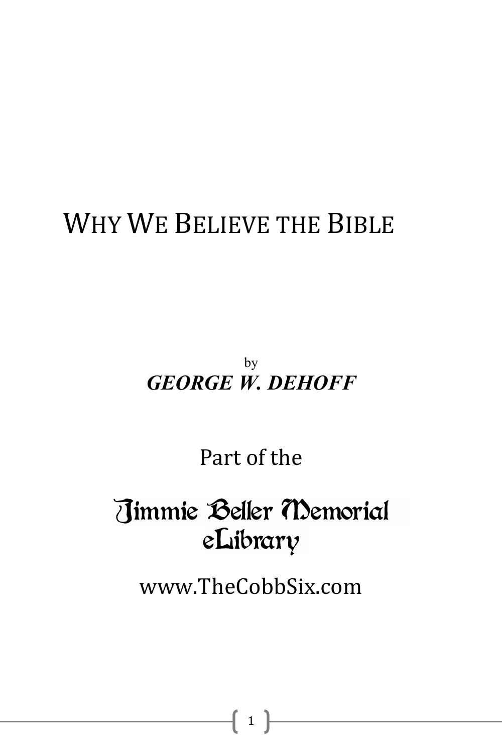# Why We Believe the Bible

by

***GEORGE W. DEHOFF***

Part of the

Jimmie Beller Memorial eLibrary

www.TheCobbSix.com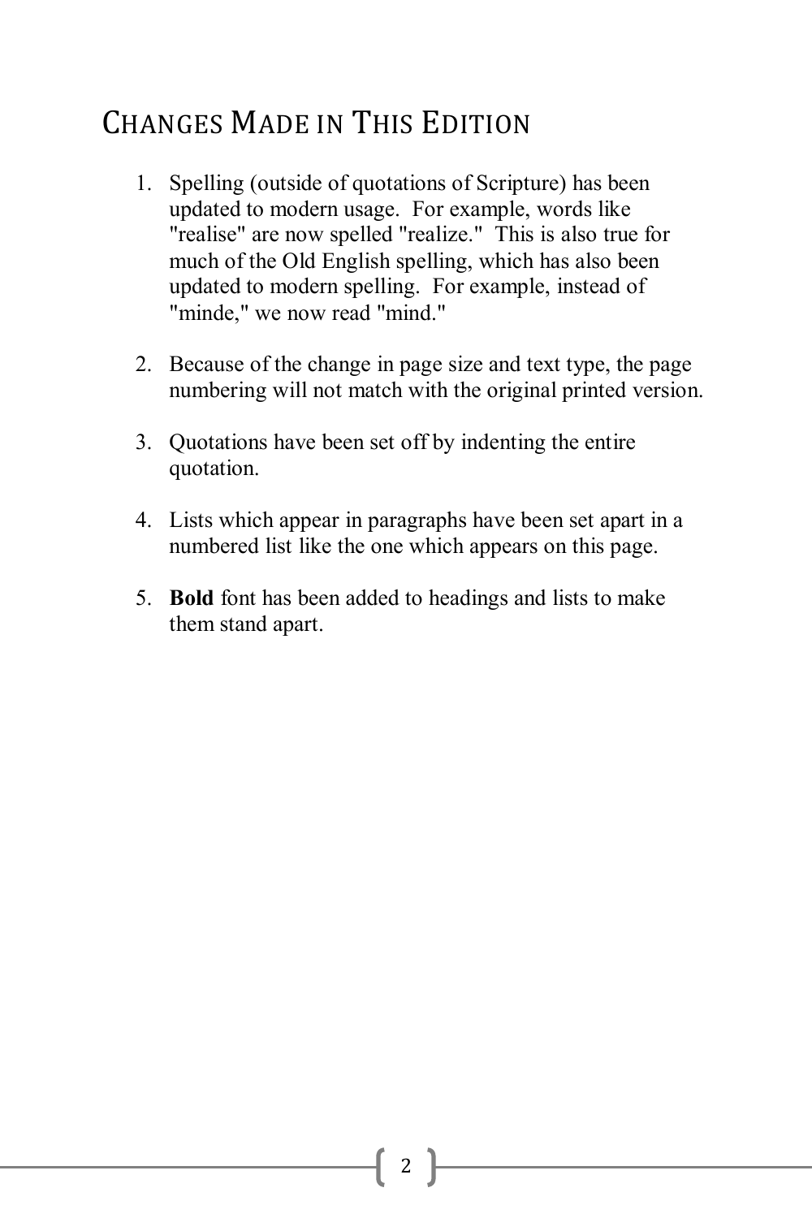# CHANGES MADE IN THIS EDITION

1. Spelling (outside of quotations of Scripture) has been updated to modern usage. For example, words like "realise" are now spelled "realize." This is also true for much of the Old English spelling, which has also been updated to modern spelling. For example, instead of "minde," we now read "mind."

2. Because of the change in page size and text type, the page numbering will not match with the original printed version.

3. Quotations have been set off by indenting the entire quotation.

4. Lists which appear in paragraphs have been set apart in a numbered list like the one which appears on this page.

5. **Bold** font has been added to headings and lists to make them stand apart.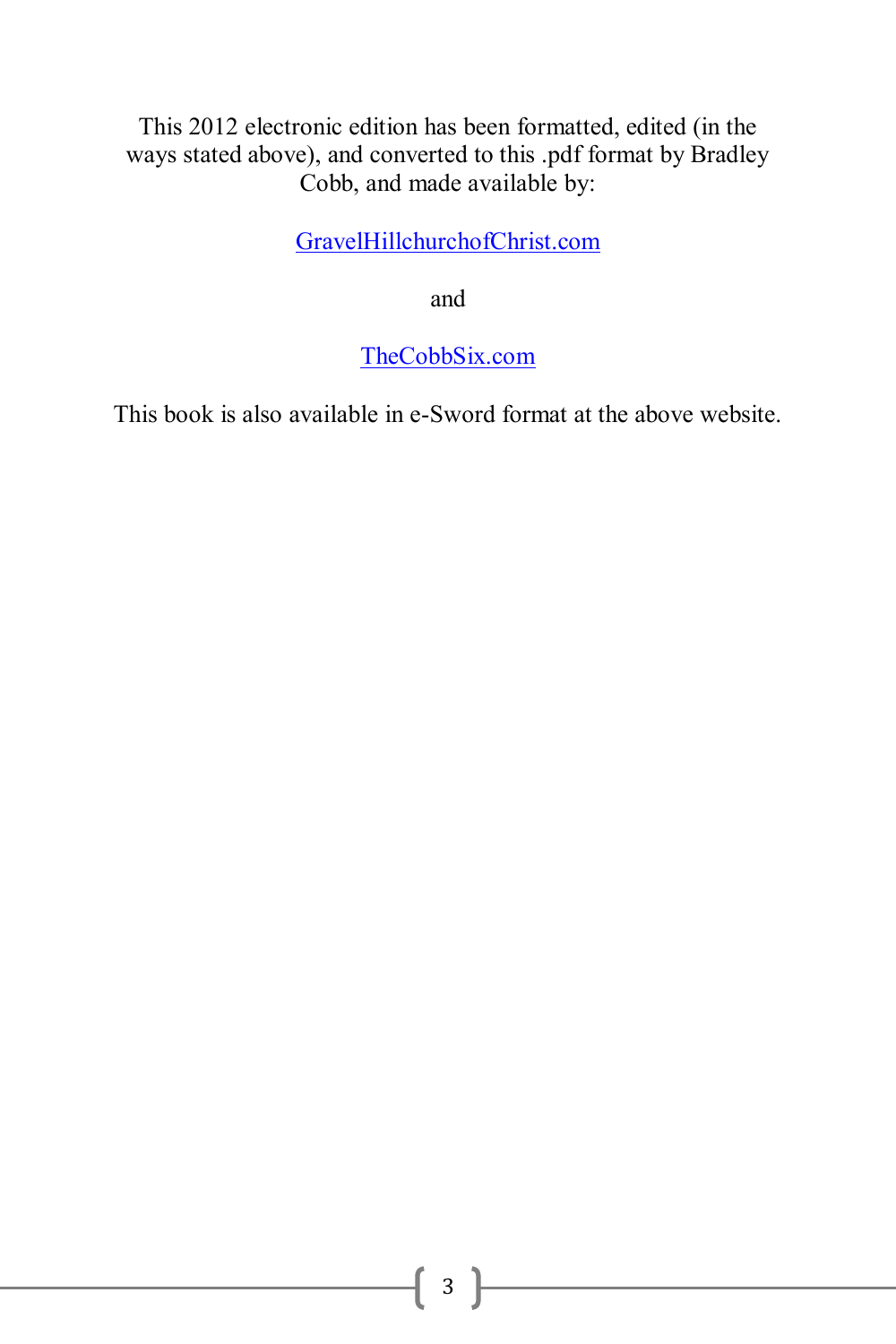This 2012 electronic edition has been formatted, edited (in the ways stated above), and converted to this .pdf format by Bradley Cobb, and made available by:

GravelHillchurchofChrist.com

and

TheCobbSix.com

This book is also available in e-Sword format at the above website.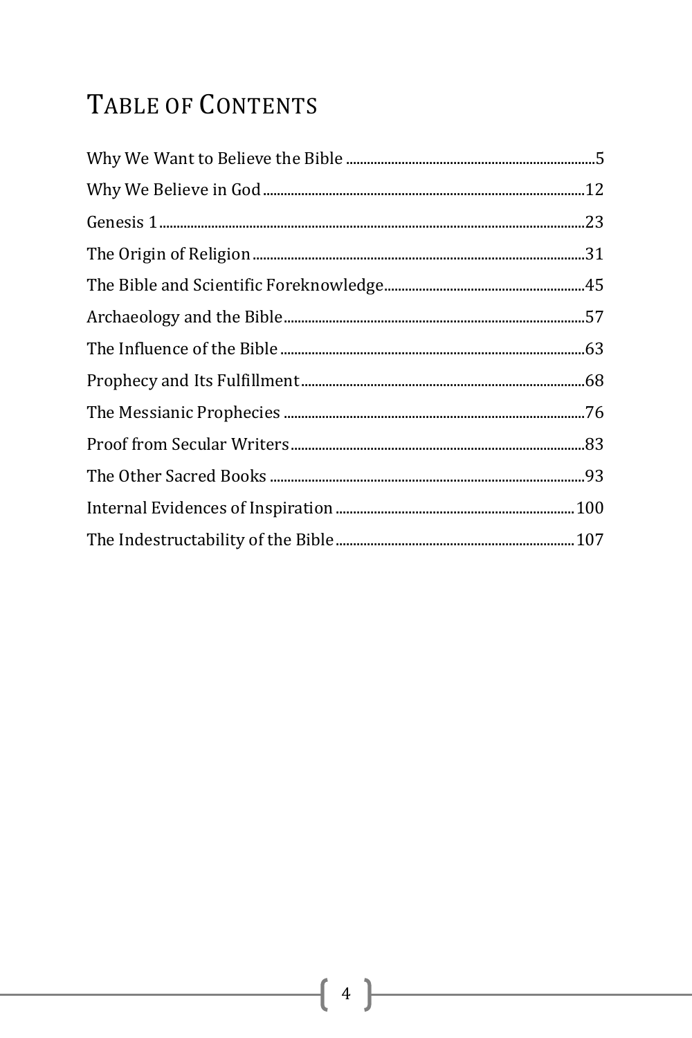# Table of Contents

Why We Want to Believe the Bible ........ 5
Why We Believe in God ........ 12
Genesis 1 ........ 23
The Origin of Religion ........ 31
The Bible and Scientific Foreknowledge ........ 45
Archaeology and the Bible ........ 57
The Influence of the Bible ........ 63
Prophecy and Its Fulfillment ........ 68
The Messianic Prophecies ........ 76
Proof from Secular Writers ........ 83
The Other Sacred Books ........ 93
Internal Evidences of Inspiration ........ 100
The Indestructability of the Bible ........ 107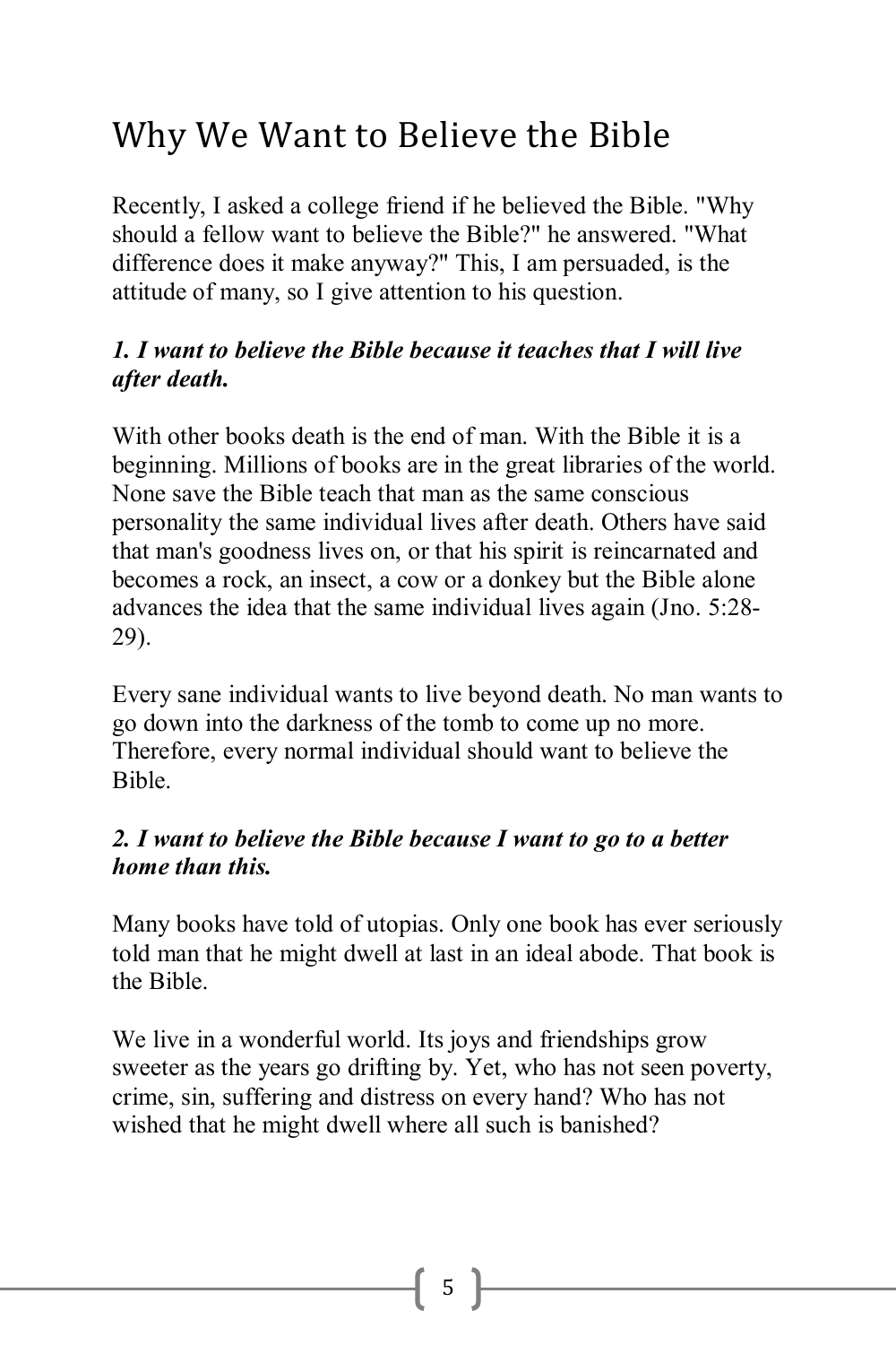# Why We Want to Believe the Bible

Recently, I asked a college friend if he believed the Bible. "Why should a fellow want to believe the Bible?" he answered. "What difference does it make anyway?" This, I am persuaded, is the attitude of many, so I give attention to his question.

***1. I want to believe the Bible because it teaches that I will live after death.***

With other books death is the end of man. With the Bible it is a beginning. Millions of books are in the great libraries of the world. None save the Bible teach that man as the same conscious personality the same individual lives after death. Others have said that man's goodness lives on, or that his spirit is reincarnated and becomes a rock, an insect, a cow or a donkey but the Bible alone advances the idea that the same individual lives again (Jno. 5:28-29).

Every sane individual wants to live beyond death. No man wants to go down into the darkness of the tomb to come up no more. Therefore, every normal individual should want to believe the Bible.

***2. I want to believe the Bible because I want to go to a better home than this.***

Many books have told of utopias. Only one book has ever seriously told man that he might dwell at last in an ideal abode. That book is the Bible.

We live in a wonderful world. Its joys and friendships grow sweeter as the years go drifting by. Yet, who has not seen poverty, crime, sin, suffering and distress on every hand? Who has not wished that he might dwell where all such is banished?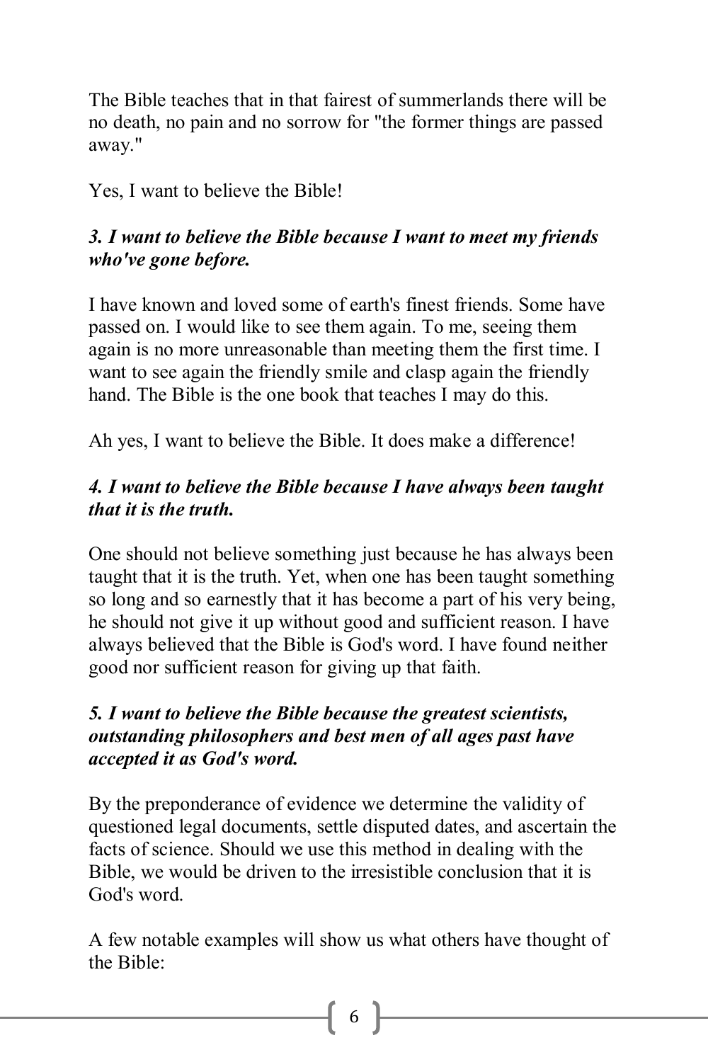The Bible teaches that in that fairest of summerlands there will be no death, no pain and no sorrow for "the former things are passed away."

Yes, I want to believe the Bible!

***3. I want to believe the Bible because I want to meet my friends who've gone before.***

I have known and loved some of earth's finest friends. Some have passed on. I would like to see them again. To me, seeing them again is no more unreasonable than meeting them the first time. I want to see again the friendly smile and clasp again the friendly hand. The Bible is the one book that teaches I may do this.

Ah yes, I want to believe the Bible. It does make a difference!

***4. I want to believe the Bible because I have always been taught that it is the truth.***

One should not believe something just because he has always been taught that it is the truth. Yet, when one has been taught something so long and so earnestly that it has become a part of his very being, he should not give it up without good and sufficient reason. I have always believed that the Bible is God's word. I have found neither good nor sufficient reason for giving up that faith.

***5. I want to believe the Bible because the greatest scientists, outstanding philosophers and best men of all ages past have accepted it as God's word.***

By the preponderance of evidence we determine the validity of questioned legal documents, settle disputed dates, and ascertain the facts of science. Should we use this method in dealing with the Bible, we would be driven to the irresistible conclusion that it is God's word.

A few notable examples will show us what others have thought of the Bible: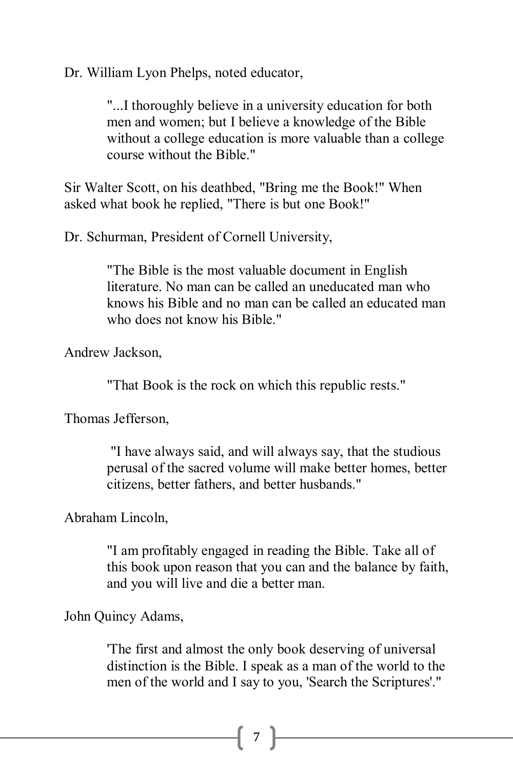Dr. William Lyon Phelps, noted educator,

> "...I thoroughly believe in a university education for both men and women; but I believe a knowledge of the Bible without a college education is more valuable than a college course without the Bible."

Sir Walter Scott, on his deathbed, "Bring me the Book!" When asked what book he replied, "There is but one Book!"

Dr. Schurman, President of Cornell University,

> "The Bible is the most valuable document in English literature. No man can be called an uneducated man who knows his Bible and no man can be called an educated man who does not know his Bible."

Andrew Jackson,

> "That Book is the rock on which this republic rests."

Thomas Jefferson,

> "I have always said, and will always say, that the studious perusal of the sacred volume will make better homes, better citizens, better fathers, and better husbands."

Abraham Lincoln,

> "I am profitably engaged in reading the Bible. Take all of this book upon reason that you can and the balance by faith, and you will live and die a better man.

John Quincy Adams,

> 'The first and almost the only book deserving of universal distinction is the Bible. I speak as a man of the world to the men of the world and I say to you, 'Search the Scriptures'."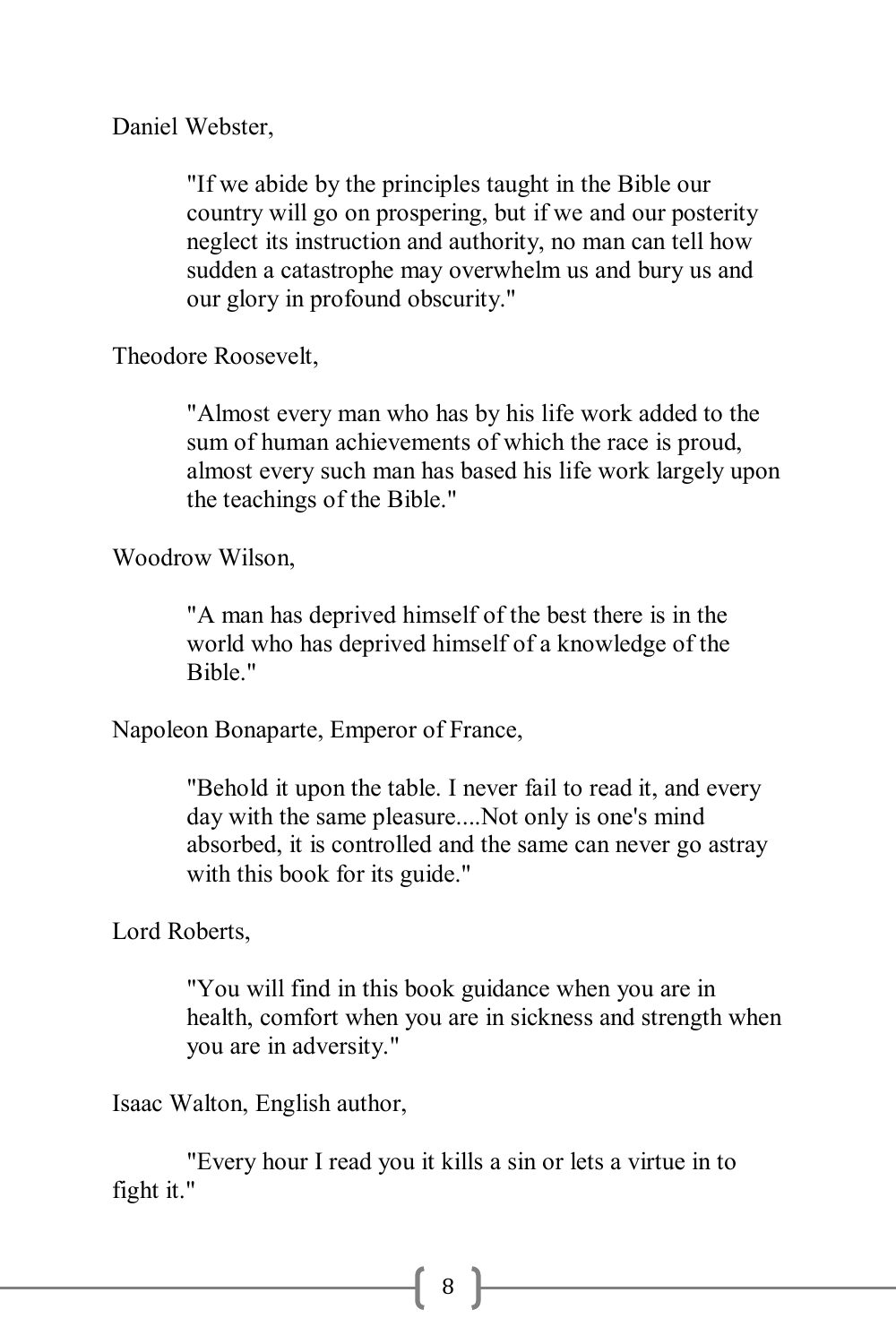Daniel Webster,

> "If we abide by the principles taught in the Bible our country will go on prospering, but if we and our posterity neglect its instruction and authority, no man can tell how sudden a catastrophe may overwhelm us and bury us and our glory in profound obscurity."

Theodore Roosevelt,

> "Almost every man who has by his life work added to the sum of human achievements of which the race is proud, almost every such man has based his life work largely upon the teachings of the Bible."

Woodrow Wilson,

> "A man has deprived himself of the best there is in the world who has deprived himself of a knowledge of the Bible."

Napoleon Bonaparte, Emperor of France,

> "Behold it upon the table. I never fail to read it, and every day with the same pleasure....Not only is one's mind absorbed, it is controlled and the same can never go astray with this book for its guide."

Lord Roberts,

> "You will find in this book guidance when you are in health, comfort when you are in sickness and strength when you are in adversity."

Isaac Walton, English author,

"Every hour I read you it kills a sin or lets a virtue in to fight it."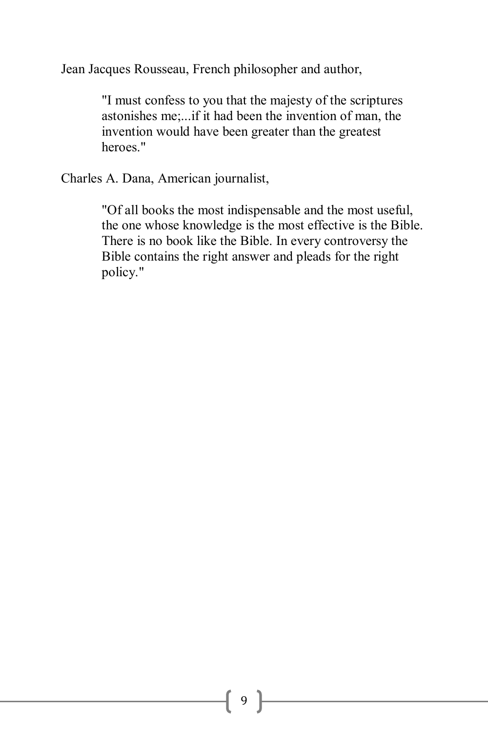Jean Jacques Rousseau, French philosopher and author,

> "I must confess to you that the majesty of the scriptures astonishes me;...if it had been the invention of man, the invention would have been greater than the greatest heroes."

Charles A. Dana, American journalist,

> "Of all books the most indispensable and the most useful, the one whose knowledge is the most effective is the Bible. There is no book like the Bible. In every controversy the Bible contains the right answer and pleads for the right policy."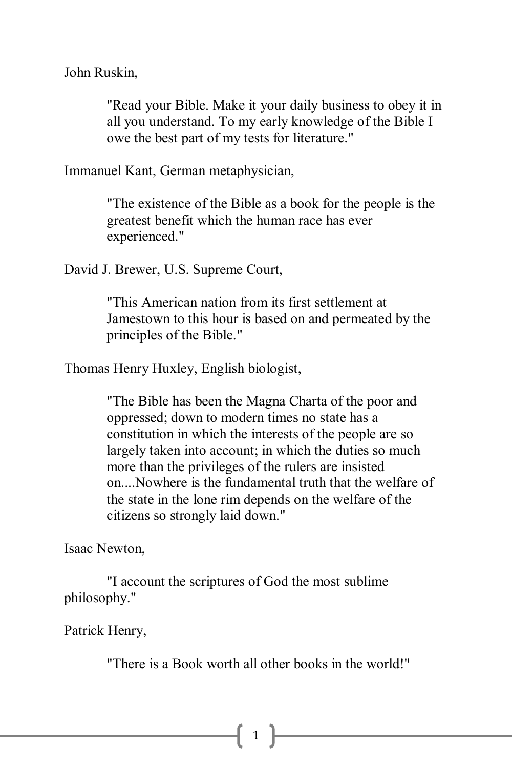John Ruskin,

> "Read your Bible. Make it your daily business to obey it in all you understand. To my early knowledge of the Bible I owe the best part of my tests for literature."

Immanuel Kant, German metaphysician,

> "The existence of the Bible as a book for the people is the greatest benefit which the human race has ever experienced."

David J. Brewer, U.S. Supreme Court,

> "This American nation from its first settlement at Jamestown to this hour is based on and permeated by the principles of the Bible."

Thomas Henry Huxley, English biologist,

> "The Bible has been the Magna Charta of the poor and oppressed; down to modern times no state has a constitution in which the interests of the people are so largely taken into account; in which the duties so much more than the privileges of the rulers are insisted on....Nowhere is the fundamental truth that the welfare of the state in the lone rim depends on the welfare of the citizens so strongly laid down."

Isaac Newton,

> "I account the scriptures of God the most sublime philosophy."

Patrick Henry,

> "There is a Book worth all other books in the world!"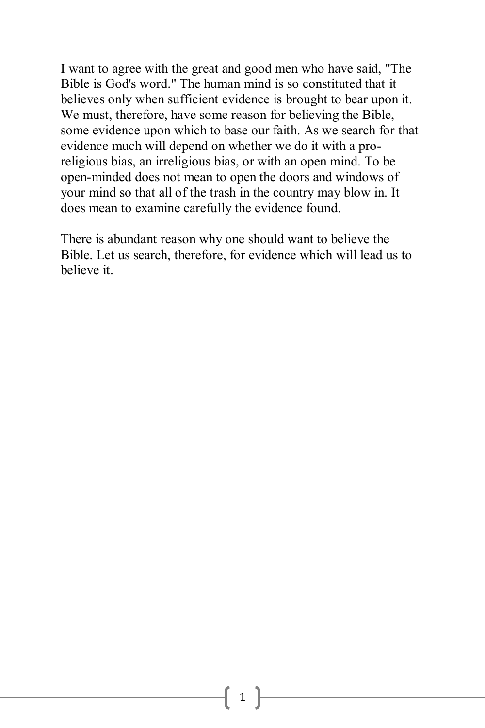I want to agree with the great and good men who have said, "The Bible is God's word." The human mind is so constituted that it believes only when sufficient evidence is brought to bear upon it. We must, therefore, have some reason for believing the Bible, some evidence upon which to base our faith. As we search for that evidence much will depend on whether we do it with a pro-religious bias, an irreligious bias, or with an open mind. To be open-minded does not mean to open the doors and windows of your mind so that all of the trash in the country may blow in. It does mean to examine carefully the evidence found.

There is abundant reason why one should want to believe the Bible. Let us search, therefore, for evidence which will lead us to believe it.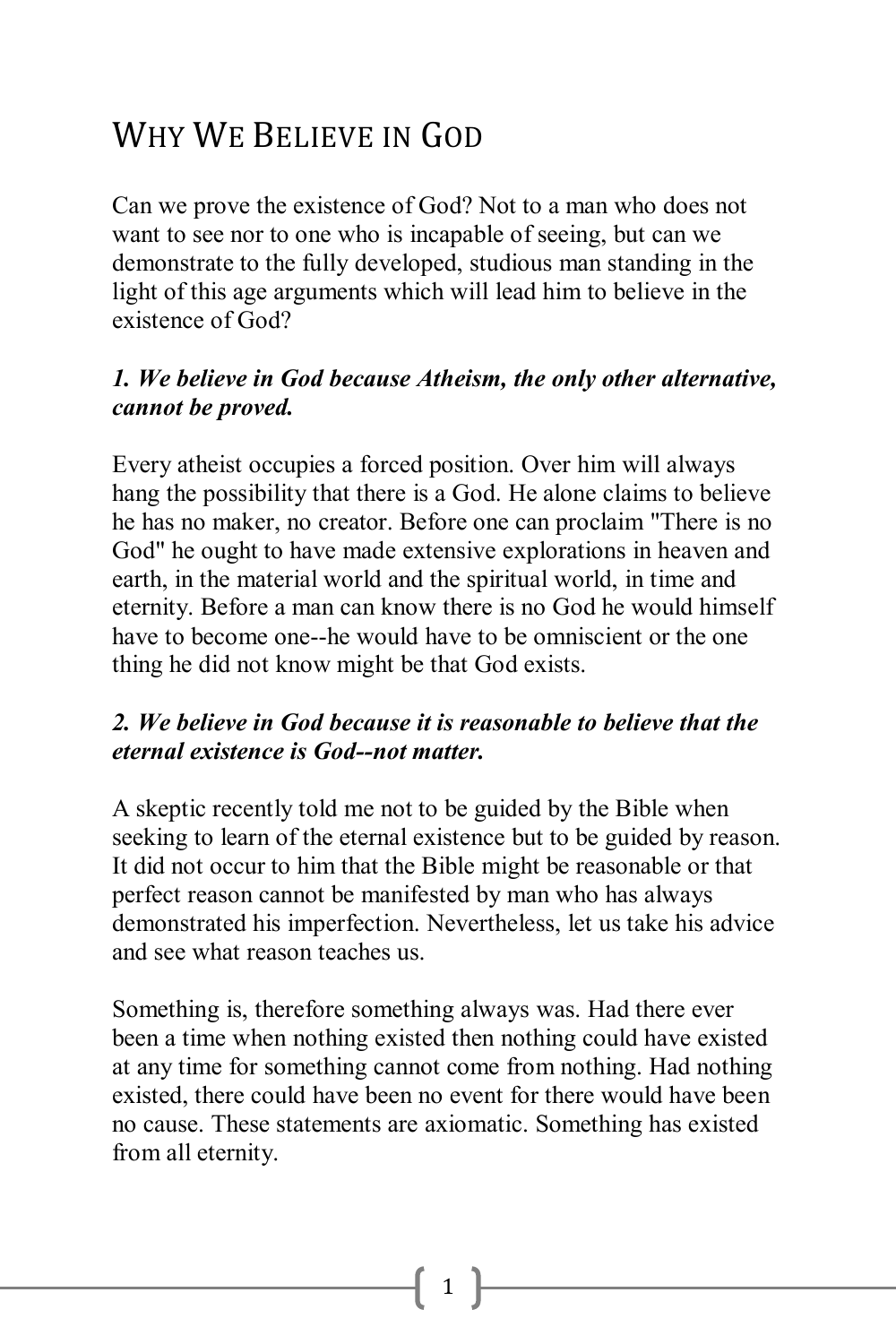# Why We Believe in God

Can we prove the existence of God? Not to a man who does not want to see nor to one who is incapable of seeing, but can we demonstrate to the fully developed, studious man standing in the light of this age arguments which will lead him to believe in the existence of God?

***1. We believe in God because Atheism, the only other alternative, cannot be proved.***

Every atheist occupies a forced position. Over him will always hang the possibility that there is a God. He alone claims to believe he has no maker, no creator. Before one can proclaim "There is no God" he ought to have made extensive explorations in heaven and earth, in the material world and the spiritual world, in time and eternity. Before a man can know there is no God he would himself have to become one--he would have to be omniscient or the one thing he did not know might be that God exists.

***2. We believe in God because it is reasonable to believe that the eternal existence is God--not matter.***

A skeptic recently told me not to be guided by the Bible when seeking to learn of the eternal existence but to be guided by reason. It did not occur to him that the Bible might be reasonable or that perfect reason cannot be manifested by man who has always demonstrated his imperfection. Nevertheless, let us take his advice and see what reason teaches us.

Something is, therefore something always was. Had there ever been a time when nothing existed then nothing could have existed at any time for something cannot come from nothing. Had nothing existed, there could have been no event for there would have been no cause. These statements are axiomatic. Something has existed from all eternity.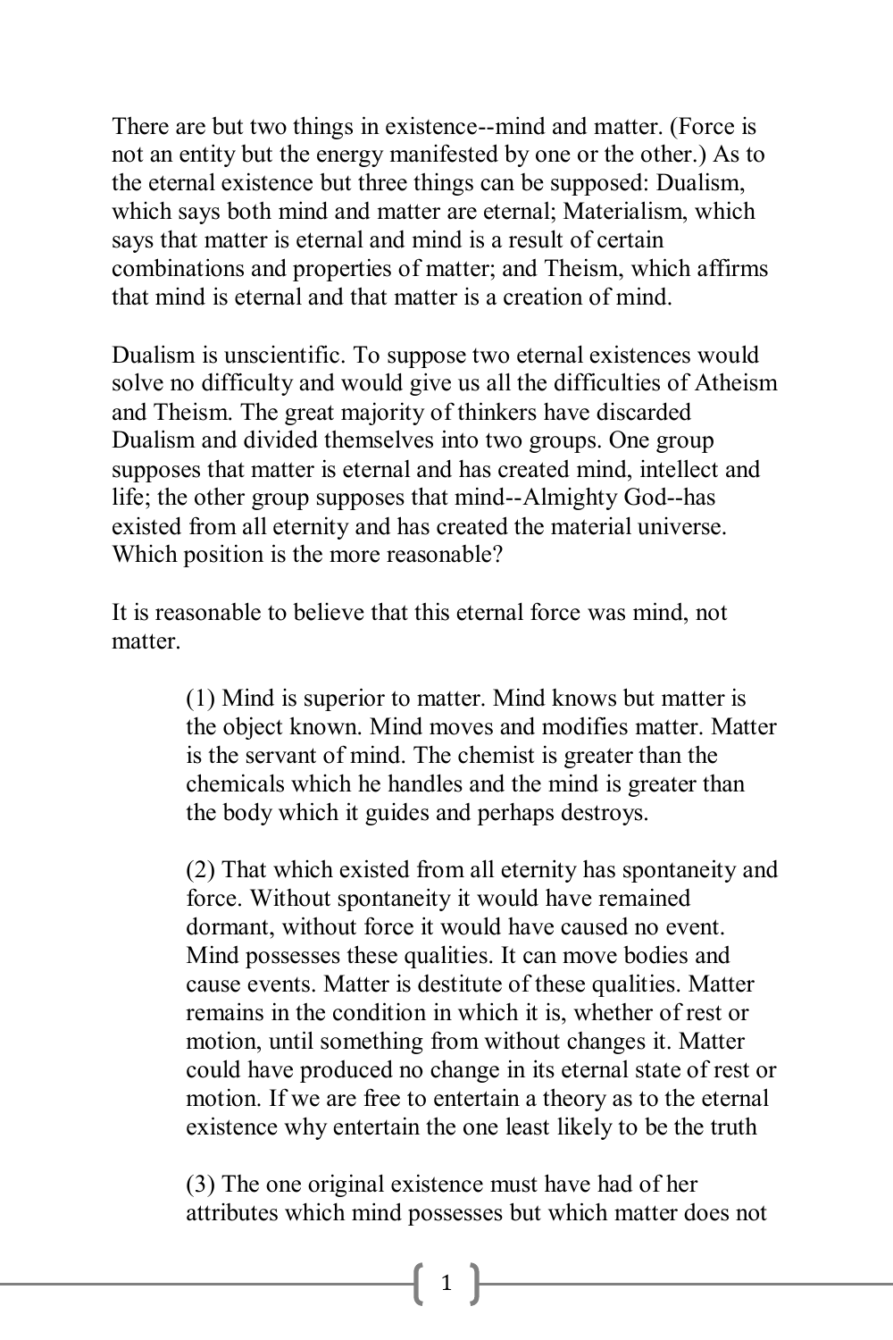There are but two things in existence--mind and matter. (Force is not an entity but the energy manifested by one or the other.) As to the eternal existence but three things can be supposed: Dualism, which says both mind and matter are eternal; Materialism, which says that matter is eternal and mind is a result of certain combinations and properties of matter; and Theism, which affirms that mind is eternal and that matter is a creation of mind.

Dualism is unscientific. To suppose two eternal existences would solve no difficulty and would give us all the difficulties of Atheism and Theism. The great majority of thinkers have discarded Dualism and divided themselves into two groups. One group supposes that matter is eternal and has created mind, intellect and life; the other group supposes that mind--Almighty God--has existed from all eternity and has created the material universe. Which position is the more reasonable?

It is reasonable to believe that this eternal force was mind, not matter.

> (1) Mind is superior to matter. Mind knows but matter is the object known. Mind moves and modifies matter. Matter is the servant of mind. The chemist is greater than the chemicals which he handles and the mind is greater than the body which it guides and perhaps destroys.
>
> (2) That which existed from all eternity has spontaneity and force. Without spontaneity it would have remained dormant, without force it would have caused no event. Mind possesses these qualities. It can move bodies and cause events. Matter is destitute of these qualities. Matter remains in the condition in which it is, whether of rest or motion, until something from without changes it. Matter could have produced no change in its eternal state of rest or motion. If we are free to entertain a theory as to the eternal existence why entertain the one least likely to be the truth
>
> (3) The one original existence must have had of her attributes which mind possesses but which matter does not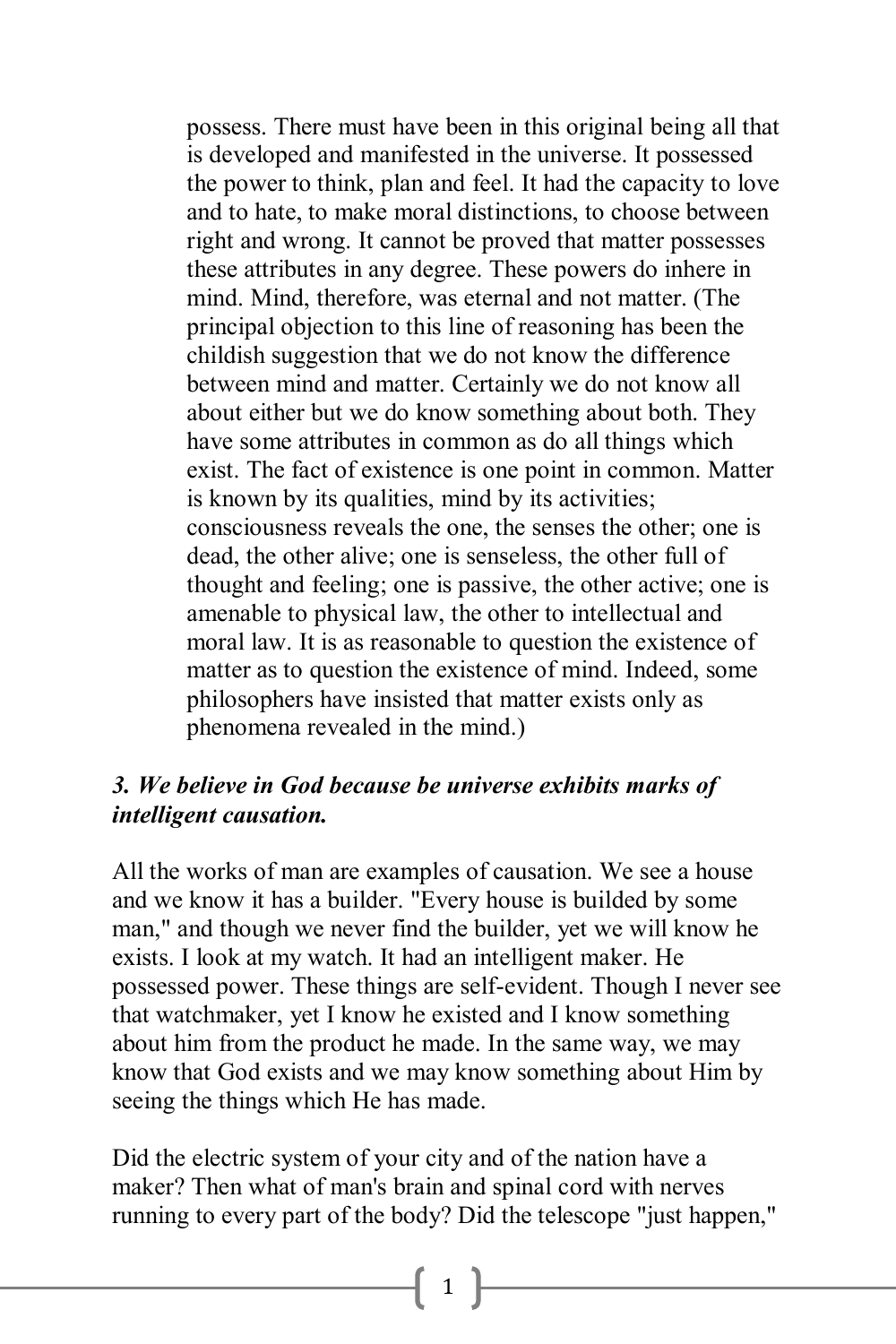possess. There must have been in this original being all that is developed and manifested in the universe. It possessed the power to think, plan and feel. It had the capacity to love and to hate, to make moral distinctions, to choose between right and wrong. It cannot be proved that matter possesses these attributes in any degree. These powers do inhere in mind. Mind, therefore, was eternal and not matter. (The principal objection to this line of reasoning has been the childish suggestion that we do not know the difference between mind and matter. Certainly we do not know all about either but we do know something about both. They have some attributes in common as do all things which exist. The fact of existence is one point in common. Matter is known by its qualities, mind by its activities; consciousness reveals the one, the senses the other; one is dead, the other alive; one is senseless, the other full of thought and feeling; one is passive, the other active; one is amenable to physical law, the other to intellectual and moral law. It is as reasonable to question the existence of matter as to question the existence of mind. Indeed, some philosophers have insisted that matter exists only as phenomena revealed in the mind.)

***3. We believe in God because be universe exhibits marks of intelligent causation.***

All the works of man are examples of causation. We see a house and we know it has a builder. "Every house is builded by some man," and though we never find the builder, yet we will know he exists. I look at my watch. It had an intelligent maker. He possessed power. These things are self-evident. Though I never see that watchmaker, yet I know he existed and I know something about him from the product he made. In the same way, we may know that God exists and we may know something about Him by seeing the things which He has made.

Did the electric system of your city and of the nation have a maker? Then what of man's brain and spinal cord with nerves running to every part of the body? Did the telescope "just happen,"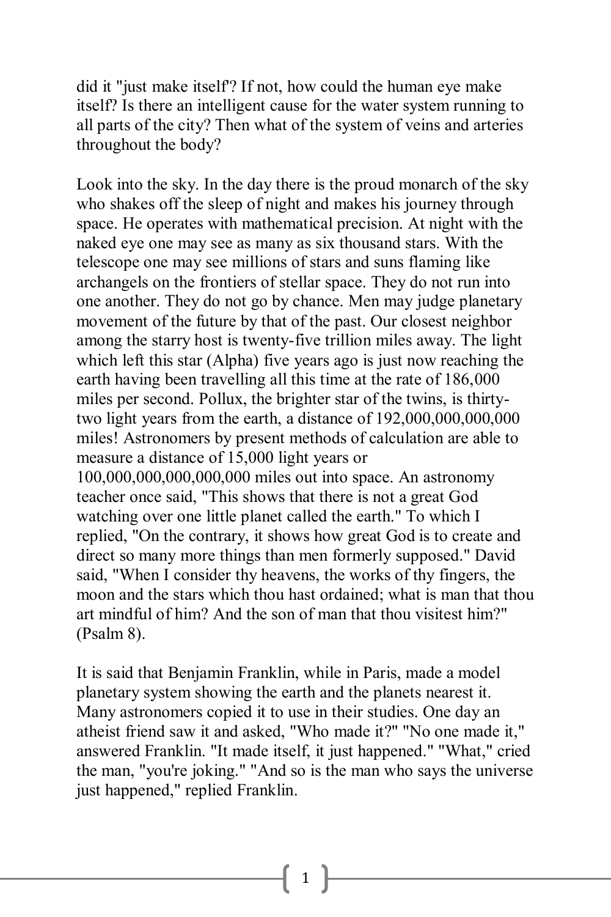did it "just make itself'? If not, how could the human eye make itself? Is there an intelligent cause for the water system running to all parts of the city? Then what of the system of veins and arteries throughout the body?

Look into the sky. In the day there is the proud monarch of the sky who shakes off the sleep of night and makes his journey through space. He operates with mathematical precision. At night with the naked eye one may see as many as six thousand stars. With the telescope one may see millions of stars and suns flaming like archangels on the frontiers of stellar space. They do not run into one another. They do not go by chance. Men may judge planetary movement of the future by that of the past. Our closest neighbor among the starry host is twenty-five trillion miles away. The light which left this star (Alpha) five years ago is just now reaching the earth having been travelling all this time at the rate of 186,000 miles per second. Pollux, the brighter star of the twins, is thirty-two light years from the earth, a distance of 192,000,000,000,000 miles! Astronomers by present methods of calculation are able to measure a distance of 15,000 light years or 100,000,000,000,000,000 miles out into space. An astronomy teacher once said, "This shows that there is not a great God watching over one little planet called the earth." To which I replied, "On the contrary, it shows how great God is to create and direct so many more things than men formerly supposed." David said, "When I consider thy heavens, the works of thy fingers, the moon and the stars which thou hast ordained; what is man that thou art mindful of him? And the son of man that thou visitest him?" (Psalm 8).

It is said that Benjamin Franklin, while in Paris, made a model planetary system showing the earth and the planets nearest it. Many astronomers copied it to use in their studies. One day an atheist friend saw it and asked, "Who made it?" "No one made it," answered Franklin. "It made itself, it just happened." "What," cried the man, "you're joking." "And so is the man who says the universe just happened," replied Franklin.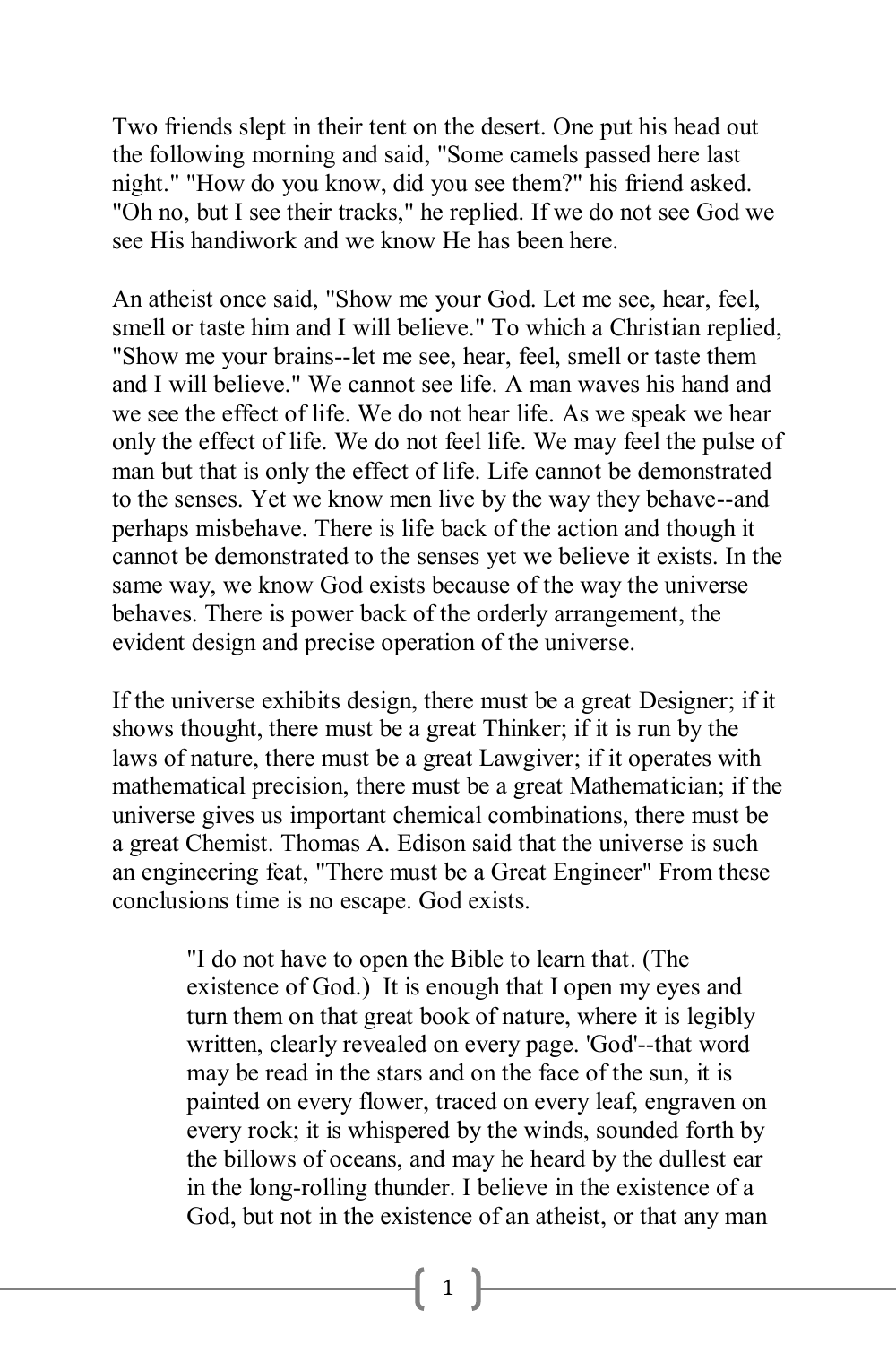Two friends slept in their tent on the desert. One put his head out the following morning and said, "Some camels passed here last night." "How do you know, did you see them?" his friend asked. "Oh no, but I see their tracks," he replied. If we do not see God we see His handiwork and we know He has been here.

An atheist once said, "Show me your God. Let me see, hear, feel, smell or taste him and I will believe." To which a Christian replied, "Show me your brains--let me see, hear, feel, smell or taste them and I will believe." We cannot see life. A man waves his hand and we see the effect of life. We do not hear life. As we speak we hear only the effect of life. We do not feel life. We may feel the pulse of man but that is only the effect of life. Life cannot be demonstrated to the senses. Yet we know men live by the way they behave--and perhaps misbehave. There is life back of the action and though it cannot be demonstrated to the senses yet we believe it exists. In the same way, we know God exists because of the way the universe behaves. There is power back of the orderly arrangement, the evident design and precise operation of the universe.

If the universe exhibits design, there must be a great Designer; if it shows thought, there must be a great Thinker; if it is run by the laws of nature, there must be a great Lawgiver; if it operates with mathematical precision, there must be a great Mathematician; if the universe gives us important chemical combinations, there must be a great Chemist. Thomas A. Edison said that the universe is such an engineering feat, "There must be a Great Engineer" From these conclusions time is no escape. God exists.

> "I do not have to open the Bible to learn that. (The existence of God.) It is enough that I open my eyes and turn them on that great book of nature, where it is legibly written, clearly revealed on every page. 'God'--that word may be read in the stars and on the face of the sun, it is painted on every flower, traced on every leaf, engraven on every rock; it is whispered by the winds, sounded forth by the billows of oceans, and may he heard by the dullest ear in the long-rolling thunder. I believe in the existence of a God, but not in the existence of an atheist, or that any man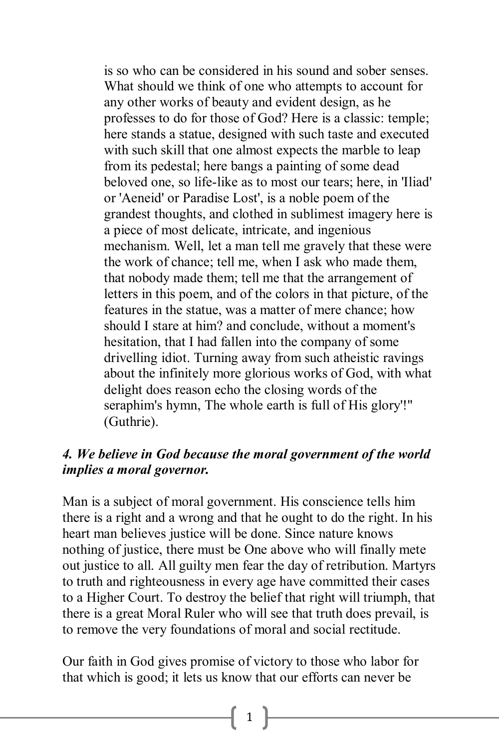> is so who can be considered in his sound and sober senses. What should we think of one who attempts to account for any other works of beauty and evident design, as he professes to do for those of God? Here is a classic: temple; here stands a statue, designed with such taste and executed with such skill that one almost expects the marble to leap from its pedestal; here bangs a painting of some dead beloved one, so life-like as to most our tears; here, in 'Iliad' or 'Aeneid' or Paradise Lost', is a noble poem of the grandest thoughts, and clothed in sublimest imagery here is a piece of most delicate, intricate, and ingenious mechanism. Well, let a man tell me gravely that these were the work of chance; tell me, when I ask who made them, that nobody made them; tell me that the arrangement of letters in this poem, and of the colors in that picture, of the features in the statue, was a matter of mere chance; how should I stare at him? and conclude, without a moment's hesitation, that I had fallen into the company of some drivelling idiot. Turning away from such atheistic ravings about the infinitely more glorious works of God, with what delight does reason echo the closing words of the seraphim's hymn, The whole earth is full of His glory'!" (Guthrie).

***4. We believe in God because the moral government of the world implies a moral governor.***

Man is a subject of moral government. His conscience tells him there is a right and a wrong and that he ought to do the right. In his heart man believes justice will be done. Since nature knows nothing of justice, there must be One above who will finally mete out justice to all. All guilty men fear the day of retribution. Martyrs to truth and righteousness in every age have committed their cases to a Higher Court. To destroy the belief that right will triumph, that there is a great Moral Ruler who will see that truth does prevail, is to remove the very foundations of moral and social rectitude.

Our faith in God gives promise of victory to those who labor for that which is good; it lets us know that our efforts can never be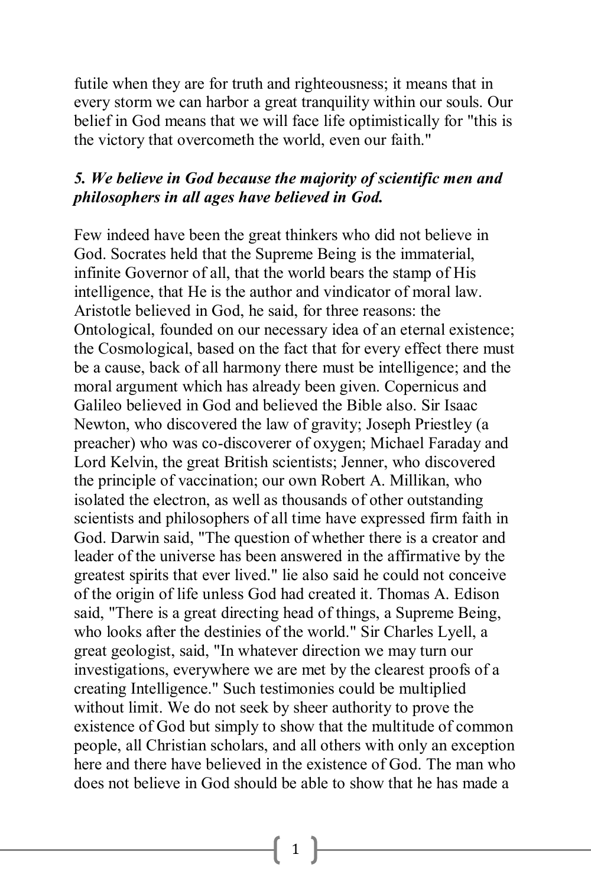futile when they are for truth and righteousness; it means that in every storm we can harbor a great tranquility within our souls. Our belief in God means that we will face life optimistically for "this is the victory that overcometh the world, even our faith."

***5. We believe in God because the majority of scientific men and philosophers in all ages have believed in God.***

Few indeed have been the great thinkers who did not believe in God. Socrates held that the Supreme Being is the immaterial, infinite Governor of all, that the world bears the stamp of His intelligence, that He is the author and vindicator of moral law. Aristotle believed in God, he said, for three reasons: the Ontological, founded on our necessary idea of an eternal existence; the Cosmological, based on the fact that for every effect there must be a cause, back of all harmony there must be intelligence; and the moral argument which has already been given. Copernicus and Galileo believed in God and believed the Bible also. Sir Isaac Newton, who discovered the law of gravity; Joseph Priestley (a preacher) who was co-discoverer of oxygen; Michael Faraday and Lord Kelvin, the great British scientists; Jenner, who discovered the principle of vaccination; our own Robert A. Millikan, who isolated the electron, as well as thousands of other outstanding scientists and philosophers of all time have expressed firm faith in God. Darwin said, "The question of whether there is a creator and leader of the universe has been answered in the affirmative by the greatest spirits that ever lived." lie also said he could not conceive of the origin of life unless God had created it. Thomas A. Edison said, "There is a great directing head of things, a Supreme Being, who looks after the destinies of the world." Sir Charles Lyell, a great geologist, said, "In whatever direction we may turn our investigations, everywhere we are met by the clearest proofs of a creating Intelligence." Such testimonies could be multiplied without limit. We do not seek by sheer authority to prove the existence of God but simply to show that the multitude of common people, all Christian scholars, and all others with only an exception here and there have believed in the existence of God. The man who does not believe in God should be able to show that he has made a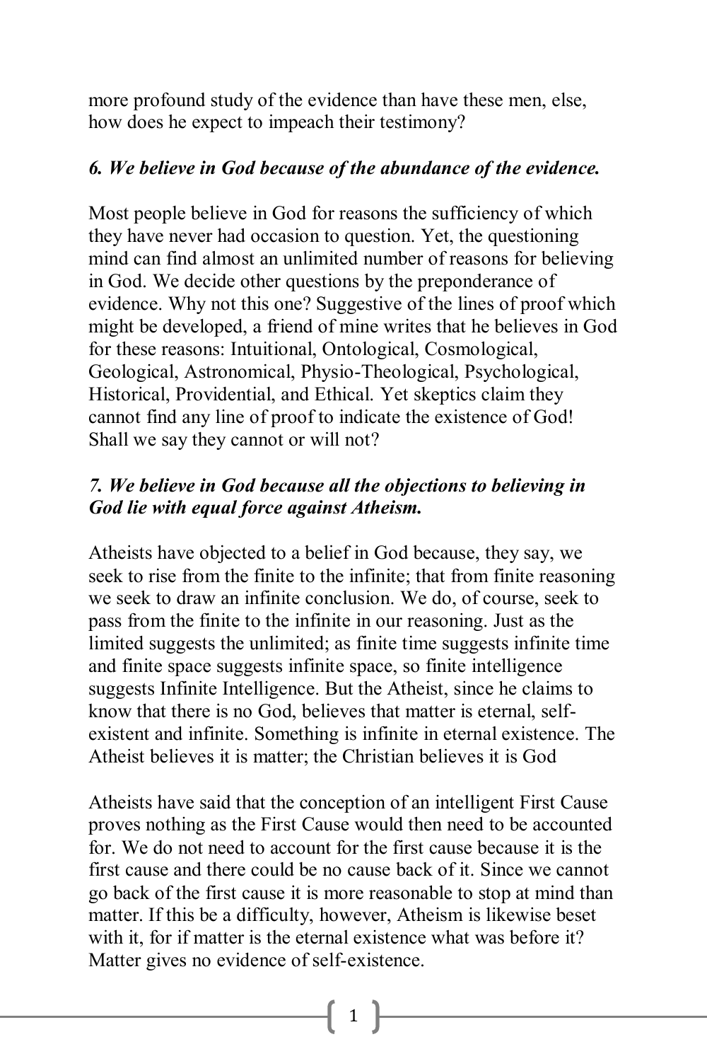more profound study of the evidence than have these men, else, how does he expect to impeach their testimony?

***6. We believe in God because of the abundance of the evidence.***

Most people believe in God for reasons the sufficiency of which they have never had occasion to question. Yet, the questioning mind can find almost an unlimited number of reasons for believing in God. We decide other questions by the preponderance of evidence. Why not this one? Suggestive of the lines of proof which might be developed, a friend of mine writes that he believes in God for these reasons: Intuitional, Ontological, Cosmological, Geological, Astronomical, Physio-Theological, Psychological, Historical, Providential, and Ethical. Yet skeptics claim they cannot find any line of proof to indicate the existence of God! Shall we say they cannot or will not?

***7. We believe in God because all the objections to believing in God lie with equal force against Atheism.***

Atheists have objected to a belief in God because, they say, we seek to rise from the finite to the infinite; that from finite reasoning we seek to draw an infinite conclusion. We do, of course, seek to pass from the finite to the infinite in our reasoning. Just as the limited suggests the unlimited; as finite time suggests infinite time and finite space suggests infinite space, so finite intelligence suggests Infinite Intelligence. But the Atheist, since he claims to know that there is no God, believes that matter is eternal, self-existent and infinite. Something is infinite in eternal existence. The Atheist believes it is matter; the Christian believes it is God

Atheists have said that the conception of an intelligent First Cause proves nothing as the First Cause would then need to be accounted for. We do not need to account for the first cause because it is the first cause and there could be no cause back of it. Since we cannot go back of the first cause it is more reasonable to stop at mind than matter. If this be a difficulty, however, Atheism is likewise beset with it, for if matter is the eternal existence what was before it? Matter gives no evidence of self-existence.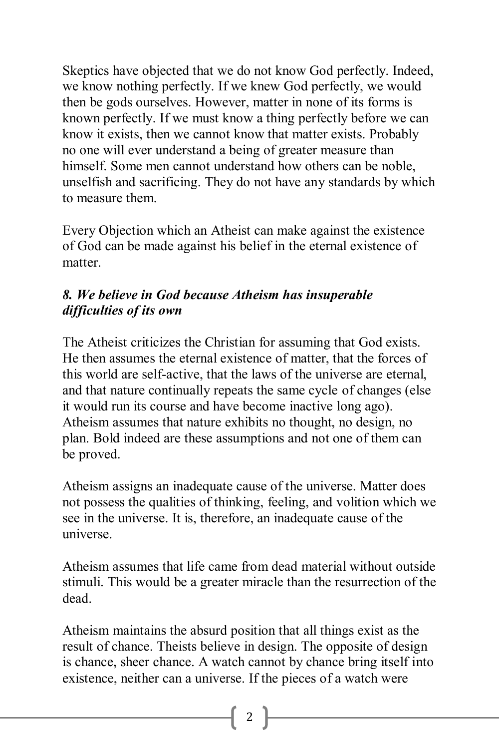Skeptics have objected that we do not know God perfectly. Indeed, we know nothing perfectly. If we knew God perfectly, we would then be gods ourselves. However, matter in none of its forms is known perfectly. If we must know a thing perfectly before we can know it exists, then we cannot know that matter exists. Probably no one will ever understand a being of greater measure than himself. Some men cannot understand how others can be noble, unselfish and sacrificing. They do not have any standards by which to measure them.

Every Objection which an Atheist can make against the existence of God can be made against his belief in the eternal existence of matter.

### *8. We believe in God because Atheism has insuperable difficulties of its own*

The Atheist criticizes the Christian for assuming that God exists. He then assumes the eternal existence of matter, that the forces of this world are self-active, that the laws of the universe are eternal, and that nature continually repeats the same cycle of changes (else it would run its course and have become inactive long ago). Atheism assumes that nature exhibits no thought, no design, no plan. Bold indeed are these assumptions and not one of them can be proved.

Atheism assigns an inadequate cause of the universe. Matter does not possess the qualities of thinking, feeling, and volition which we see in the universe. It is, therefore, an inadequate cause of the universe.

Atheism assumes that life came from dead material without outside stimuli. This would be a greater miracle than the resurrection of the dead.

Atheism maintains the absurd position that all things exist as the result of chance. Theists believe in design. The opposite of design is chance, sheer chance. A watch cannot by chance bring itself into existence, neither can a universe. If the pieces of a watch were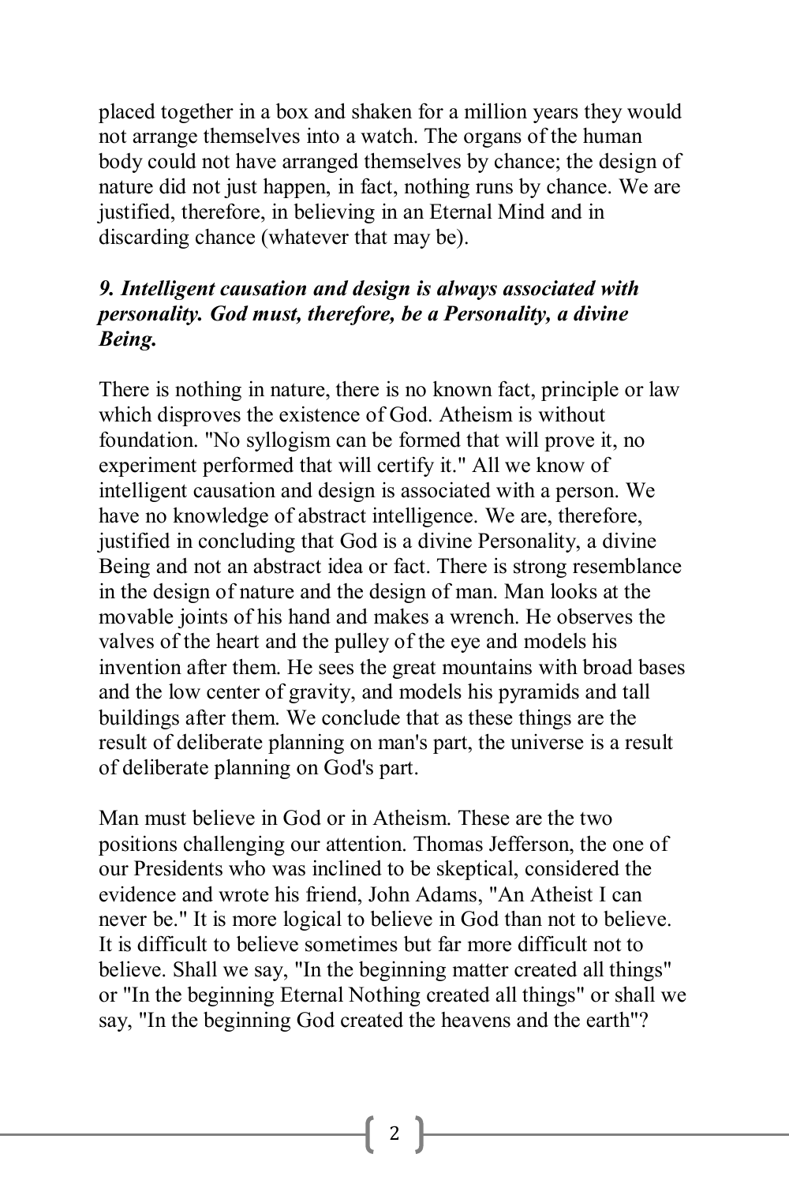placed together in a box and shaken for a million years they would not arrange themselves into a watch. The organs of the human body could not have arranged themselves by chance; the design of nature did not just happen, in fact, nothing runs by chance. We are justified, therefore, in believing in an Eternal Mind and in discarding chance (whatever that may be).

***9. Intelligent causation and design is always associated with personality. God must, therefore, be a Personality, a divine Being.***

There is nothing in nature, there is no known fact, principle or law which disproves the existence of God. Atheism is without foundation. "No syllogism can be formed that will prove it, no experiment performed that will certify it." All we know of intelligent causation and design is associated with a person. We have no knowledge of abstract intelligence. We are, therefore, justified in concluding that God is a divine Personality, a divine Being and not an abstract idea or fact. There is strong resemblance in the design of nature and the design of man. Man looks at the movable joints of his hand and makes a wrench. He observes the valves of the heart and the pulley of the eye and models his invention after them. He sees the great mountains with broad bases and the low center of gravity, and models his pyramids and tall buildings after them. We conclude that as these things are the result of deliberate planning on man's part, the universe is a result of deliberate planning on God's part.

Man must believe in God or in Atheism. These are the two positions challenging our attention. Thomas Jefferson, the one of our Presidents who was inclined to be skeptical, considered the evidence and wrote his friend, John Adams, "An Atheist I can never be." It is more logical to believe in God than not to believe. It is difficult to believe sometimes but far more difficult not to believe. Shall we say, "In the beginning matter created all things" or "In the beginning Eternal Nothing created all things" or shall we say, "In the beginning God created the heavens and the earth"?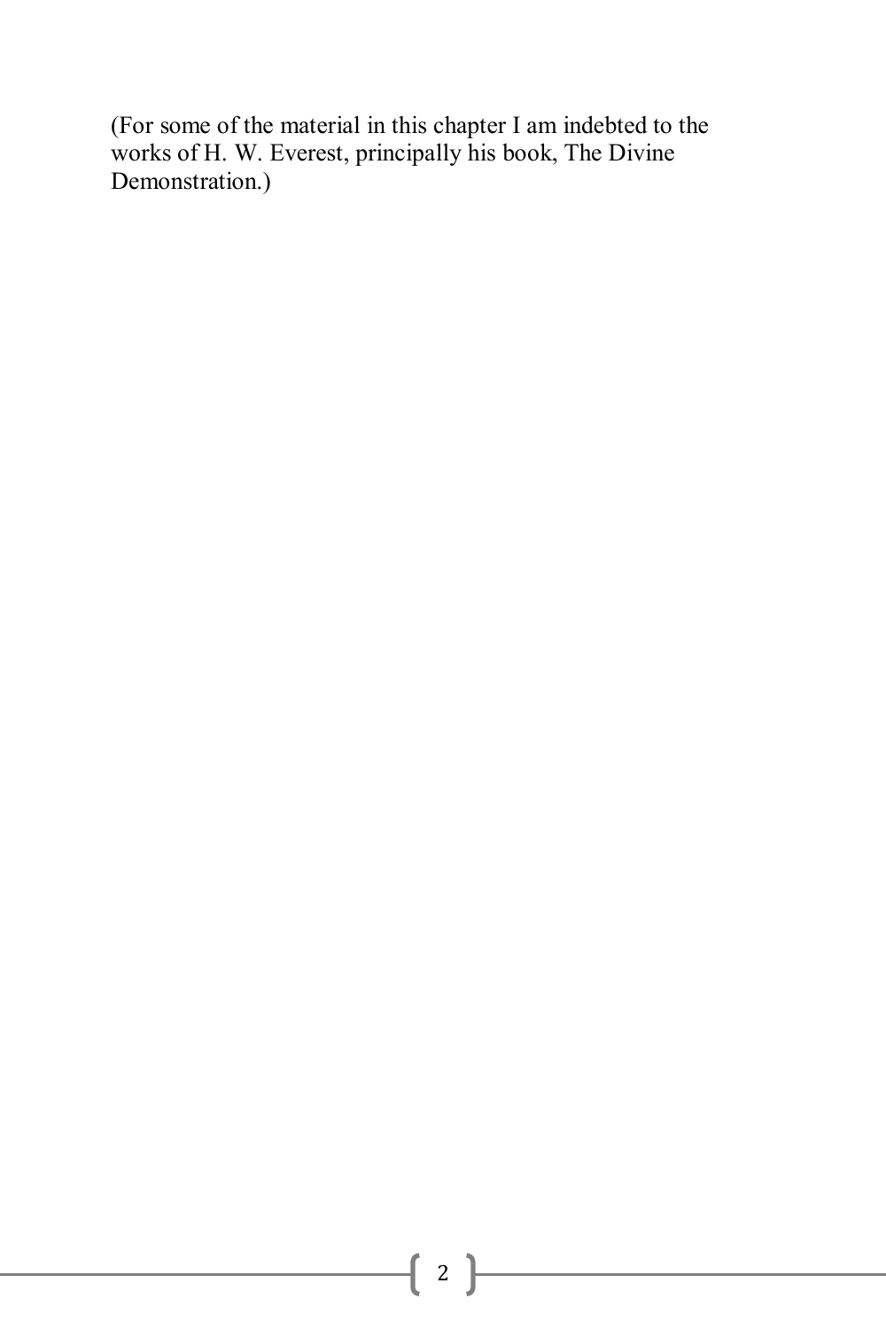(For some of the material in this chapter I am indebted to the works of H. W. Everest, principally his book, The Divine Demonstration.)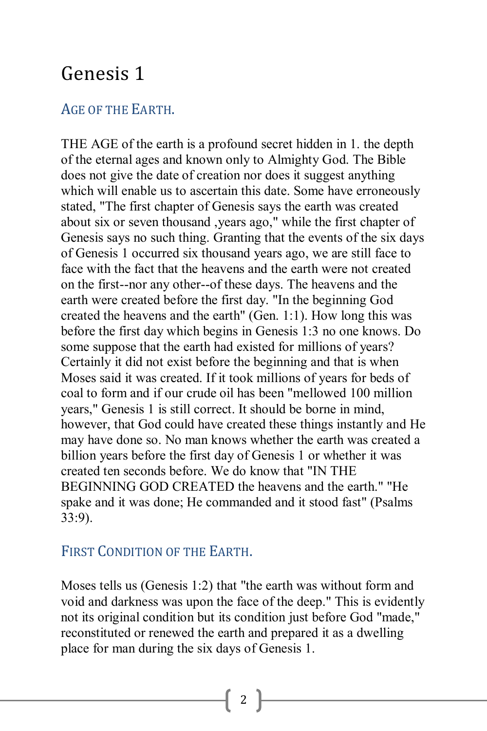# Genesis 1

## AGE OF THE EARTH.

THE AGE of the earth is a profound secret hidden in 1. the depth of the eternal ages and known only to Almighty God. The Bible does not give the date of creation nor does it suggest anything which will enable us to ascertain this date. Some have erroneously stated, "The first chapter of Genesis says the earth was created about six or seven thousand ,years ago," while the first chapter of Genesis says no such thing. Granting that the events of the six days of Genesis 1 occurred six thousand years ago, we are still face to face with the fact that the heavens and the earth were not created on the first--nor any other--of these days. The heavens and the earth were created before the first day. "In the beginning God created the heavens and the earth" (Gen. 1:1). How long this was before the first day which begins in Genesis 1:3 no one knows. Do some suppose that the earth had existed for millions of years? Certainly it did not exist before the beginning and that is when Moses said it was created. If it took millions of years for beds of coal to form and if our crude oil has been "mellowed 100 million years," Genesis 1 is still correct. It should be borne in mind, however, that God could have created these things instantly and He may have done so. No man knows whether the earth was created a billion years before the first day of Genesis 1 or whether it was created ten seconds before. We do know that "IN THE BEGINNING GOD CREATED the heavens and the earth." "He spake and it was done; He commanded and it stood fast" (Psalms 33:9).

## FIRST CONDITION OF THE EARTH.

Moses tells us (Genesis 1:2) that "the earth was without form and void and darkness was upon the face of the deep." This is evidently not its original condition but its condition just before God "made," reconstituted or renewed the earth and prepared it as a dwelling place for man during the six days of Genesis 1.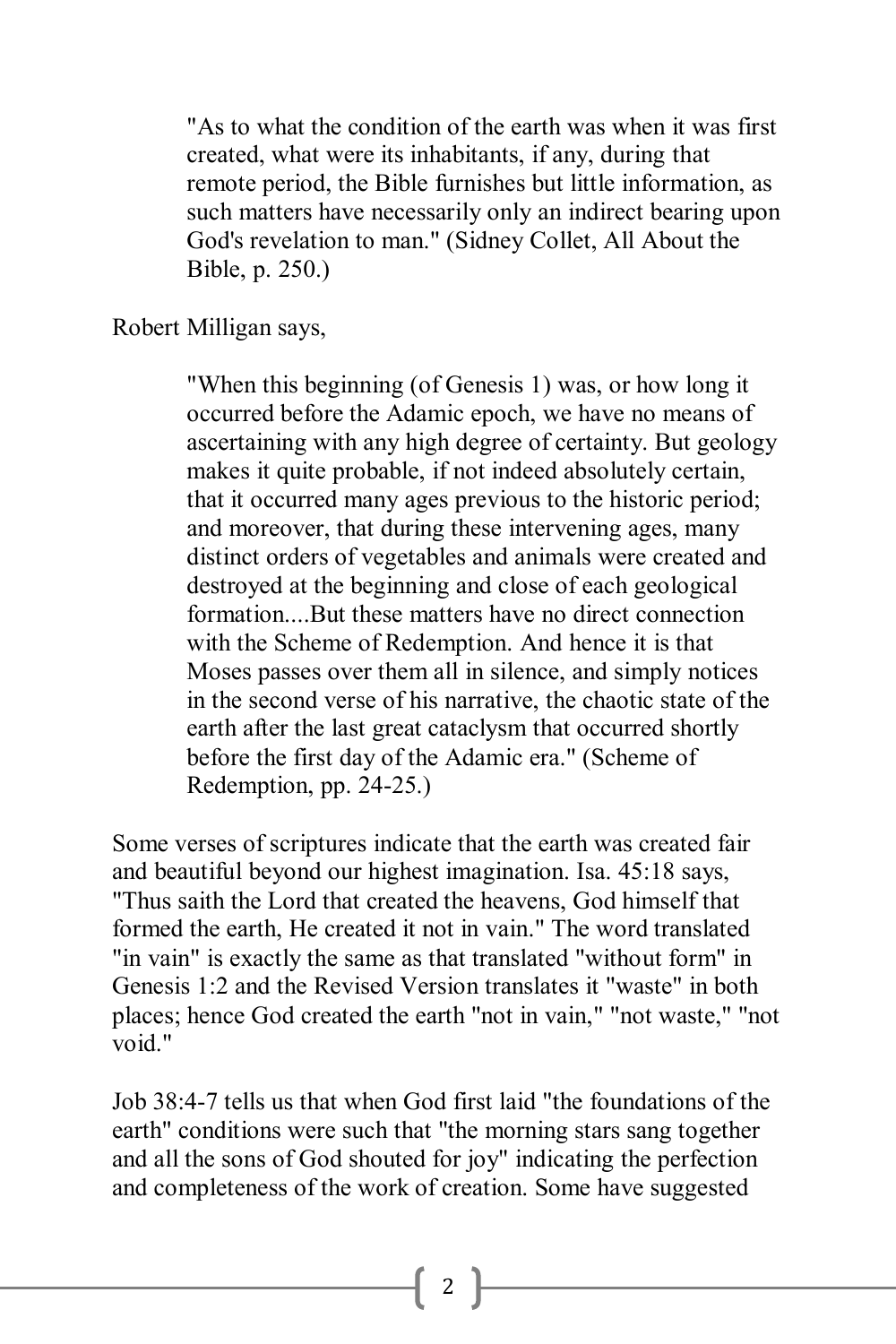> "As to what the condition of the earth was when it was first created, what were its inhabitants, if any, during that remote period, the Bible furnishes but little information, as such matters have necessarily only an indirect bearing upon God's revelation to man." (Sidney Collet, All About the Bible, p. 250.)

Robert Milligan says,

> "When this beginning (of Genesis 1) was, or how long it occurred before the Adamic epoch, we have no means of ascertaining with any high degree of certainty. But geology makes it quite probable, if not indeed absolutely certain, that it occurred many ages previous to the historic period; and moreover, that during these intervening ages, many distinct orders of vegetables and animals were created and destroyed at the beginning and close of each geological formation....But these matters have no direct connection with the Scheme of Redemption. And hence it is that Moses passes over them all in silence, and simply notices in the second verse of his narrative, the chaotic state of the earth after the last great cataclysm that occurred shortly before the first day of the Adamic era." (Scheme of Redemption, pp. 24-25.)

Some verses of scriptures indicate that the earth was created fair and beautiful beyond our highest imagination. Isa. 45:18 says, "Thus saith the Lord that created the heavens, God himself that formed the earth, He created it not in vain." The word translated "in vain" is exactly the same as that translated "without form" in Genesis 1:2 and the Revised Version translates it "waste" in both places; hence God created the earth "not in vain," "not waste," "not void."

Job 38:4-7 tells us that when God first laid "the foundations of the earth" conditions were such that "the morning stars sang together and all the sons of God shouted for joy" indicating the perfection and completeness of the work of creation. Some have suggested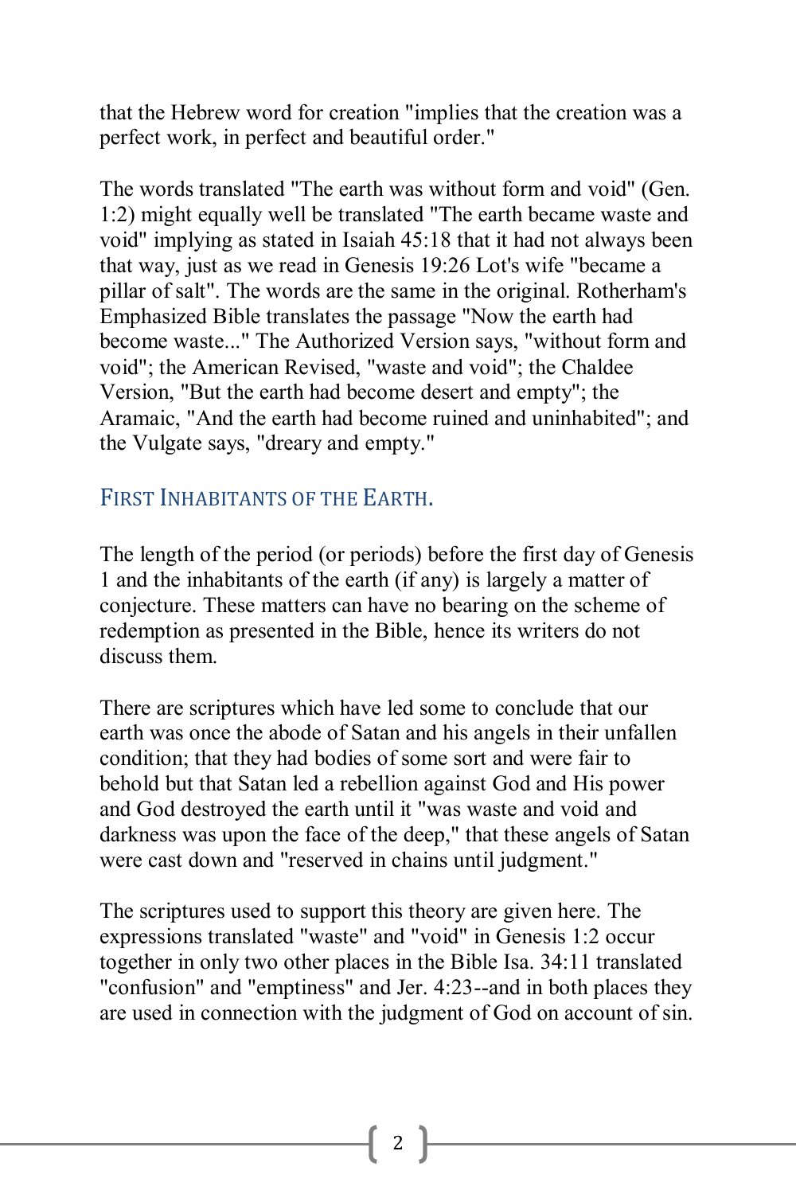that the Hebrew word for creation "implies that the creation was a perfect work, in perfect and beautiful order."

The words translated "The earth was without form and void" (Gen. 1:2) might equally well be translated "The earth became waste and void" implying as stated in Isaiah 45:18 that it had not always been that way, just as we read in Genesis 19:26 Lot's wife "became a pillar of salt". The words are the same in the original. Rotherham's Emphasized Bible translates the passage "Now the earth had become waste..." The Authorized Version says, "without form and void"; the American Revised, "waste and void"; the Chaldee Version, "But the earth had become desert and empty"; the Aramaic, "And the earth had become ruined and uninhabited"; and the Vulgate says, "dreary and empty."

## First Inhabitants of the Earth.

The length of the period (or periods) before the first day of Genesis 1 and the inhabitants of the earth (if any) is largely a matter of conjecture. These matters can have no bearing on the scheme of redemption as presented in the Bible, hence its writers do not discuss them.

There are scriptures which have led some to conclude that our earth was once the abode of Satan and his angels in their unfallen condition; that they had bodies of some sort and were fair to behold but that Satan led a rebellion against God and His power and God destroyed the earth until it "was waste and void and darkness was upon the face of the deep," that these angels of Satan were cast down and "reserved in chains until judgment."

The scriptures used to support this theory are given here. The expressions translated "waste" and "void" in Genesis 1:2 occur together in only two other places in the Bible Isa. 34:11 translated "confusion" and "emptiness" and Jer. 4:23--and in both places they are used in connection with the judgment of God on account of sin.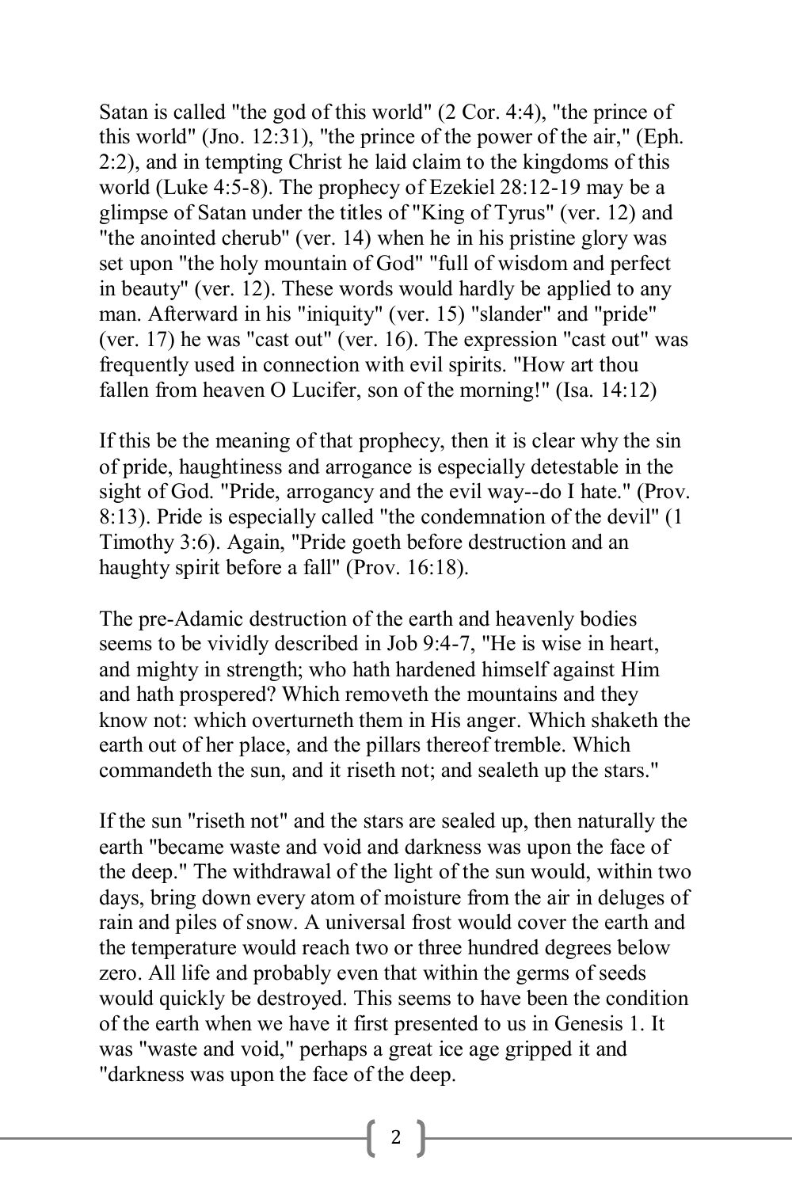Satan is called "the god of this world" (2 Cor. 4:4), "the prince of this world" (Jno. 12:31), "the prince of the power of the air," (Eph. 2:2), and in tempting Christ he laid claim to the kingdoms of this world (Luke 4:5-8). The prophecy of Ezekiel 28:12-19 may be a glimpse of Satan under the titles of "King of Tyrus" (ver. 12) and "the anointed cherub" (ver. 14) when he in his pristine glory was set upon "the holy mountain of God" "full of wisdom and perfect in beauty" (ver. 12). These words would hardly be applied to any man. Afterward in his "iniquity" (ver. 15) "slander" and "pride" (ver. 17) he was "cast out" (ver. 16). The expression "cast out" was frequently used in connection with evil spirits. "How art thou fallen from heaven O Lucifer, son of the morning!" (Isa. 14:12)

If this be the meaning of that prophecy, then it is clear why the sin of pride, haughtiness and arrogance is especially detestable in the sight of God. "Pride, arrogancy and the evil way--do I hate." (Prov. 8:13). Pride is especially called "the condemnation of the devil" (1 Timothy 3:6). Again, "Pride goeth before destruction and an haughty spirit before a fall" (Prov. 16:18).

The pre-Adamic destruction of the earth and heavenly bodies seems to be vividly described in Job 9:4-7, "He is wise in heart, and mighty in strength; who hath hardened himself against Him and hath prospered? Which removeth the mountains and they know not: which overturneth them in His anger. Which shaketh the earth out of her place, and the pillars thereof tremble. Which commandeth the sun, and it riseth not; and sealeth up the stars."

If the sun "riseth not" and the stars are sealed up, then naturally the earth "became waste and void and darkness was upon the face of the deep." The withdrawal of the light of the sun would, within two days, bring down every atom of moisture from the air in deluges of rain and piles of snow. A universal frost would cover the earth and the temperature would reach two or three hundred degrees below zero. All life and probably even that within the germs of seeds would quickly be destroyed. This seems to have been the condition of the earth when we have it first presented to us in Genesis 1. It was "waste and void," perhaps a great ice age gripped it and "darkness was upon the face of the deep.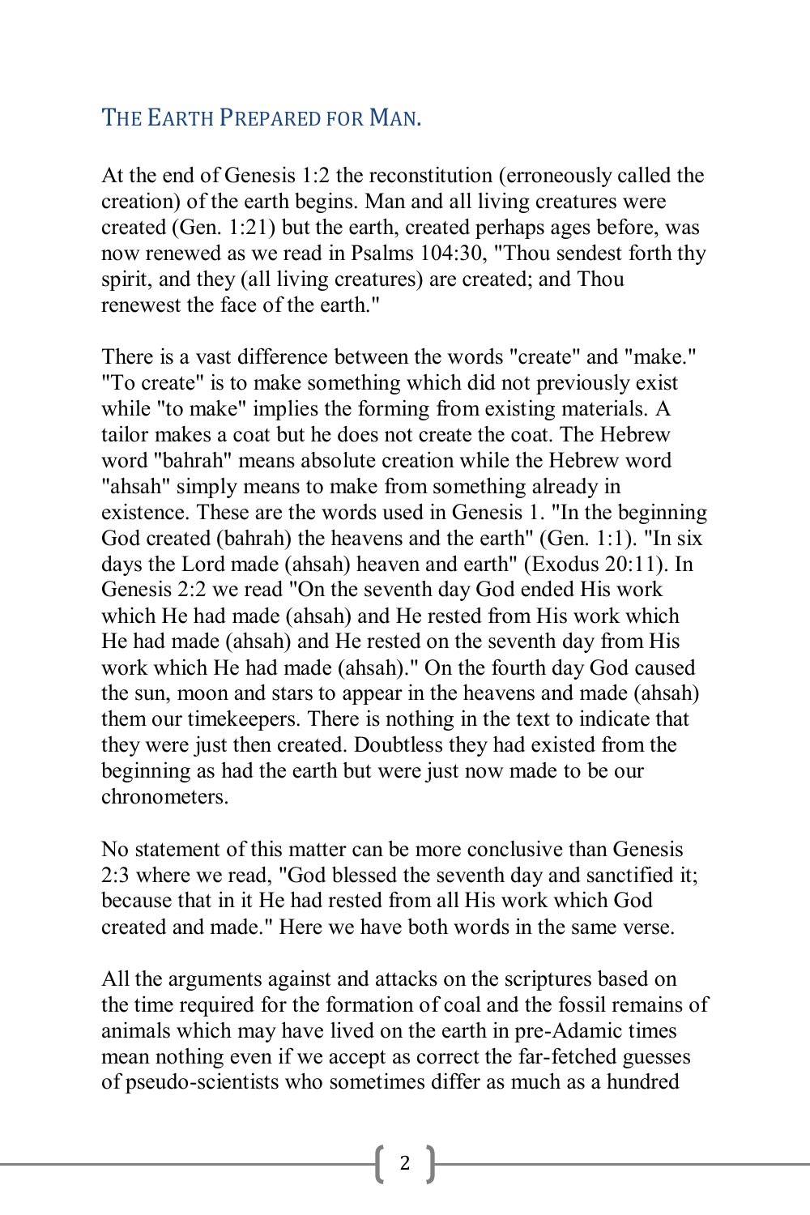## The Earth Prepared for Man.

At the end of Genesis 1:2 the reconstitution (erroneously called the creation) of the earth begins. Man and all living creatures were created (Gen. 1:21) but the earth, created perhaps ages before, was now renewed as we read in Psalms 104:30, "Thou sendest forth thy spirit, and they (all living creatures) are created; and Thou renewest the face of the earth."

There is a vast difference between the words "create" and "make." "To create" is to make something which did not previously exist while "to make" implies the forming from existing materials. A tailor makes a coat but he does not create the coat. The Hebrew word "bahrah" means absolute creation while the Hebrew word "ahsah" simply means to make from something already in existence. These are the words used in Genesis 1. "In the beginning God created (bahrah) the heavens and the earth" (Gen. 1:1). "In six days the Lord made (ahsah) heaven and earth" (Exodus 20:11). In Genesis 2:2 we read "On the seventh day God ended His work which He had made (ahsah) and He rested from His work which He had made (ahsah) and He rested on the seventh day from His work which He had made (ahsah)." On the fourth day God caused the sun, moon and stars to appear in the heavens and made (ahsah) them our timekeepers. There is nothing in the text to indicate that they were just then created. Doubtless they had existed from the beginning as had the earth but were just now made to be our chronometers.

No statement of this matter can be more conclusive than Genesis 2:3 where we read, "God blessed the seventh day and sanctified it; because that in it He had rested from all His work which God created and made." Here we have both words in the same verse.

All the arguments against and attacks on the scriptures based on the time required for the formation of coal and the fossil remains of animals which may have lived on the earth in pre-Adamic times mean nothing even if we accept as correct the far-fetched guesses of pseudo-scientists who sometimes differ as much as a hundred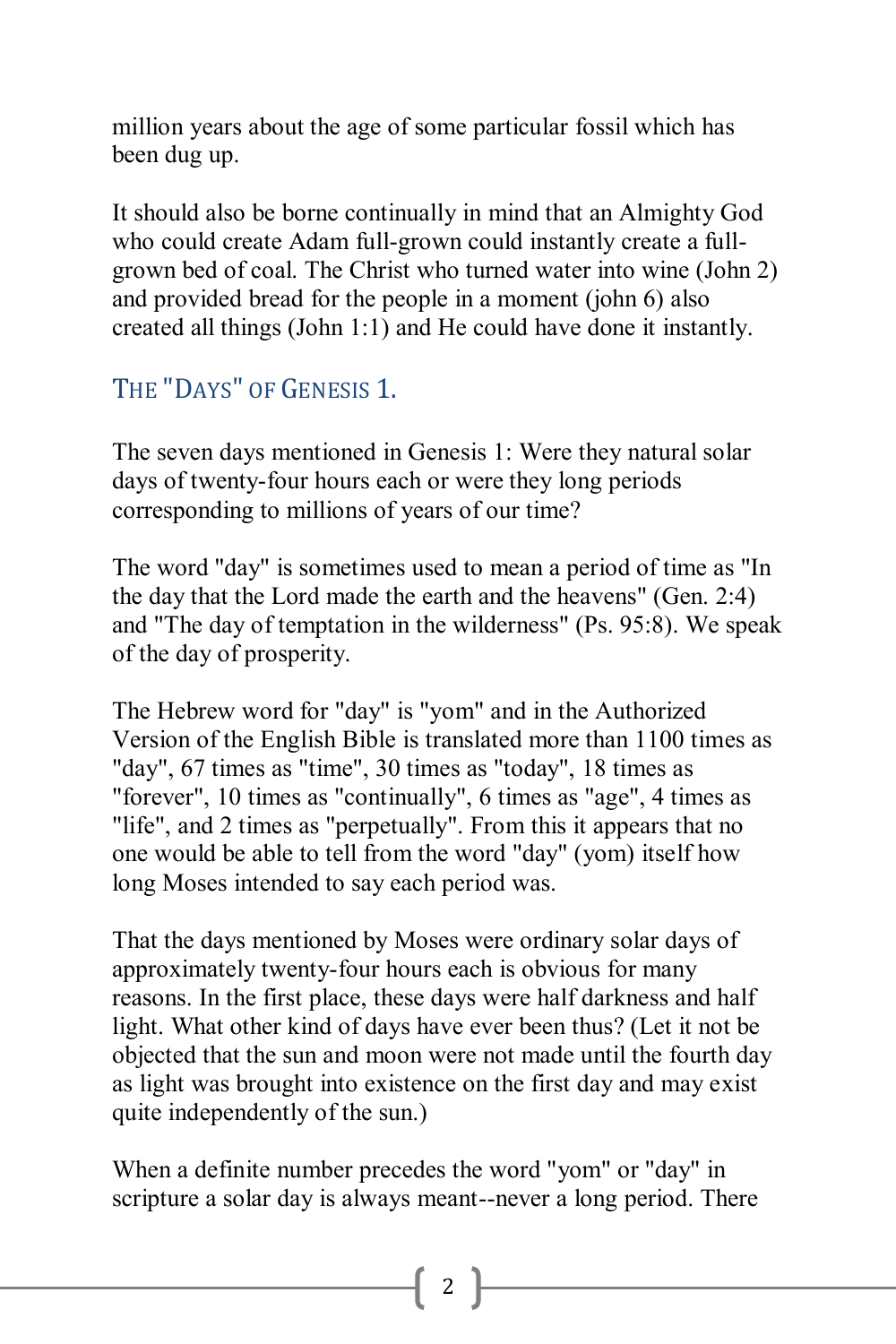million years about the age of some particular fossil which has been dug up.

It should also be borne continually in mind that an Almighty God who could create Adam full-grown could instantly create a full-grown bed of coal. The Christ who turned water into wine (John 2) and provided bread for the people in a moment (john 6) also created all things (John 1:1) and He could have done it instantly.

## The "Days" of Genesis 1.

The seven days mentioned in Genesis 1: Were they natural solar days of twenty-four hours each or were they long periods corresponding to millions of years of our time?

The word "day" is sometimes used to mean a period of time as "In the day that the Lord made the earth and the heavens" (Gen. 2:4) and "The day of temptation in the wilderness" (Ps. 95:8). We speak of the day of prosperity.

The Hebrew word for "day" is "yom" and in the Authorized Version of the English Bible is translated more than 1100 times as "day", 67 times as "time", 30 times as "today", 18 times as "forever", 10 times as "continually", 6 times as "age", 4 times as "life", and 2 times as "perpetually". From this it appears that no one would be able to tell from the word "day" (yom) itself how long Moses intended to say each period was.

That the days mentioned by Moses were ordinary solar days of approximately twenty-four hours each is obvious for many reasons. In the first place, these days were half darkness and half light. What other kind of days have ever been thus? (Let it not be objected that the sun and moon were not made until the fourth day as light was brought into existence on the first day and may exist quite independently of the sun.)

When a definite number precedes the word "yom" or "day" in scripture a solar day is always meant--never a long period. There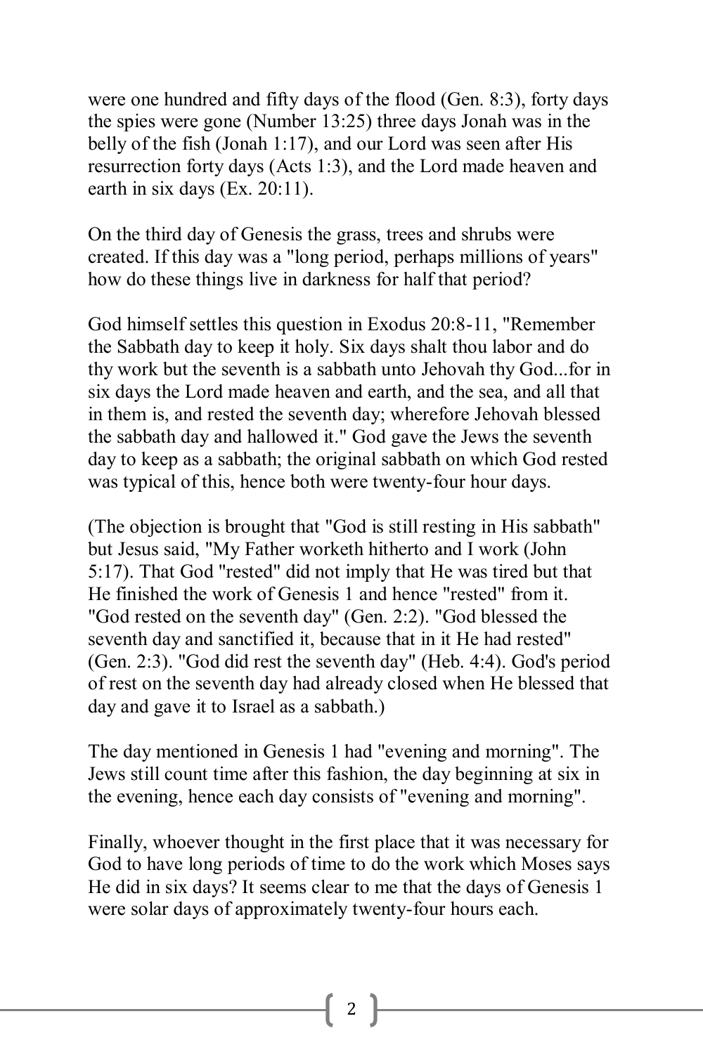were one hundred and fifty days of the flood (Gen. 8:3), forty days the spies were gone (Number 13:25) three days Jonah was in the belly of the fish (Jonah 1:17), and our Lord was seen after His resurrection forty days (Acts 1:3), and the Lord made heaven and earth in six days (Ex. 20:11).

On the third day of Genesis the grass, trees and shrubs were created. If this day was a "long period, perhaps millions of years" how do these things live in darkness for half that period?

God himself settles this question in Exodus 20:8-11, "Remember the Sabbath day to keep it holy. Six days shalt thou labor and do thy work but the seventh is a sabbath unto Jehovah thy God...for in six days the Lord made heaven and earth, and the sea, and all that in them is, and rested the seventh day; wherefore Jehovah blessed the sabbath day and hallowed it." God gave the Jews the seventh day to keep as a sabbath; the original sabbath on which God rested was typical of this, hence both were twenty-four hour days.

(The objection is brought that "God is still resting in His sabbath" but Jesus said, "My Father worketh hitherto and I work (John 5:17). That God "rested" did not imply that He was tired but that He finished the work of Genesis 1 and hence "rested" from it. "God rested on the seventh day" (Gen. 2:2). "God blessed the seventh day and sanctified it, because that in it He had rested" (Gen. 2:3). "God did rest the seventh day" (Heb. 4:4). God's period of rest on the seventh day had already closed when He blessed that day and gave it to Israel as a sabbath.)

The day mentioned in Genesis 1 had "evening and morning". The Jews still count time after this fashion, the day beginning at six in the evening, hence each day consists of "evening and morning".

Finally, whoever thought in the first place that it was necessary for God to have long periods of time to do the work which Moses says He did in six days? It seems clear to me that the days of Genesis 1 were solar days of approximately twenty-four hours each.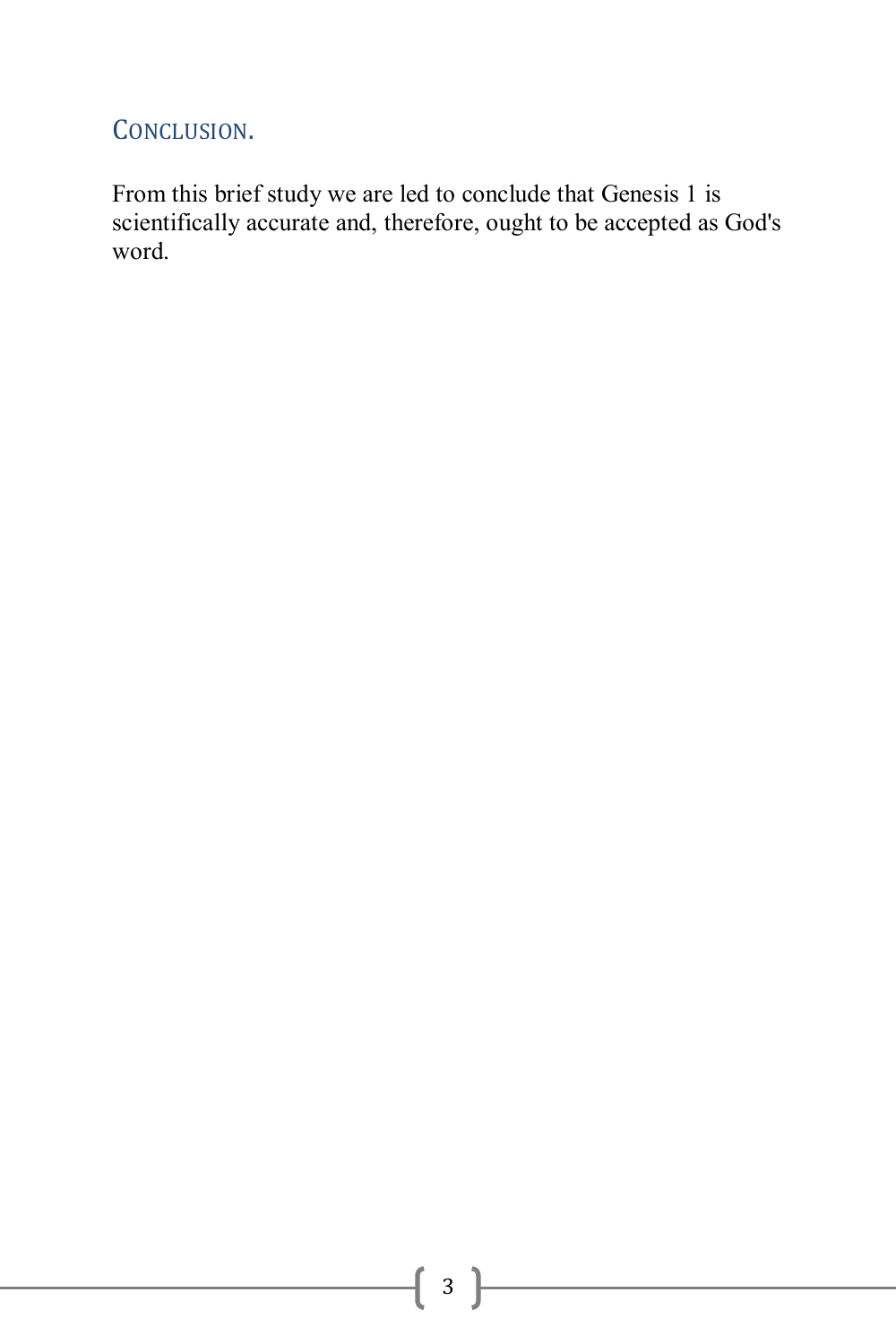## Conclusion.

From this brief study we are led to conclude that Genesis 1 is scientifically accurate and, therefore, ought to be accepted as God's word.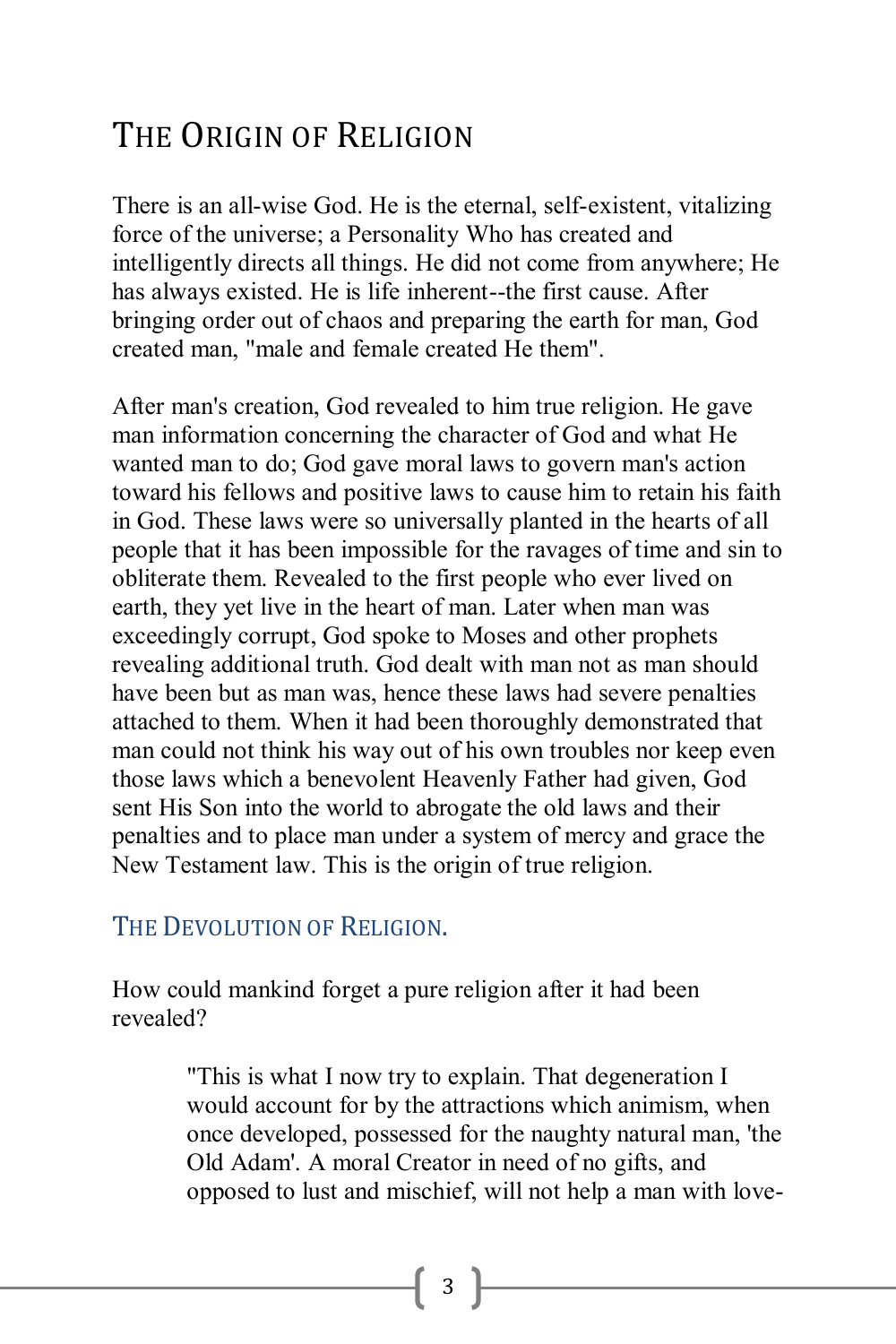# The Origin of Religion

There is an all-wise God. He is the eternal, self-existent, vitalizing force of the universe; a Personality Who has created and intelligently directs all things. He did not come from anywhere; He has always existed. He is life inherent--the first cause. After bringing order out of chaos and preparing the earth for man, God created man, "male and female created He them".

After man's creation, God revealed to him true religion. He gave man information concerning the character of God and what He wanted man to do; God gave moral laws to govern man's action toward his fellows and positive laws to cause him to retain his faith in God. These laws were so universally planted in the hearts of all people that it has been impossible for the ravages of time and sin to obliterate them. Revealed to the first people who ever lived on earth, they yet live in the heart of man. Later when man was exceedingly corrupt, God spoke to Moses and other prophets revealing additional truth. God dealt with man not as man should have been but as man was, hence these laws had severe penalties attached to them. When it had been thoroughly demonstrated that man could not think his way out of his own troubles nor keep even those laws which a benevolent Heavenly Father had given, God sent His Son into the world to abrogate the old laws and their penalties and to place man under a system of mercy and grace the New Testament law. This is the origin of true religion.

## The Devolution of Religion.

How could mankind forget a pure religion after it had been revealed?

> "This is what I now try to explain. That degeneration I would account for by the attractions which animism, when once developed, possessed for the naughty natural man, 'the Old Adam'. A moral Creator in need of no gifts, and opposed to lust and mischief, will not help a man with love-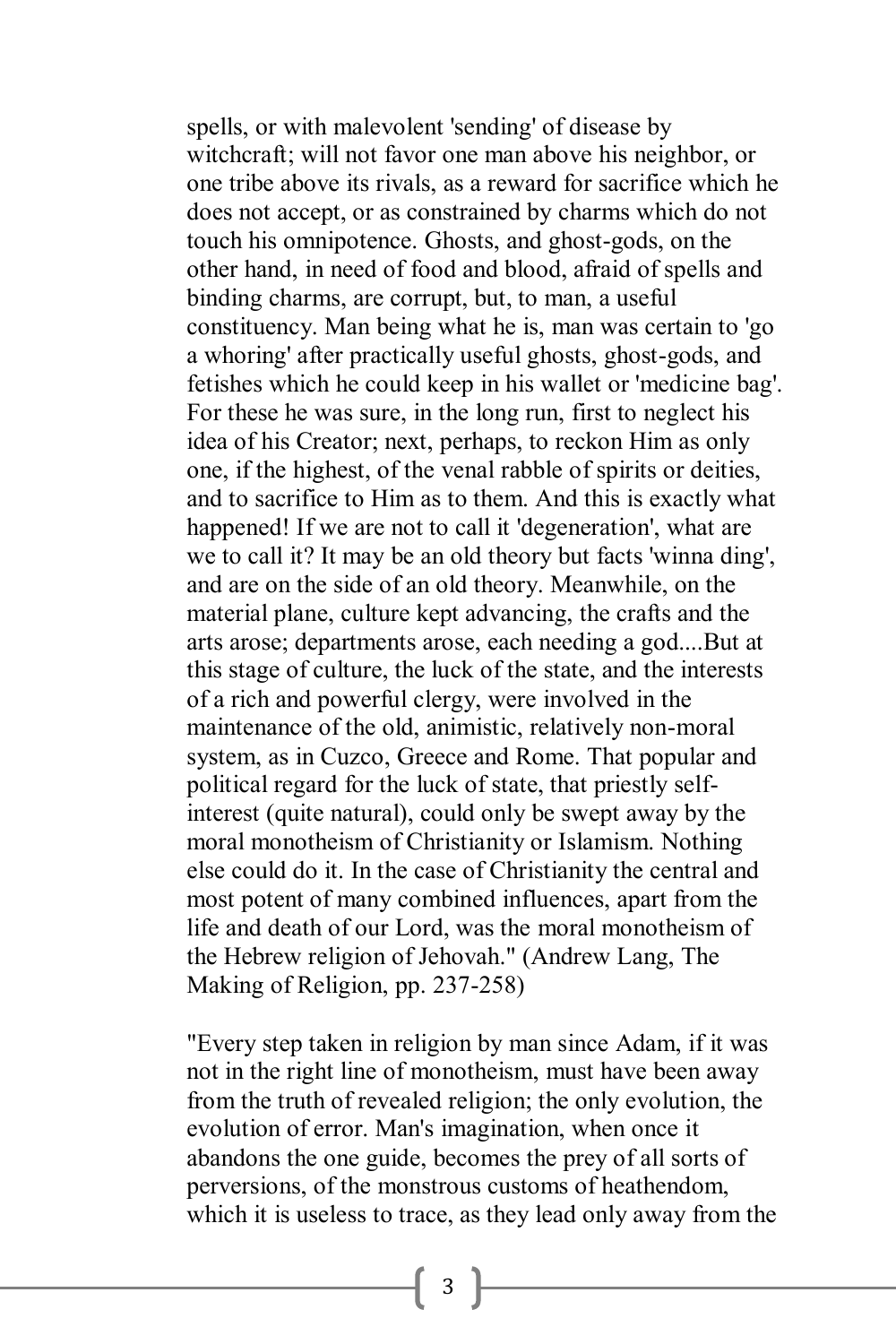spells, or with malevolent 'sending' of disease by witchcraft; will not favor one man above his neighbor, or one tribe above its rivals, as a reward for sacrifice which he does not accept, or as constrained by charms which do not touch his omnipotence. Ghosts, and ghost-gods, on the other hand, in need of food and blood, afraid of spells and binding charms, are corrupt, but, to man, a useful constituency. Man being what he is, man was certain to 'go a whoring' after practically useful ghosts, ghost-gods, and fetishes which he could keep in his wallet or 'medicine bag'. For these he was sure, in the long run, first to neglect his idea of his Creator; next, perhaps, to reckon Him as only one, if the highest, of the venal rabble of spirits or deities, and to sacrifice to Him as to them. And this is exactly what happened! If we are not to call it 'degeneration', what are we to call it? It may be an old theory but facts 'winna ding', and are on the side of an old theory. Meanwhile, on the material plane, culture kept advancing, the crafts and the arts arose; departments arose, each needing a god....But at this stage of culture, the luck of the state, and the interests of a rich and powerful clergy, were involved in the maintenance of the old, animistic, relatively non-moral system, as in Cuzco, Greece and Rome. That popular and political regard for the luck of state, that priestly self-interest (quite natural), could only be swept away by the moral monotheism of Christianity or Islamism. Nothing else could do it. In the case of Christianity the central and most potent of many combined influences, apart from the life and death of our Lord, was the moral monotheism of the Hebrew religion of Jehovah." (Andrew Lang, The Making of Religion, pp. 237-258)

"Every step taken in religion by man since Adam, if it was not in the right line of monotheism, must have been away from the truth of revealed religion; the only evolution, the evolution of error. Man's imagination, when once it abandons the one guide, becomes the prey of all sorts of perversions, of the monstrous customs of heathendom, which it is useless to trace, as they lead only away from the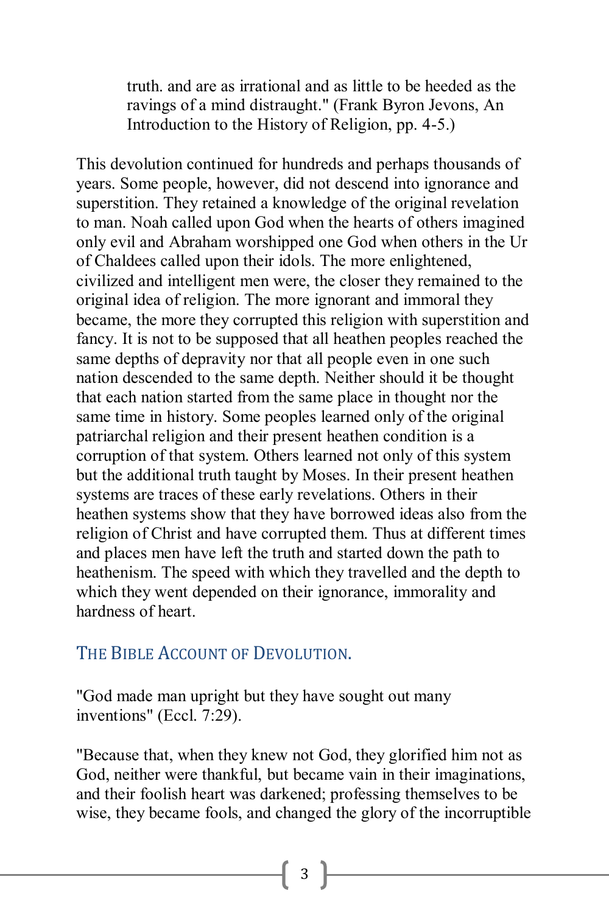truth. and are as irrational and as little to be heeded as the ravings of a mind distraught." (Frank Byron Jevons, An Introduction to the History of Religion, pp. 4-5.)

This devolution continued for hundreds and perhaps thousands of years. Some people, however, did not descend into ignorance and superstition. They retained a knowledge of the original revelation to man. Noah called upon God when the hearts of others imagined only evil and Abraham worshipped one God when others in the Ur of Chaldees called upon their idols. The more enlightened, civilized and intelligent men were, the closer they remained to the original idea of religion. The more ignorant and immoral they became, the more they corrupted this religion with superstition and fancy. It is not to be supposed that all heathen peoples reached the same depths of depravity nor that all people even in one such nation descended to the same depth. Neither should it be thought that each nation started from the same place in thought nor the same time in history. Some peoples learned only of the original patriarchal religion and their present heathen condition is a corruption of that system. Others learned not only of this system but the additional truth taught by Moses. In their present heathen systems are traces of these early revelations. Others in their heathen systems show that they have borrowed ideas also from the religion of Christ and have corrupted them. Thus at different times and places men have left the truth and started down the path to heathenism. The speed with which they travelled and the depth to which they went depended on their ignorance, immorality and hardness of heart.

## The Bible Account of Devolution.

"God made man upright but they have sought out many inventions" (Eccl. 7:29).

"Because that, when they knew not God, they glorified him not as God, neither were thankful, but became vain in their imaginations, and their foolish heart was darkened; professing themselves to be wise, they became fools, and changed the glory of the incorruptible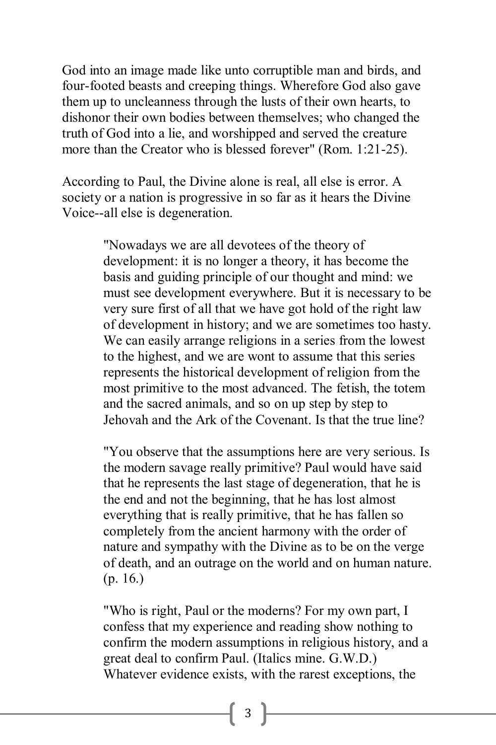God into an image made like unto corruptible man and birds, and four-footed beasts and creeping things. Wherefore God also gave them up to uncleanness through the lusts of their own hearts, to dishonor their own bodies between themselves; who changed the truth of God into a lie, and worshipped and served the creature more than the Creator who is blessed forever" (Rom. 1:21-25).

According to Paul, the Divine alone is real, all else is error. A society or a nation is progressive in so far as it hears the Divine Voice--all else is degeneration.

> "Nowadays we are all devotees of the theory of development: it is no longer a theory, it has become the basis and guiding principle of our thought and mind: we must see development everywhere. But it is necessary to be very sure first of all that we have got hold of the right law of development in history; and we are sometimes too hasty. We can easily arrange religions in a series from the lowest to the highest, and we are wont to assume that this series represents the historical development of religion from the most primitive to the most advanced. The fetish, the totem and the sacred animals, and so on up step by step to Jehovah and the Ark of the Covenant. Is that the true line?
>
> "You observe that the assumptions here are very serious. Is the modern savage really primitive? Paul would have said that he represents the last stage of degeneration, that he is the end and not the beginning, that he has lost almost everything that is really primitive, that he has fallen so completely from the ancient harmony with the order of nature and sympathy with the Divine as to be on the verge of death, and an outrage on the world and on human nature. (p. 16.)
>
> "Who is right, Paul or the moderns? For my own part, I confess that my experience and reading show nothing to confirm the modern assumptions in religious history, and a great deal to confirm Paul. (Italics mine. G.W.D.) Whatever evidence exists, with the rarest exceptions, the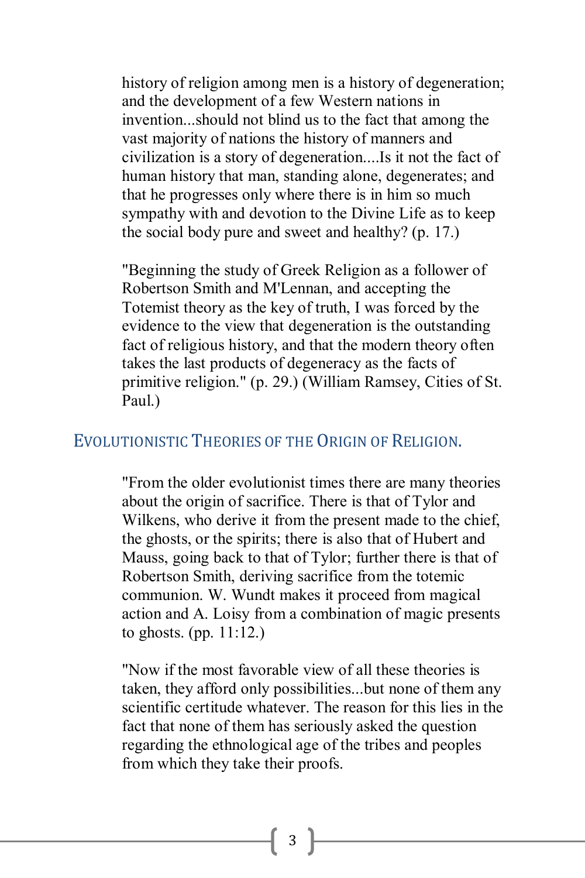history of religion among men is a history of degeneration; and the development of a few Western nations in invention...should not blind us to the fact that among the vast majority of nations the history of manners and civilization is a story of degeneration....Is it not the fact of human history that man, standing alone, degenerates; and that he progresses only where there is in him so much sympathy with and devotion to the Divine Life as to keep the social body pure and sweet and healthy? (p. 17.)

"Beginning the study of Greek Religion as a follower of Robertson Smith and M'Lennan, and accepting the Totemist theory as the key of truth, I was forced by the evidence to the view that degeneration is the outstanding fact of religious history, and that the modern theory often takes the last products of degeneracy as the facts of primitive religion." (p. 29.) (William Ramsey, Cities of St. Paul.)

## Evolutionistic Theories of the Origin of Religion.

"From the older evolutionist times there are many theories about the origin of sacrifice. There is that of Tylor and Wilkens, who derive it from the present made to the chief, the ghosts, or the spirits; there is also that of Hubert and Mauss, going back to that of Tylor; further there is that of Robertson Smith, deriving sacrifice from the totemic communion. W. Wundt makes it proceed from magical action and A. Loisy from a combination of magic presents to ghosts. (pp. 11:12.)

"Now if the most favorable view of all these theories is taken, they afford only possibilities...but none of them any scientific certitude whatever. The reason for this lies in the fact that none of them has seriously asked the question regarding the ethnological age of the tribes and peoples from which they take their proofs.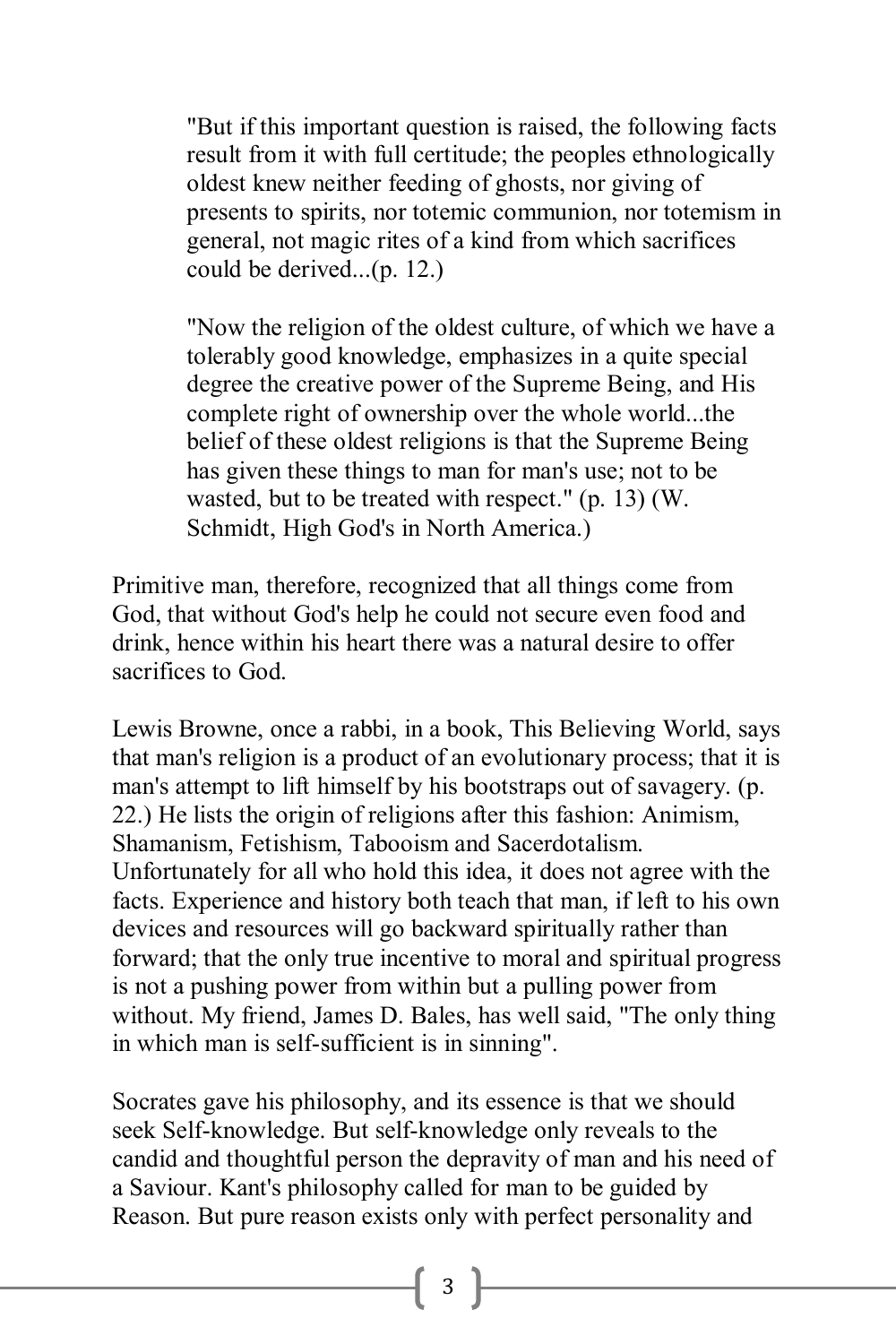> "But if this important question is raised, the following facts result from it with full certitude; the peoples ethnologically oldest knew neither feeding of ghosts, nor giving of presents to spirits, nor totemic communion, nor totemism in general, not magic rites of a kind from which sacrifices could be derived...(p. 12.)
>
> "Now the religion of the oldest culture, of which we have a tolerably good knowledge, emphasizes in a quite special degree the creative power of the Supreme Being, and His complete right of ownership over the whole world...the belief of these oldest religions is that the Supreme Being has given these things to man for man's use; not to be wasted, but to be treated with respect." (p. 13) (W. Schmidt, High God's in North America.)

Primitive man, therefore, recognized that all things come from God, that without God's help he could not secure even food and drink, hence within his heart there was a natural desire to offer sacrifices to God.

Lewis Browne, once a rabbi, in a book, This Believing World, says that man's religion is a product of an evolutionary process; that it is man's attempt to lift himself by his bootstraps out of savagery. (p. 22.) He lists the origin of religions after this fashion: Animism, Shamanism, Fetishism, Tabooism and Sacerdotalism. Unfortunately for all who hold this idea, it does not agree with the facts. Experience and history both teach that man, if left to his own devices and resources will go backward spiritually rather than forward; that the only true incentive to moral and spiritual progress is not a pushing power from within but a pulling power from without. My friend, James D. Bales, has well said, "The only thing in which man is self-sufficient is in sinning".

Socrates gave his philosophy, and its essence is that we should seek Self-knowledge. But self-knowledge only reveals to the candid and thoughtful person the depravity of man and his need of a Saviour. Kant's philosophy called for man to be guided by Reason. But pure reason exists only with perfect personality and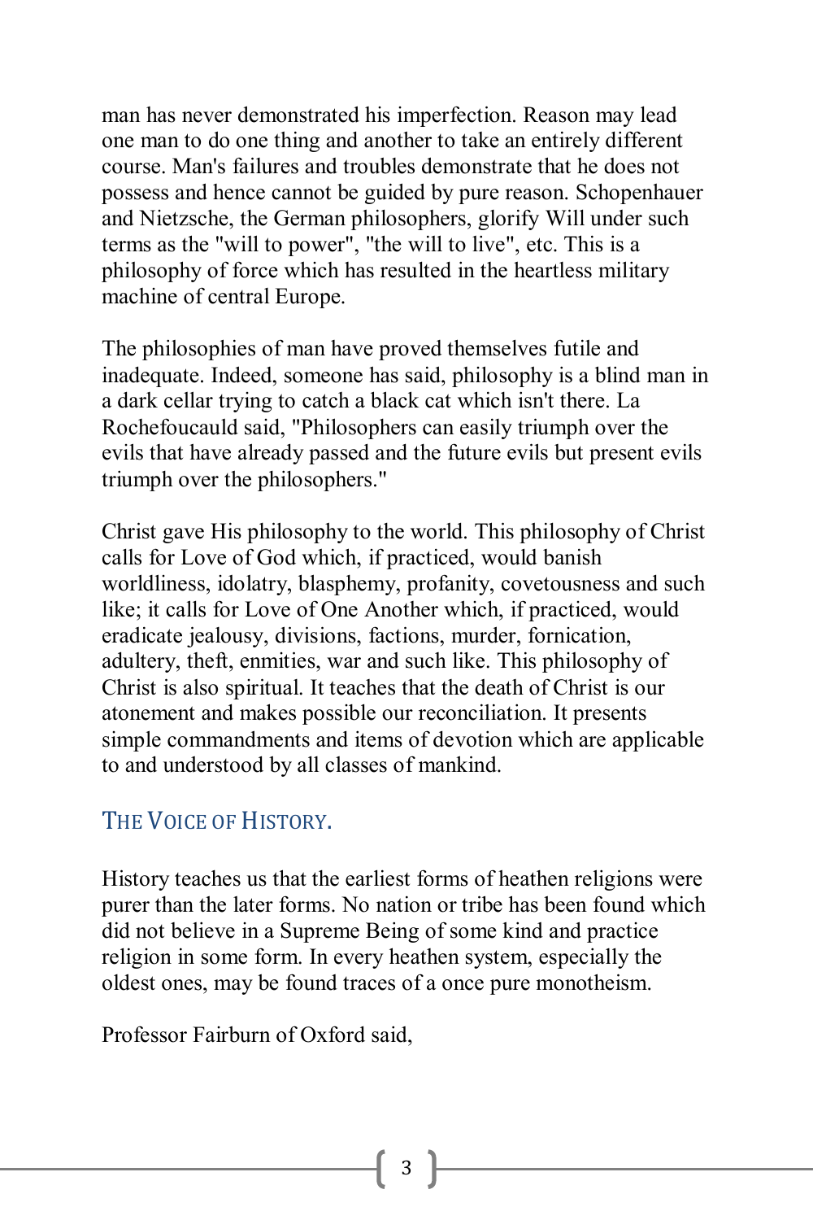man has never demonstrated his imperfection. Reason may lead one man to do one thing and another to take an entirely different course. Man's failures and troubles demonstrate that he does not possess and hence cannot be guided by pure reason. Schopenhauer and Nietzsche, the German philosophers, glorify Will under such terms as the "will to power", "the will to live", etc. This is a philosophy of force which has resulted in the heartless military machine of central Europe.

The philosophies of man have proved themselves futile and inadequate. Indeed, someone has said, philosophy is a blind man in a dark cellar trying to catch a black cat which isn't there. La Rochefoucauld said, "Philosophers can easily triumph over the evils that have already passed and the future evils but present evils triumph over the philosophers."

Christ gave His philosophy to the world. This philosophy of Christ calls for Love of God which, if practiced, would banish worldliness, idolatry, blasphemy, profanity, covetousness and such like; it calls for Love of One Another which, if practiced, would eradicate jealousy, divisions, factions, murder, fornication, adultery, theft, enmities, war and such like. This philosophy of Christ is also spiritual. It teaches that the death of Christ is our atonement and makes possible our reconciliation. It presents simple commandments and items of devotion which are applicable to and understood by all classes of mankind.

## THE VOICE OF HISTORY.

History teaches us that the earliest forms of heathen religions were purer than the later forms. No nation or tribe has been found which did not believe in a Supreme Being of some kind and practice religion in some form. In every heathen system, especially the oldest ones, may be found traces of a once pure monotheism.

Professor Fairburn of Oxford said,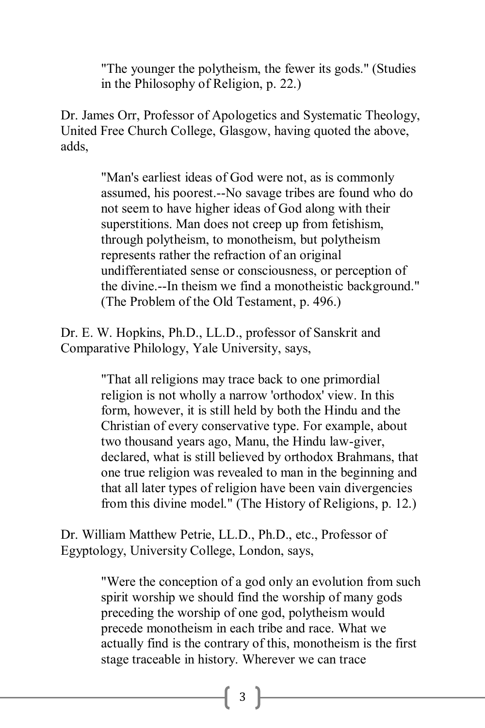> "The younger the polytheism, the fewer its gods." (Studies in the Philosophy of Religion, p. 22.)

Dr. James Orr, Professor of Apologetics and Systematic Theology, United Free Church College, Glasgow, having quoted the above, adds,

> "Man's earliest ideas of God were not, as is commonly assumed, his poorest.--No savage tribes are found who do not seem to have higher ideas of God along with their superstitions. Man does not creep up from fetishism, through polytheism, to monotheism, but polytheism represents rather the refraction of an original undifferentiated sense or consciousness, or perception of the divine.--In theism we find a monotheistic background." (The Problem of the Old Testament, p. 496.)

Dr. E. W. Hopkins, Ph.D., LL.D., professor of Sanskrit and Comparative Philology, Yale University, says,

> "That all religions may trace back to one primordial religion is not wholly a narrow 'orthodox' view. In this form, however, it is still held by both the Hindu and the Christian of every conservative type. For example, about two thousand years ago, Manu, the Hindu law-giver, declared, what is still believed by orthodox Brahmans, that one true religion was revealed to man in the beginning and that all later types of religion have been vain divergencies from this divine model." (The History of Religions, p. 12.)

Dr. William Matthew Petrie, LL.D., Ph.D., etc., Professor of Egyptology, University College, London, says,

> "Were the conception of a god only an evolution from such spirit worship we should find the worship of many gods preceding the worship of one god, polytheism would precede monotheism in each tribe and race. What we actually find is the contrary of this, monotheism is the first stage traceable in history. Wherever we can trace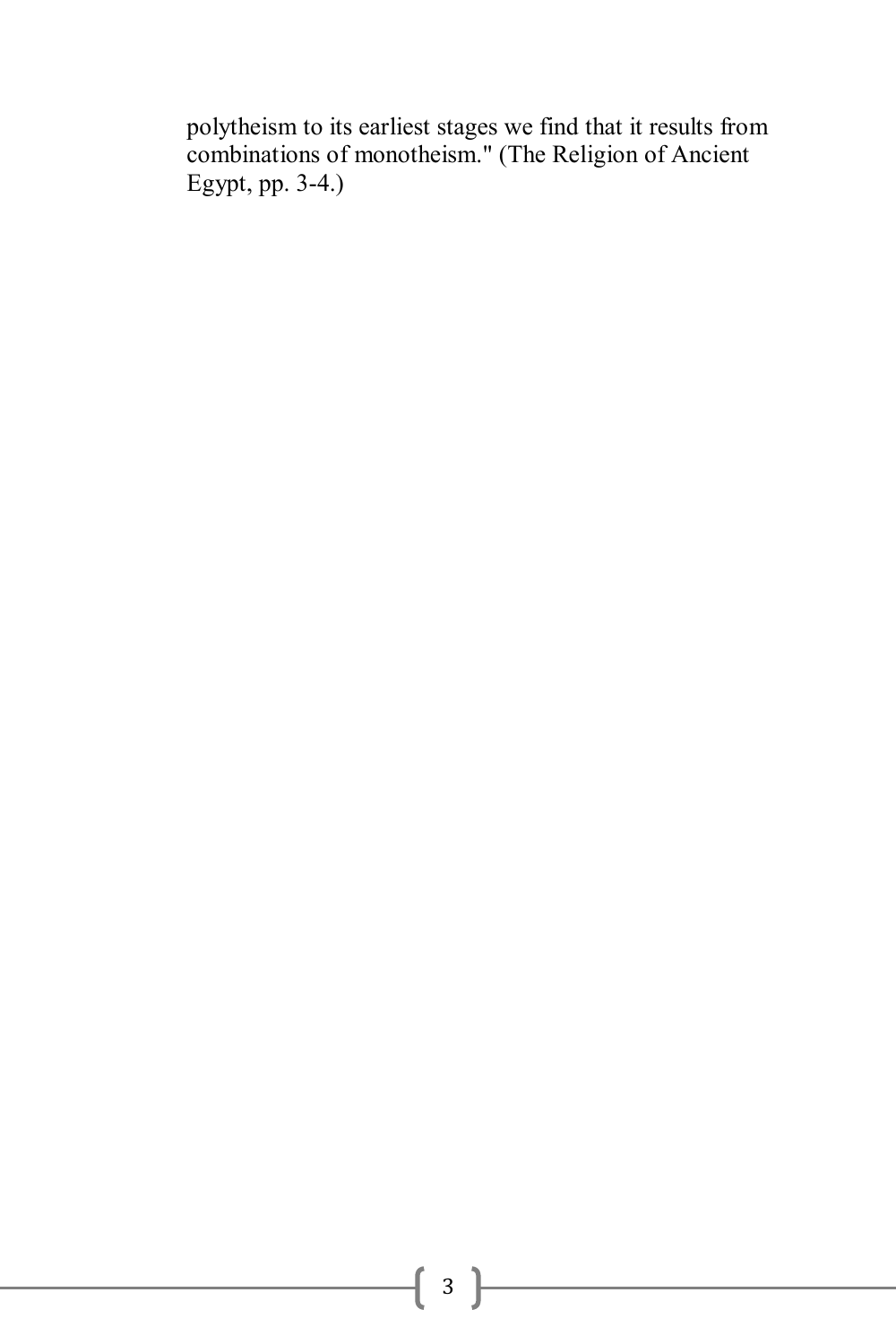polytheism to its earliest stages we find that it results from combinations of monotheism." (The Religion of Ancient Egypt, pp. 3-4.)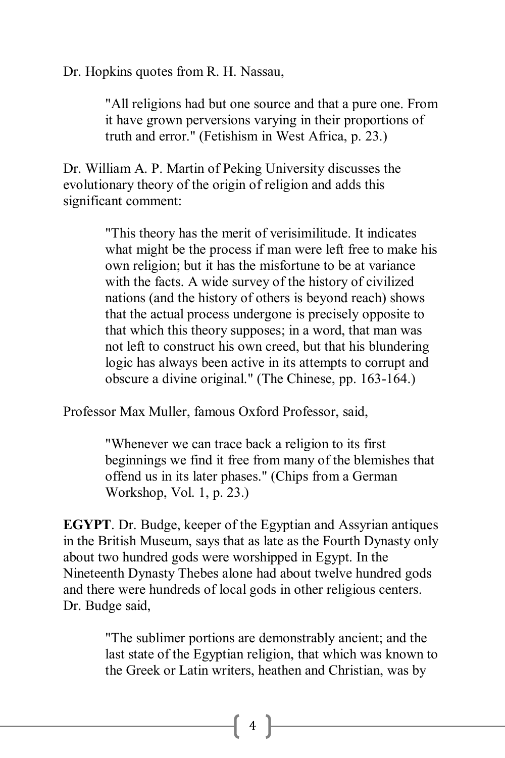Dr. Hopkins quotes from R. H. Nassau,

> "All religions had but one source and that a pure one. From it have grown perversions varying in their proportions of truth and error." (Fetishism in West Africa, p. 23.)

Dr. William A. P. Martin of Peking University discusses the evolutionary theory of the origin of religion and adds this significant comment:

> "This theory has the merit of verisimilitude. It indicates what might be the process if man were left free to make his own religion; but it has the misfortune to be at variance with the facts. A wide survey of the history of civilized nations (and the history of others is beyond reach) shows that the actual process undergone is precisely opposite to that which this theory supposes; in a word, that man was not left to construct his own creed, but that his blundering logic has always been active in its attempts to corrupt and obscure a divine original." (The Chinese, pp. 163-164.)

Professor Max Muller, famous Oxford Professor, said,

> "Whenever we can trace back a religion to its first beginnings we find it free from many of the blemishes that offend us in its later phases." (Chips from a German Workshop, Vol. 1, p. 23.)

**EGYPT**. Dr. Budge, keeper of the Egyptian and Assyrian antiques in the British Museum, says that as late as the Fourth Dynasty only about two hundred gods were worshipped in Egypt. In the Nineteenth Dynasty Thebes alone had about twelve hundred gods and there were hundreds of local gods in other religious centers. Dr. Budge said,

> "The sublimer portions are demonstrably ancient; and the last state of the Egyptian religion, that which was known to the Greek or Latin writers, heathen and Christian, was by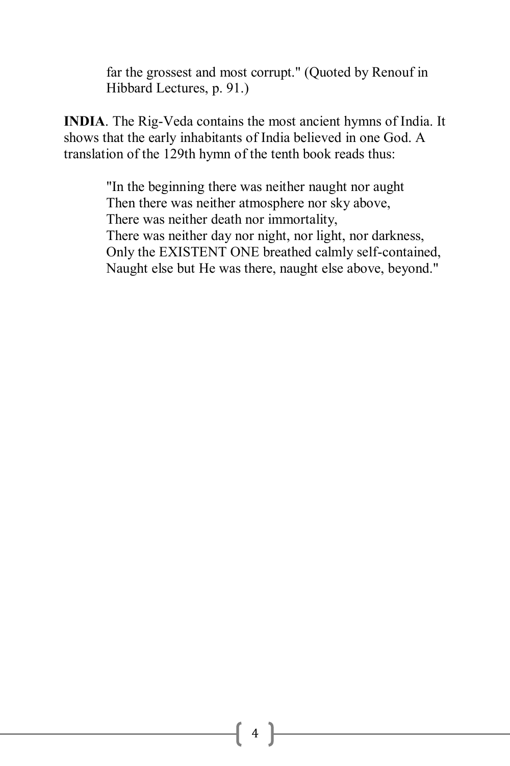> far the grossest and most corrupt." (Quoted by Renouf in Hibbard Lectures, p. 91.)

**INDIA**. The Rig-Veda contains the most ancient hymns of India. It shows that the early inhabitants of India believed in one God. A translation of the 129th hymn of the tenth book reads thus:

> "In the beginning there was neither naught nor aught
> Then there was neither atmosphere nor sky above,
> There was neither death nor immortality,
> There was neither day nor night, nor light, nor darkness,
> Only the EXISTENT ONE breathed calmly self-contained,
> Naught else but He was there, naught else above, beyond."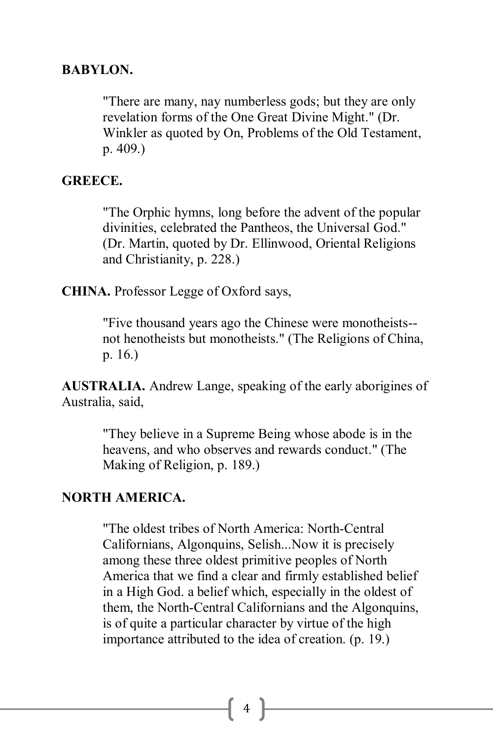**BABYLON.**

> "There are many, nay numberless gods; but they are only revelation forms of the One Great Divine Might." (Dr. Winkler as quoted by On, Problems of the Old Testament, p. 409.)

**GREECE.**

> "The Orphic hymns, long before the advent of the popular divinities, celebrated the Pantheos, the Universal God." (Dr. Martin, quoted by Dr. Ellinwood, Oriental Religions and Christianity, p. 228.)

**CHINA.** Professor Legge of Oxford says,

> "Five thousand years ago the Chinese were monotheists--not henotheists but monotheists." (The Religions of China, p. 16.)

**AUSTRALIA.** Andrew Lange, speaking of the early aborigines of Australia, said,

> "They believe in a Supreme Being whose abode is in the heavens, and who observes and rewards conduct." (The Making of Religion, p. 189.)

**NORTH AMERICA.**

> "The oldest tribes of North America: North-Central Californians, Algonquins, Selish...Now it is precisely among these three oldest primitive peoples of North America that we find a clear and firmly established belief in a High God. a belief which, especially in the oldest of them, the North-Central Californians and the Algonquins, is of quite a particular character by virtue of the high importance attributed to the idea of creation. (p. 19.)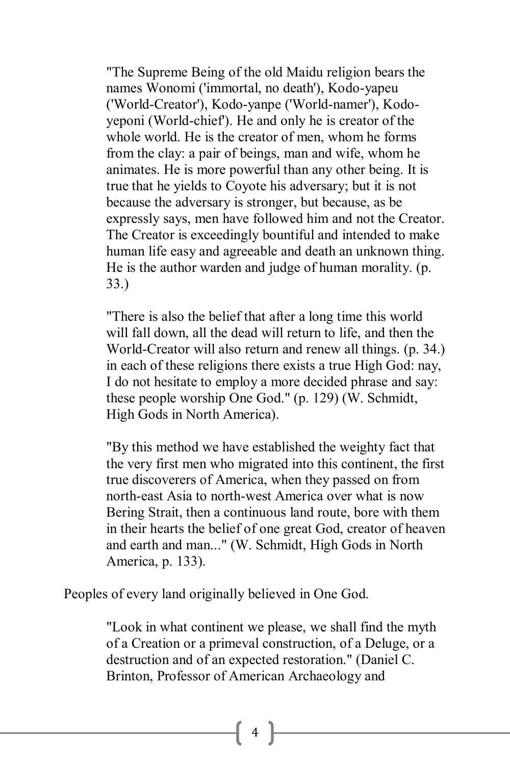> "The Supreme Being of the old Maidu religion bears the names Wonomi ('immortal, no death'), Kodo-yapeu ('World-Creator'), Kodo-yanpe ('World-namer'), Kodo-yeponi (World-chief'). He and only he is creator of the whole world. He is the creator of men, whom he forms from the clay: a pair of beings, man and wife, whom he animates. He is more powerful than any other being. It is true that he yields to Coyote his adversary; but it is not because the adversary is stronger, but because, as be expressly says, men have followed him and not the Creator. The Creator is exceedingly bountiful and intended to make human life easy and agreeable and death an unknown thing. He is the author warden and judge of human morality. (p. 33.)
>
> "There is also the belief that after a long time this world will fall down, all the dead will return to life, and then the World-Creator will also return and renew all things. (p. 34.) in each of these religions there exists a true High God: nay, I do not hesitate to employ a more decided phrase and say: these people worship One God." (p. 129) (W. Schmidt, High Gods in North America).
>
> "By this method we have established the weighty fact that the very first men who migrated into this continent, the first true discoverers of America, when they passed on from north-east Asia to north-west America over what is now Bering Strait, then a continuous land route, bore with them in their hearts the belief of one great God, creator of heaven and earth and man..." (W. Schmidt, High Gods in North America, p. 133).

Peoples of every land originally believed in One God.

> "Look in what continent we please, we shall find the myth of a Creation or a primeval construction, of a Deluge, or a destruction and of an expected restoration." (Daniel C. Brinton, Professor of American Archaeology and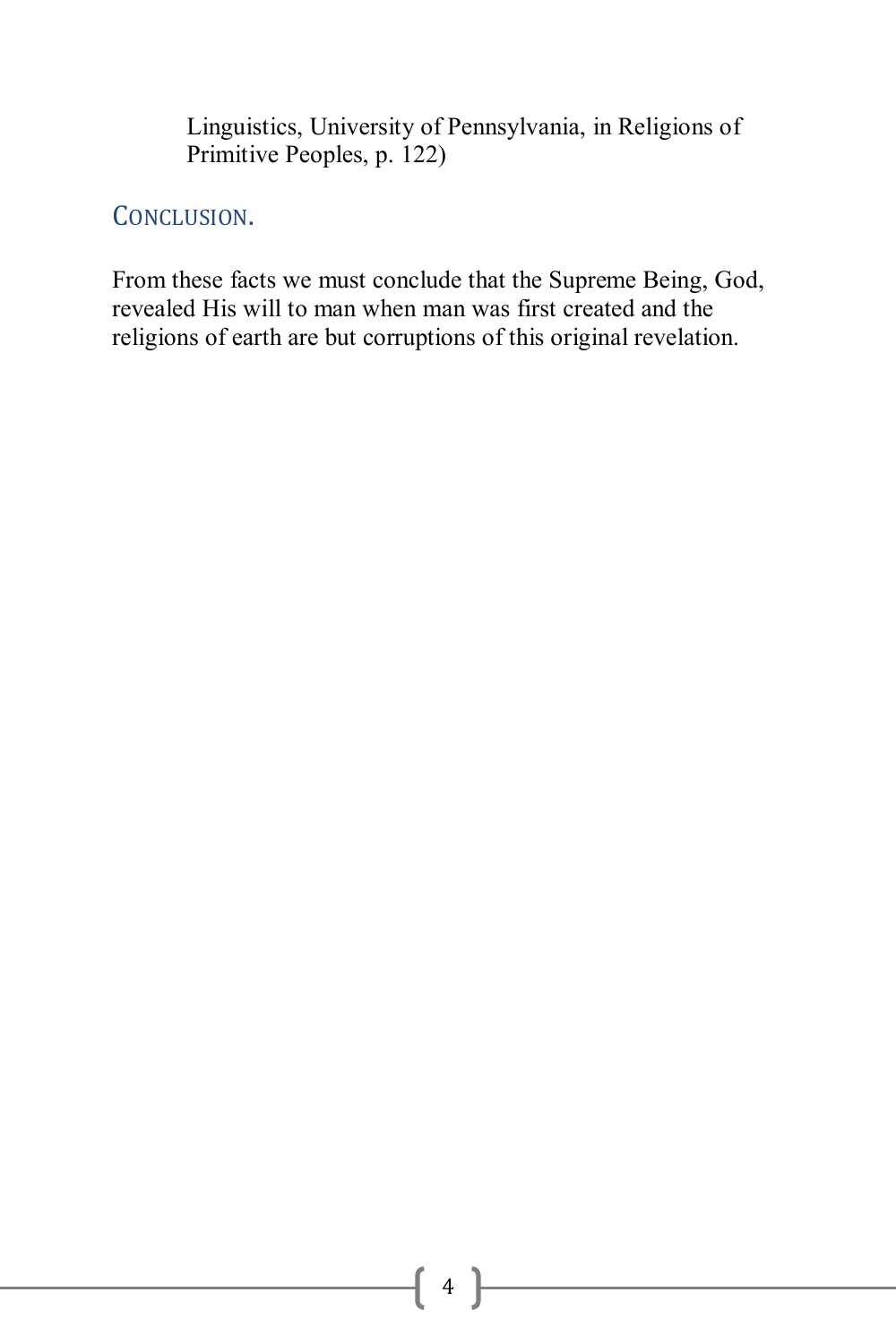Linguistics, University of Pennsylvania, in Religions of Primitive Peoples, p. 122)

## Conclusion.

From these facts we must conclude that the Supreme Being, God, revealed His will to man when man was first created and the religions of earth are but corruptions of this original revelation.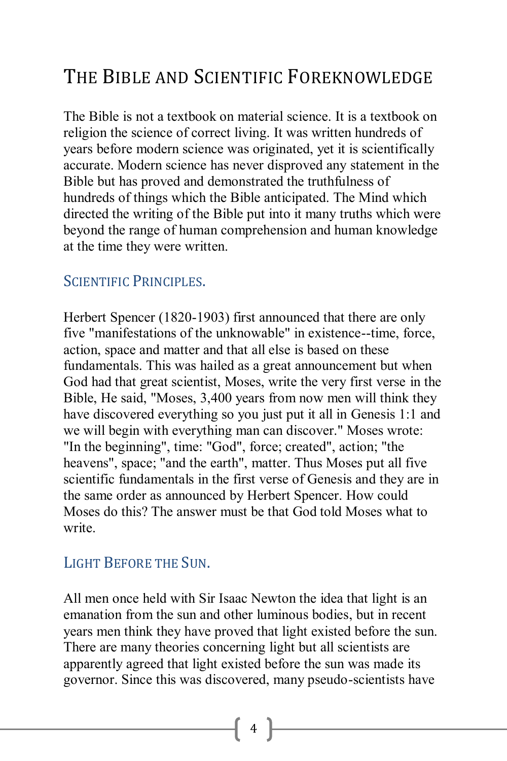# The Bible and Scientific Foreknowledge

The Bible is not a textbook on material science. It is a textbook on religion the science of correct living. It was written hundreds of years before modern science was originated, yet it is scientifically accurate. Modern science has never disproved any statement in the Bible but has proved and demonstrated the truthfulness of hundreds of things which the Bible anticipated. The Mind which directed the writing of the Bible put into it many truths which were beyond the range of human comprehension and human knowledge at the time they were written.

## Scientific Principles.

Herbert Spencer (1820-1903) first announced that there are only five "manifestations of the unknowable" in existence--time, force, action, space and matter and that all else is based on these fundamentals. This was hailed as a great announcement but when God had that great scientist, Moses, write the very first verse in the Bible, He said, "Moses, 3,400 years from now men will think they have discovered everything so you just put it all in Genesis 1:1 and we will begin with everything man can discover." Moses wrote: "In the beginning", time: "God", force; created", action; "the heavens", space; "and the earth", matter. Thus Moses put all five scientific fundamentals in the first verse of Genesis and they are in the same order as announced by Herbert Spencer. How could Moses do this? The answer must be that God told Moses what to write.

## Light Before the Sun.

All men once held with Sir Isaac Newton the idea that light is an emanation from the sun and other luminous bodies, but in recent years men think they have proved that light existed before the sun. There are many theories concerning light but all scientists are apparently agreed that light existed before the sun was made its governor. Since this was discovered, many pseudo-scientists have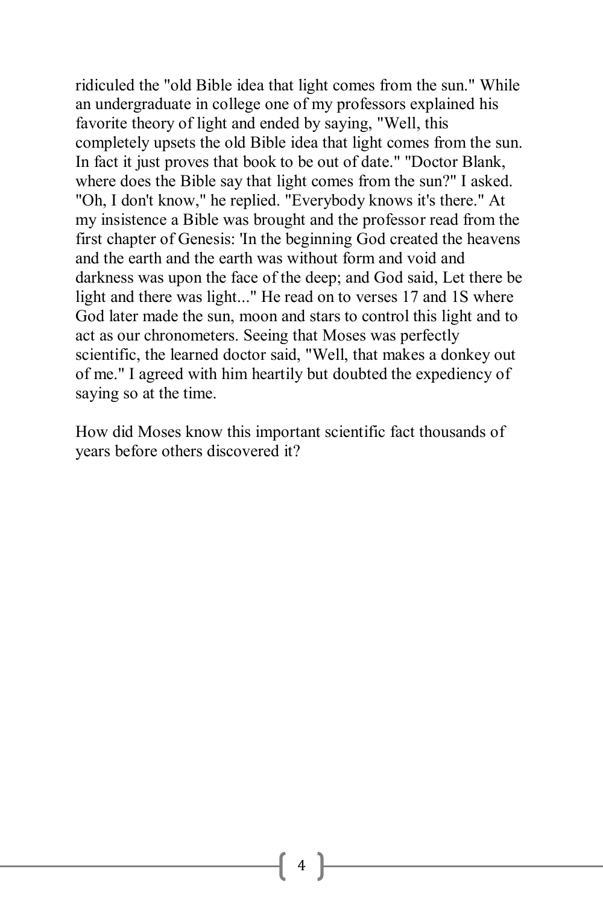ridiculed the "old Bible idea that light comes from the sun." While an undergraduate in college one of my professors explained his favorite theory of light and ended by saying, "Well, this completely upsets the old Bible idea that light comes from the sun. In fact it just proves that book to be out of date." "Doctor Blank, where does the Bible say that light comes from the sun?" I asked. "Oh, I don't know," he replied. "Everybody knows it's there." At my insistence a Bible was brought and the professor read from the first chapter of Genesis: 'In the beginning God created the heavens and the earth and the earth was without form and void and darkness was upon the face of the deep; and God said, Let there be light and there was light..." He read on to verses 17 and 1S where God later made the sun, moon and stars to control this light and to act as our chronometers. Seeing that Moses was perfectly scientific, the learned doctor said, "Well, that makes a donkey out of me." I agreed with him heartily but doubted the expediency of saying so at the time.

How did Moses know this important scientific fact thousands of years before others discovered it?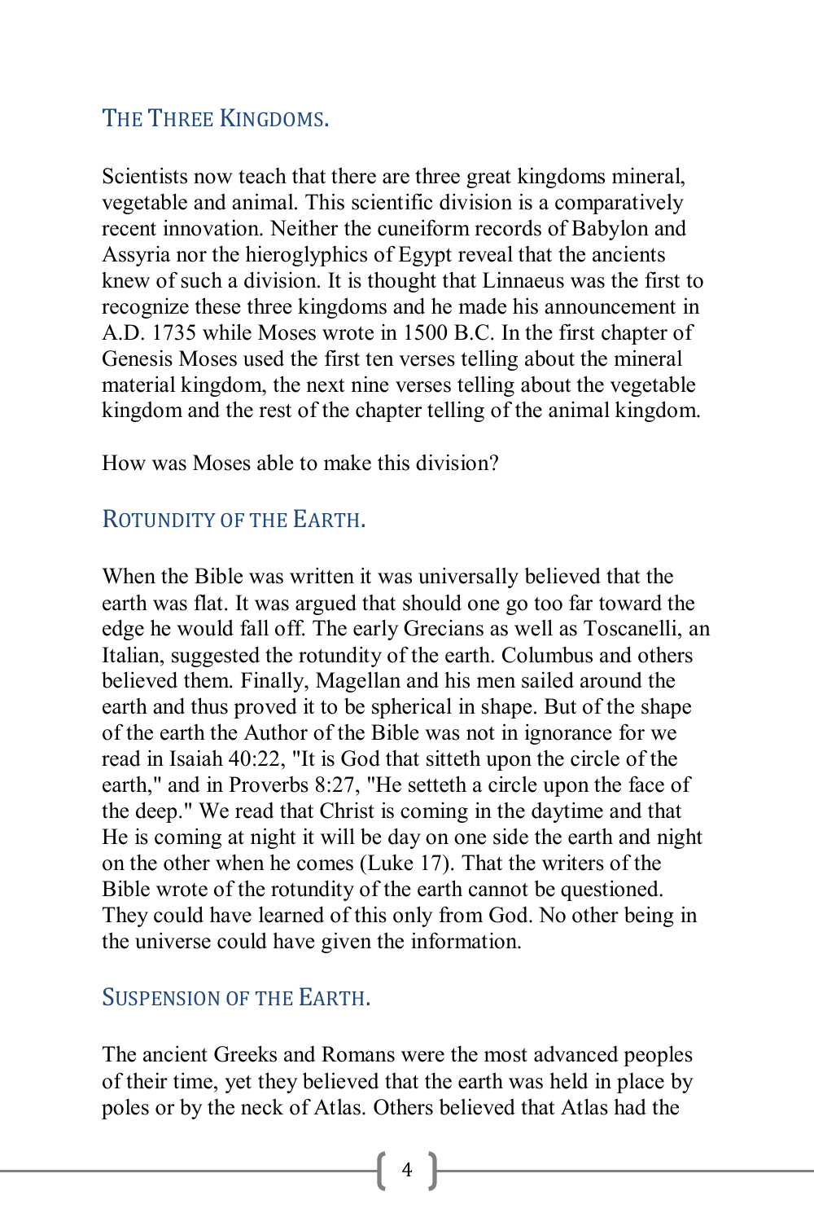## The Three Kingdoms.

Scientists now teach that there are three great kingdoms mineral, vegetable and animal. This scientific division is a comparatively recent innovation. Neither the cuneiform records of Babylon and Assyria nor the hieroglyphics of Egypt reveal that the ancients knew of such a division. It is thought that Linnaeus was the first to recognize these three kingdoms and he made his announcement in A.D. 1735 while Moses wrote in 1500 B.C. In the first chapter of Genesis Moses used the first ten verses telling about the mineral material kingdom, the next nine verses telling about the vegetable kingdom and the rest of the chapter telling of the animal kingdom.

How was Moses able to make this division?

## Rotundity of the Earth.

When the Bible was written it was universally believed that the earth was flat. It was argued that should one go too far toward the edge he would fall off. The early Grecians as well as Toscanelli, an Italian, suggested the rotundity of the earth. Columbus and others believed them. Finally, Magellan and his men sailed around the earth and thus proved it to be spherical in shape. But of the shape of the earth the Author of the Bible was not in ignorance for we read in Isaiah 40:22, "It is God that sitteth upon the circle of the earth," and in Proverbs 8:27, "He setteth a circle upon the face of the deep." We read that Christ is coming in the daytime and that He is coming at night it will be day on one side the earth and night on the other when he comes (Luke 17). That the writers of the Bible wrote of the rotundity of the earth cannot be questioned. They could have learned of this only from God. No other being in the universe could have given the information.

## Suspension of the Earth.

The ancient Greeks and Romans were the most advanced peoples of their time, yet they believed that the earth was held in place by poles or by the neck of Atlas. Others believed that Atlas had the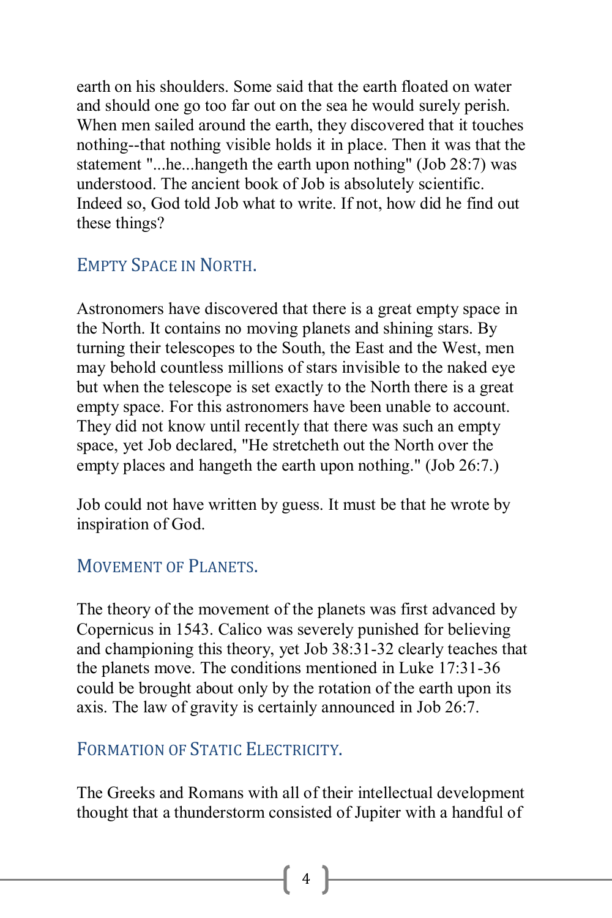earth on his shoulders. Some said that the earth floated on water and should one go too far out on the sea he would surely perish. When men sailed around the earth, they discovered that it touches nothing--that nothing visible holds it in place. Then it was that the statement "...he...hangeth the earth upon nothing" (Job 28:7) was understood. The ancient book of Job is absolutely scientific. Indeed so, God told Job what to write. If not, how did he find out these things?

## Empty Space in North.

Astronomers have discovered that there is a great empty space in the North. It contains no moving planets and shining stars. By turning their telescopes to the South, the East and the West, men may behold countless millions of stars invisible to the naked eye but when the telescope is set exactly to the North there is a great empty space. For this astronomers have been unable to account. They did not know until recently that there was such an empty space, yet Job declared, "He stretcheth out the North over the empty places and hangeth the earth upon nothing." (Job 26:7.)

Job could not have written by guess. It must be that he wrote by inspiration of God.

## Movement of Planets.

The theory of the movement of the planets was first advanced by Copernicus in 1543. Calico was severely punished for believing and championing this theory, yet Job 38:31-32 clearly teaches that the planets move. The conditions mentioned in Luke 17:31-36 could be brought about only by the rotation of the earth upon its axis. The law of gravity is certainly announced in Job 26:7.

## Formation of Static Electricity.

The Greeks and Romans with all of their intellectual development thought that a thunderstorm consisted of Jupiter with a handful of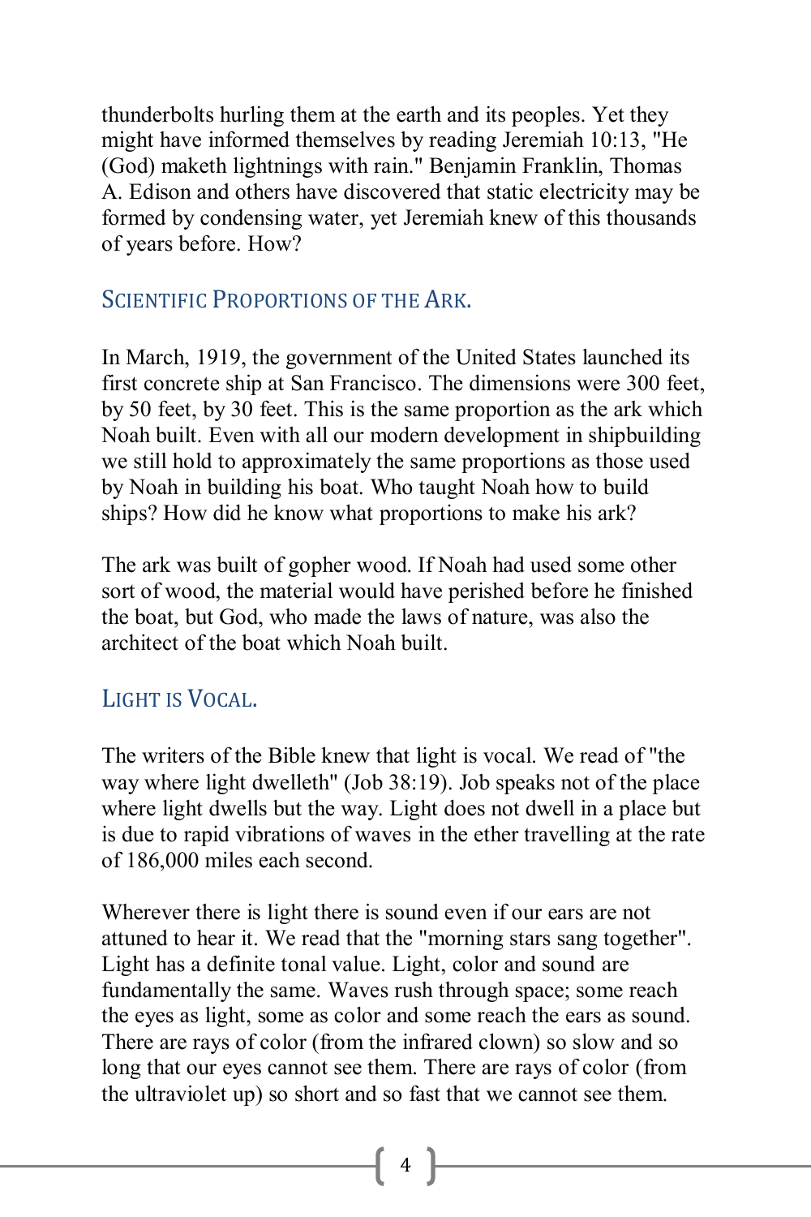thunderbolts hurling them at the earth and its peoples. Yet they might have informed themselves by reading Jeremiah 10:13, "He (God) maketh lightnings with rain." Benjamin Franklin, Thomas A. Edison and others have discovered that static electricity may be formed by condensing water, yet Jeremiah knew of this thousands of years before. How?

## Scientific Proportions of the Ark.

In March, 1919, the government of the United States launched its first concrete ship at San Francisco. The dimensions were 300 feet, by 50 feet, by 30 feet. This is the same proportion as the ark which Noah built. Even with all our modern development in shipbuilding we still hold to approximately the same proportions as those used by Noah in building his boat. Who taught Noah how to build ships? How did he know what proportions to make his ark?

The ark was built of gopher wood. If Noah had used some other sort of wood, the material would have perished before he finished the boat, but God, who made the laws of nature, was also the architect of the boat which Noah built.

## Light is Vocal.

The writers of the Bible knew that light is vocal. We read of "the way where light dwelleth" (Job 38:19). Job speaks not of the place where light dwells but the way. Light does not dwell in a place but is due to rapid vibrations of waves in the ether travelling at the rate of 186,000 miles each second.

Wherever there is light there is sound even if our ears are not attuned to hear it. We read that the "morning stars sang together". Light has a definite tonal value. Light, color and sound are fundamentally the same. Waves rush through space; some reach the eyes as light, some as color and some reach the ears as sound. There are rays of color (from the infrared clown) so slow and so long that our eyes cannot see them. There are rays of color (from the ultraviolet up) so short and so fast that we cannot see them.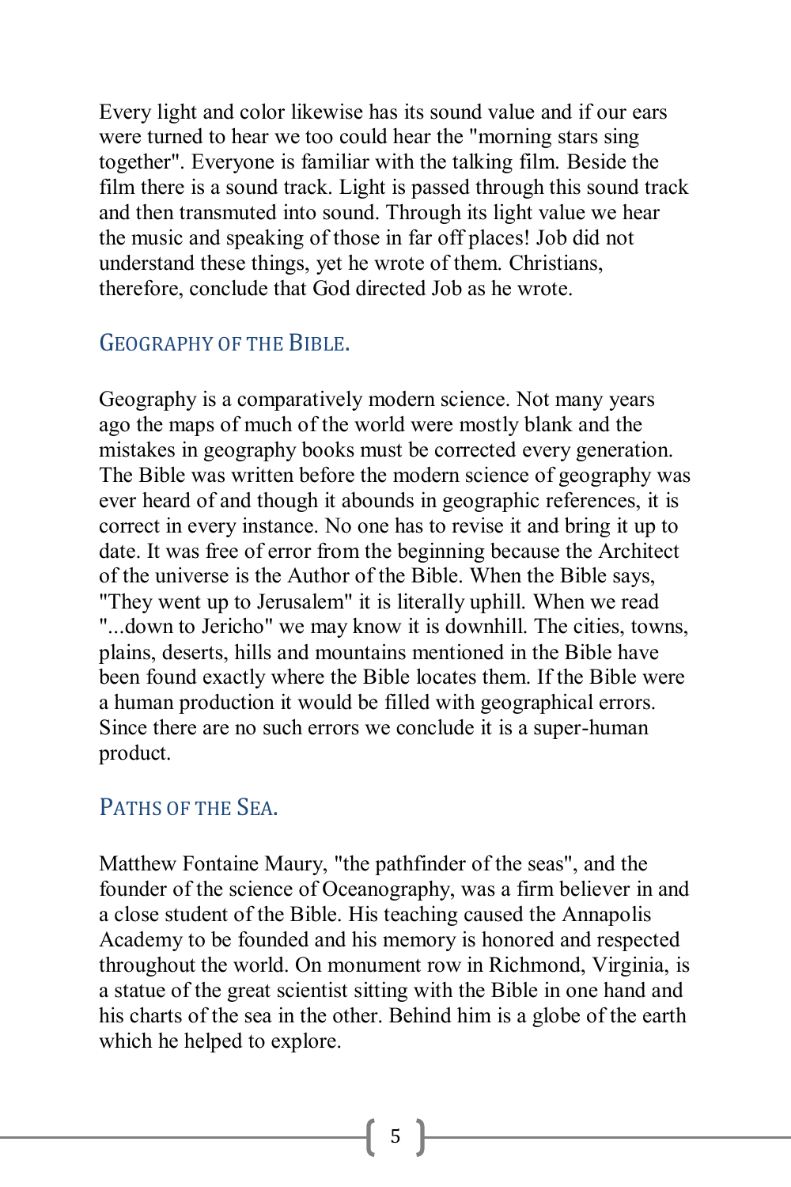Every light and color likewise has its sound value and if our ears were turned to hear we too could hear the "morning stars sing together". Everyone is familiar with the talking film. Beside the film there is a sound track. Light is passed through this sound track and then transmuted into sound. Through its light value we hear the music and speaking of those in far off places! Job did not understand these things, yet he wrote of them. Christians, therefore, conclude that God directed Job as he wrote.

## Geography of the Bible.

Geography is a comparatively modern science. Not many years ago the maps of much of the world were mostly blank and the mistakes in geography books must be corrected every generation. The Bible was written before the modern science of geography was ever heard of and though it abounds in geographic references, it is correct in every instance. No one has to revise it and bring it up to date. It was free of error from the beginning because the Architect of the universe is the Author of the Bible. When the Bible says, "They went up to Jerusalem" it is literally uphill. When we read "...down to Jericho" we may know it is downhill. The cities, towns, plains, deserts, hills and mountains mentioned in the Bible have been found exactly where the Bible locates them. If the Bible were a human production it would be filled with geographical errors. Since there are no such errors we conclude it is a super-human product.

## Paths of the Sea.

Matthew Fontaine Maury, "the pathfinder of the seas", and the founder of the science of Oceanography, was a firm believer in and a close student of the Bible. His teaching caused the Annapolis Academy to be founded and his memory is honored and respected throughout the world. On monument row in Richmond, Virginia, is a statue of the great scientist sitting with the Bible in one hand and his charts of the sea in the other. Behind him is a globe of the earth which he helped to explore.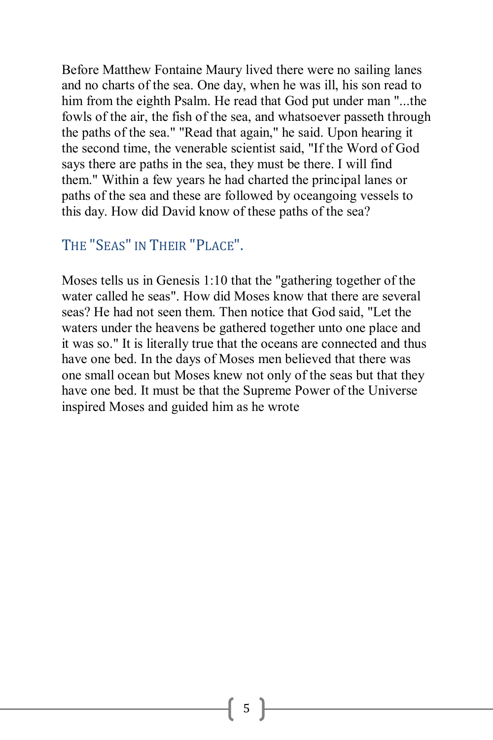Before Matthew Fontaine Maury lived there were no sailing lanes and no charts of the sea. One day, when he was ill, his son read to him from the eighth Psalm. He read that God put under man "...the fowls of the air, the fish of the sea, and whatsoever passeth through the paths of the sea." "Read that again," he said. Upon hearing it the second time, the venerable scientist said, "If the Word of God says there are paths in the sea, they must be there. I will find them." Within a few years he had charted the principal lanes or paths of the sea and these are followed by oceangoing vessels to this day. How did David know of these paths of the sea?

## THE "SEAS" IN THEIR "PLACE".

Moses tells us in Genesis 1:10 that the "gathering together of the water called he seas". How did Moses know that there are several seas? He had not seen them. Then notice that God said, "Let the waters under the heavens be gathered together unto one place and it was so." It is literally true that the oceans are connected and thus have one bed. In the days of Moses men believed that there was one small ocean but Moses knew not only of the seas but that they have one bed. It must be that the Supreme Power of the Universe inspired Moses and guided him as he wrote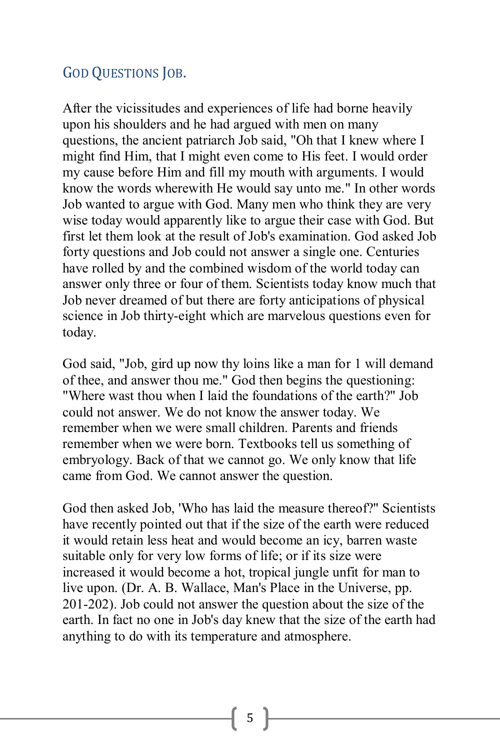## God Questions Job.

After the vicissitudes and experiences of life had borne heavily upon his shoulders and he had argued with men on many questions, the ancient patriarch Job said, "Oh that I knew where I might find Him, that I might even come to His feet. I would order my cause before Him and fill my mouth with arguments. I would know the words wherewith He would say unto me." In other words Job wanted to argue with God. Many men who think they are very wise today would apparently like to argue their case with God. But first let them look at the result of Job's examination. God asked Job forty questions and Job could not answer a single one. Centuries have rolled by and the combined wisdom of the world today can answer only three or four of them. Scientists today know much that Job never dreamed of but there are forty anticipations of physical science in Job thirty-eight which are marvelous questions even for today.

God said, "Job, gird up now thy loins like a man for 1 will demand of thee, and answer thou me." God then begins the questioning: "Where wast thou when I laid the foundations of the earth?" Job could not answer. We do not know the answer today. We remember when we were small children. Parents and friends remember when we were born. Textbooks tell us something of embryology. Back of that we cannot go. We only know that life came from God. We cannot answer the question.

God then asked Job, 'Who has laid the measure thereof?" Scientists have recently pointed out that if the size of the earth were reduced it would retain less heat and would become an icy, barren waste suitable only for very low forms of life; or if its size were increased it would become a hot, tropical jungle unfit for man to live upon. (Dr. A. B. Wallace, Man's Place in the Universe, pp. 201-202). Job could not answer the question about the size of the earth. In fact no one in Job's day knew that the size of the earth had anything to do with its temperature and atmosphere.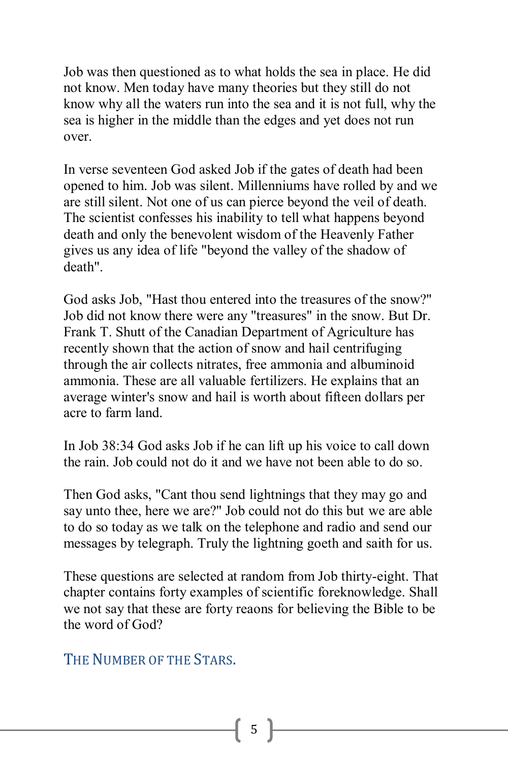Job was then questioned as to what holds the sea in place. He did not know. Men today have many theories but they still do not know why all the waters run into the sea and it is not full, why the sea is higher in the middle than the edges and yet does not run over.

In verse seventeen God asked Job if the gates of death had been opened to him. Job was silent. Millenniums have rolled by and we are still silent. Not one of us can pierce beyond the veil of death. The scientist confesses his inability to tell what happens beyond death and only the benevolent wisdom of the Heavenly Father gives us any idea of life "beyond the valley of the shadow of death".

God asks Job, "Hast thou entered into the treasures of the snow?" Job did not know there were any "treasures" in the snow. But Dr. Frank T. Shutt of the Canadian Department of Agriculture has recently shown that the action of snow and hail centrifuging through the air collects nitrates, free ammonia and albuminoid ammonia. These are all valuable fertilizers. He explains that an average winter's snow and hail is worth about fifteen dollars per acre to farm land.

In Job 38:34 God asks Job if he can lift up his voice to call down the rain. Job could not do it and we have not been able to do so.

Then God asks, "Cant thou send lightnings that they may go and say unto thee, here we are?" Job could not do this but we are able to do so today as we talk on the telephone and radio and send our messages by telegraph. Truly the lightning goeth and saith for us.

These questions are selected at random from Job thirty-eight. That chapter contains forty examples of scientific foreknowledge. Shall we not say that these are forty reaons for believing the Bible to be the word of God?

## The Number of the Stars.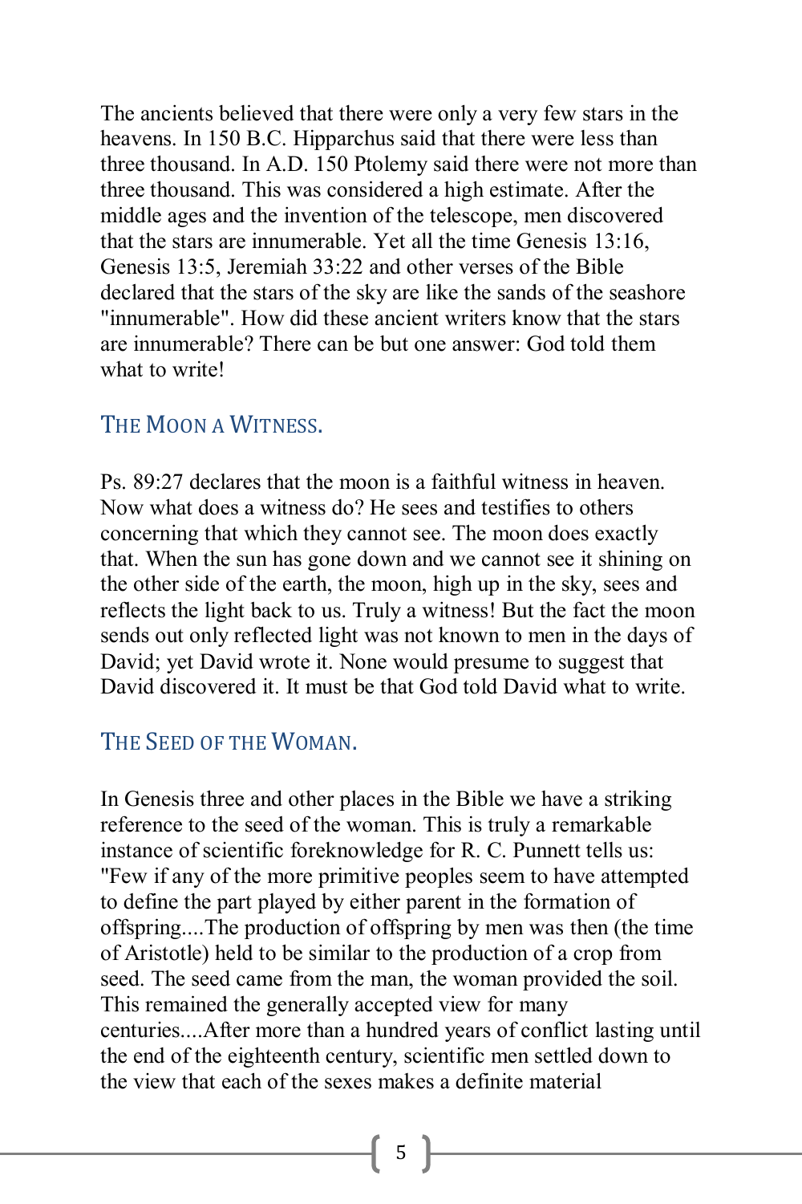The ancients believed that there were only a very few stars in the heavens. In 150 B.C. Hipparchus said that there were less than three thousand. In A.D. 150 Ptolemy said there were not more than three thousand. This was considered a high estimate. After the middle ages and the invention of the telescope, men discovered that the stars are innumerable. Yet all the time Genesis 13:16, Genesis 13:5, Jeremiah 33:22 and other verses of the Bible declared that the stars of the sky are like the sands of the seashore "innumerable". How did these ancient writers know that the stars are innumerable? There can be but one answer: God told them what to write!

## THE MOON A WITNESS.

Ps. 89:27 declares that the moon is a faithful witness in heaven. Now what does a witness do? He sees and testifies to others concerning that which they cannot see. The moon does exactly that. When the sun has gone down and we cannot see it shining on the other side of the earth, the moon, high up in the sky, sees and reflects the light back to us. Truly a witness! But the fact the moon sends out only reflected light was not known to men in the days of David; yet David wrote it. None would presume to suggest that David discovered it. It must be that God told David what to write.

## THE SEED OF THE WOMAN.

In Genesis three and other places in the Bible we have a striking reference to the seed of the woman. This is truly a remarkable instance of scientific foreknowledge for R. C. Punnett tells us: "Few if any of the more primitive peoples seem to have attempted to define the part played by either parent in the formation of offspring....The production of offspring by men was then (the time of Aristotle) held to be similar to the production of a crop from seed. The seed came from the man, the woman provided the soil. This remained the generally accepted view for many centuries....After more than a hundred years of conflict lasting until the end of the eighteenth century, scientific men settled down to the view that each of the sexes makes a definite material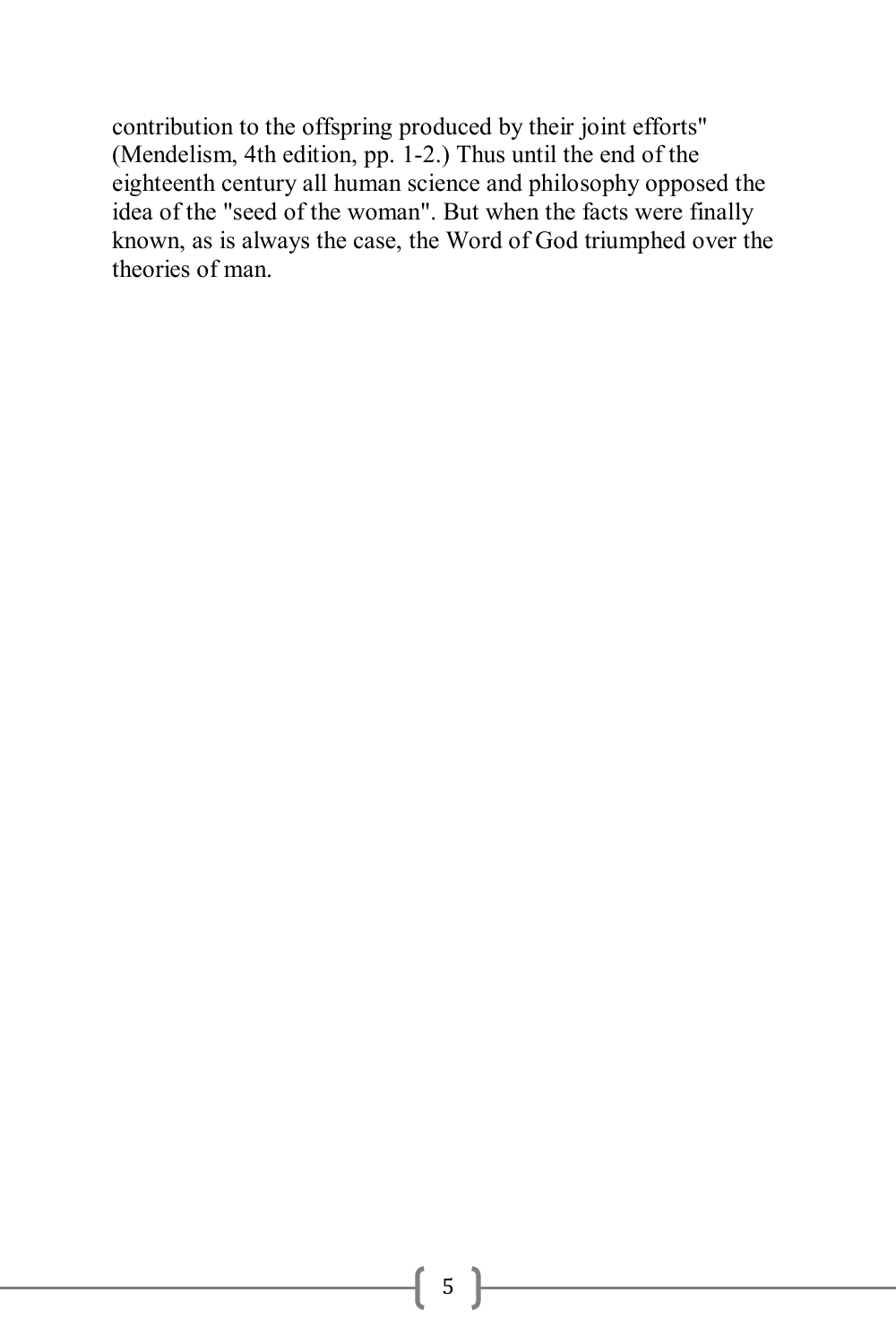contribution to the offspring produced by their joint efforts" (Mendelism, 4th edition, pp. 1-2.) Thus until the end of the eighteenth century all human science and philosophy opposed the idea of the "seed of the woman". But when the facts were finally known, as is always the case, the Word of God triumphed over the theories of man.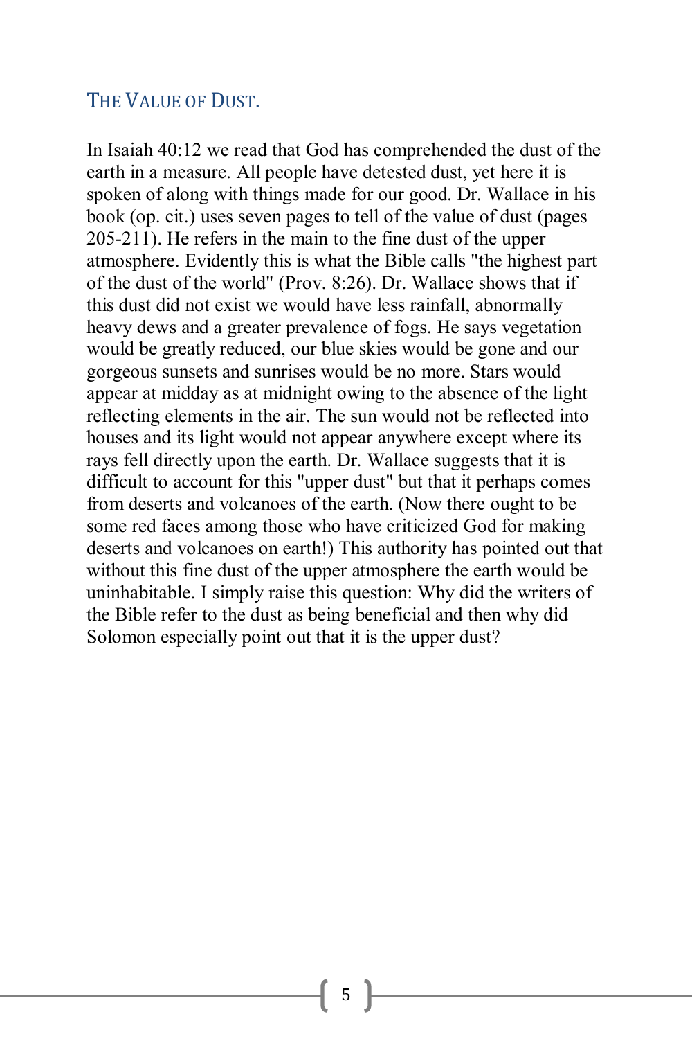## THE VALUE OF DUST.

In Isaiah 40:12 we read that God has comprehended the dust of the earth in a measure. All people have detested dust, yet here it is spoken of along with things made for our good. Dr. Wallace in his book (op. cit.) uses seven pages to tell of the value of dust (pages 205-211). He refers in the main to the fine dust of the upper atmosphere. Evidently this is what the Bible calls "the highest part of the dust of the world" (Prov. 8:26). Dr. Wallace shows that if this dust did not exist we would have less rainfall, abnormally heavy dews and a greater prevalence of fogs. He says vegetation would be greatly reduced, our blue skies would be gone and our gorgeous sunsets and sunrises would be no more. Stars would appear at midday as at midnight owing to the absence of the light reflecting elements in the air. The sun would not be reflected into houses and its light would not appear anywhere except where its rays fell directly upon the earth. Dr. Wallace suggests that it is difficult to account for this "upper dust" but that it perhaps comes from deserts and volcanoes of the earth. (Now there ought to be some red faces among those who have criticized God for making deserts and volcanoes on earth!) This authority has pointed out that without this fine dust of the upper atmosphere the earth would be uninhabitable. I simply raise this question: Why did the writers of the Bible refer to the dust as being beneficial and then why did Solomon especially point out that it is the upper dust?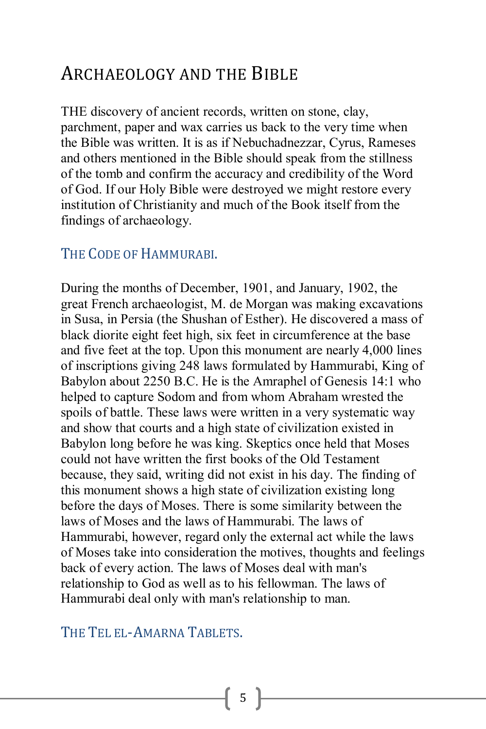# Archaeology and the Bible

THE discovery of ancient records, written on stone, clay, parchment, paper and wax carries us back to the very time when the Bible was written. It is as if Nebuchadnezzar, Cyrus, Rameses and others mentioned in the Bible should speak from the stillness of the tomb and confirm the accuracy and credibility of the Word of God. If our Holy Bible were destroyed we might restore every institution of Christianity and much of the Book itself from the findings of archaeology.

## The Code of Hammurabi.

During the months of December, 1901, and January, 1902, the great French archaeologist, M. de Morgan was making excavations in Susa, in Persia (the Shushan of Esther). He discovered a mass of black diorite eight feet high, six feet in circumference at the base and five feet at the top. Upon this monument are nearly 4,000 lines of inscriptions giving 248 laws formulated by Hammurabi, King of Babylon about 2250 B.C. He is the Amraphel of Genesis 14:1 who helped to capture Sodom and from whom Abraham wrested the spoils of battle. These laws were written in a very systematic way and show that courts and a high state of civilization existed in Babylon long before he was king. Skeptics once held that Moses could not have written the first books of the Old Testament because, they said, writing did not exist in his day. The finding of this monument shows a high state of civilization existing long before the days of Moses. There is some similarity between the laws of Moses and the laws of Hammurabi. The laws of Hammurabi, however, regard only the external act while the laws of Moses take into consideration the motives, thoughts and feelings back of every action. The laws of Moses deal with man's relationship to God as well as to his fellowman. The laws of Hammurabi deal only with man's relationship to man.

## The Tel el-Amarna Tablets.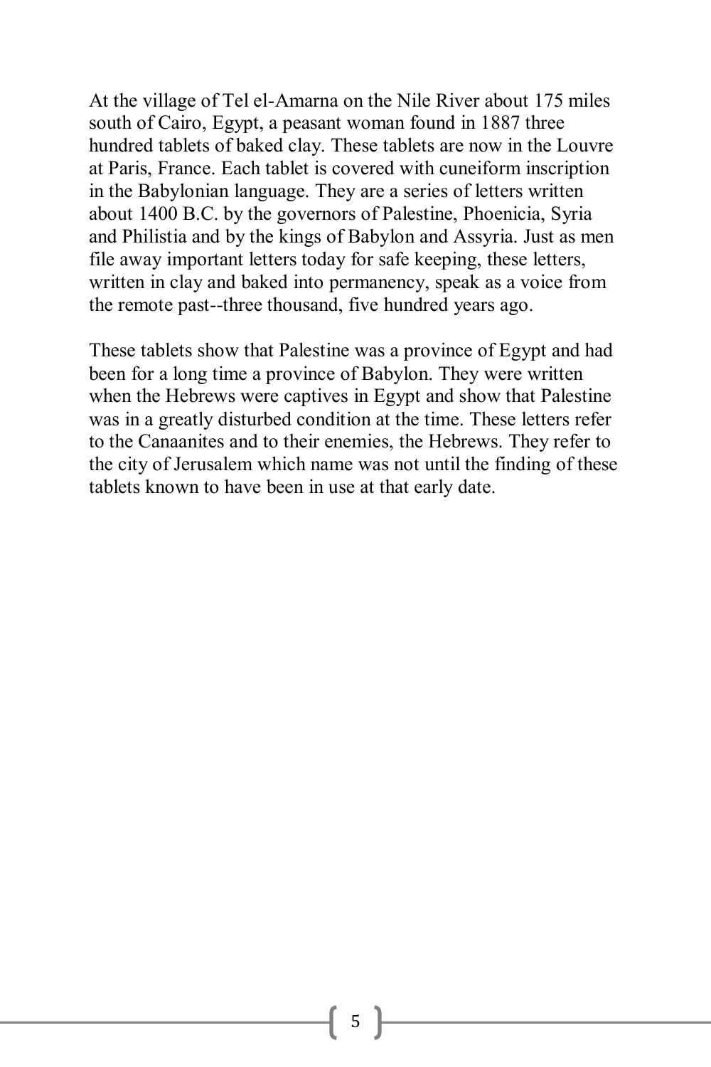At the village of Tel el-Amarna on the Nile River about 175 miles south of Cairo, Egypt, a peasant woman found in 1887 three hundred tablets of baked clay. These tablets are now in the Louvre at Paris, France. Each tablet is covered with cuneiform inscription in the Babylonian language. They are a series of letters written about 1400 B.C. by the governors of Palestine, Phoenicia, Syria and Philistia and by the kings of Babylon and Assyria. Just as men file away important letters today for safe keeping, these letters, written in clay and baked into permanency, speak as a voice from the remote past--three thousand, five hundred years ago.

These tablets show that Palestine was a province of Egypt and had been for a long time a province of Babylon. They were written when the Hebrews were captives in Egypt and show that Palestine was in a greatly disturbed condition at the time. These letters refer to the Canaanites and to their enemies, the Hebrews. They refer to the city of Jerusalem which name was not until the finding of these tablets known to have been in use at that early date.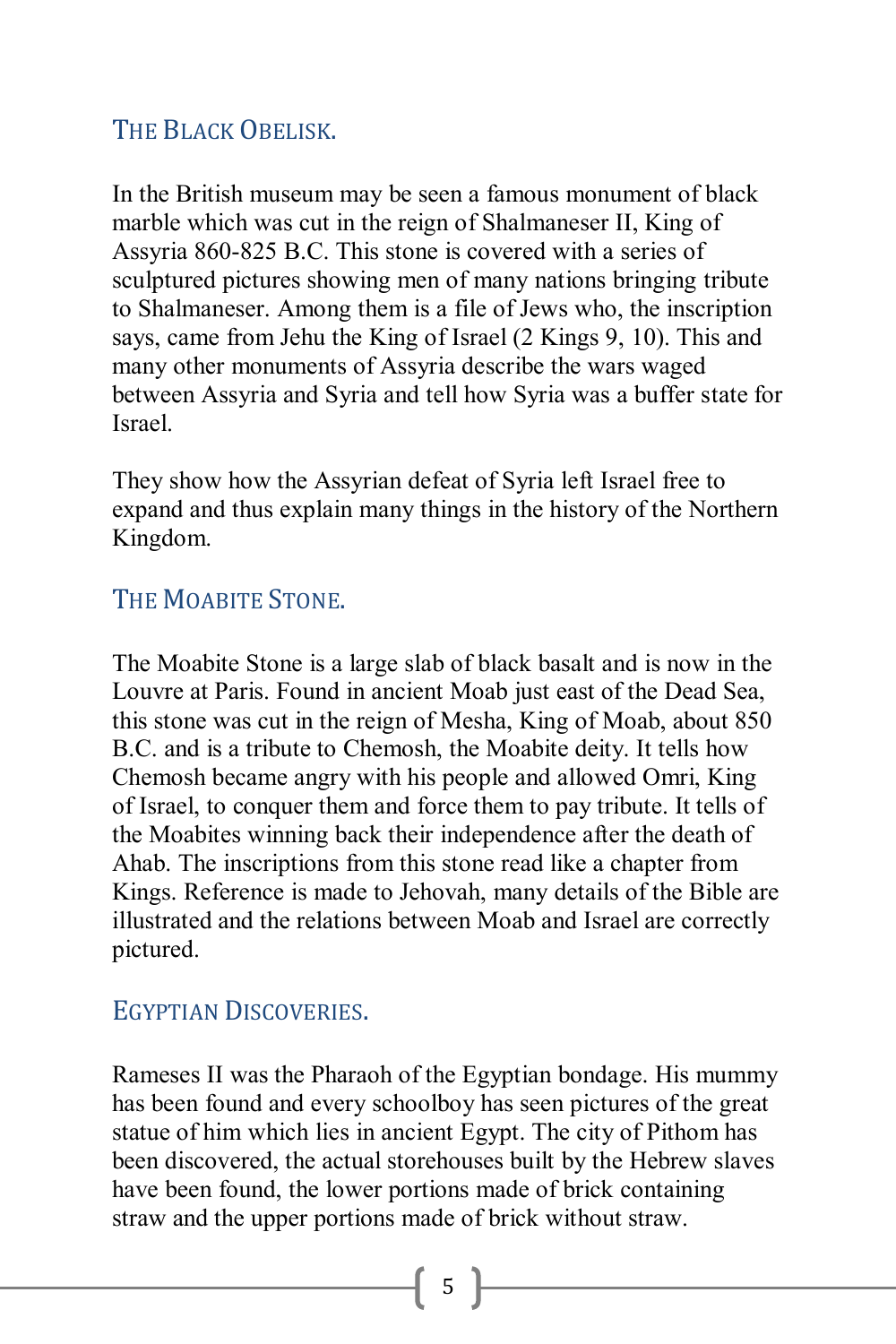## The Black Obelisk.

In the British museum may be seen a famous monument of black marble which was cut in the reign of Shalmaneser II, King of Assyria 860-825 B.C. This stone is covered with a series of sculptured pictures showing men of many nations bringing tribute to Shalmaneser. Among them is a file of Jews who, the inscription says, came from Jehu the King of Israel (2 Kings 9, 10). This and many other monuments of Assyria describe the wars waged between Assyria and Syria and tell how Syria was a buffer state for Israel.

They show how the Assyrian defeat of Syria left Israel free to expand and thus explain many things in the history of the Northern Kingdom.

## The Moabite Stone.

The Moabite Stone is a large slab of black basalt and is now in the Louvre at Paris. Found in ancient Moab just east of the Dead Sea, this stone was cut in the reign of Mesha, King of Moab, about 850 B.C. and is a tribute to Chemosh, the Moabite deity. It tells how Chemosh became angry with his people and allowed Omri, King of Israel, to conquer them and force them to pay tribute. It tells of the Moabites winning back their independence after the death of Ahab. The inscriptions from this stone read like a chapter from Kings. Reference is made to Jehovah, many details of the Bible are illustrated and the relations between Moab and Israel are correctly pictured.

## Egyptian Discoveries.

Rameses II was the Pharaoh of the Egyptian bondage. His mummy has been found and every schoolboy has seen pictures of the great statue of him which lies in ancient Egypt. The city of Pithom has been discovered, the actual storehouses built by the Hebrew slaves have been found, the lower portions made of brick containing straw and the upper portions made of brick without straw.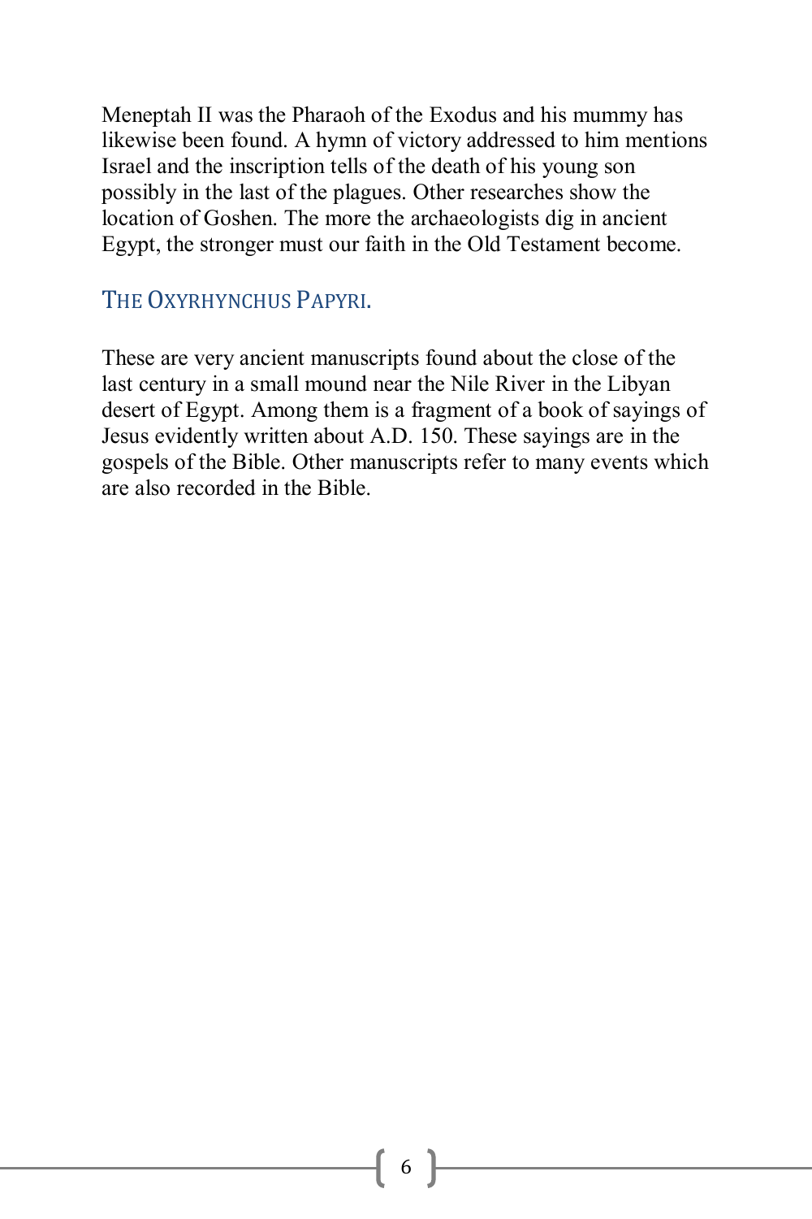Meneptah II was the Pharaoh of the Exodus and his mummy has likewise been found. A hymn of victory addressed to him mentions Israel and the inscription tells of the death of his young son possibly in the last of the plagues. Other researches show the location of Goshen. The more the archaeologists dig in ancient Egypt, the stronger must our faith in the Old Testament become.

### THE OXYRHYNCHUS PAPYRI.

These are very ancient manuscripts found about the close of the last century in a small mound near the Nile River in the Libyan desert of Egypt. Among them is a fragment of a book of sayings of Jesus evidently written about A.D. 150. These sayings are in the gospels of the Bible. Other manuscripts refer to many events which are also recorded in the Bible.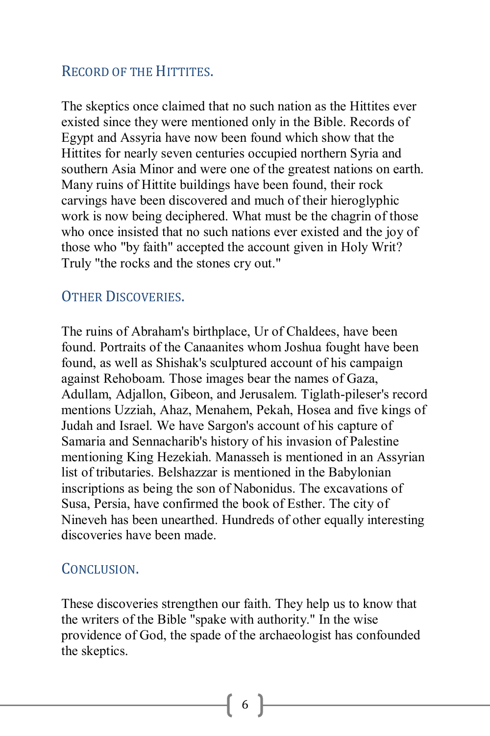## Record of the Hittites.

The skeptics once claimed that no such nation as the Hittites ever existed since they were mentioned only in the Bible. Records of Egypt and Assyria have now been found which show that the Hittites for nearly seven centuries occupied northern Syria and southern Asia Minor and were one of the greatest nations on earth. Many ruins of Hittite buildings have been found, their rock carvings have been discovered and much of their hieroglyphic work is now being deciphered. What must be the chagrin of those who once insisted that no such nations ever existed and the joy of those who "by faith" accepted the account given in Holy Writ? Truly "the rocks and the stones cry out."

## Other Discoveries.

The ruins of Abraham's birthplace, Ur of Chaldees, have been found. Portraits of the Canaanites whom Joshua fought have been found, as well as Shishak's sculptured account of his campaign against Rehoboam. Those images bear the names of Gaza, Adullam, Adjallon, Gibeon, and Jerusalem. Tiglath-pileser's record mentions Uzziah, Ahaz, Menahem, Pekah, Hosea and five kings of Judah and Israel. We have Sargon's account of his capture of Samaria and Sennacharib's history of his invasion of Palestine mentioning King Hezekiah. Manasseh is mentioned in an Assyrian list of tributaries. Belshazzar is mentioned in the Babylonian inscriptions as being the son of Nabonidus. The excavations of Susa, Persia, have confirmed the book of Esther. The city of Nineveh has been unearthed. Hundreds of other equally interesting discoveries have been made.

## Conclusion.

These discoveries strengthen our faith. They help us to know that the writers of the Bible "spake with authority." In the wise providence of God, the spade of the archaeologist has confounded the skeptics.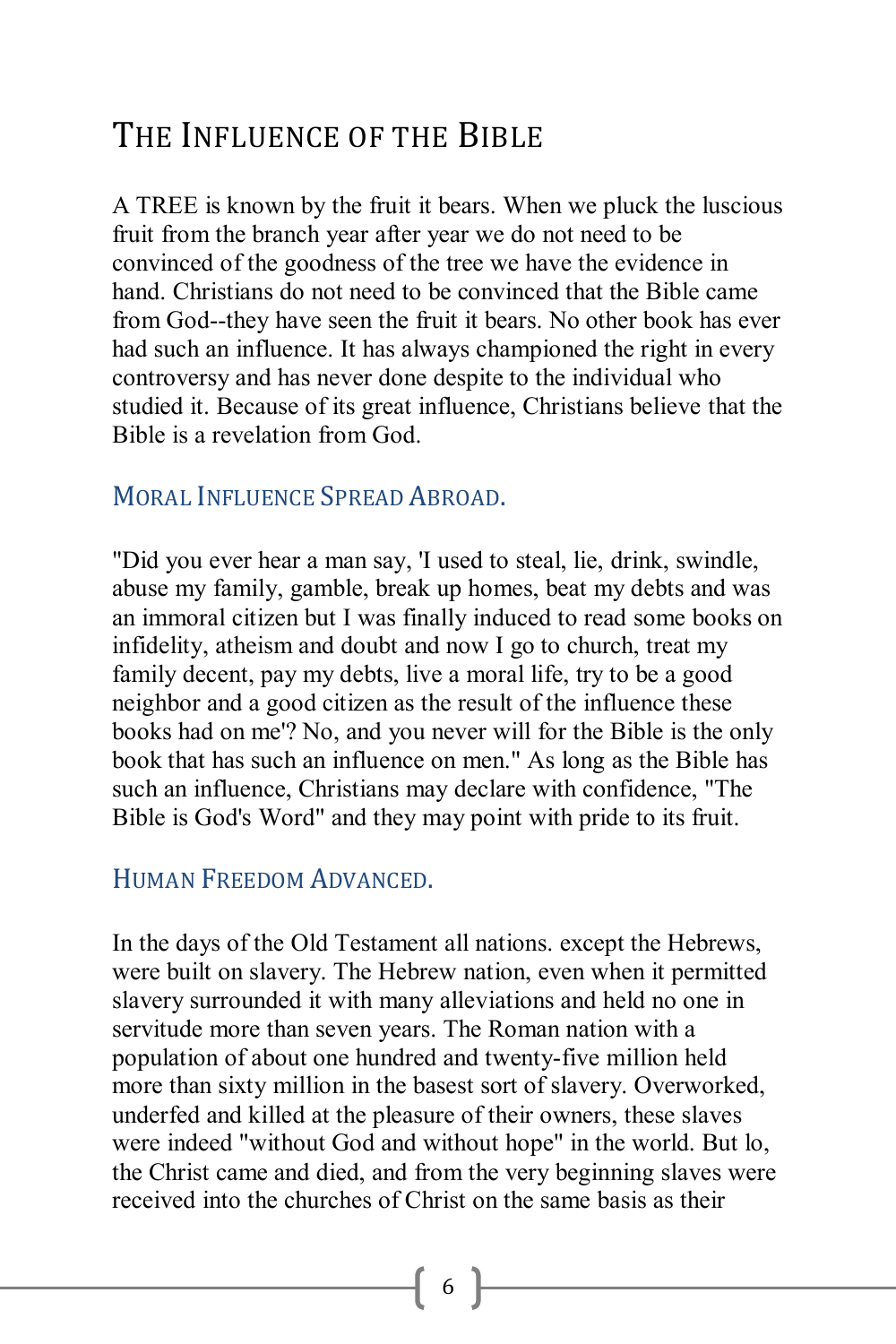# The Influence of the Bible

A TREE is known by the fruit it bears. When we pluck the luscious fruit from the branch year after year we do not need to be convinced of the goodness of the tree we have the evidence in hand. Christians do not need to be convinced that the Bible came from God--they have seen the fruit it bears. No other book has ever had such an influence. It has always championed the right in every controversy and has never done despite to the individual who studied it. Because of its great influence, Christians believe that the Bible is a revelation from God.

## Moral Influence Spread Abroad.

"Did you ever hear a man say, 'I used to steal, lie, drink, swindle, abuse my family, gamble, break up homes, beat my debts and was an immoral citizen but I was finally induced to read some books on infidelity, atheism and doubt and now I go to church, treat my family decent, pay my debts, live a moral life, try to be a good neighbor and a good citizen as the result of the influence these books had on me'? No, and you never will for the Bible is the only book that has such an influence on men." As long as the Bible has such an influence, Christians may declare with confidence, "The Bible is God's Word" and they may point with pride to its fruit.

## Human Freedom Advanced.

In the days of the Old Testament all nations. except the Hebrews, were built on slavery. The Hebrew nation, even when it permitted slavery surrounded it with many alleviations and held no one in servitude more than seven years. The Roman nation with a population of about one hundred and twenty-five million held more than sixty million in the basest sort of slavery. Overworked, underfed and killed at the pleasure of their owners, these slaves were indeed "without God and without hope" in the world. But lo, the Christ came and died, and from the very beginning slaves were received into the churches of Christ on the same basis as their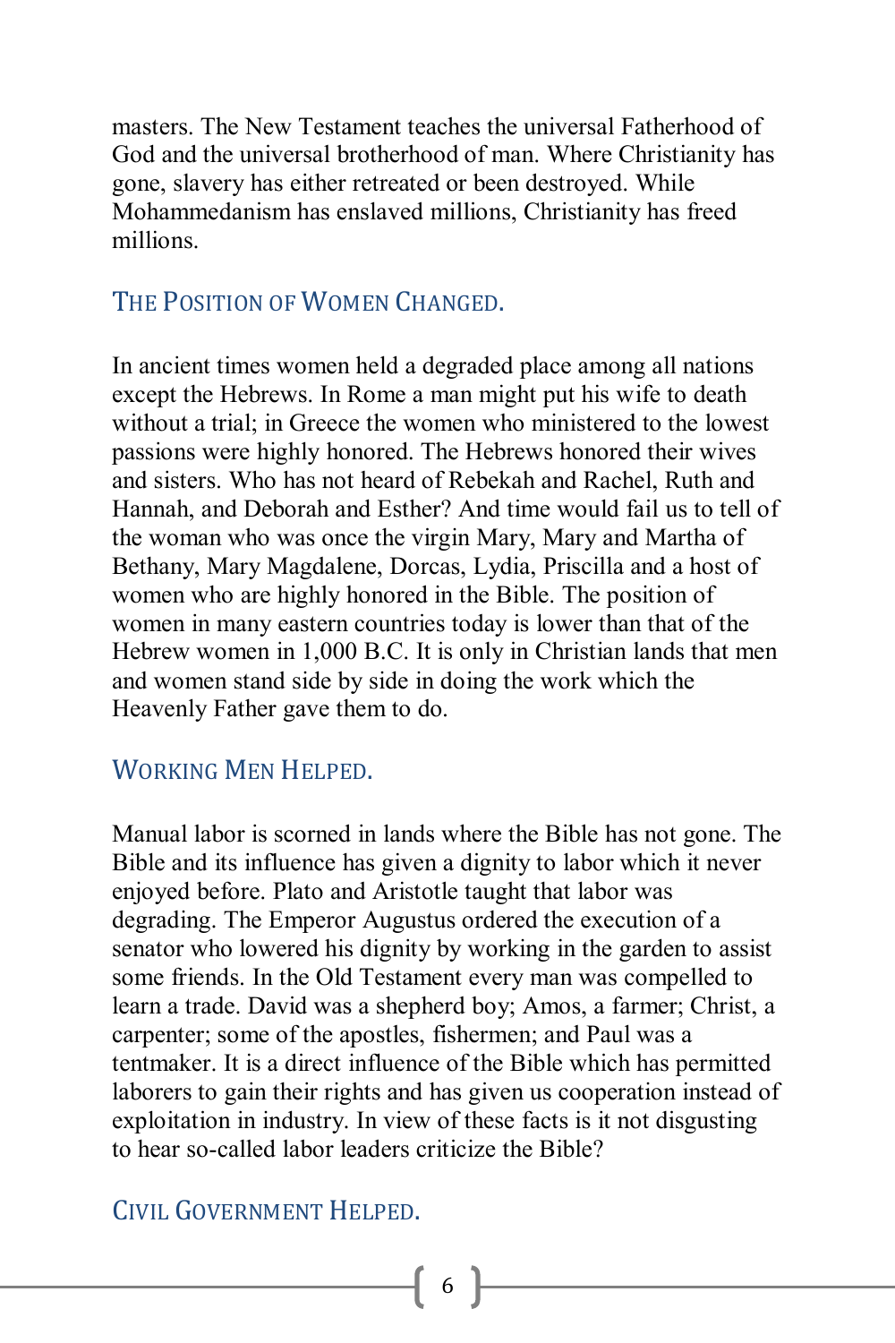masters. The New Testament teaches the universal Fatherhood of God and the universal brotherhood of man. Where Christianity has gone, slavery has either retreated or been destroyed. While Mohammedanism has enslaved millions, Christianity has freed millions.

### The Position of Women Changed.

In ancient times women held a degraded place among all nations except the Hebrews. In Rome a man might put his wife to death without a trial; in Greece the women who ministered to the lowest passions were highly honored. The Hebrews honored their wives and sisters. Who has not heard of Rebekah and Rachel, Ruth and Hannah, and Deborah and Esther? And time would fail us to tell of the woman who was once the virgin Mary, Mary and Martha of Bethany, Mary Magdalene, Dorcas, Lydia, Priscilla and a host of women who are highly honored in the Bible. The position of women in many eastern countries today is lower than that of the Hebrew women in 1,000 B.C. It is only in Christian lands that men and women stand side by side in doing the work which the Heavenly Father gave them to do.

### Working Men Helped.

Manual labor is scorned in lands where the Bible has not gone. The Bible and its influence has given a dignity to labor which it never enjoyed before. Plato and Aristotle taught that labor was degrading. The Emperor Augustus ordered the execution of a senator who lowered his dignity by working in the garden to assist some friends. In the Old Testament every man was compelled to learn a trade. David was a shepherd boy; Amos, a farmer; Christ, a carpenter; some of the apostles, fishermen; and Paul was a tentmaker. It is a direct influence of the Bible which has permitted laborers to gain their rights and has given us cooperation instead of exploitation in industry. In view of these facts is it not disgusting to hear so-called labor leaders criticize the Bible?

### Civil Government Helped.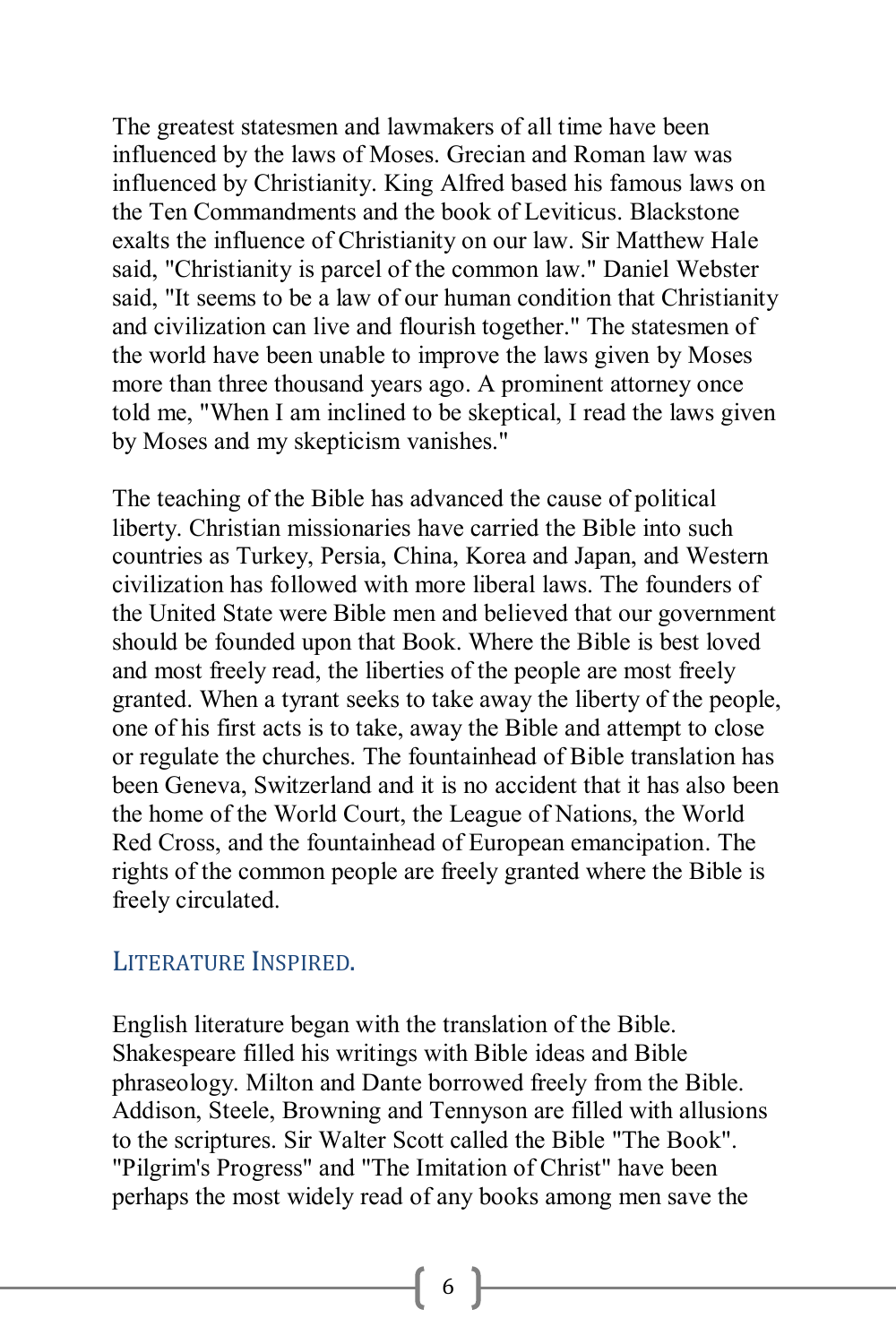The greatest statesmen and lawmakers of all time have been influenced by the laws of Moses. Grecian and Roman law was influenced by Christianity. King Alfred based his famous laws on the Ten Commandments and the book of Leviticus. Blackstone exalts the influence of Christianity on our law. Sir Matthew Hale said, "Christianity is parcel of the common law." Daniel Webster said, "It seems to be a law of our human condition that Christianity and civilization can live and flourish together." The statesmen of the world have been unable to improve the laws given by Moses more than three thousand years ago. A prominent attorney once told me, "When I am inclined to be skeptical, I read the laws given by Moses and my skepticism vanishes."

The teaching of the Bible has advanced the cause of political liberty. Christian missionaries have carried the Bible into such countries as Turkey, Persia, China, Korea and Japan, and Western civilization has followed with more liberal laws. The founders of the United State were Bible men and believed that our government should be founded upon that Book. Where the Bible is best loved and most freely read, the liberties of the people are most freely granted. When a tyrant seeks to take away the liberty of the people, one of his first acts is to take, away the Bible and attempt to close or regulate the churches. The fountainhead of Bible translation has been Geneva, Switzerland and it is no accident that it has also been the home of the World Court, the League of Nations, the World Red Cross, and the fountainhead of European emancipation. The rights of the common people are freely granted where the Bible is freely circulated.

### Literature Inspired.

English literature began with the translation of the Bible. Shakespeare filled his writings with Bible ideas and Bible phraseology. Milton and Dante borrowed freely from the Bible. Addison, Steele, Browning and Tennyson are filled with allusions to the scriptures. Sir Walter Scott called the Bible "The Book". "Pilgrim's Progress" and "The Imitation of Christ" have been perhaps the most widely read of any books among men save the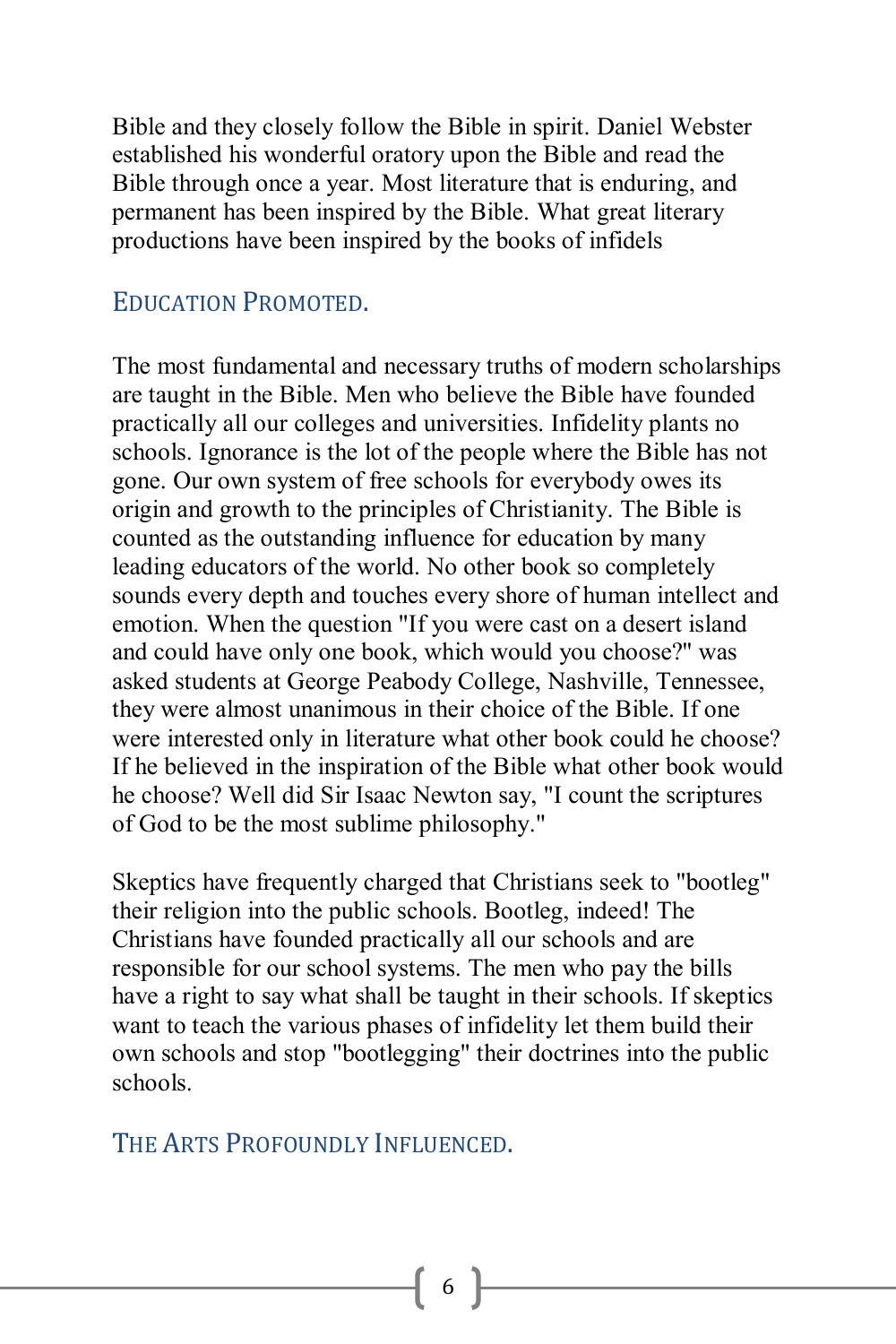Bible and they closely follow the Bible in spirit. Daniel Webster established his wonderful oratory upon the Bible and read the Bible through once a year. Most literature that is enduring, and permanent has been inspired by the Bible. What great literary productions have been inspired by the books of infidels

## EDUCATION PROMOTED.

The most fundamental and necessary truths of modern scholarships are taught in the Bible. Men who believe the Bible have founded practically all our colleges and universities. Infidelity plants no schools. Ignorance is the lot of the people where the Bible has not gone. Our own system of free schools for everybody owes its origin and growth to the principles of Christianity. The Bible is counted as the outstanding influence for education by many leading educators of the world. No other book so completely sounds every depth and touches every shore of human intellect and emotion. When the question "If you were cast on a desert island and could have only one book, which would you choose?" was asked students at George Peabody College, Nashville, Tennessee, they were almost unanimous in their choice of the Bible. If one were interested only in literature what other book could he choose? If he believed in the inspiration of the Bible what other book would he choose? Well did Sir Isaac Newton say, "I count the scriptures of God to be the most sublime philosophy."

Skeptics have frequently charged that Christians seek to "bootleg" their religion into the public schools. Bootleg, indeed! The Christians have founded practically all our schools and are responsible for our school systems. The men who pay the bills have a right to say what shall be taught in their schools. If skeptics want to teach the various phases of infidelity let them build their own schools and stop "bootlegging" their doctrines into the public schools.

## THE ARTS PROFOUNDLY INFLUENCED.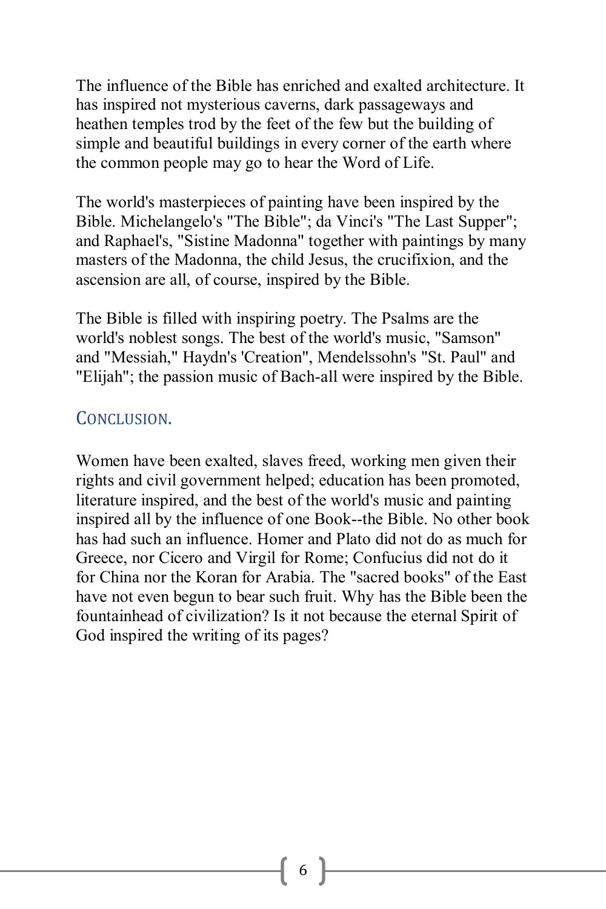The influence of the Bible has enriched and exalted architecture. It has inspired not mysterious caverns, dark passageways and heathen temples trod by the feet of the few but the building of simple and beautiful buildings in every corner of the earth where the common people may go to hear the Word of Life.

The world's masterpieces of painting have been inspired by the Bible. Michelangelo's "The Bible"; da Vinci's "The Last Supper"; and Raphael's, "Sistine Madonna" together with paintings by many masters of the Madonna, the child Jesus, the crucifixion, and the ascension are all, of course, inspired by the Bible.

The Bible is filled with inspiring poetry. The Psalms are the world's noblest songs. The best of the world's music, "Samson" and "Messiah," Haydn's 'Creation", Mendelssohn's "St. Paul" and "Elijah"; the passion music of Bach-all were inspired by the Bible.

## Conclusion.

Women have been exalted, slaves freed, working men given their rights and civil government helped; education has been promoted, literature inspired, and the best of the world's music and painting inspired all by the influence of one Book--the Bible. No other book has had such an influence. Homer and Plato did not do as much for Greece, nor Cicero and Virgil for Rome; Confucius did not do it for China nor the Koran for Arabia. The "sacred books" of the East have not even begun to bear such fruit. Why has the Bible been the fountainhead of civilization? Is it not because the eternal Spirit of God inspired the writing of its pages?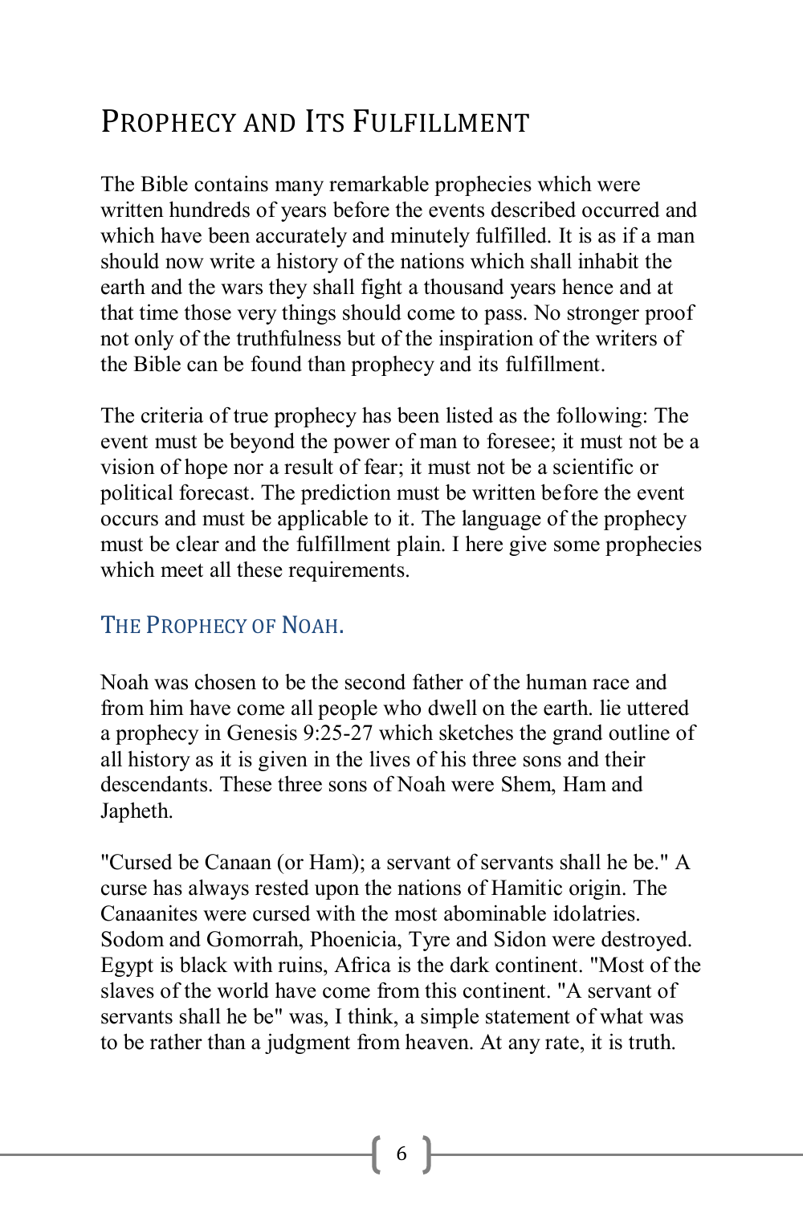## Prophecy and Its Fulfillment

The Bible contains many remarkable prophecies which were written hundreds of years before the events described occurred and which have been accurately and minutely fulfilled. It is as if a man should now write a history of the nations which shall inhabit the earth and the wars they shall fight a thousand years hence and at that time those very things should come to pass. No stronger proof not only of the truthfulness but of the inspiration of the writers of the Bible can be found than prophecy and its fulfillment.

The criteria of true prophecy has been listed as the following: The event must be beyond the power of man to foresee; it must not be a vision of hope nor a result of fear; it must not be a scientific or political forecast. The prediction must be written before the event occurs and must be applicable to it. The language of the prophecy must be clear and the fulfillment plain. I here give some prophecies which meet all these requirements.

### The Prophecy of Noah.

Noah was chosen to be the second father of the human race and from him have come all people who dwell on the earth. lie uttered a prophecy in Genesis 9:25-27 which sketches the grand outline of all history as it is given in the lives of his three sons and their descendants. These three sons of Noah were Shem, Ham and Japheth.

"Cursed be Canaan (or Ham); a servant of servants shall he be." A curse has always rested upon the nations of Hamitic origin. The Canaanites were cursed with the most abominable idolatries. Sodom and Gomorrah, Phoenicia, Tyre and Sidon were destroyed. Egypt is black with ruins, Africa is the dark continent. "Most of the slaves of the world have come from this continent. "A servant of servants shall he be" was, I think, a simple statement of what was to be rather than a judgment from heaven. At any rate, it is truth.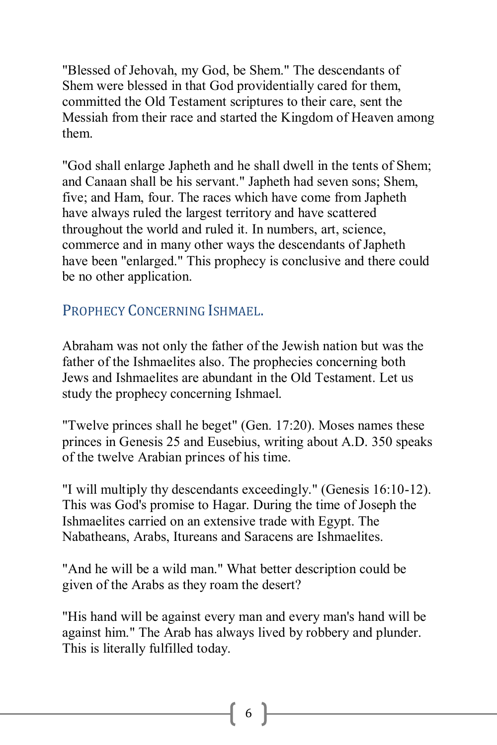"Blessed of Jehovah, my God, be Shem." The descendants of Shem were blessed in that God providentially cared for them, committed the Old Testament scriptures to their care, sent the Messiah from their race and started the Kingdom of Heaven among them.

"God shall enlarge Japheth and he shall dwell in the tents of Shem; and Canaan shall be his servant." Japheth had seven sons; Shem, five; and Ham, four. The races which have come from Japheth have always ruled the largest territory and have scattered throughout the world and ruled it. In numbers, art, science, commerce and in many other ways the descendants of Japheth have been "enlarged." This prophecy is conclusive and there could be no other application.

## Prophecy Concerning Ishmael.

Abraham was not only the father of the Jewish nation but was the father of the Ishmaelites also. The prophecies concerning both Jews and Ishmaelites are abundant in the Old Testament. Let us study the prophecy concerning Ishmael.

"Twelve princes shall he beget" (Gen. 17:20). Moses names these princes in Genesis 25 and Eusebius, writing about A.D. 350 speaks of the twelve Arabian princes of his time.

"I will multiply thy descendants exceedingly." (Genesis 16:10-12). This was God's promise to Hagar. During the time of Joseph the Ishmaelites carried on an extensive trade with Egypt. The Nabatheans, Arabs, Itureans and Saracens are Ishmaelites.

"And he will be a wild man." What better description could be given of the Arabs as they roam the desert?

"His hand will be against every man and every man's hand will be against him." The Arab has always lived by robbery and plunder. This is literally fulfilled today.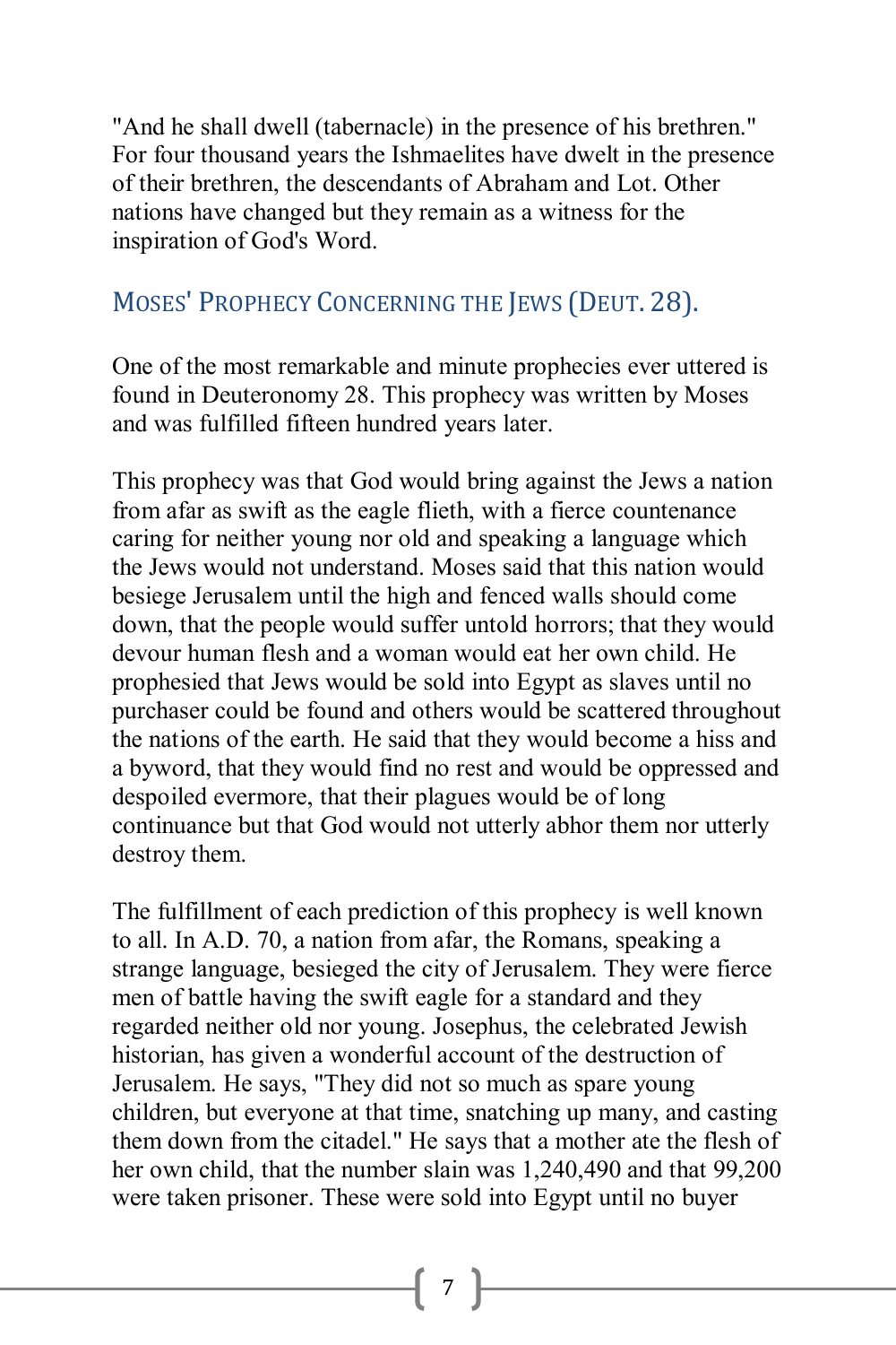"And he shall dwell (tabernacle) in the presence of his brethren." For four thousand years the Ishmaelites have dwelt in the presence of their brethren, the descendants of Abraham and Lot. Other nations have changed but they remain as a witness for the inspiration of God's Word.

## Moses' Prophecy Concerning the Jews (Deut. 28).

One of the most remarkable and minute prophecies ever uttered is found in Deuteronomy 28. This prophecy was written by Moses and was fulfilled fifteen hundred years later.

This prophecy was that God would bring against the Jews a nation from afar as swift as the eagle flieth, with a fierce countenance caring for neither young nor old and speaking a language which the Jews would not understand. Moses said that this nation would besiege Jerusalem until the high and fenced walls should come down, that the people would suffer untold horrors; that they would devour human flesh and a woman would eat her own child. He prophesied that Jews would be sold into Egypt as slaves until no purchaser could be found and others would be scattered throughout the nations of the earth. He said that they would become a hiss and a byword, that they would find no rest and would be oppressed and despoiled evermore, that their plagues would be of long continuance but that God would not utterly abhor them nor utterly destroy them.

The fulfillment of each prediction of this prophecy is well known to all. In A.D. 70, a nation from afar, the Romans, speaking a strange language, besieged the city of Jerusalem. They were fierce men of battle having the swift eagle for a standard and they regarded neither old nor young. Josephus, the celebrated Jewish historian, has given a wonderful account of the destruction of Jerusalem. He says, "They did not so much as spare young children, but everyone at that time, snatching up many, and casting them down from the citadel." He says that a mother ate the flesh of her own child, that the number slain was 1,240,490 and that 99,200 were taken prisoner. These were sold into Egypt until no buyer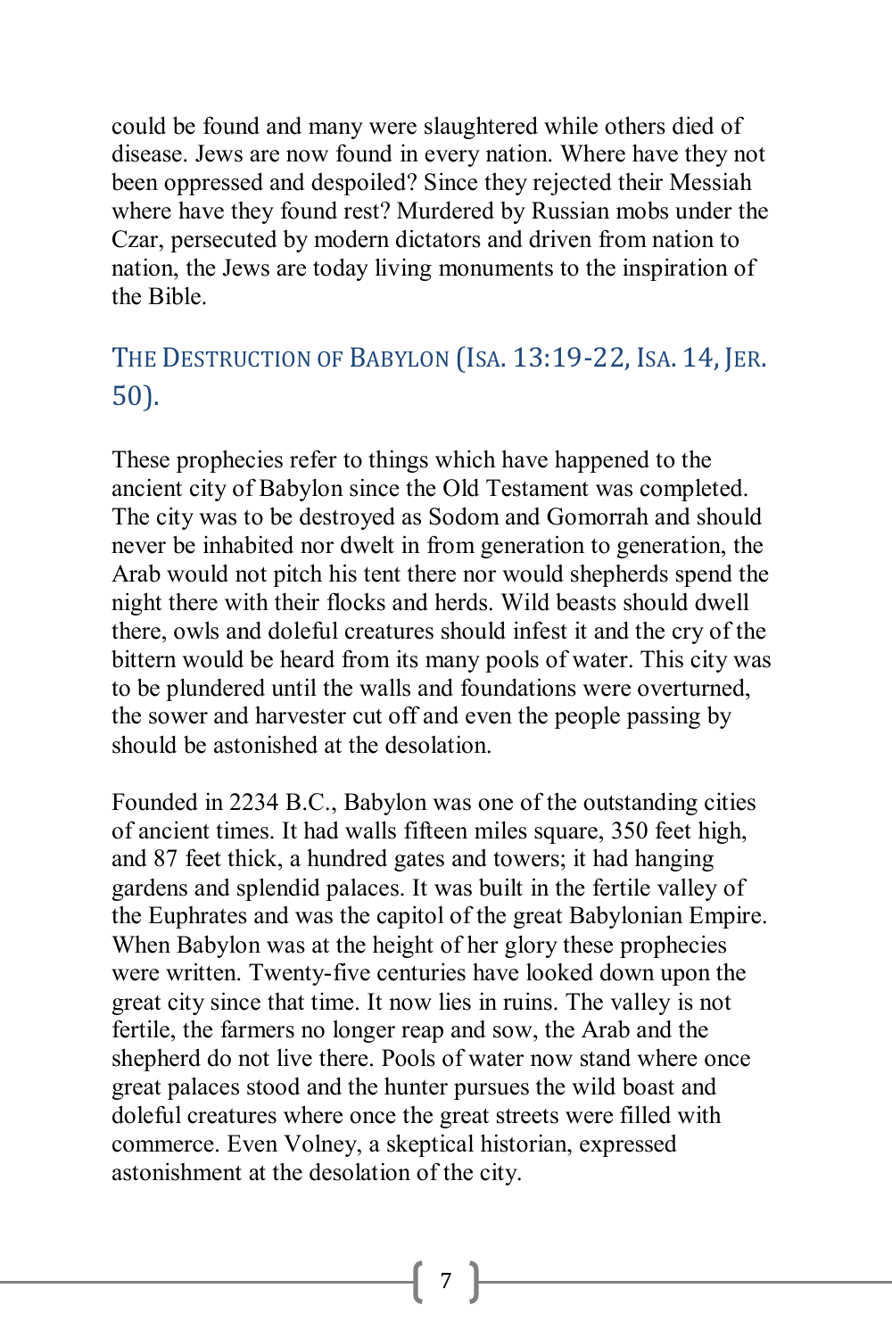could be found and many were slaughtered while others died of disease. Jews are now found in every nation. Where have they not been oppressed and despoiled? Since they rejected their Messiah where have they found rest? Murdered by Russian mobs under the Czar, persecuted by modern dictators and driven from nation to nation, the Jews are today living monuments to the inspiration of the Bible.

## The Destruction of Babylon (Isa. 13:19-22, Isa. 14, Jer. 50).

These prophecies refer to things which have happened to the ancient city of Babylon since the Old Testament was completed. The city was to be destroyed as Sodom and Gomorrah and should never be inhabited nor dwelt in from generation to generation, the Arab would not pitch his tent there nor would shepherds spend the night there with their flocks and herds. Wild beasts should dwell there, owls and doleful creatures should infest it and the cry of the bittern would be heard from its many pools of water. This city was to be plundered until the walls and foundations were overturned, the sower and harvester cut off and even the people passing by should be astonished at the desolation.

Founded in 2234 B.C., Babylon was one of the outstanding cities of ancient times. It had walls fifteen miles square, 350 feet high, and 87 feet thick, a hundred gates and towers; it had hanging gardens and splendid palaces. It was built in the fertile valley of the Euphrates and was the capitol of the great Babylonian Empire. When Babylon was at the height of her glory these prophecies were written. Twenty-five centuries have looked down upon the great city since that time. It now lies in ruins. The valley is not fertile, the farmers no longer reap and sow, the Arab and the shepherd do not live there. Pools of water now stand where once great palaces stood and the hunter pursues the wild boast and doleful creatures where once the great streets were filled with commerce. Even Volney, a skeptical historian, expressed astonishment at the desolation of the city.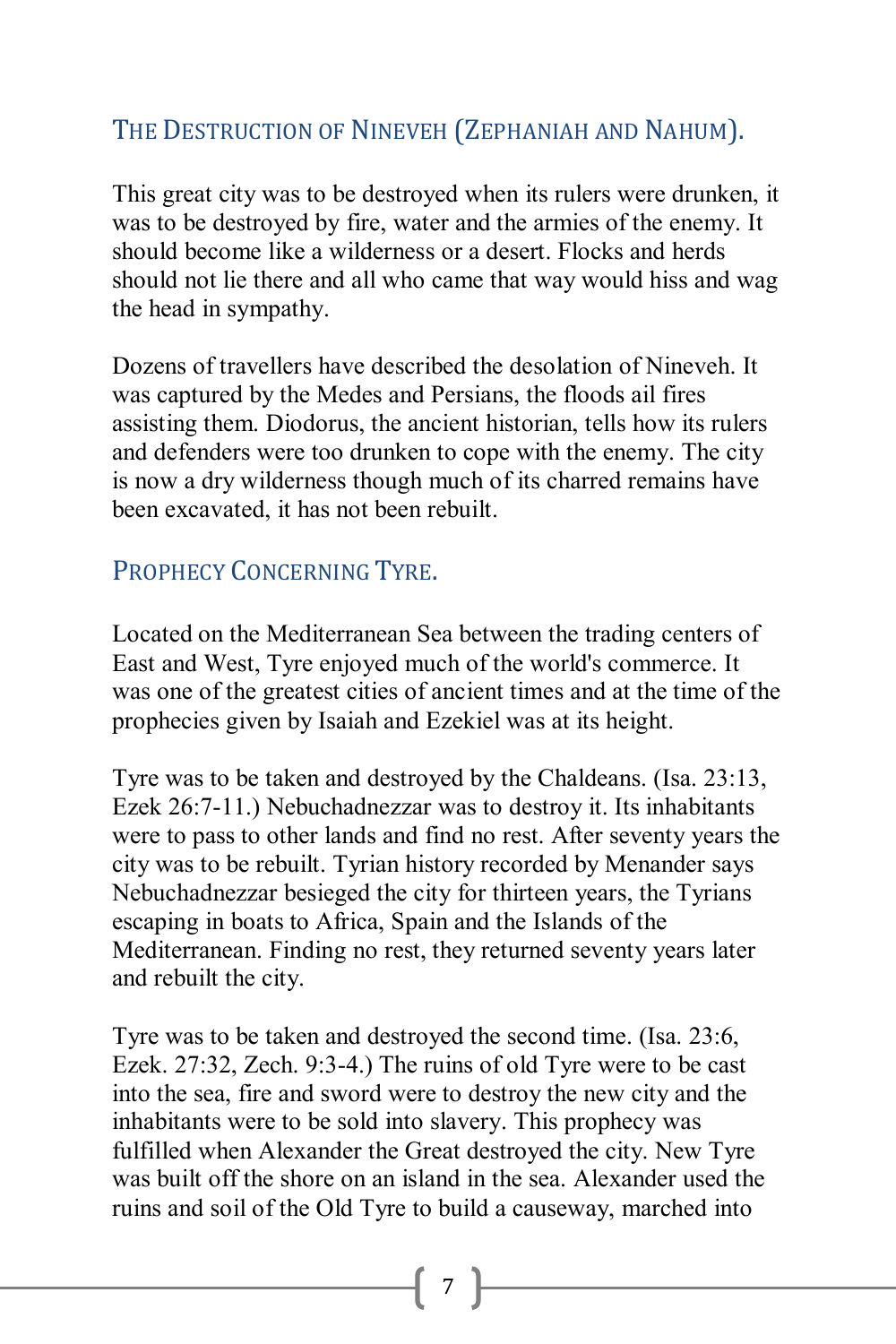## The Destruction of Nineveh (Zephaniah and Nahum).

This great city was to be destroyed when its rulers were drunken, it was to be destroyed by fire, water and the armies of the enemy. It should become like a wilderness or a desert. Flocks and herds should not lie there and all who came that way would hiss and wag the head in sympathy.

Dozens of travellers have described the desolation of Nineveh. It was captured by the Medes and Persians, the floods ail fires assisting them. Diodorus, the ancient historian, tells how its rulers and defenders were too drunken to cope with the enemy. The city is now a dry wilderness though much of its charred remains have been excavated, it has not been rebuilt.

## Prophecy Concerning Tyre.

Located on the Mediterranean Sea between the trading centers of East and West, Tyre enjoyed much of the world's commerce. It was one of the greatest cities of ancient times and at the time of the prophecies given by Isaiah and Ezekiel was at its height.

Tyre was to be taken and destroyed by the Chaldeans. (Isa. 23:13, Ezek 26:7-11.) Nebuchadnezzar was to destroy it. Its inhabitants were to pass to other lands and find no rest. After seventy years the city was to be rebuilt. Tyrian history recorded by Menander says Nebuchadnezzar besieged the city for thirteen years, the Tyrians escaping in boats to Africa, Spain and the Islands of the Mediterranean. Finding no rest, they returned seventy years later and rebuilt the city.

Tyre was to be taken and destroyed the second time. (Isa. 23:6, Ezek. 27:32, Zech. 9:3-4.) The ruins of old Tyre were to be cast into the sea, fire and sword were to destroy the new city and the inhabitants were to be sold into slavery. This prophecy was fulfilled when Alexander the Great destroyed the city. New Tyre was built off the shore on an island in the sea. Alexander used the ruins and soil of the Old Tyre to build a causeway, marched into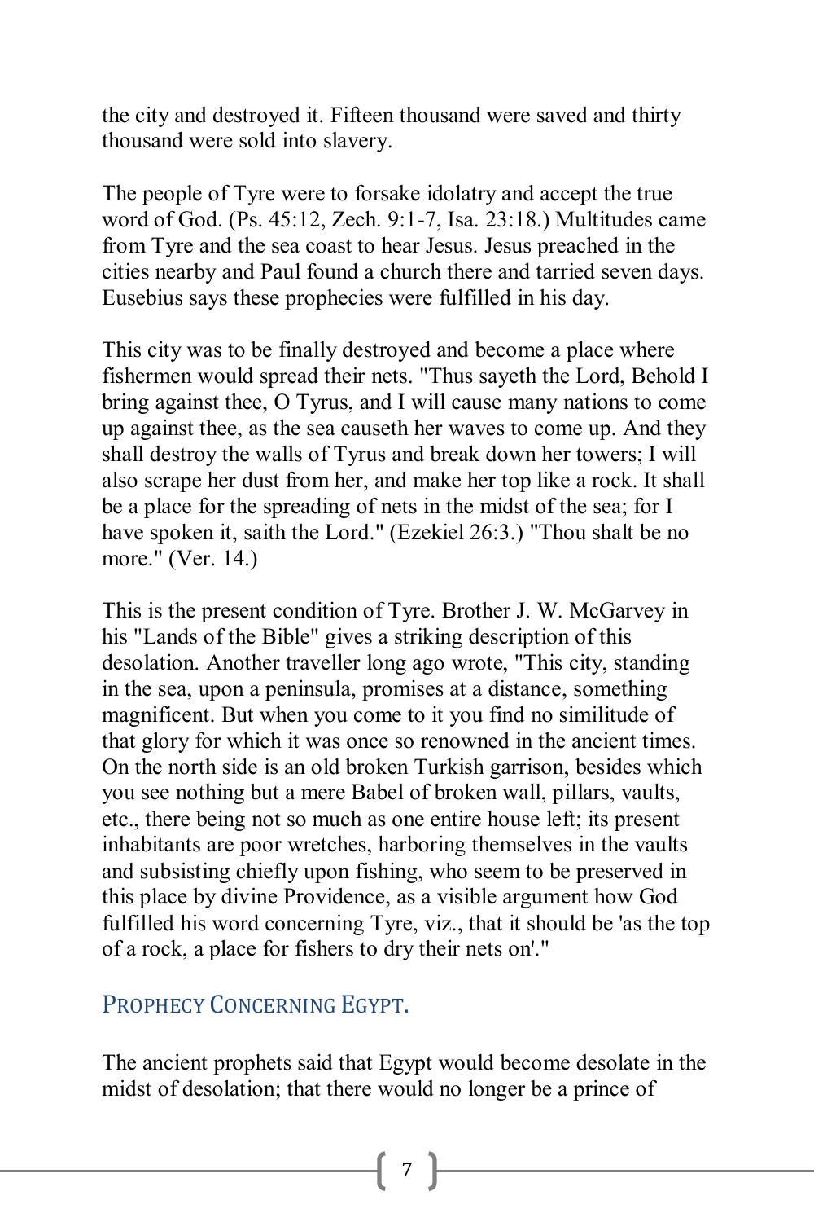the city and destroyed it. Fifteen thousand were saved and thirty thousand were sold into slavery.

The people of Tyre were to forsake idolatry and accept the true word of God. (Ps. 45:12, Zech. 9:1-7, Isa. 23:18.) Multitudes came from Tyre and the sea coast to hear Jesus. Jesus preached in the cities nearby and Paul found a church there and tarried seven days. Eusebius says these prophecies were fulfilled in his day.

This city was to be finally destroyed and become a place where fishermen would spread their nets. "Thus sayeth the Lord, Behold I bring against thee, O Tyrus, and I will cause many nations to come up against thee, as the sea causeth her waves to come up. And they shall destroy the walls of Tyrus and break down her towers; I will also scrape her dust from her, and make her top like a rock. It shall be a place for the spreading of nets in the midst of the sea; for I have spoken it, saith the Lord." (Ezekiel 26:3.) "Thou shalt be no more." (Ver. 14.)

This is the present condition of Tyre. Brother J. W. McGarvey in his "Lands of the Bible" gives a striking description of this desolation. Another traveller long ago wrote, "This city, standing in the sea, upon a peninsula, promises at a distance, something magnificent. But when you come to it you find no similitude of that glory for which it was once so renowned in the ancient times. On the north side is an old broken Turkish garrison, besides which you see nothing but a mere Babel of broken wall, pillars, vaults, etc., there being not so much as one entire house left; its present inhabitants are poor wretches, harboring themselves in the vaults and subsisting chiefly upon fishing, who seem to be preserved in this place by divine Providence, as a visible argument how God fulfilled his word concerning Tyre, viz., that it should be 'as the top of a rock, a place for fishers to dry their nets on'."

## Prophecy Concerning Egypt.

The ancient prophets said that Egypt would become desolate in the midst of desolation; that there would no longer be a prince of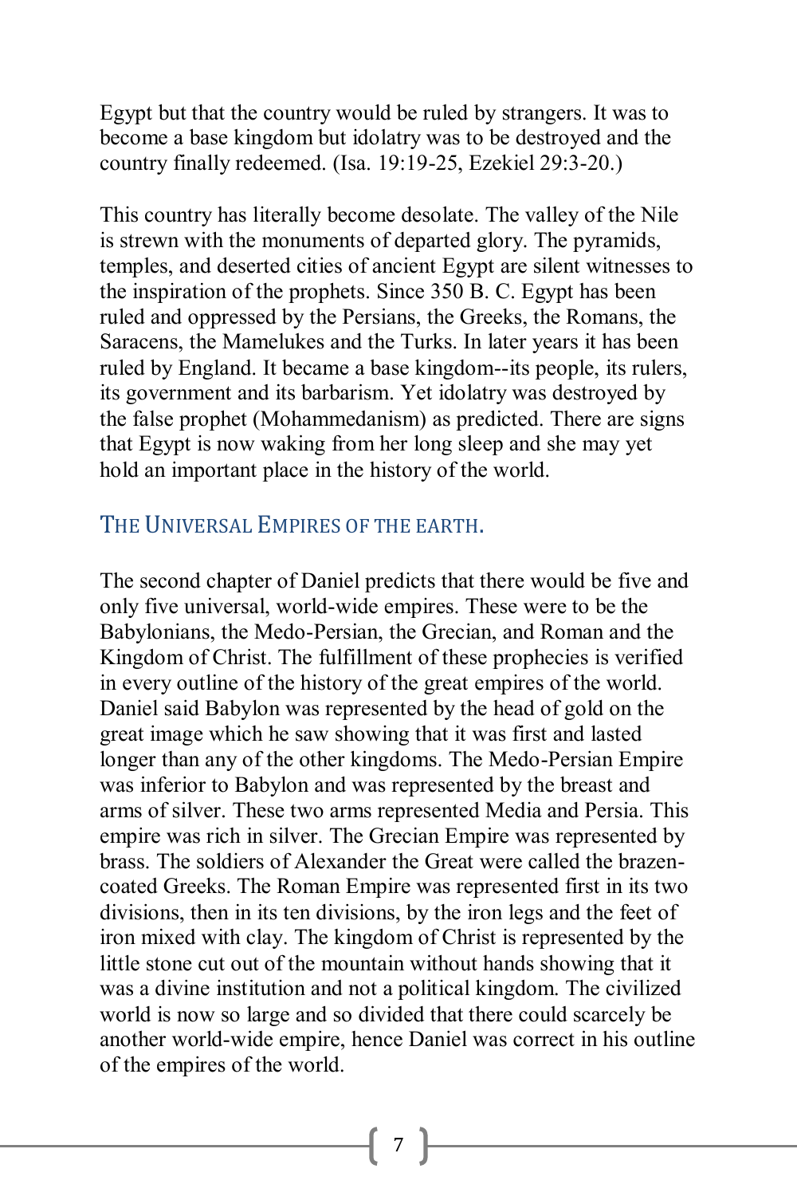Egypt but that the country would be ruled by strangers. It was to become a base kingdom but idolatry was to be destroyed and the country finally redeemed. (Isa. 19:19-25, Ezekiel 29:3-20.)

This country has literally become desolate. The valley of the Nile is strewn with the monuments of departed glory. The pyramids, temples, and deserted cities of ancient Egypt are silent witnesses to the inspiration of the prophets. Since 350 B. C. Egypt has been ruled and oppressed by the Persians, the Greeks, the Romans, the Saracens, the Mamelukes and the Turks. In later years it has been ruled by England. It became a base kingdom--its people, its rulers, its government and its barbarism. Yet idolatry was destroyed by the false prophet (Mohammedanism) as predicted. There are signs that Egypt is now waking from her long sleep and she may yet hold an important place in the history of the world.

## THE UNIVERSAL EMPIRES OF THE EARTH.

The second chapter of Daniel predicts that there would be five and only five universal, world-wide empires. These were to be the Babylonians, the Medo-Persian, the Grecian, and Roman and the Kingdom of Christ. The fulfillment of these prophecies is verified in every outline of the history of the great empires of the world. Daniel said Babylon was represented by the head of gold on the great image which he saw showing that it was first and lasted longer than any of the other kingdoms. The Medo-Persian Empire was inferior to Babylon and was represented by the breast and arms of silver. These two arms represented Media and Persia. This empire was rich in silver. The Grecian Empire was represented by brass. The soldiers of Alexander the Great were called the brazen-coated Greeks. The Roman Empire was represented first in its two divisions, then in its ten divisions, by the iron legs and the feet of iron mixed with clay. The kingdom of Christ is represented by the little stone cut out of the mountain without hands showing that it was a divine institution and not a political kingdom. The civilized world is now so large and so divided that there could scarcely be another world-wide empire, hence Daniel was correct in his outline of the empires of the world.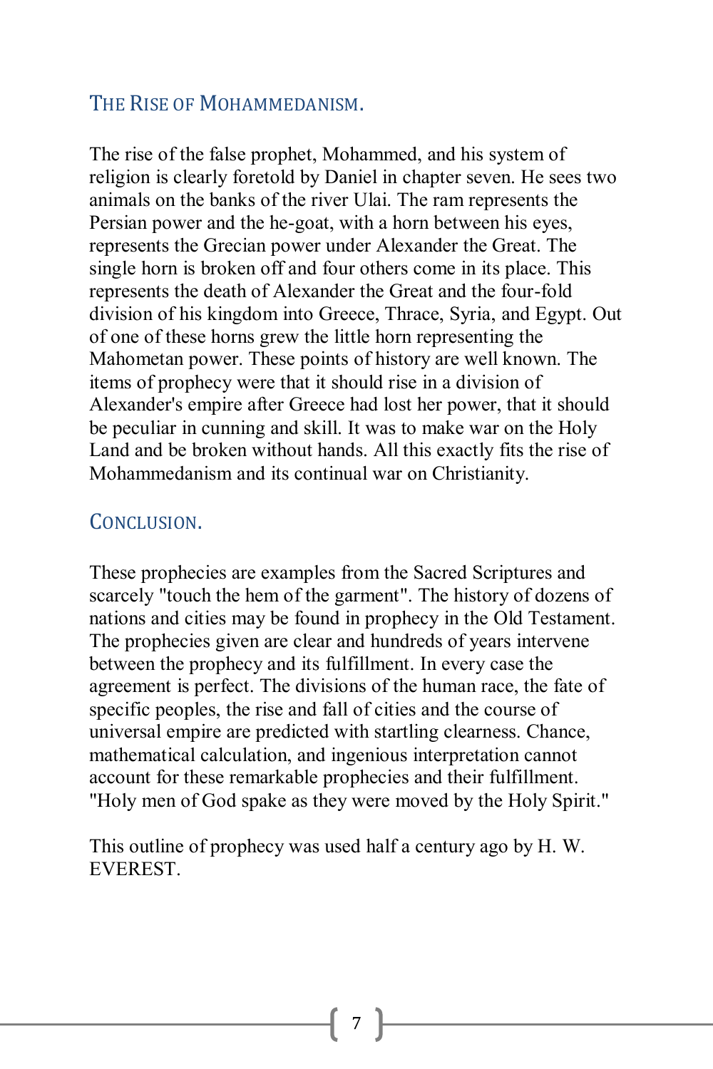## The Rise of Mohammedanism.

The rise of the false prophet, Mohammed, and his system of religion is clearly foretold by Daniel in chapter seven. He sees two animals on the banks of the river Ulai. The ram represents the Persian power and the he-goat, with a horn between his eyes, represents the Grecian power under Alexander the Great. The single horn is broken off and four others come in its place. This represents the death of Alexander the Great and the four-fold division of his kingdom into Greece, Thrace, Syria, and Egypt. Out of one of these horns grew the little horn representing the Mahometan power. These points of history are well known. The items of prophecy were that it should rise in a division of Alexander's empire after Greece had lost her power, that it should be peculiar in cunning and skill. It was to make war on the Holy Land and be broken without hands. All this exactly fits the rise of Mohammedanism and its continual war on Christianity.

## Conclusion.

These prophecies are examples from the Sacred Scriptures and scarcely "touch the hem of the garment". The history of dozens of nations and cities may be found in prophecy in the Old Testament. The prophecies given are clear and hundreds of years intervene between the prophecy and its fulfillment. In every case the agreement is perfect. The divisions of the human race, the fate of specific peoples, the rise and fall of cities and the course of universal empire are predicted with startling clearness. Chance, mathematical calculation, and ingenious interpretation cannot account for these remarkable prophecies and their fulfillment. "Holy men of God spake as they were moved by the Holy Spirit."

This outline of prophecy was used half a century ago by H. W. EVEREST.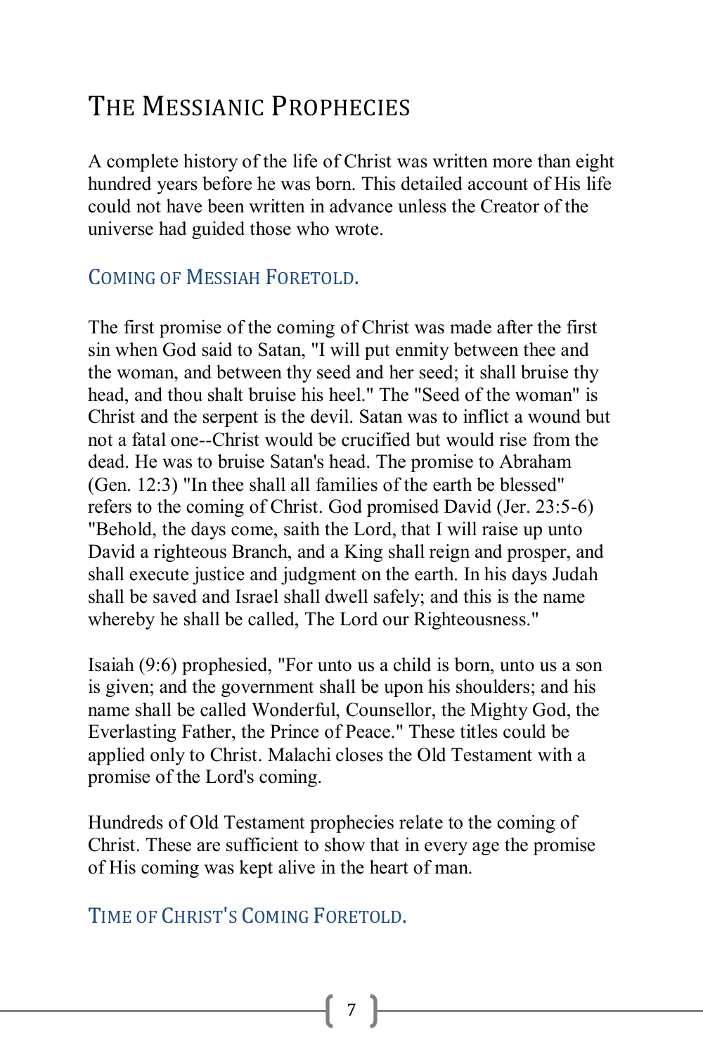# The Messianic Prophecies

A complete history of the life of Christ was written more than eight hundred years before he was born. This detailed account of His life could not have been written in advance unless the Creator of the universe had guided those who wrote.

## Coming of Messiah Foretold.

The first promise of the coming of Christ was made after the first sin when God said to Satan, "I will put enmity between thee and the woman, and between thy seed and her seed; it shall bruise thy head, and thou shalt bruise his heel." The "Seed of the woman" is Christ and the serpent is the devil. Satan was to inflict a wound but not a fatal one--Christ would be crucified but would rise from the dead. He was to bruise Satan's head. The promise to Abraham (Gen. 12:3) "In thee shall all families of the earth be blessed" refers to the coming of Christ. God promised David (Jer. 23:5-6) "Behold, the days come, saith the Lord, that I will raise up unto David a righteous Branch, and a King shall reign and prosper, and shall execute justice and judgment on the earth. In his days Judah shall be saved and Israel shall dwell safely; and this is the name whereby he shall be called, The Lord our Righteousness."

Isaiah (9:6) prophesied, "For unto us a child is born, unto us a son is given; and the government shall be upon his shoulders; and his name shall be called Wonderful, Counsellor, the Mighty God, the Everlasting Father, the Prince of Peace." These titles could be applied only to Christ. Malachi closes the Old Testament with a promise of the Lord's coming.

Hundreds of Old Testament prophecies relate to the coming of Christ. These are sufficient to show that in every age the promise of His coming was kept alive in the heart of man.

## Time of Christ's Coming Foretold.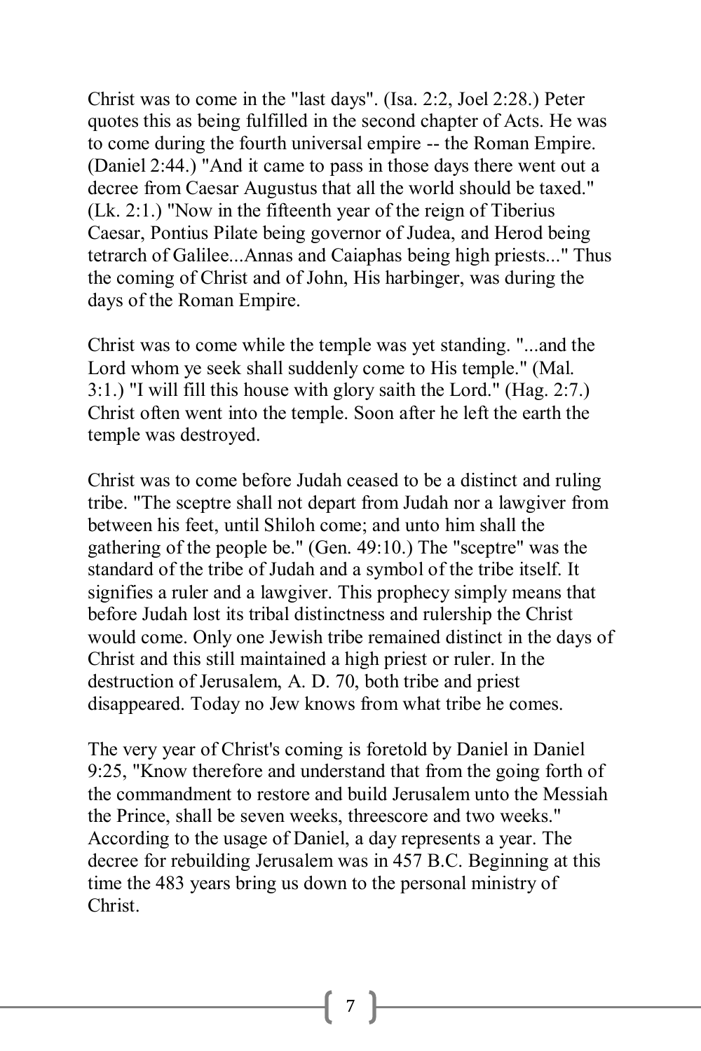Christ was to come in the "last days". (Isa. 2:2, Joel 2:28.) Peter quotes this as being fulfilled in the second chapter of Acts. He was to come during the fourth universal empire -- the Roman Empire. (Daniel 2:44.) "And it came to pass in those days there went out a decree from Caesar Augustus that all the world should be taxed." (Lk. 2:1.) "Now in the fifteenth year of the reign of Tiberius Caesar, Pontius Pilate being governor of Judea, and Herod being tetrarch of Galilee...Annas and Caiaphas being high priests..." Thus the coming of Christ and of John, His harbinger, was during the days of the Roman Empire.

Christ was to come while the temple was yet standing. "...and the Lord whom ye seek shall suddenly come to His temple." (Mal. 3:1.) "I will fill this house with glory saith the Lord." (Hag. 2:7.) Christ often went into the temple. Soon after he left the earth the temple was destroyed.

Christ was to come before Judah ceased to be a distinct and ruling tribe. "The sceptre shall not depart from Judah nor a lawgiver from between his feet, until Shiloh come; and unto him shall the gathering of the people be." (Gen. 49:10.) The "sceptre" was the standard of the tribe of Judah and a symbol of the tribe itself. It signifies a ruler and a lawgiver. This prophecy simply means that before Judah lost its tribal distinctness and rulership the Christ would come. Only one Jewish tribe remained distinct in the days of Christ and this still maintained a high priest or ruler. In the destruction of Jerusalem, A. D. 70, both tribe and priest disappeared. Today no Jew knows from what tribe he comes.

The very year of Christ's coming is foretold by Daniel in Daniel 9:25, "Know therefore and understand that from the going forth of the commandment to restore and build Jerusalem unto the Messiah the Prince, shall be seven weeks, threescore and two weeks." According to the usage of Daniel, a day represents a year. The decree for rebuilding Jerusalem was in 457 B.C. Beginning at this time the 483 years bring us down to the personal ministry of Christ.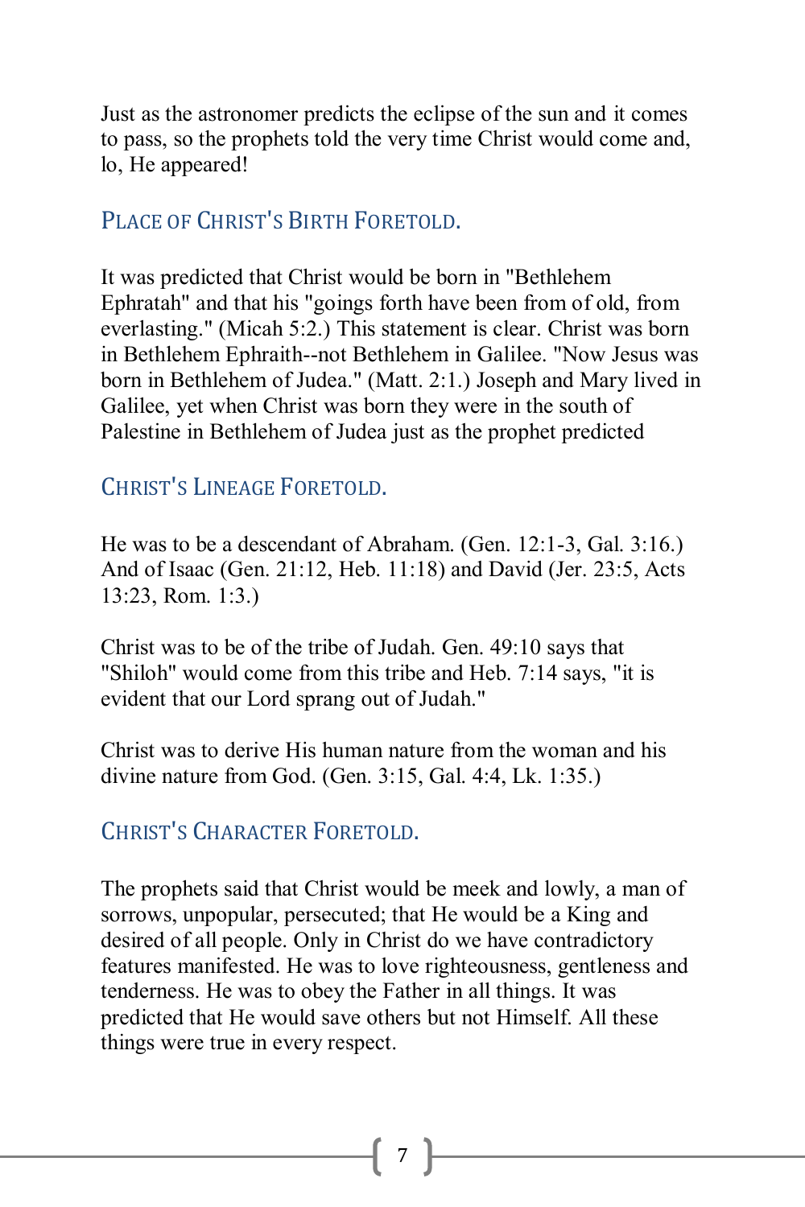Just as the astronomer predicts the eclipse of the sun and it comes to pass, so the prophets told the very time Christ would come and, lo, He appeared!

## Place of Christ's Birth Foretold.

It was predicted that Christ would be born in "Bethlehem Ephratah" and that his "goings forth have been from of old, from everlasting." (Micah 5:2.) This statement is clear. Christ was born in Bethlehem Ephraith--not Bethlehem in Galilee. "Now Jesus was born in Bethlehem of Judea." (Matt. 2:1.) Joseph and Mary lived in Galilee, yet when Christ was born they were in the south of Palestine in Bethlehem of Judea just as the prophet predicted

## Christ's Lineage Foretold.

He was to be a descendant of Abraham. (Gen. 12:1-3, Gal. 3:16.) And of Isaac (Gen. 21:12, Heb. 11:18) and David (Jer. 23:5, Acts 13:23, Rom. 1:3.)

Christ was to be of the tribe of Judah. Gen. 49:10 says that "Shiloh" would come from this tribe and Heb. 7:14 says, "it is evident that our Lord sprang out of Judah."

Christ was to derive His human nature from the woman and his divine nature from God. (Gen. 3:15, Gal. 4:4, Lk. 1:35.)

## Christ's Character Foretold.

The prophets said that Christ would be meek and lowly, a man of sorrows, unpopular, persecuted; that He would be a King and desired of all people. Only in Christ do we have contradictory features manifested. He was to love righteousness, gentleness and tenderness. He was to obey the Father in all things. It was predicted that He would save others but not Himself. All these things were true in every respect.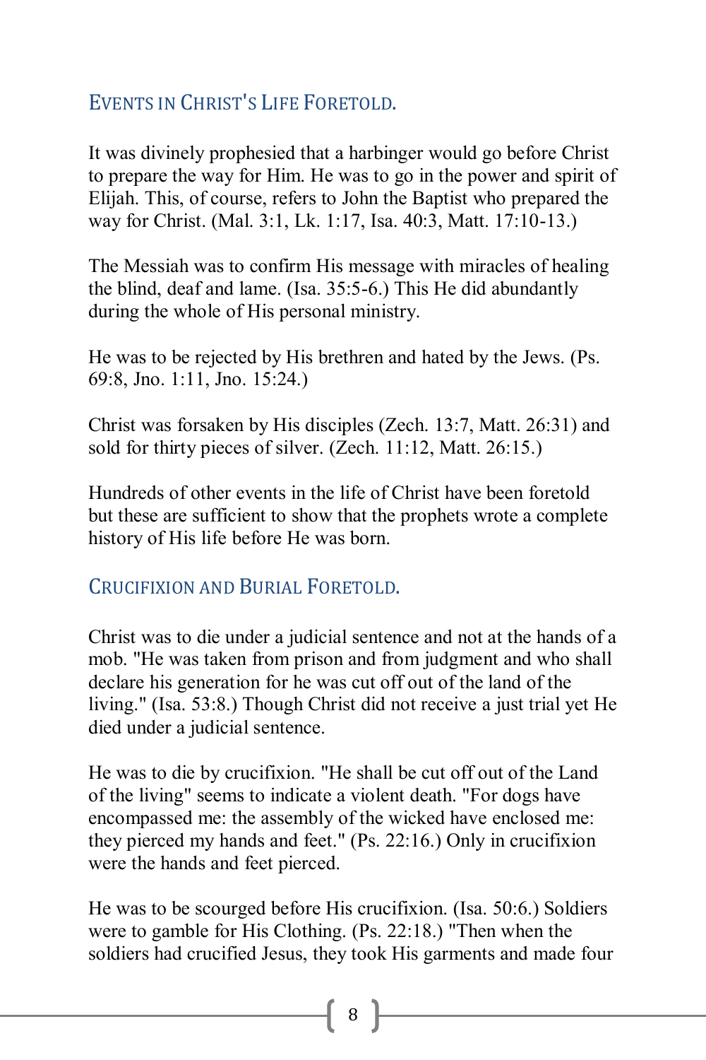## Events in Christ's Life Foretold.

It was divinely prophesied that a harbinger would go before Christ to prepare the way for Him. He was to go in the power and spirit of Elijah. This, of course, refers to John the Baptist who prepared the way for Christ. (Mal. 3:1, Lk. 1:17, Isa. 40:3, Matt. 17:10-13.)

The Messiah was to confirm His message with miracles of healing the blind, deaf and lame. (Isa. 35:5-6.) This He did abundantly during the whole of His personal ministry.

He was to be rejected by His brethren and hated by the Jews. (Ps. 69:8, Jno. 1:11, Jno. 15:24.)

Christ was forsaken by His disciples (Zech. 13:7, Matt. 26:31) and sold for thirty pieces of silver. (Zech. 11:12, Matt. 26:15.)

Hundreds of other events in the life of Christ have been foretold but these are sufficient to show that the prophets wrote a complete history of His life before He was born.

## Crucifixion and Burial Foretold.

Christ was to die under a judicial sentence and not at the hands of a mob. "He was taken from prison and from judgment and who shall declare his generation for he was cut off out of the land of the living." (Isa. 53:8.) Though Christ did not receive a just trial yet He died under a judicial sentence.

He was to die by crucifixion. "He shall be cut off out of the Land of the living" seems to indicate a violent death. "For dogs have encompassed me: the assembly of the wicked have enclosed me: they pierced my hands and feet." (Ps. 22:16.) Only in crucifixion were the hands and feet pierced.

He was to be scourged before His crucifixion. (Isa. 50:6.) Soldiers were to gamble for His Clothing. (Ps. 22:18.) "Then when the soldiers had crucified Jesus, they took His garments and made four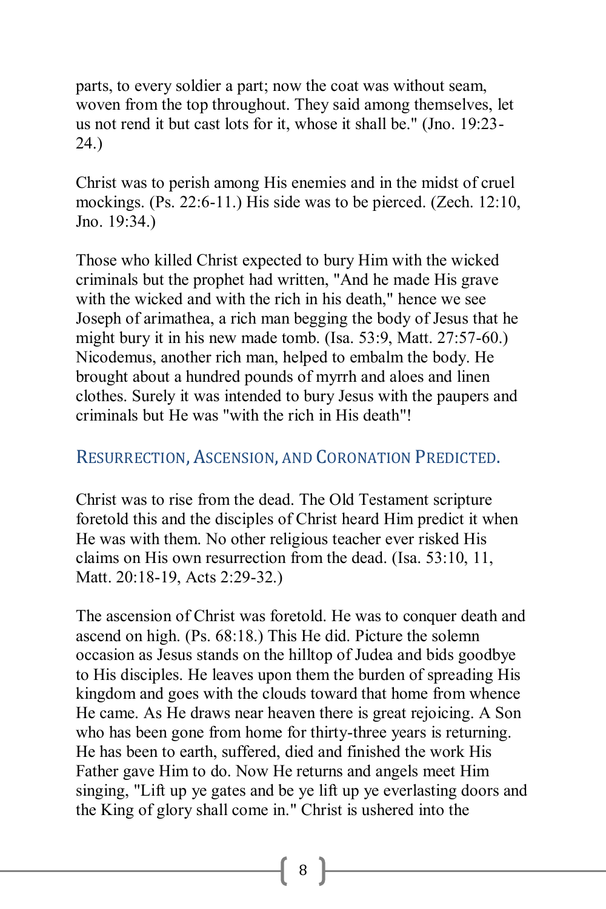parts, to every soldier a part; now the coat was without seam, woven from the top throughout. They said among themselves, let us not rend it but cast lots for it, whose it shall be." (Jno. 19:23-24.)

Christ was to perish among His enemies and in the midst of cruel mockings. (Ps. 22:6-11.) His side was to be pierced. (Zech. 12:10, Jno. 19:34.)

Those who killed Christ expected to bury Him with the wicked criminals but the prophet had written, "And he made His grave with the wicked and with the rich in his death," hence we see Joseph of arimathea, a rich man begging the body of Jesus that he might bury it in his new made tomb. (Isa. 53:9, Matt. 27:57-60.) Nicodemus, another rich man, helped to embalm the body. He brought about a hundred pounds of myrrh and aloes and linen clothes. Surely it was intended to bury Jesus with the paupers and criminals but He was "with the rich in His death"!

## Resurrection, Ascension, and Coronation Predicted.

Christ was to rise from the dead. The Old Testament scripture foretold this and the disciples of Christ heard Him predict it when He was with them. No other religious teacher ever risked His claims on His own resurrection from the dead. (Isa. 53:10, 11, Matt. 20:18-19, Acts 2:29-32.)

The ascension of Christ was foretold. He was to conquer death and ascend on high. (Ps. 68:18.) This He did. Picture the solemn occasion as Jesus stands on the hilltop of Judea and bids goodbye to His disciples. He leaves upon them the burden of spreading His kingdom and goes with the clouds toward that home from whence He came. As He draws near heaven there is great rejoicing. A Son who has been gone from home for thirty-three years is returning. He has been to earth, suffered, died and finished the work His Father gave Him to do. Now He returns and angels meet Him singing, "Lift up ye gates and be ye lift up ye everlasting doors and the King of glory shall come in." Christ is ushered into the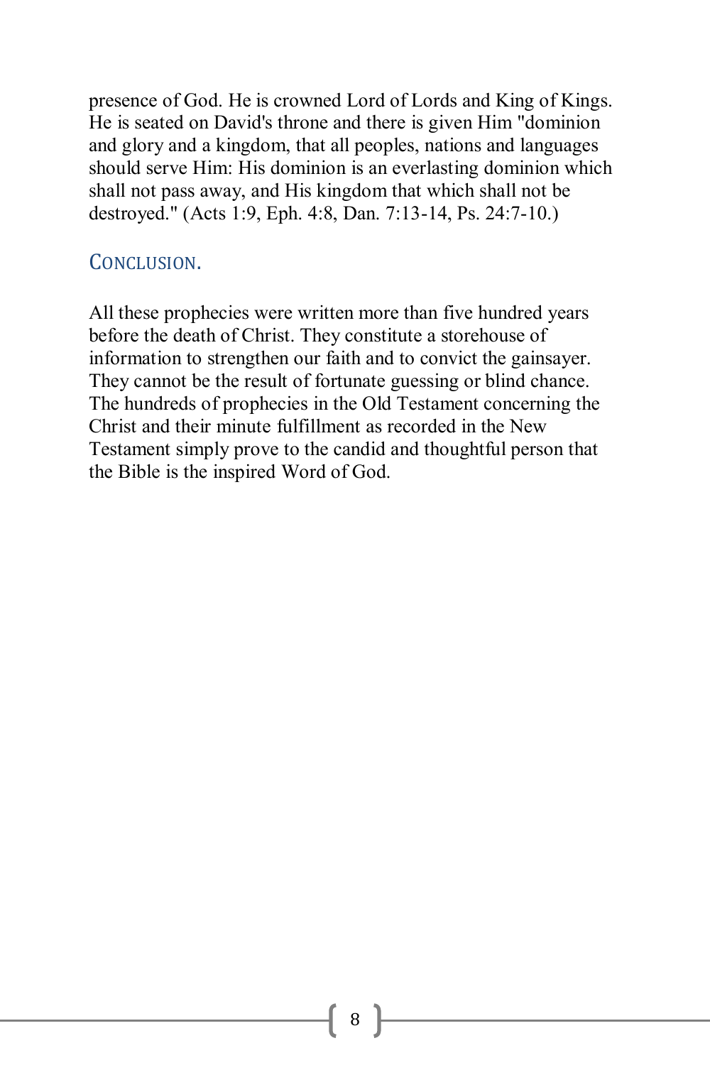presence of God. He is crowned Lord of Lords and King of Kings. He is seated on David's throne and there is given Him "dominion and glory and a kingdom, that all peoples, nations and languages should serve Him: His dominion is an everlasting dominion which shall not pass away, and His kingdom that which shall not be destroyed." (Acts 1:9, Eph. 4:8, Dan. 7:13-14, Ps. 24:7-10.)

## CONCLUSION.

All these prophecies were written more than five hundred years before the death of Christ. They constitute a storehouse of information to strengthen our faith and to convict the gainsayer. They cannot be the result of fortunate guessing or blind chance. The hundreds of prophecies in the Old Testament concerning the Christ and their minute fulfillment as recorded in the New Testament simply prove to the candid and thoughtful person that the Bible is the inspired Word of God.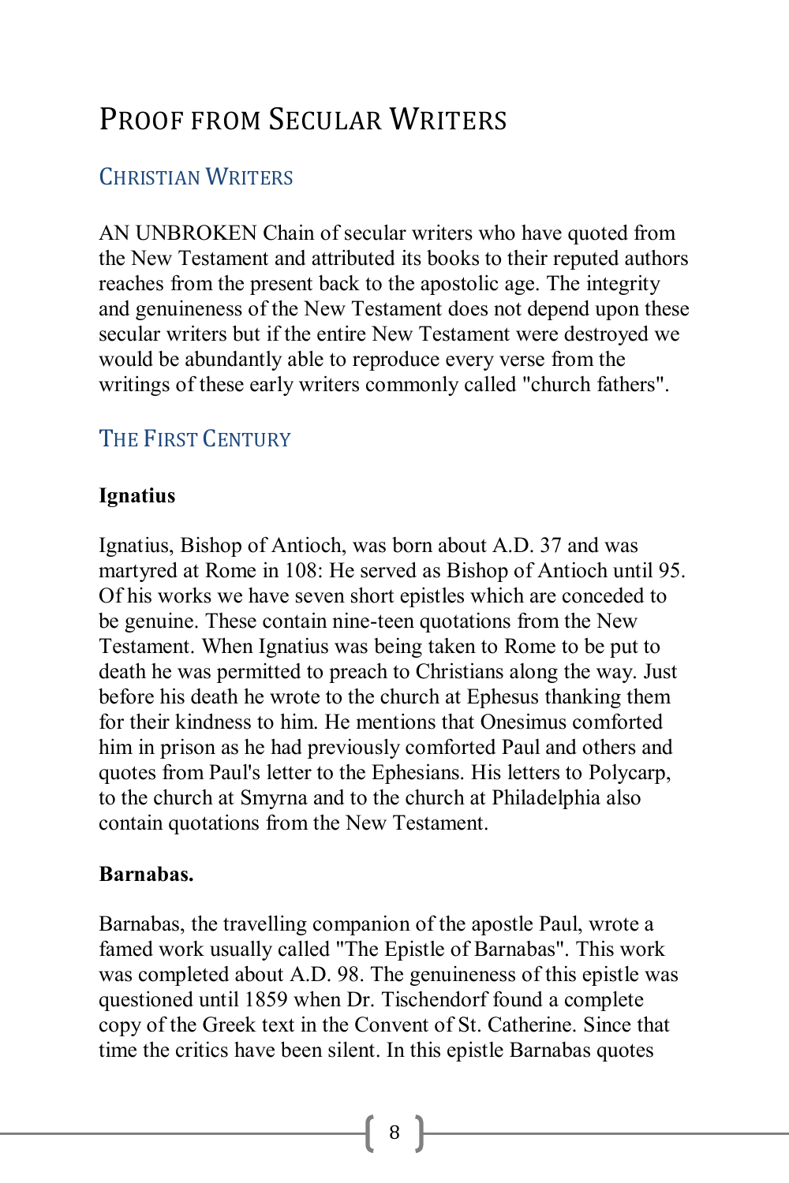# Proof from Secular Writers

## Christian Writers

AN UNBROKEN Chain of secular writers who have quoted from the New Testament and attributed its books to their reputed authors reaches from the present back to the apostolic age. The integrity and genuineness of the New Testament does not depend upon these secular writers but if the entire New Testament were destroyed we would be abundantly able to reproduce every verse from the writings of these early writers commonly called "church fathers".

## The First Century

**Ignatius**

Ignatius, Bishop of Antioch, was born about A.D. 37 and was martyred at Rome in 108: He served as Bishop of Antioch until 95. Of his works we have seven short epistles which are conceded to be genuine. These contain nine-teen quotations from the New Testament. When Ignatius was being taken to Rome to be put to death he was permitted to preach to Christians along the way. Just before his death he wrote to the church at Ephesus thanking them for their kindness to him. He mentions that Onesimus comforted him in prison as he had previously comforted Paul and others and quotes from Paul's letter to the Ephesians. His letters to Polycarp, to the church at Smyrna and to the church at Philadelphia also contain quotations from the New Testament.

**Barnabas.**

Barnabas, the travelling companion of the apostle Paul, wrote a famed work usually called "The Epistle of Barnabas". This work was completed about A.D. 98. The genuineness of this epistle was questioned until 1859 when Dr. Tischendorf found a complete copy of the Greek text in the Convent of St. Catherine. Since that time the critics have been silent. In this epistle Barnabas quotes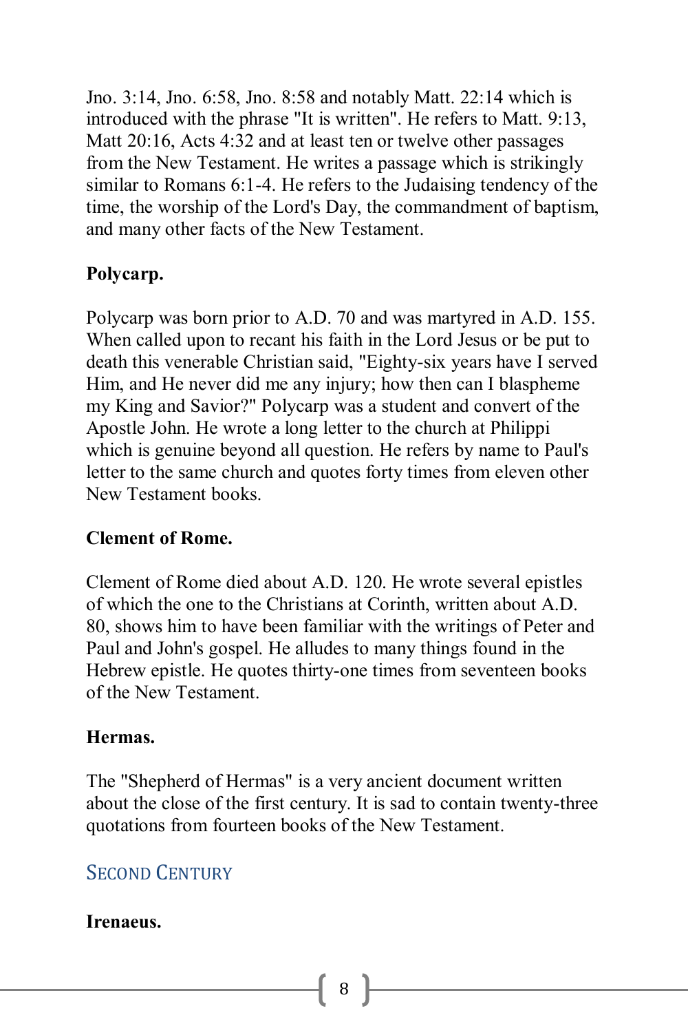Jno. 3:14, Jno. 6:58, Jno. 8:58 and notably Matt. 22:14 which is introduced with the phrase "It is written". He refers to Matt. 9:13, Matt 20:16, Acts 4:32 and at least ten or twelve other passages from the New Testament. He writes a passage which is strikingly similar to Romans 6:1-4. He refers to the Judaising tendency of the time, the worship of the Lord's Day, the commandment of baptism, and many other facts of the New Testament.

**Polycarp.**

Polycarp was born prior to A.D. 70 and was martyred in A.D. 155. When called upon to recant his faith in the Lord Jesus or be put to death this venerable Christian said, "Eighty-six years have I served Him, and He never did me any injury; how then can I blaspheme my King and Savior?" Polycarp was a student and convert of the Apostle John. He wrote a long letter to the church at Philippi which is genuine beyond all question. He refers by name to Paul's letter to the same church and quotes forty times from eleven other New Testament books.

**Clement of Rome.**

Clement of Rome died about A.D. 120. He wrote several epistles of which the one to the Christians at Corinth, written about A.D. 80, shows him to have been familiar with the writings of Peter and Paul and John's gospel. He alludes to many things found in the Hebrew epistle. He quotes thirty-one times from seventeen books of the New Testament.

**Hermas.**

The "Shepherd of Hermas" is a very ancient document written about the close of the first century. It is sad to contain twenty-three quotations from fourteen books of the New Testament.

## Second Century

**Irenaeus.**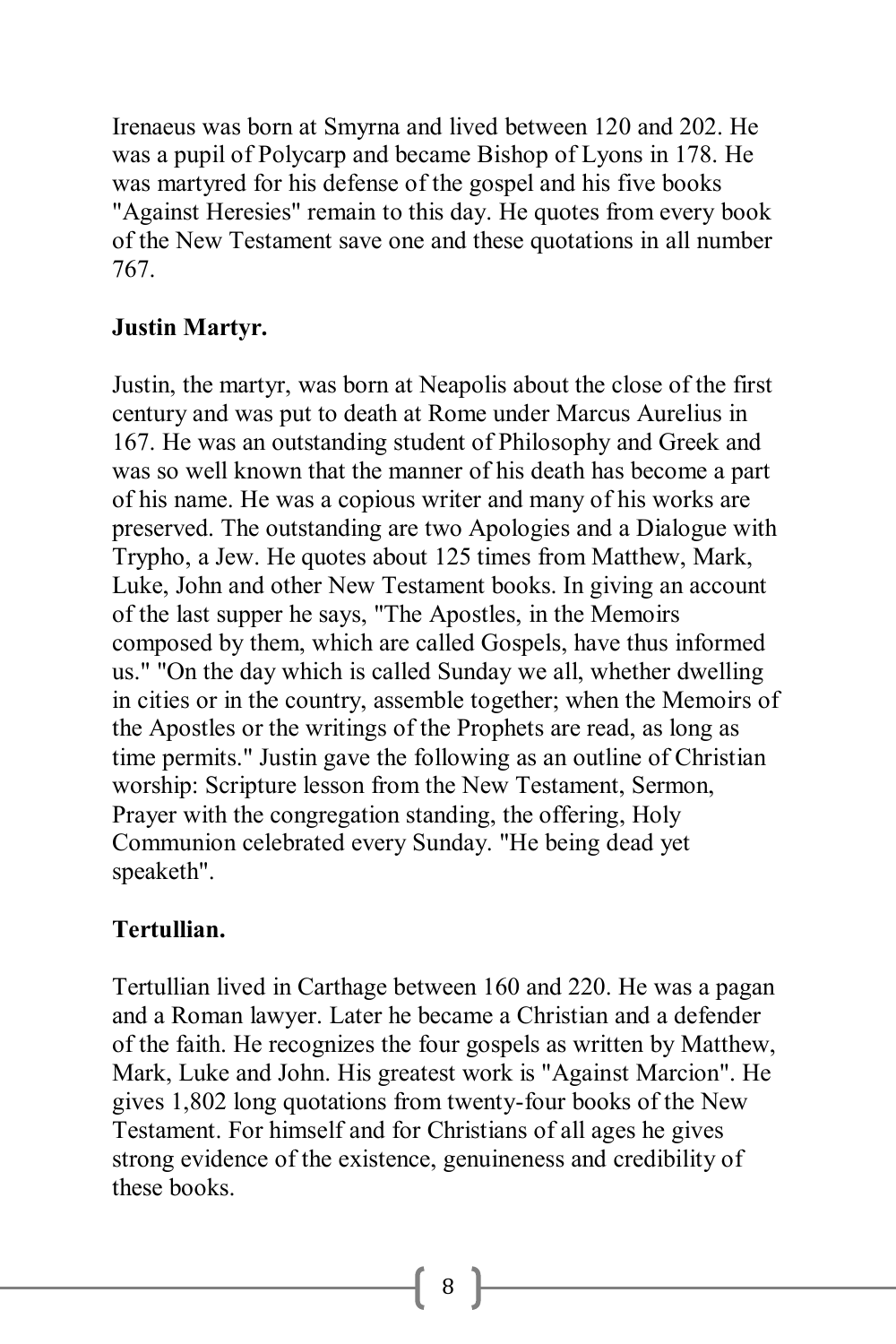Irenaeus was born at Smyrna and lived between 120 and 202. He was a pupil of Polycarp and became Bishop of Lyons in 178. He was martyred for his defense of the gospel and his five books "Against Heresies" remain to this day. He quotes from every book of the New Testament save one and these quotations in all number 767.

**Justin Martyr.**

Justin, the martyr, was born at Neapolis about the close of the first century and was put to death at Rome under Marcus Aurelius in 167. He was an outstanding student of Philosophy and Greek and was so well known that the manner of his death has become a part of his name. He was a copious writer and many of his works are preserved. The outstanding are two Apologies and a Dialogue with Trypho, a Jew. He quotes about 125 times from Matthew, Mark, Luke, John and other New Testament books. In giving an account of the last supper he says, "The Apostles, in the Memoirs composed by them, which are called Gospels, have thus informed us." "On the day which is called Sunday we all, whether dwelling in cities or in the country, assemble together; when the Memoirs of the Apostles or the writings of the Prophets are read, as long as time permits." Justin gave the following as an outline of Christian worship: Scripture lesson from the New Testament, Sermon, Prayer with the congregation standing, the offering, Holy Communion celebrated every Sunday. "He being dead yet speaketh".

**Tertullian.**

Tertullian lived in Carthage between 160 and 220. He was a pagan and a Roman lawyer. Later he became a Christian and a defender of the faith. He recognizes the four gospels as written by Matthew, Mark, Luke and John. His greatest work is "Against Marcion". He gives 1,802 long quotations from twenty-four books of the New Testament. For himself and for Christians of all ages he gives strong evidence of the existence, genuineness and credibility of these books.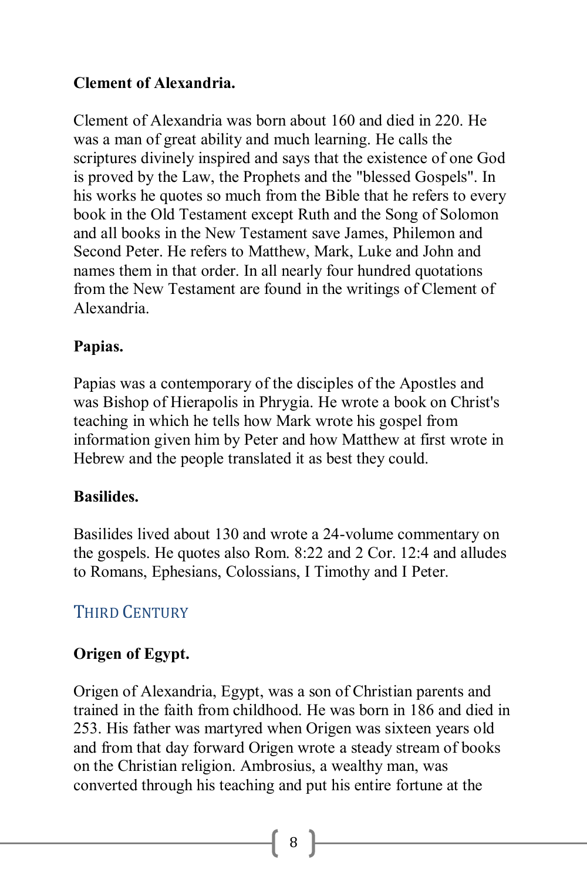**Clement of Alexandria.**

Clement of Alexandria was born about 160 and died in 220. He was a man of great ability and much learning. He calls the scriptures divinely inspired and says that the existence of one God is proved by the Law, the Prophets and the "blessed Gospels". In his works he quotes so much from the Bible that he refers to every book in the Old Testament except Ruth and the Song of Solomon and all books in the New Testament save James, Philemon and Second Peter. He refers to Matthew, Mark, Luke and John and names them in that order. In all nearly four hundred quotations from the New Testament are found in the writings of Clement of Alexandria.

**Papias.**

Papias was a contemporary of the disciples of the Apostles and was Bishop of Hierapolis in Phrygia. He wrote a book on Christ's teaching in which he tells how Mark wrote his gospel from information given him by Peter and how Matthew at first wrote in Hebrew and the people translated it as best they could.

**Basilides.**

Basilides lived about 130 and wrote a 24-volume commentary on the gospels. He quotes also Rom. 8:22 and 2 Cor. 12:4 and alludes to Romans, Ephesians, Colossians, I Timothy and I Peter.

## Third Century

**Origen of Egypt.**

Origen of Alexandria, Egypt, was a son of Christian parents and trained in the faith from childhood. He was born in 186 and died in 253. His father was martyred when Origen was sixteen years old and from that day forward Origen wrote a steady stream of books on the Christian religion. Ambrosius, a wealthy man, was converted through his teaching and put his entire fortune at the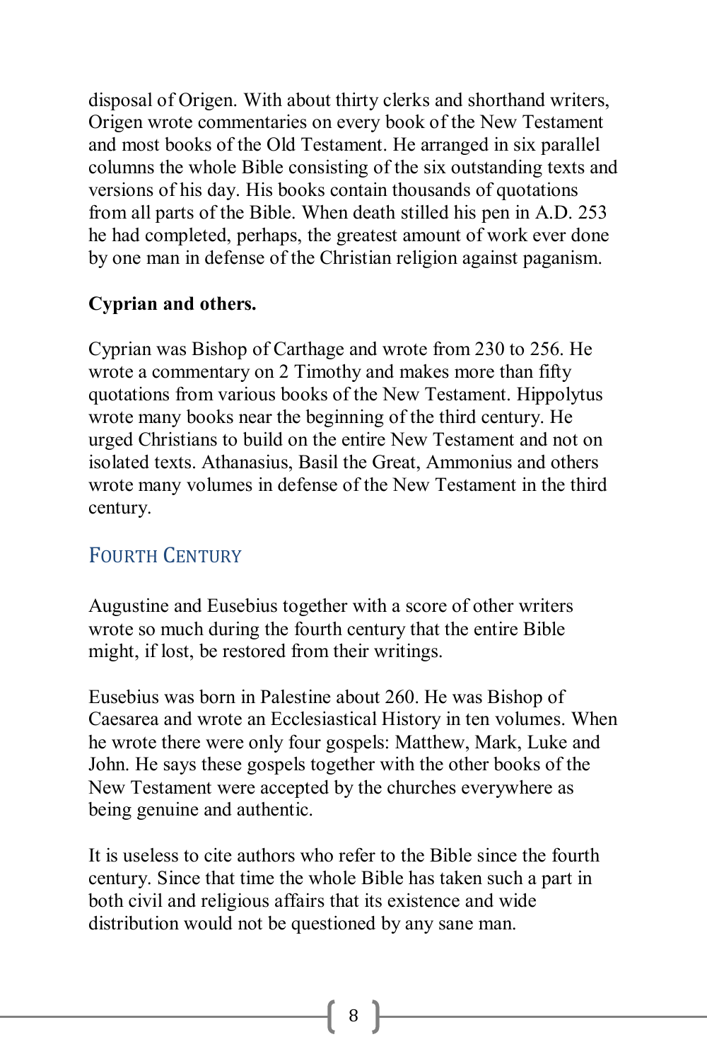disposal of Origen. With about thirty clerks and shorthand writers, Origen wrote commentaries on every book of the New Testament and most books of the Old Testament. He arranged in six parallel columns the whole Bible consisting of the six outstanding texts and versions of his day. His books contain thousands of quotations from all parts of the Bible. When death stilled his pen in A.D. 253 he had completed, perhaps, the greatest amount of work ever done by one man in defense of the Christian religion against paganism.

**Cyprian and others.**

Cyprian was Bishop of Carthage and wrote from 230 to 256. He wrote a commentary on 2 Timothy and makes more than fifty quotations from various books of the New Testament. Hippolytus wrote many books near the beginning of the third century. He urged Christians to build on the entire New Testament and not on isolated texts. Athanasius, Basil the Great, Ammonius and others wrote many volumes in defense of the New Testament in the third century.

## Fourth Century

Augustine and Eusebius together with a score of other writers wrote so much during the fourth century that the entire Bible might, if lost, be restored from their writings.

Eusebius was born in Palestine about 260. He was Bishop of Caesarea and wrote an Ecclesiastical History in ten volumes. When he wrote there were only four gospels: Matthew, Mark, Luke and John. He says these gospels together with the other books of the New Testament were accepted by the churches everywhere as being genuine and authentic.

It is useless to cite authors who refer to the Bible since the fourth century. Since that time the whole Bible has taken such a part in both civil and religious affairs that its existence and wide distribution would not be questioned by any sane man.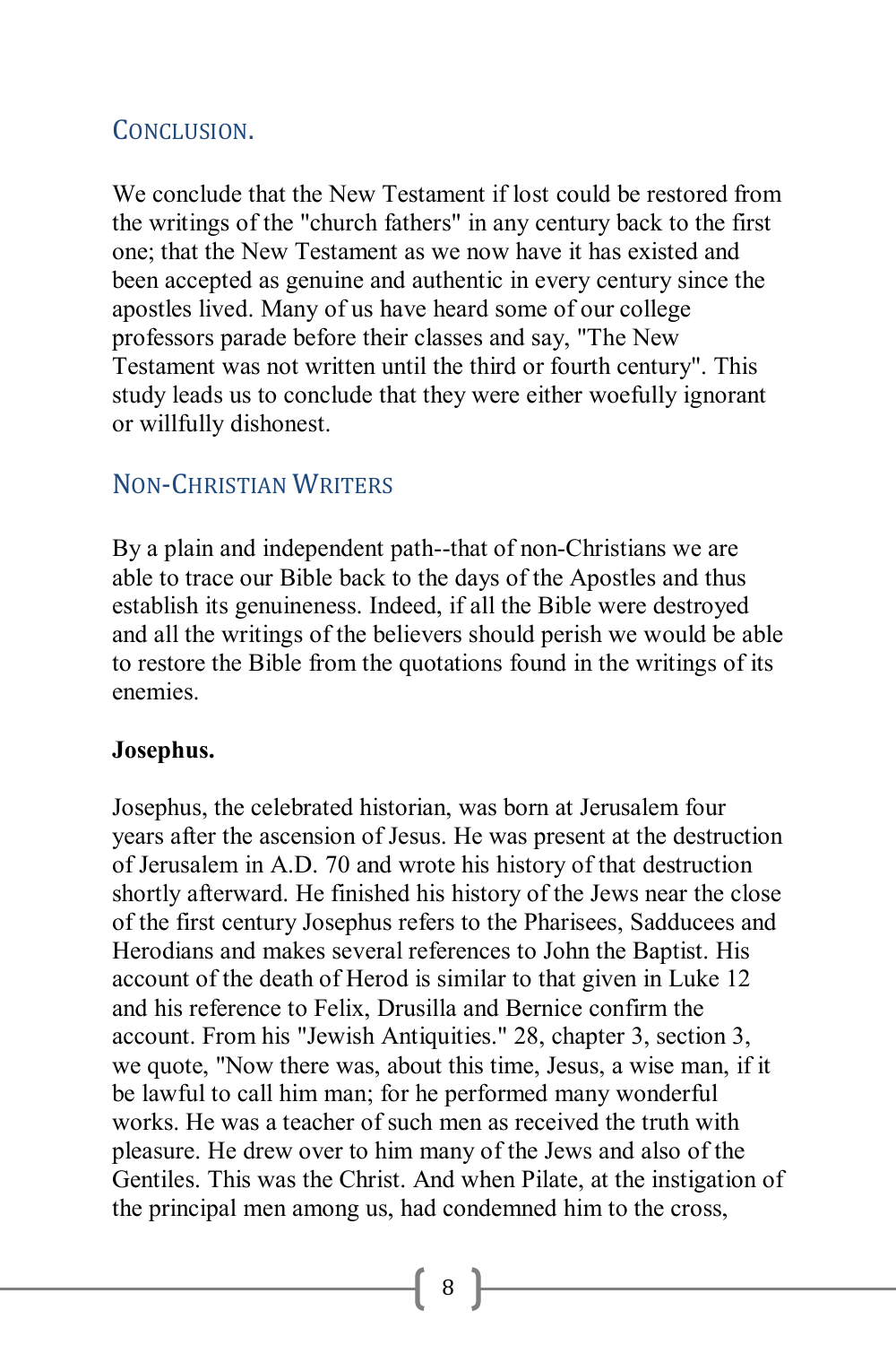## Conclusion.

We conclude that the New Testament if lost could be restored from the writings of the "church fathers" in any century back to the first one; that the New Testament as we now have it has existed and been accepted as genuine and authentic in every century since the apostles lived. Many of us have heard some of our college professors parade before their classes and say, "The New Testament was not written until the third or fourth century". This study leads us to conclude that they were either woefully ignorant or willfully dishonest.

## Non-Christian Writers

By a plain and independent path--that of non-Christians we are able to trace our Bible back to the days of the Apostles and thus establish its genuineness. Indeed, if all the Bible were destroyed and all the writings of the believers should perish we would be able to restore the Bible from the quotations found in the writings of its enemies.

**Josephus.**

Josephus, the celebrated historian, was born at Jerusalem four years after the ascension of Jesus. He was present at the destruction of Jerusalem in A.D. 70 and wrote his history of that destruction shortly afterward. He finished his history of the Jews near the close of the first century Josephus refers to the Pharisees, Sadducees and Herodians and makes several references to John the Baptist. His account of the death of Herod is similar to that given in Luke 12 and his reference to Felix, Drusilla and Bernice confirm the account. From his "Jewish Antiquities." 28, chapter 3, section 3, we quote, "Now there was, about this time, Jesus, a wise man, if it be lawful to call him man; for he performed many wonderful works. He was a teacher of such men as received the truth with pleasure. He drew over to him many of the Jews and also of the Gentiles. This was the Christ. And when Pilate, at the instigation of the principal men among us, had condemned him to the cross,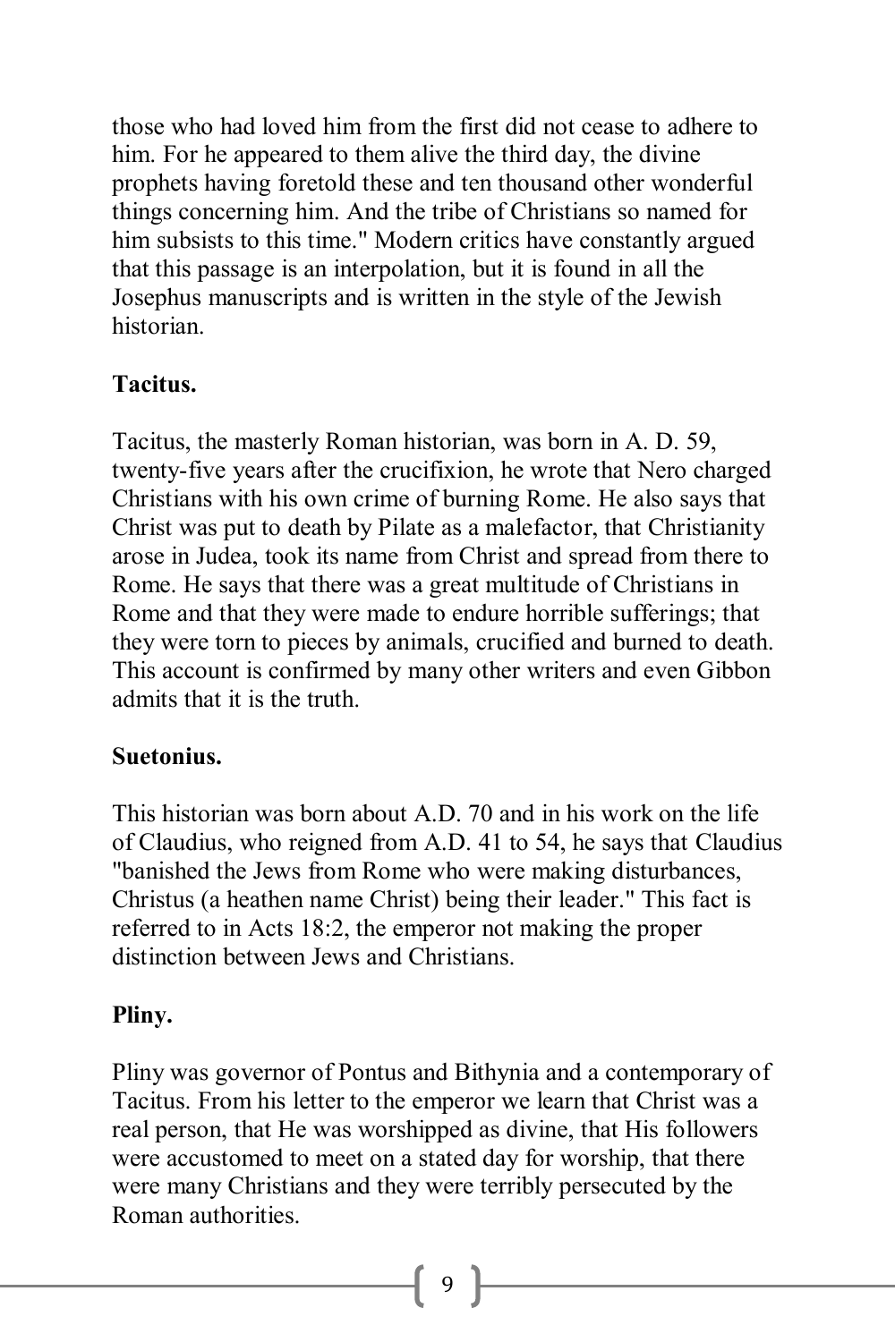those who had loved him from the first did not cease to adhere to him. For he appeared to them alive the third day, the divine prophets having foretold these and ten thousand other wonderful things concerning him. And the tribe of Christians so named for him subsists to this time." Modern critics have constantly argued that this passage is an interpolation, but it is found in all the Josephus manuscripts and is written in the style of the Jewish historian.

**Tacitus.**

Tacitus, the masterly Roman historian, was born in A. D. 59, twenty-five years after the crucifixion, he wrote that Nero charged Christians with his own crime of burning Rome. He also says that Christ was put to death by Pilate as a malefactor, that Christianity arose in Judea, took its name from Christ and spread from there to Rome. He says that there was a great multitude of Christians in Rome and that they were made to endure horrible sufferings; that they were torn to pieces by animals, crucified and burned to death. This account is confirmed by many other writers and even Gibbon admits that it is the truth.

**Suetonius.**

This historian was born about A.D. 70 and in his work on the life of Claudius, who reigned from A.D. 41 to 54, he says that Claudius "banished the Jews from Rome who were making disturbances, Christus (a heathen name Christ) being their leader." This fact is referred to in Acts 18:2, the emperor not making the proper distinction between Jews and Christians.

**Pliny.**

Pliny was governor of Pontus and Bithynia and a contemporary of Tacitus. From his letter to the emperor we learn that Christ was a real person, that He was worshipped as divine, that His followers were accustomed to meet on a stated day for worship, that there were many Christians and they were terribly persecuted by the Roman authorities.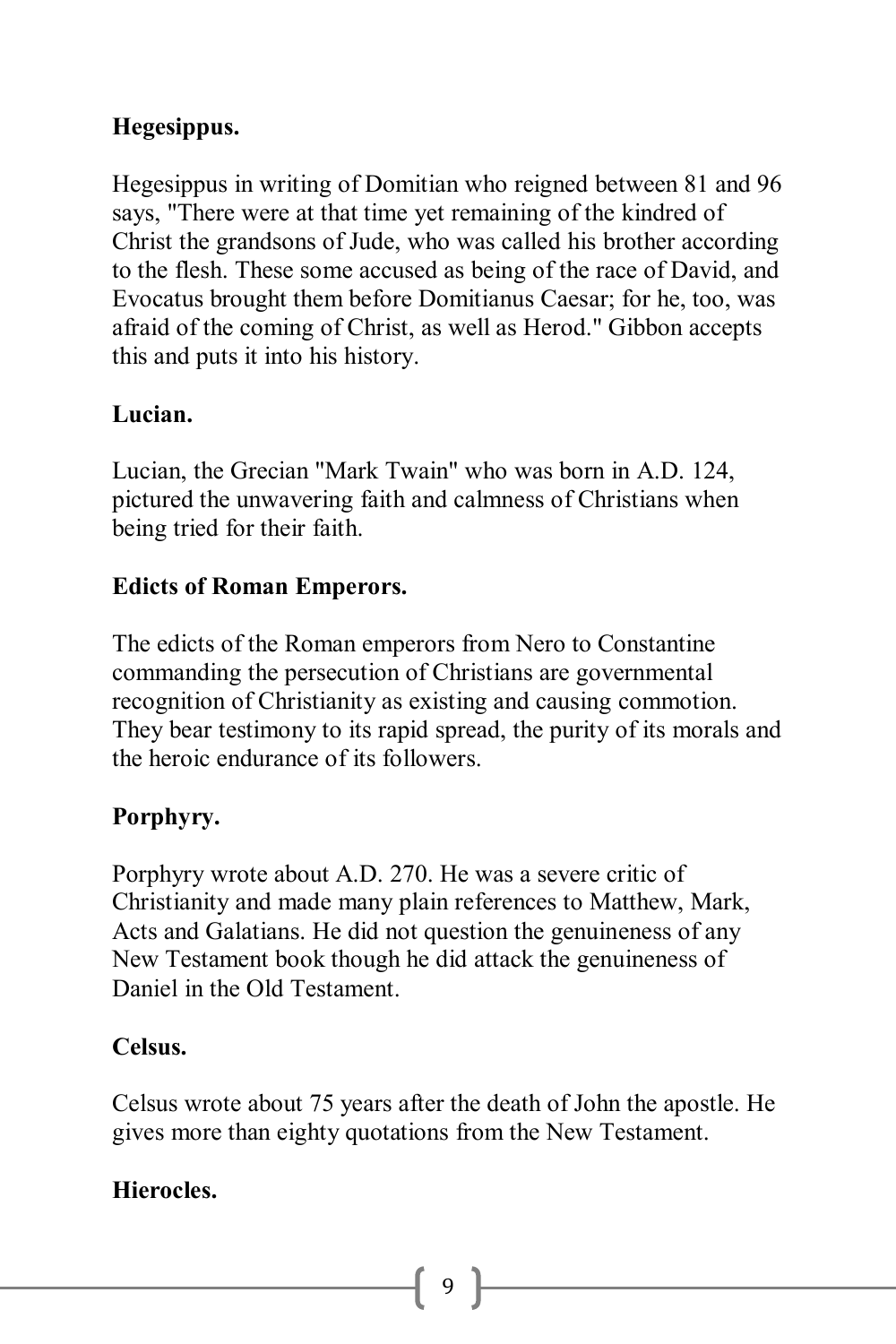**Hegesippus.**

Hegesippus in writing of Domitian who reigned between 81 and 96 says, "There were at that time yet remaining of the kindred of Christ the grandsons of Jude, who was called his brother according to the flesh. These some accused as being of the race of David, and Evocatus brought them before Domitianus Caesar; for he, too, was afraid of the coming of Christ, as well as Herod." Gibbon accepts this and puts it into his history.

**Lucian.**

Lucian, the Grecian "Mark Twain" who was born in A.D. 124, pictured the unwavering faith and calmness of Christians when being tried for their faith.

**Edicts of Roman Emperors.**

The edicts of the Roman emperors from Nero to Constantine commanding the persecution of Christians are governmental recognition of Christianity as existing and causing commotion. They bear testimony to its rapid spread, the purity of its morals and the heroic endurance of its followers.

**Porphyry.**

Porphyry wrote about A.D. 270. He was a severe critic of Christianity and made many plain references to Matthew, Mark, Acts and Galatians. He did not question the genuineness of any New Testament book though he did attack the genuineness of Daniel in the Old Testament.

**Celsus.**

Celsus wrote about 75 years after the death of John the apostle. He gives more than eighty quotations from the New Testament.

**Hierocles.**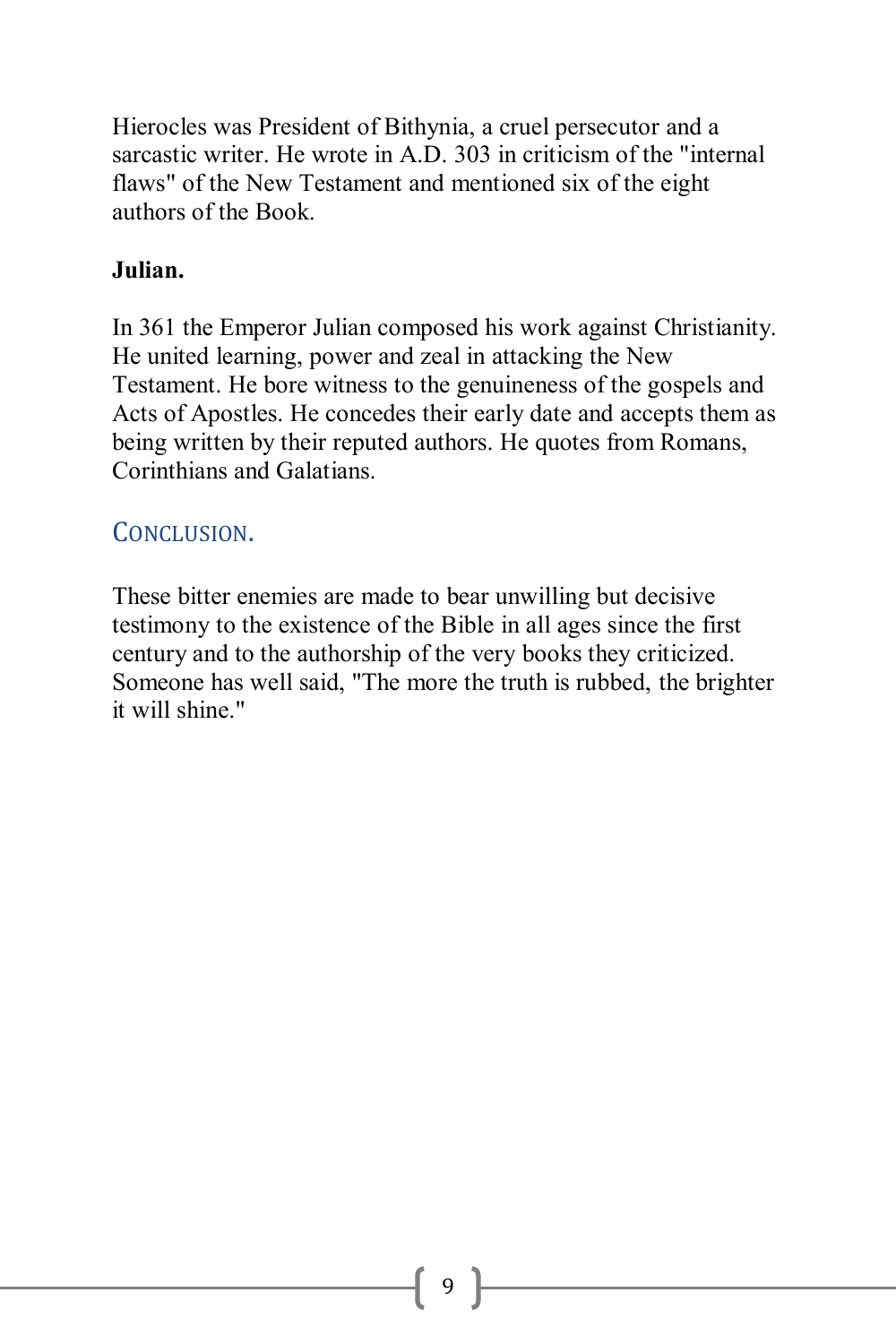Hierocles was President of Bithynia, a cruel persecutor and a sarcastic writer. He wrote in A.D. 303 in criticism of the "internal flaws" of the New Testament and mentioned six of the eight authors of the Book.

**Julian.**

In 361 the Emperor Julian composed his work against Christianity. He united learning, power and zeal in attacking the New Testament. He bore witness to the genuineness of the gospels and Acts of Apostles. He concedes their early date and accepts them as being written by their reputed authors. He quotes from Romans, Corinthians and Galatians.

## Conclusion.

These bitter enemies are made to bear unwilling but decisive testimony to the existence of the Bible in all ages since the first century and to the authorship of the very books they criticized. Someone has well said, "The more the truth is rubbed, the brighter it will shine."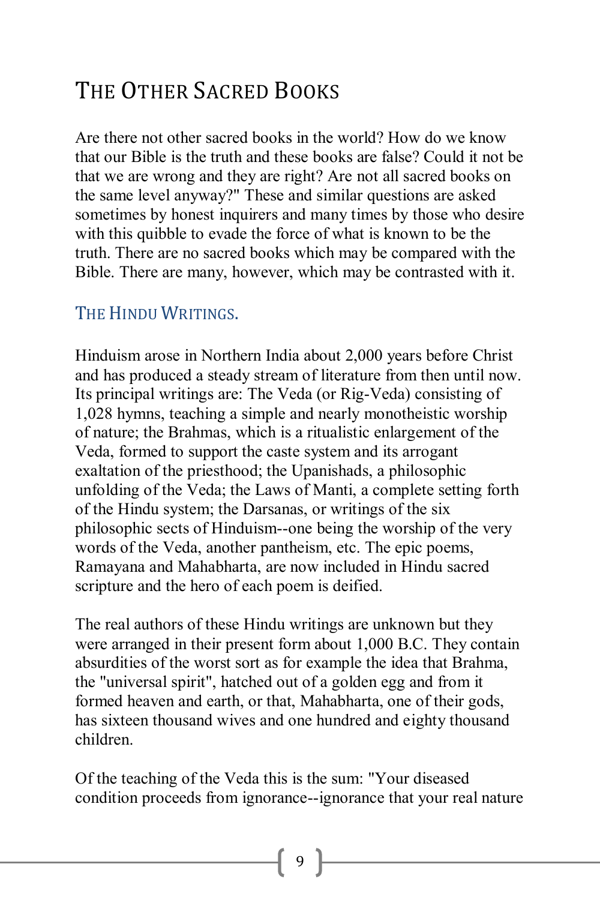# The Other Sacred Books

Are there not other sacred books in the world? How do we know that our Bible is the truth and these books are false? Could it not be that we are wrong and they are right? Are not all sacred books on the same level anyway?" These and similar questions are asked sometimes by honest inquirers and many times by those who desire with this quibble to evade the force of what is known to be the truth. There are no sacred books which may be compared with the Bible. There are many, however, which may be contrasted with it.

## The Hindu Writings.

Hinduism arose in Northern India about 2,000 years before Christ and has produced a steady stream of literature from then until now. Its principal writings are: The Veda (or Rig-Veda) consisting of 1,028 hymns, teaching a simple and nearly monotheistic worship of nature; the Brahmas, which is a ritualistic enlargement of the Veda, formed to support the caste system and its arrogant exaltation of the priesthood; the Upanishads, a philosophic unfolding of the Veda; the Laws of Manti, a complete setting forth of the Hindu system; the Darsanas, or writings of the six philosophic sects of Hinduism--one being the worship of the very words of the Veda, another pantheism, etc. The epic poems, Ramayana and Mahabharta, are now included in Hindu sacred scripture and the hero of each poem is deified.

The real authors of these Hindu writings are unknown but they were arranged in their present form about 1,000 B.C. They contain absurdities of the worst sort as for example the idea that Brahma, the "universal spirit", hatched out of a golden egg and from it formed heaven and earth, or that, Mahabharta, one of their gods, has sixteen thousand wives and one hundred and eighty thousand children.

Of the teaching of the Veda this is the sum: "Your diseased condition proceeds from ignorance--ignorance that your real nature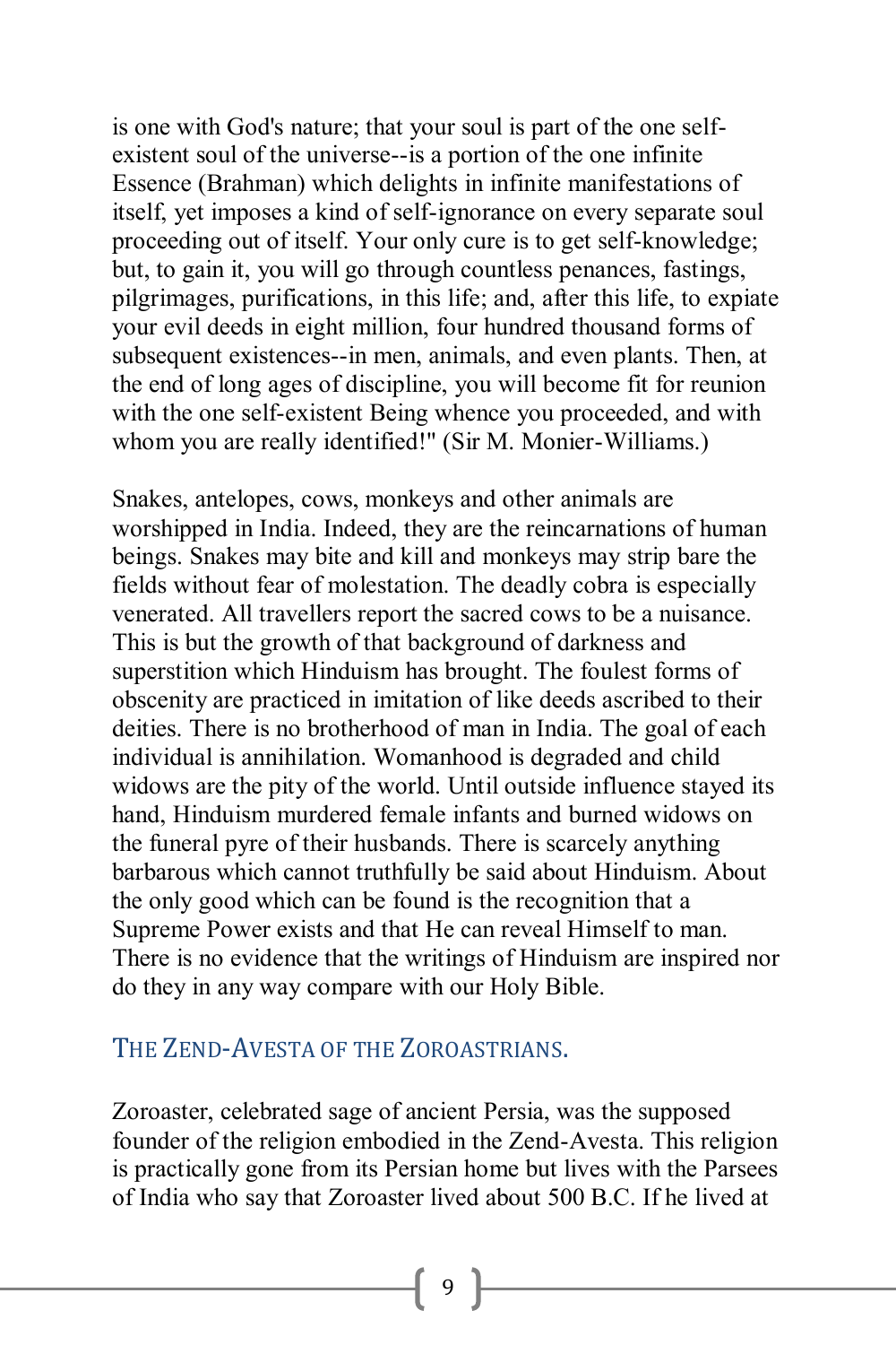is one with God's nature; that your soul is part of the one self-existent soul of the universe--is a portion of the one infinite Essence (Brahman) which delights in infinite manifestations of itself, yet imposes a kind of self-ignorance on every separate soul proceeding out of itself. Your only cure is to get self-knowledge; but, to gain it, you will go through countless penances, fastings, pilgrimages, purifications, in this life; and, after this life, to expiate your evil deeds in eight million, four hundred thousand forms of subsequent existences--in men, animals, and even plants. Then, at the end of long ages of discipline, you will become fit for reunion with the one self-existent Being whence you proceeded, and with whom you are really identified!" (Sir M. Monier-Williams.)

Snakes, antelopes, cows, monkeys and other animals are worshipped in India. Indeed, they are the reincarnations of human beings. Snakes may bite and kill and monkeys may strip bare the fields without fear of molestation. The deadly cobra is especially venerated. All travellers report the sacred cows to be a nuisance. This is but the growth of that background of darkness and superstition which Hinduism has brought. The foulest forms of obscenity are practiced in imitation of like deeds ascribed to their deities. There is no brotherhood of man in India. The goal of each individual is annihilation. Womanhood is degraded and child widows are the pity of the world. Until outside influence stayed its hand, Hinduism murdered female infants and burned widows on the funeral pyre of their husbands. There is scarcely anything barbarous which cannot truthfully be said about Hinduism. About the only good which can be found is the recognition that a Supreme Power exists and that He can reveal Himself to man. There is no evidence that the writings of Hinduism are inspired nor do they in any way compare with our Holy Bible.

### The Zend-Avesta of the Zoroastrians.

Zoroaster, celebrated sage of ancient Persia, was the supposed founder of the religion embodied in the Zend-Avesta. This religion is practically gone from its Persian home but lives with the Parsees of India who say that Zoroaster lived about 500 B.C. If he lived at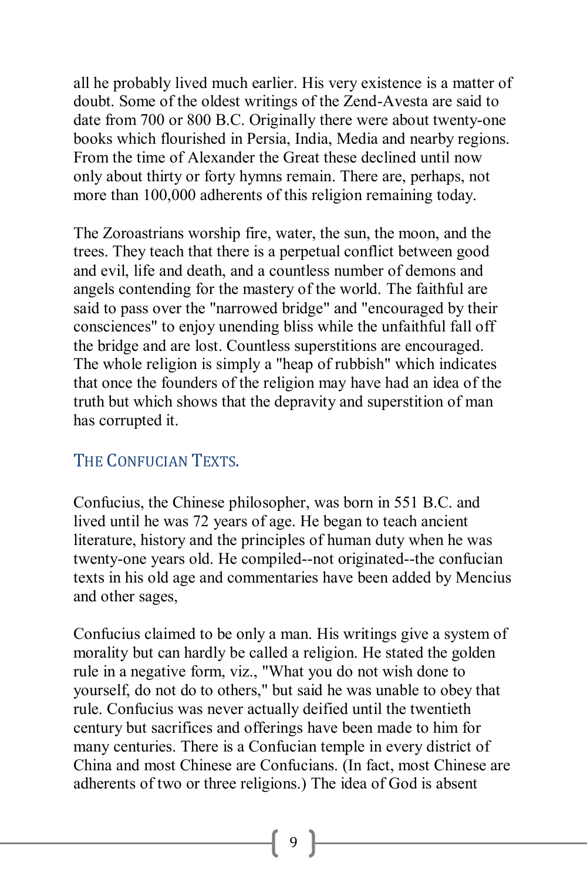all he probably lived much earlier. His very existence is a matter of doubt. Some of the oldest writings of the Zend-Avesta are said to date from 700 or 800 B.C. Originally there were about twenty-one books which flourished in Persia, India, Media and nearby regions. From the time of Alexander the Great these declined until now only about thirty or forty hymns remain. There are, perhaps, not more than 100,000 adherents of this religion remaining today.

The Zoroastrians worship fire, water, the sun, the moon, and the trees. They teach that there is a perpetual conflict between good and evil, life and death, and a countless number of demons and angels contending for the mastery of the world. The faithful are said to pass over the "narrowed bridge" and "encouraged by their consciences" to enjoy unending bliss while the unfaithful fall off the bridge and are lost. Countless superstitions are encouraged. The whole religion is simply a "heap of rubbish" which indicates that once the founders of the religion may have had an idea of the truth but which shows that the depravity and superstition of man has corrupted it.

### The Confucian Texts.

Confucius, the Chinese philosopher, was born in 551 B.C. and lived until he was 72 years of age. He began to teach ancient literature, history and the principles of human duty when he was twenty-one years old. He compiled--not originated--the confucian texts in his old age and commentaries have been added by Mencius and other sages,

Confucius claimed to be only a man. His writings give a system of morality but can hardly be called a religion. He stated the golden rule in a negative form, viz., "What you do not wish done to yourself, do not do to others," but said he was unable to obey that rule. Confucius was never actually deified until the twentieth century but sacrifices and offerings have been made to him for many centuries. There is a Confucian temple in every district of China and most Chinese are Confucians. (In fact, most Chinese are adherents of two or three religions.) The idea of God is absent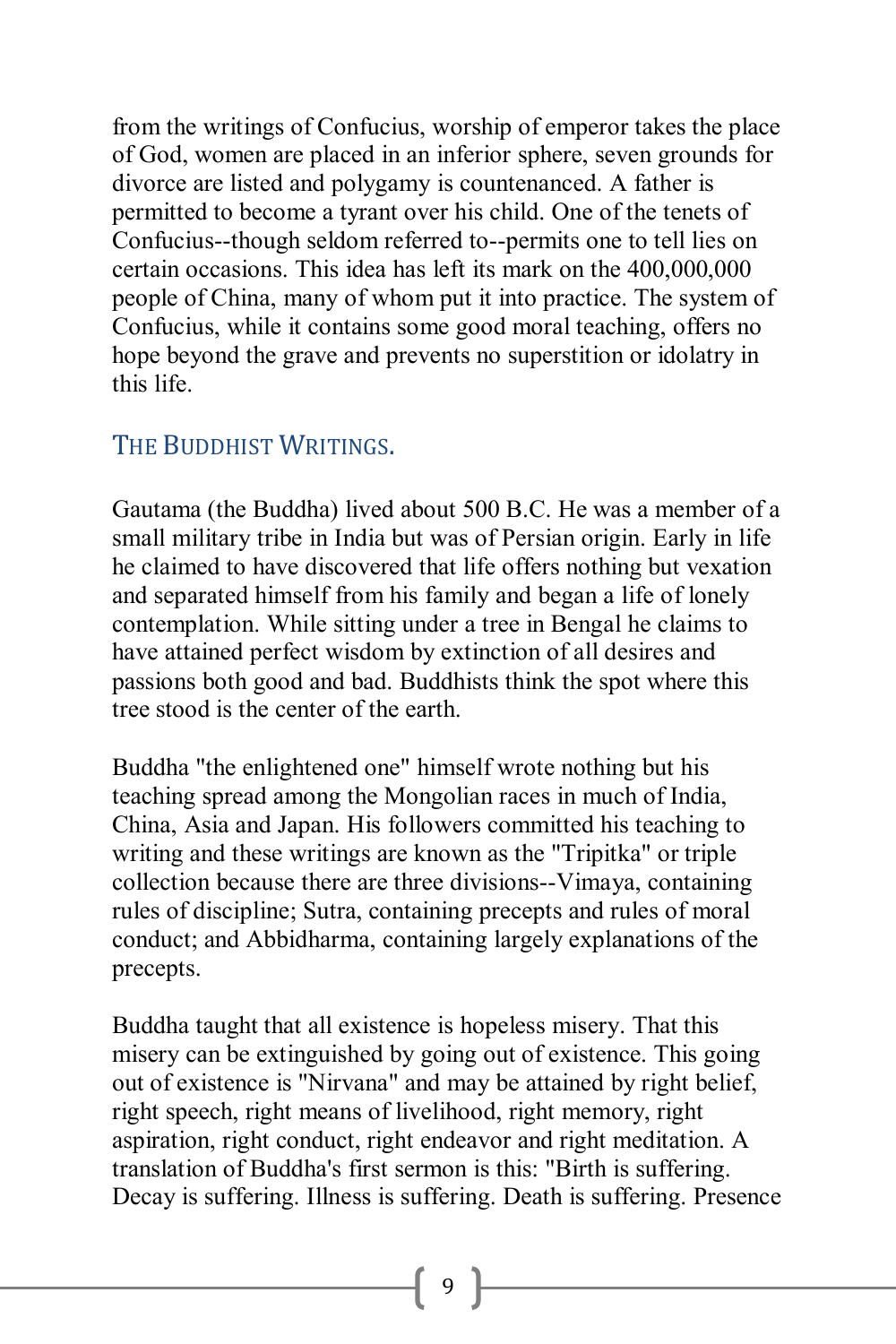from the writings of Confucius, worship of emperor takes the place of God, women are placed in an inferior sphere, seven grounds for divorce are listed and polygamy is countenanced. A father is permitted to become a tyrant over his child. One of the tenets of Confucius--though seldom referred to--permits one to tell lies on certain occasions. This idea has left its mark on the 400,000,000 people of China, many of whom put it into practice. The system of Confucius, while it contains some good moral teaching, offers no hope beyond the grave and prevents no superstition or idolatry in this life.

## THE BUDDHIST WRITINGS.

Gautama (the Buddha) lived about 500 B.C. He was a member of a small military tribe in India but was of Persian origin. Early in life he claimed to have discovered that life offers nothing but vexation and separated himself from his family and began a life of lonely contemplation. While sitting under a tree in Bengal he claims to have attained perfect wisdom by extinction of all desires and passions both good and bad. Buddhists think the spot where this tree stood is the center of the earth.

Buddha "the enlightened one" himself wrote nothing but his teaching spread among the Mongolian races in much of India, China, Asia and Japan. His followers committed his teaching to writing and these writings are known as the "Tripitka" or triple collection because there are three divisions--Vimaya, containing rules of discipline; Sutra, containing precepts and rules of moral conduct; and Abbidharma, containing largely explanations of the precepts.

Buddha taught that all existence is hopeless misery. That this misery can be extinguished by going out of existence. This going out of existence is "Nirvana" and may be attained by right belief, right speech, right means of livelihood, right memory, right aspiration, right conduct, right endeavor and right meditation. A translation of Buddha's first sermon is this: "Birth is suffering. Decay is suffering. Illness is suffering. Death is suffering. Presence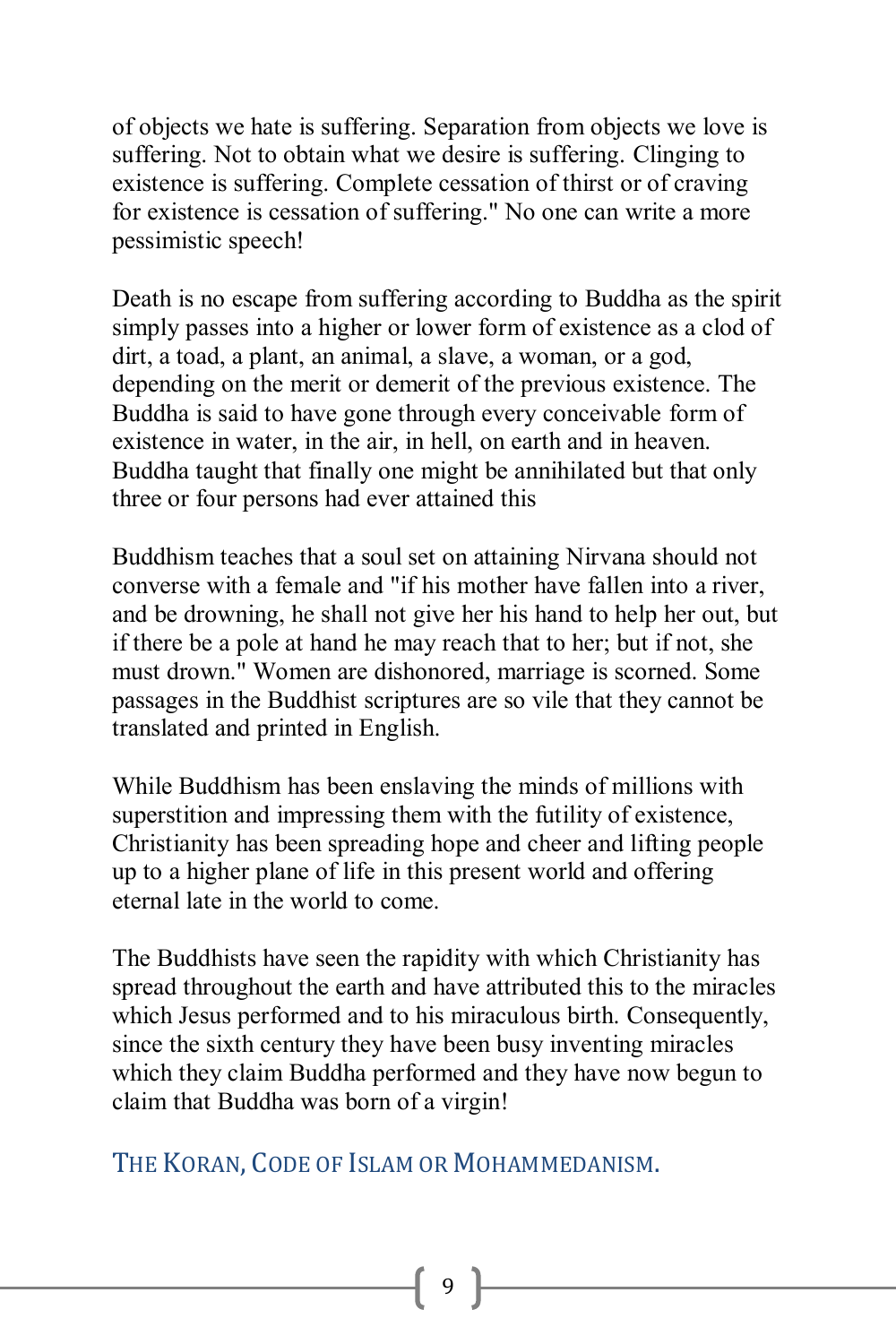of objects we hate is suffering. Separation from objects we love is suffering. Not to obtain what we desire is suffering. Clinging to existence is suffering. Complete cessation of thirst or of craving for existence is cessation of suffering." No one can write a more pessimistic speech!

Death is no escape from suffering according to Buddha as the spirit simply passes into a higher or lower form of existence as a clod of dirt, a toad, a plant, an animal, a slave, a woman, or a god, depending on the merit or demerit of the previous existence. The Buddha is said to have gone through every conceivable form of existence in water, in the air, in hell, on earth and in heaven. Buddha taught that finally one might be annihilated but that only three or four persons had ever attained this

Buddhism teaches that a soul set on attaining Nirvana should not converse with a female and "if his mother have fallen into a river, and be drowning, he shall not give her his hand to help her out, but if there be a pole at hand he may reach that to her; but if not, she must drown." Women are dishonored, marriage is scorned. Some passages in the Buddhist scriptures are so vile that they cannot be translated and printed in English.

While Buddhism has been enslaving the minds of millions with superstition and impressing them with the futility of existence, Christianity has been spreading hope and cheer and lifting people up to a higher plane of life in this present world and offering eternal late in the world to come.

The Buddhists have seen the rapidity with which Christianity has spread throughout the earth and have attributed this to the miracles which Jesus performed and to his miraculous birth. Consequently, since the sixth century they have been busy inventing miracles which they claim Buddha performed and they have now begun to claim that Buddha was born of a virgin!

## THE KORAN, CODE OF ISLAM OR MOHAMMEDANISM.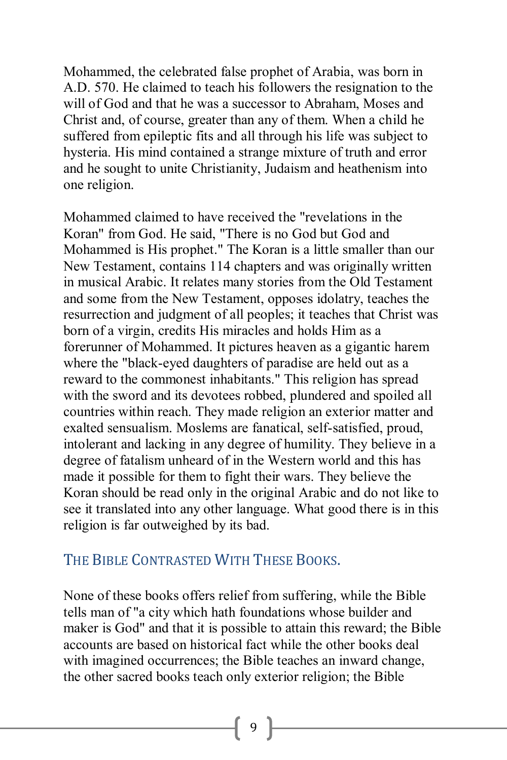Mohammed, the celebrated false prophet of Arabia, was born in A.D. 570. He claimed to teach his followers the resignation to the will of God and that he was a successor to Abraham, Moses and Christ and, of course, greater than any of them. When a child he suffered from epileptic fits and all through his life was subject to hysteria. His mind contained a strange mixture of truth and error and he sought to unite Christianity, Judaism and heathenism into one religion.

Mohammed claimed to have received the "revelations in the Koran" from God. He said, "There is no God but God and Mohammed is His prophet." The Koran is a little smaller than our New Testament, contains 114 chapters and was originally written in musical Arabic. It relates many stories from the Old Testament and some from the New Testament, opposes idolatry, teaches the resurrection and judgment of all peoples; it teaches that Christ was born of a virgin, credits His miracles and holds Him as a forerunner of Mohammed. It pictures heaven as a gigantic harem where the "black-eyed daughters of paradise are held out as a reward to the commonest inhabitants." This religion has spread with the sword and its devotees robbed, plundered and spoiled all countries within reach. They made religion an exterior matter and exalted sensualism. Moslems are fanatical, self-satisfied, proud, intolerant and lacking in any degree of humility. They believe in a degree of fatalism unheard of in the Western world and this has made it possible for them to fight their wars. They believe the Koran should be read only in the original Arabic and do not like to see it translated into any other language. What good there is in this religion is far outweighed by its bad.

## The Bible Contrasted With These Books.

None of these books offers relief from suffering, while the Bible tells man of "a city which hath foundations whose builder and maker is God" and that it is possible to attain this reward; the Bible accounts are based on historical fact while the other books deal with imagined occurrences; the Bible teaches an inward change, the other sacred books teach only exterior religion; the Bible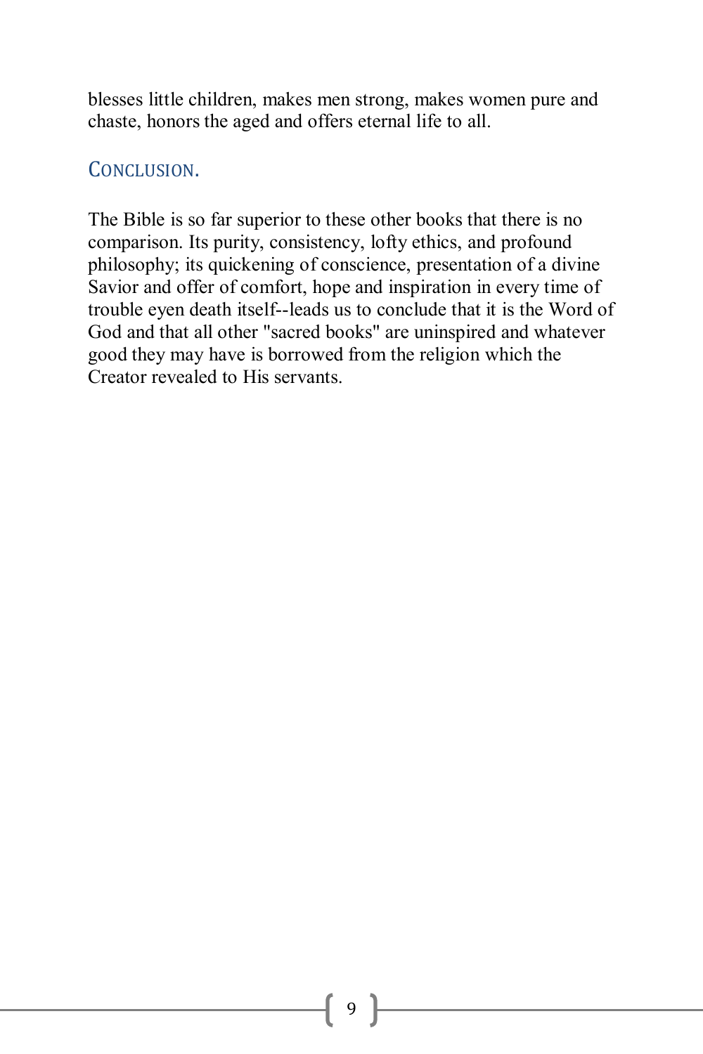blesses little children, makes men strong, makes women pure and chaste, honors the aged and offers eternal life to all.

## Conclusion.

The Bible is so far superior to these other books that there is no comparison. Its purity, consistency, lofty ethics, and profound philosophy; its quickening of conscience, presentation of a divine Savior and offer of comfort, hope and inspiration in every time of trouble eyen death itself--leads us to conclude that it is the Word of God and that all other "sacred books" are uninspired and whatever good they may have is borrowed from the religion which the Creator revealed to His servants.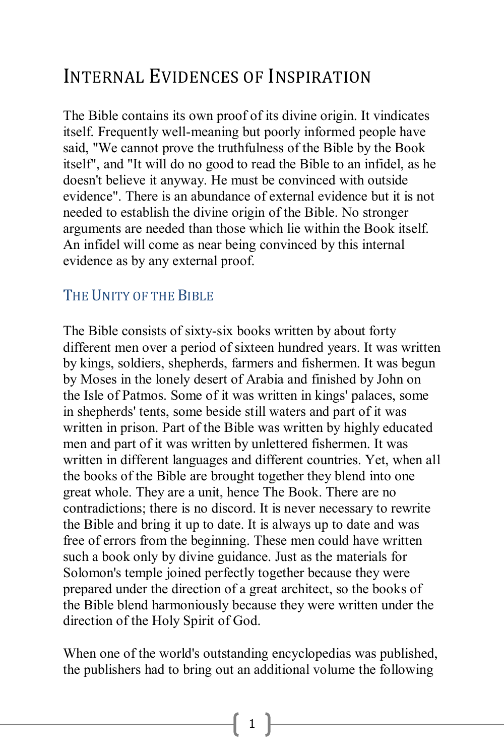# Internal Evidences of Inspiration

The Bible contains its own proof of its divine origin. It vindicates itself. Frequently well-meaning but poorly informed people have said, "We cannot prove the truthfulness of the Bible by the Book itself", and "It will do no good to read the Bible to an infidel, as he doesn't believe it anyway. He must be convinced with outside evidence". There is an abundance of external evidence but it is not needed to establish the divine origin of the Bible. No stronger arguments are needed than those which lie within the Book itself. An infidel will come as near being convinced by this internal evidence as by any external proof.

## The Unity of the Bible

The Bible consists of sixty-six books written by about forty different men over a period of sixteen hundred years. It was written by kings, soldiers, shepherds, farmers and fishermen. It was begun by Moses in the lonely desert of Arabia and finished by John on the Isle of Patmos. Some of it was written in kings' palaces, some in shepherds' tents, some beside still waters and part of it was written in prison. Part of the Bible was written by highly educated men and part of it was written by unlettered fishermen. It was written in different languages and different countries. Yet, when all the books of the Bible are brought together they blend into one great whole. They are a unit, hence The Book. There are no contradictions; there is no discord. It is never necessary to rewrite the Bible and bring it up to date. It is always up to date and was free of errors from the beginning. These men could have written such a book only by divine guidance. Just as the materials for Solomon's temple joined perfectly together because they were prepared under the direction of a great architect, so the books of the Bible blend harmoniously because they were written under the direction of the Holy Spirit of God.

When one of the world's outstanding encyclopedias was published, the publishers had to bring out an additional volume the following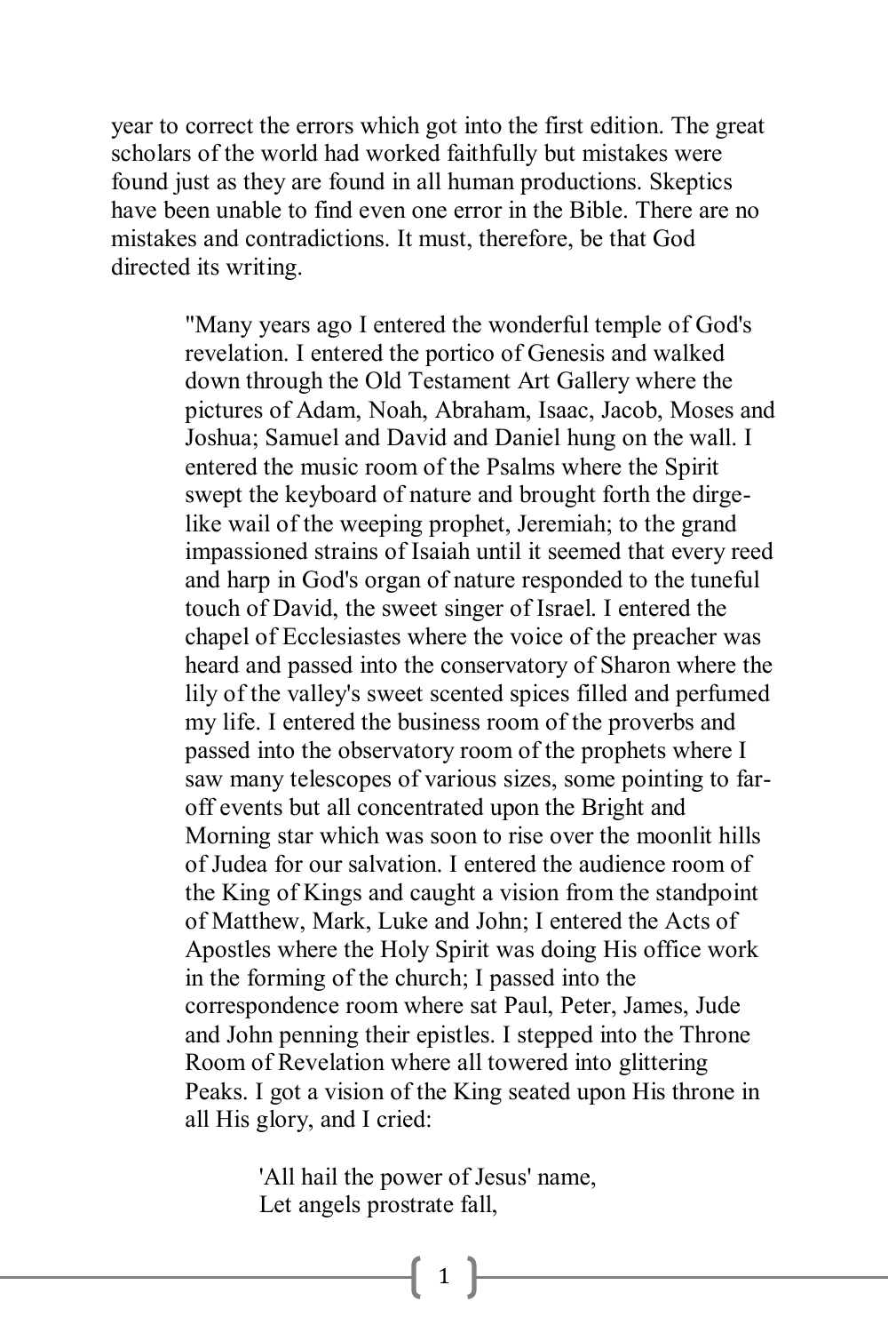year to correct the errors which got into the first edition. The great scholars of the world had worked faithfully but mistakes were found just as they are found in all human productions. Skeptics have been unable to find even one error in the Bible. There are no mistakes and contradictions. It must, therefore, be that God directed its writing.

> "Many years ago I entered the wonderful temple of God's revelation. I entered the portico of Genesis and walked down through the Old Testament Art Gallery where the pictures of Adam, Noah, Abraham, Isaac, Jacob, Moses and Joshua; Samuel and David and Daniel hung on the wall. I entered the music room of the Psalms where the Spirit swept the keyboard of nature and brought forth the dirge-like wail of the weeping prophet, Jeremiah; to the grand impassioned strains of Isaiah until it seemed that every reed and harp in God's organ of nature responded to the tuneful touch of David, the sweet singer of Israel. I entered the chapel of Ecclesiastes where the voice of the preacher was heard and passed into the conservatory of Sharon where the lily of the valley's sweet scented spices filled and perfumed my life. I entered the business room of the proverbs and passed into the observatory room of the prophets where I saw many telescopes of various sizes, some pointing to far-off events but all concentrated upon the Bright and Morning star which was soon to rise over the moonlit hills of Judea for our salvation. I entered the audience room of the King of Kings and caught a vision from the standpoint of Matthew, Mark, Luke and John; I entered the Acts of Apostles where the Holy Spirit was doing His office work in the forming of the church; I passed into the correspondence room where sat Paul, Peter, James, Jude and John penning their epistles. I stepped into the Throne Room of Revelation where all towered into glittering Peaks. I got a vision of the King seated upon His throne in all His glory, and I cried:
>
> > 'All hail the power of Jesus' name,  
> > Let angels prostrate fall,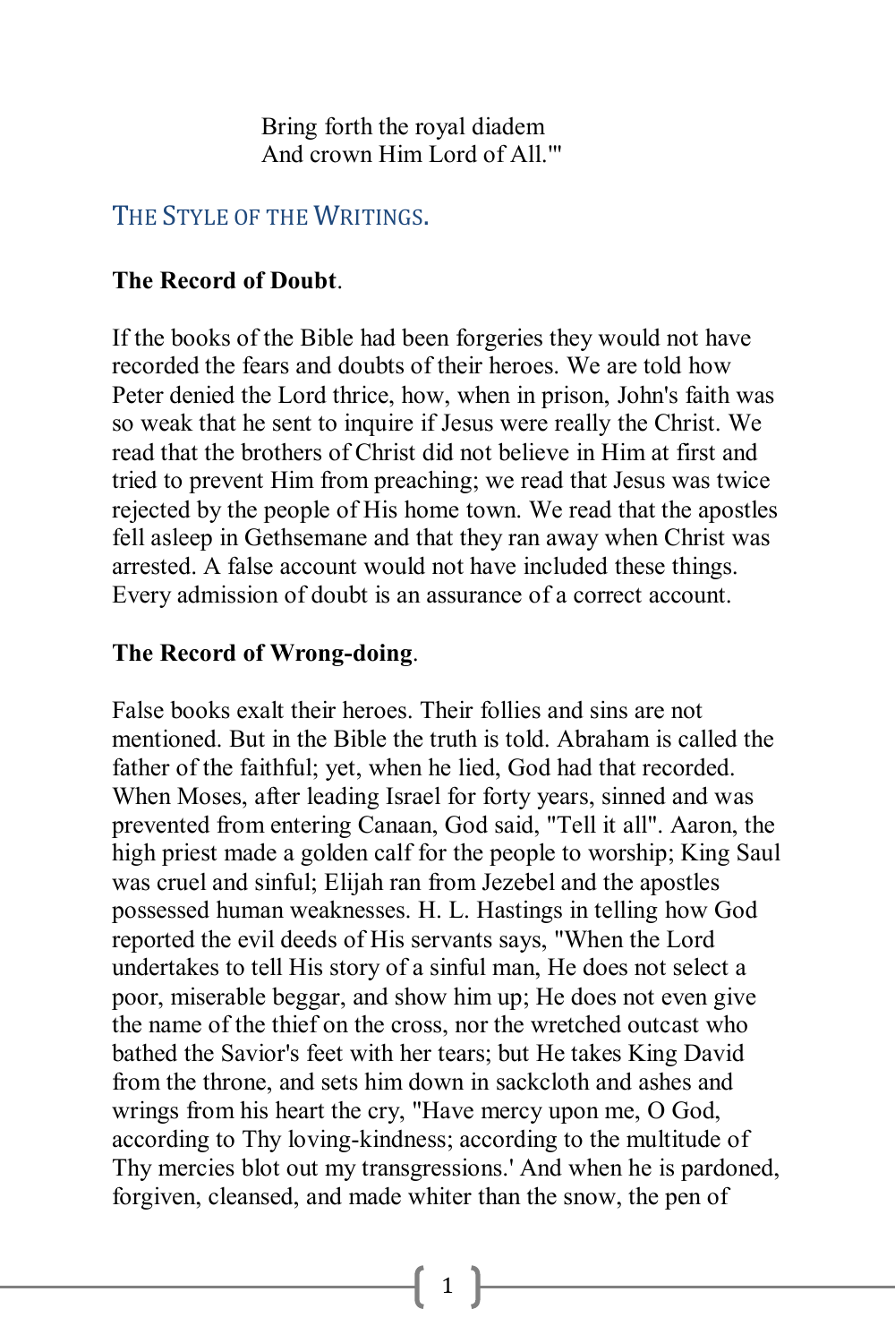Bring forth the royal diadem  
And crown Him Lord of All.'"

## THE STYLE OF THE WRITINGS.

**The Record of Doubt**.

If the books of the Bible had been forgeries they would not have recorded the fears and doubts of their heroes. We are told how Peter denied the Lord thrice, how, when in prison, John's faith was so weak that he sent to inquire if Jesus were really the Christ. We read that the brothers of Christ did not believe in Him at first and tried to prevent Him from preaching; we read that Jesus was twice rejected by the people of His home town. We read that the apostles fell asleep in Gethsemane and that they ran away when Christ was arrested. A false account would not have included these things. Every admission of doubt is an assurance of a correct account.

**The Record of Wrong-doing**.

False books exalt their heroes. Their follies and sins are not mentioned. But in the Bible the truth is told. Abraham is called the father of the faithful; yet, when he lied, God had that recorded. When Moses, after leading Israel for forty years, sinned and was prevented from entering Canaan, God said, "Tell it all". Aaron, the high priest made a golden calf for the people to worship; King Saul was cruel and sinful; Elijah ran from Jezebel and the apostles possessed human weaknesses. H. L. Hastings in telling how God reported the evil deeds of His servants says, "When the Lord undertakes to tell His story of a sinful man, He does not select a poor, miserable beggar, and show him up; He does not even give the name of the thief on the cross, nor the wretched outcast who bathed the Savior's feet with her tears; but He takes King David from the throne, and sets him down in sackcloth and ashes and wrings from his heart the cry, "Have mercy upon me, O God, according to Thy loving-kindness; according to the multitude of Thy mercies blot out my transgressions.' And when he is pardoned, forgiven, cleansed, and made whiter than the snow, the pen of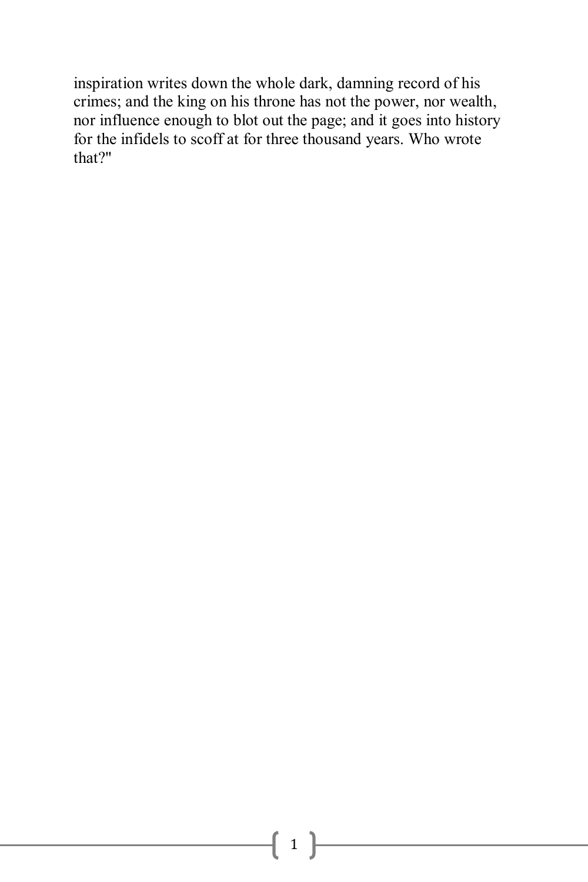inspiration writes down the whole dark, damning record of his crimes; and the king on his throne has not the power, nor wealth, nor influence enough to blot out the page; and it goes into history for the infidels to scoff at for three thousand years. Who wrote that?"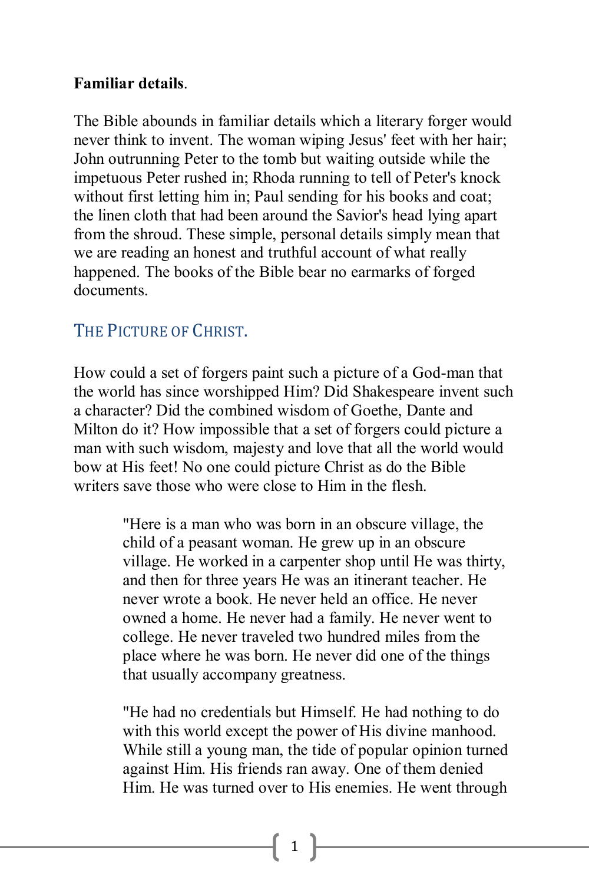**Familiar details**.

The Bible abounds in familiar details which a literary forger would never think to invent. The woman wiping Jesus' feet with her hair; John outrunning Peter to the tomb but waiting outside while the impetuous Peter rushed in; Rhoda running to tell of Peter's knock without first letting him in; Paul sending for his books and coat; the linen cloth that had been around the Savior's head lying apart from the shroud. These simple, personal details simply mean that we are reading an honest and truthful account of what really happened. The books of the Bible bear no earmarks of forged documents.

## THE PICTURE OF CHRIST.

How could a set of forgers paint such a picture of a God-man that the world has since worshipped Him? Did Shakespeare invent such a character? Did the combined wisdom of Goethe, Dante and Milton do it? How impossible that a set of forgers could picture a man with such wisdom, majesty and love that all the world would bow at His feet! No one could picture Christ as do the Bible writers save those who were close to Him in the flesh.

> "Here is a man who was born in an obscure village, the child of a peasant woman. He grew up in an obscure village. He worked in a carpenter shop until He was thirty, and then for three years He was an itinerant teacher. He never wrote a book. He never held an office. He never owned a home. He never had a family. He never went to college. He never traveled two hundred miles from the place where he was born. He never did one of the things that usually accompany greatness.
>
> "He had no credentials but Himself. He had nothing to do with this world except the power of His divine manhood. While still a young man, the tide of popular opinion turned against Him. His friends ran away. One of them denied Him. He was turned over to His enemies. He went through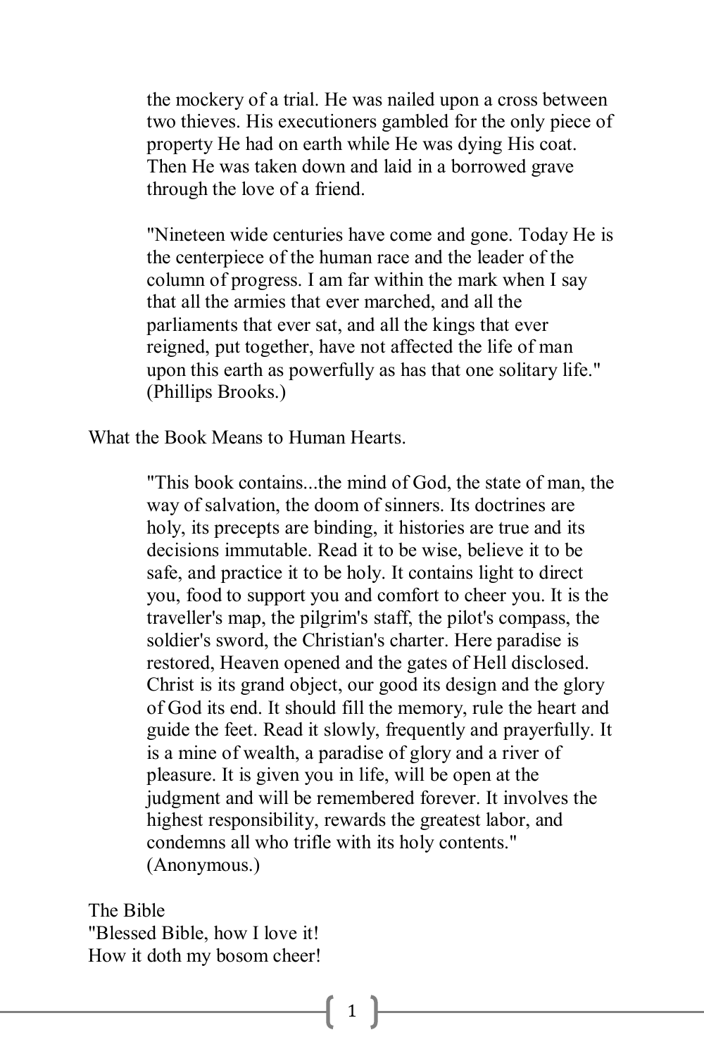> the mockery of a trial. He was nailed upon a cross between two thieves. His executioners gambled for the only piece of property He had on earth while He was dying His coat. Then He was taken down and laid in a borrowed grave through the love of a friend.
>
> "Nineteen wide centuries have come and gone. Today He is the centerpiece of the human race and the leader of the column of progress. I am far within the mark when I say that all the armies that ever marched, and all the parliaments that ever sat, and all the kings that ever reigned, put together, have not affected the life of man upon this earth as powerfully as has that one solitary life." (Phillips Brooks.)

What the Book Means to Human Hearts.

> "This book contains...the mind of God, the state of man, the way of salvation, the doom of sinners. Its doctrines are holy, its precepts are binding, it histories are true and its decisions immutable. Read it to be wise, believe it to be safe, and practice it to be holy. It contains light to direct you, food to support you and comfort to cheer you. It is the traveller's map, the pilgrim's staff, the pilot's compass, the soldier's sword, the Christian's charter. Here paradise is restored, Heaven opened and the gates of Hell disclosed. Christ is its grand object, our good its design and the glory of God its end. It should fill the memory, rule the heart and guide the feet. Read it slowly, frequently and prayerfully. It is a mine of wealth, a paradise of glory and a river of pleasure. It is given you in life, will be open at the judgment and will be remembered forever. It involves the highest responsibility, rewards the greatest labor, and condemns all who trifle with its holy contents." (Anonymous.)

The Bible
"Blessed Bible, how I love it!
How it doth my bosom cheer!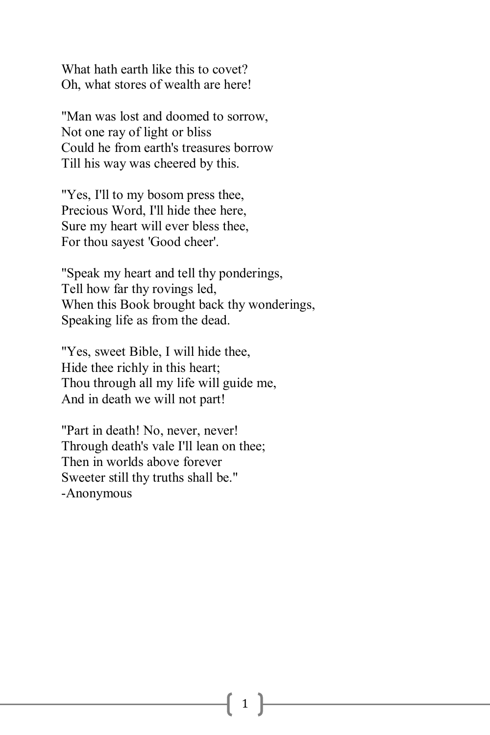What hath earth like this to covet?
Oh, what stores of wealth are here!

"Man was lost and doomed to sorrow,
Not one ray of light or bliss
Could he from earth's treasures borrow
Till his way was cheered by this.

"Yes, I'll to my bosom press thee,
Precious Word, I'll hide thee here,
Sure my heart will ever bless thee,
For thou sayest 'Good cheer'.

"Speak my heart and tell thy ponderings,
Tell how far thy rovings led,
When this Book brought back thy wonderings,
Speaking life as from the dead.

"Yes, sweet Bible, I will hide thee,
Hide thee richly in this heart;
Thou through all my life will guide me,
And in death we will not part!

"Part in death! No, never, never!
Through death's vale I'll lean on thee;
Then in worlds above forever
Sweeter still thy truths shall be."
-Anonymous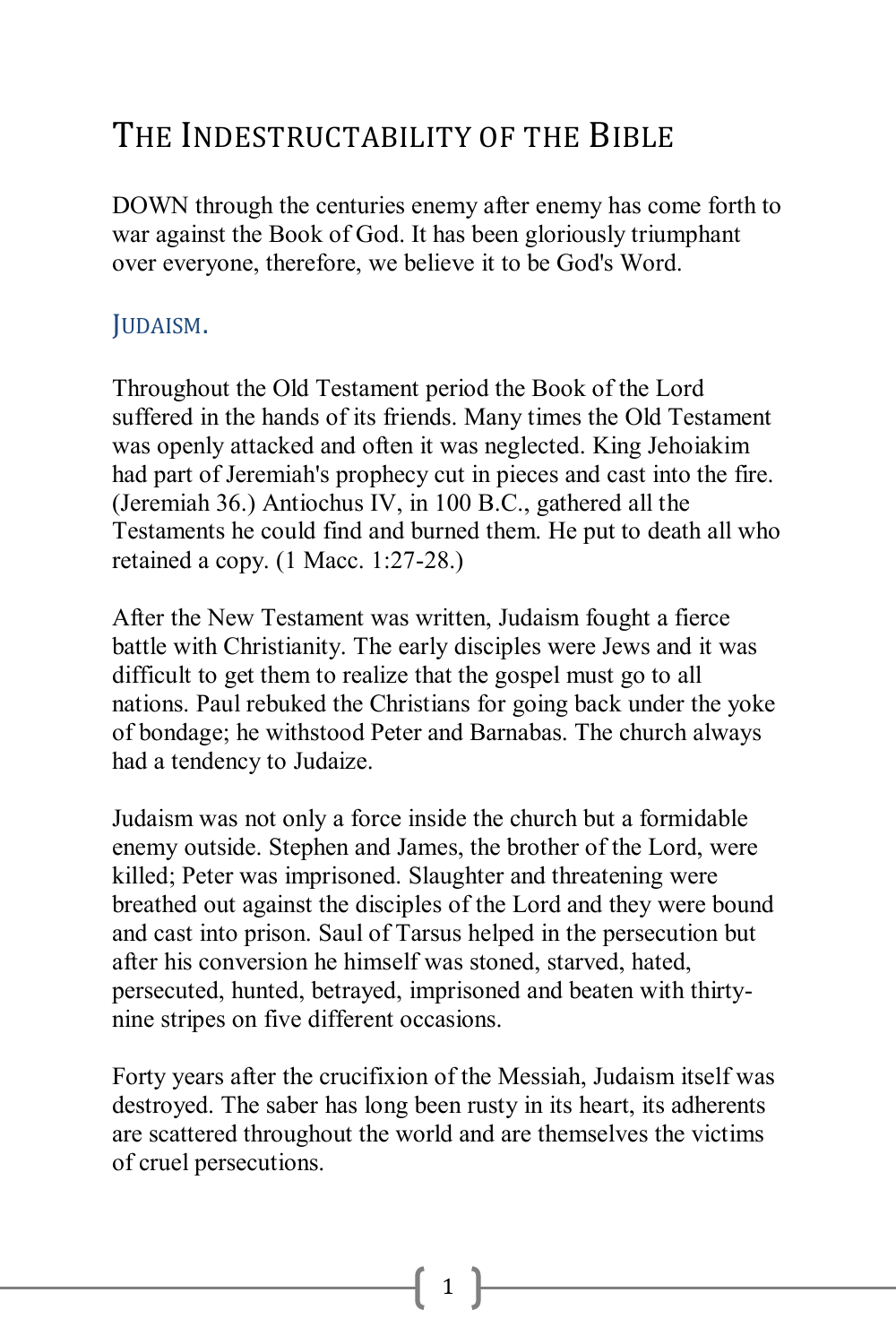# The Indestructability of the Bible

DOWN through the centuries enemy after enemy has come forth to war against the Book of God. It has been gloriously triumphant over everyone, therefore, we believe it to be God's Word.

## Judaism.

Throughout the Old Testament period the Book of the Lord suffered in the hands of its friends. Many times the Old Testament was openly attacked and often it was neglected. King Jehoiakim had part of Jeremiah's prophecy cut in pieces and cast into the fire. (Jeremiah 36.) Antiochus IV, in 100 B.C., gathered all the Testaments he could find and burned them. He put to death all who retained a copy. (1 Macc. 1:27-28.)

After the New Testament was written, Judaism fought a fierce battle with Christianity. The early disciples were Jews and it was difficult to get them to realize that the gospel must go to all nations. Paul rebuked the Christians for going back under the yoke of bondage; he withstood Peter and Barnabas. The church always had a tendency to Judaize.

Judaism was not only a force inside the church but a formidable enemy outside. Stephen and James, the brother of the Lord, were killed; Peter was imprisoned. Slaughter and threatening were breathed out against the disciples of the Lord and they were bound and cast into prison. Saul of Tarsus helped in the persecution but after his conversion he himself was stoned, starved, hated, persecuted, hunted, betrayed, imprisoned and beaten with thirty-nine stripes on five different occasions.

Forty years after the crucifixion of the Messiah, Judaism itself was destroyed. The saber has long been rusty in its heart, its adherents are scattered throughout the world and are themselves the victims of cruel persecutions.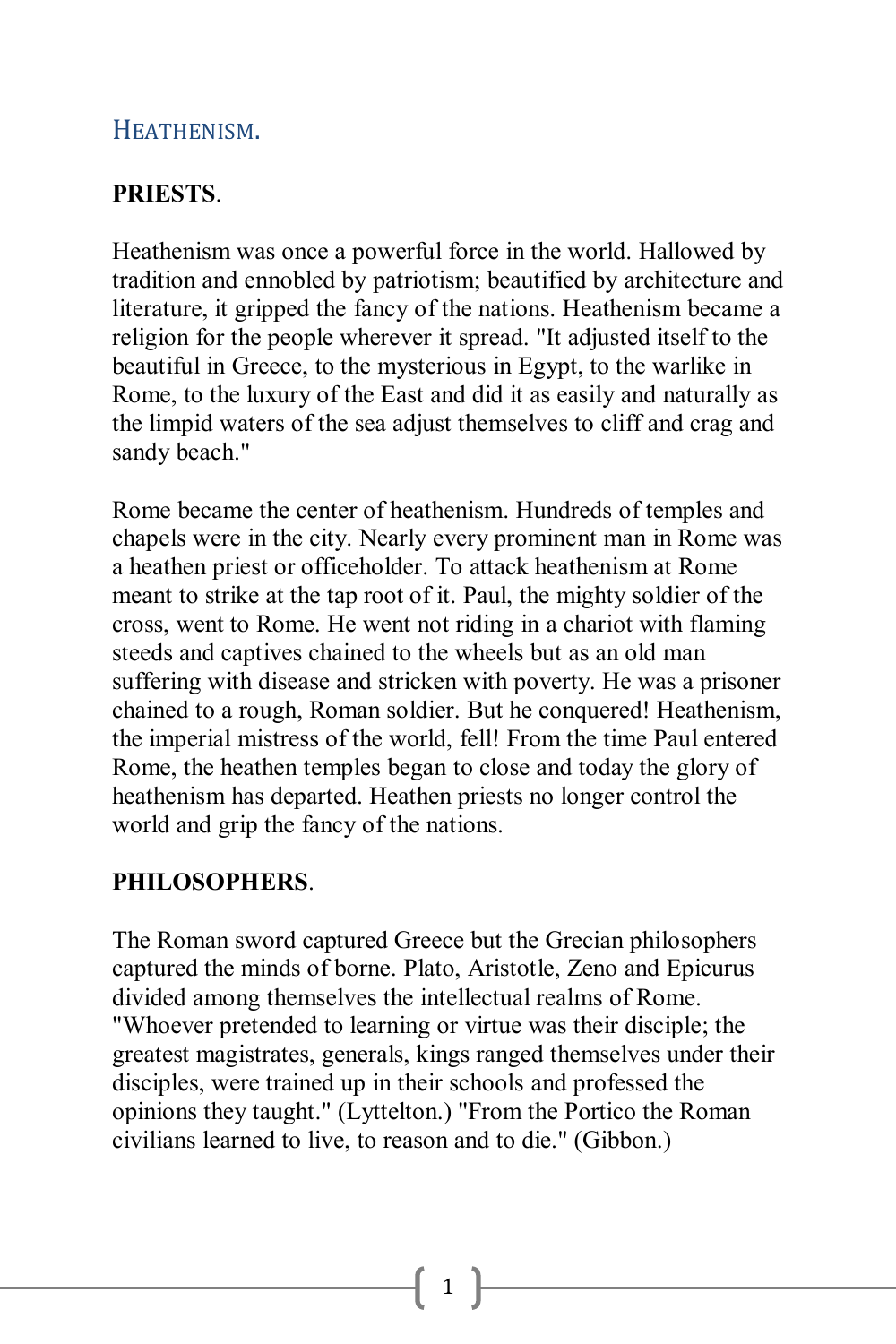## HEATHENISM.

**PRIESTS**.

Heathenism was once a powerful force in the world. Hallowed by tradition and ennobled by patriotism; beautified by architecture and literature, it gripped the fancy of the nations. Heathenism became a religion for the people wherever it spread. "It adjusted itself to the beautiful in Greece, to the mysterious in Egypt, to the warlike in Rome, to the luxury of the East and did it as easily and naturally as the limpid waters of the sea adjust themselves to cliff and crag and sandy beach."

Rome became the center of heathenism. Hundreds of temples and chapels were in the city. Nearly every prominent man in Rome was a heathen priest or officeholder. To attack heathenism at Rome meant to strike at the tap root of it. Paul, the mighty soldier of the cross, went to Rome. He went not riding in a chariot with flaming steeds and captives chained to the wheels but as an old man suffering with disease and stricken with poverty. He was a prisoner chained to a rough, Roman soldier. But he conquered! Heathenism, the imperial mistress of the world, fell! From the time Paul entered Rome, the heathen temples began to close and today the glory of heathenism has departed. Heathen priests no longer control the world and grip the fancy of the nations.

**PHILOSOPHERS**.

The Roman sword captured Greece but the Grecian philosophers captured the minds of borne. Plato, Aristotle, Zeno and Epicurus divided among themselves the intellectual realms of Rome. "Whoever pretended to learning or virtue was their disciple; the greatest magistrates, generals, kings ranged themselves under their disciples, were trained up in their schools and professed the opinions they taught." (Lyttelton.) "From the Portico the Roman civilians learned to live, to reason and to die." (Gibbon.)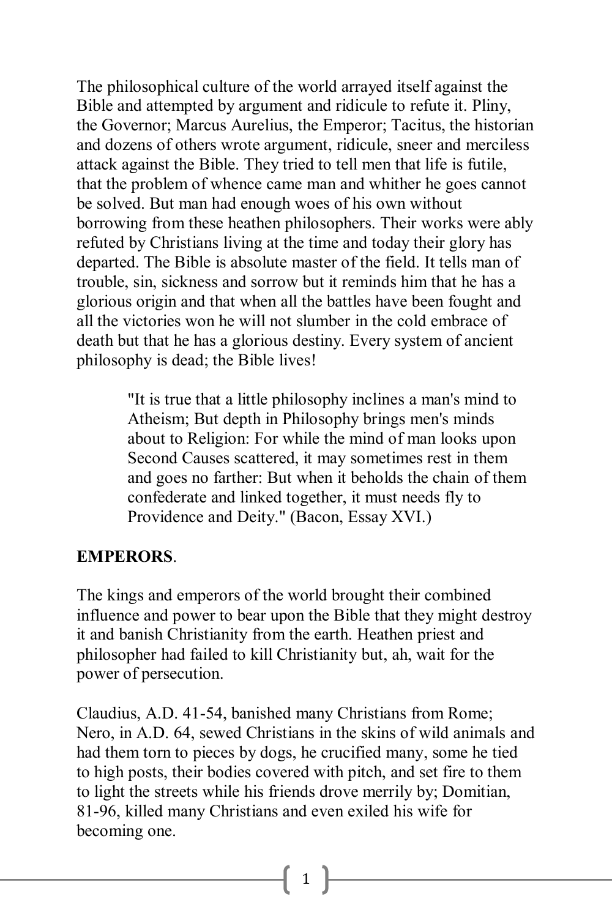The philosophical culture of the world arrayed itself against the Bible and attempted by argument and ridicule to refute it. Pliny, the Governor; Marcus Aurelius, the Emperor; Tacitus, the historian and dozens of others wrote argument, ridicule, sneer and merciless attack against the Bible. They tried to tell men that life is futile, that the problem of whence came man and whither he goes cannot be solved. But man had enough woes of his own without borrowing from these heathen philosophers. Their works were ably refuted by Christians living at the time and today their glory has departed. The Bible is absolute master of the field. It tells man of trouble, sin, sickness and sorrow but it reminds him that he has a glorious origin and that when all the battles have been fought and all the victories won he will not slumber in the cold embrace of death but that he has a glorious destiny. Every system of ancient philosophy is dead; the Bible lives!

> "It is true that a little philosophy inclines a man's mind to Atheism; But depth in Philosophy brings men's minds about to Religion: For while the mind of man looks upon Second Causes scattered, it may sometimes rest in them and goes no farther: But when it beholds the chain of them confederate and linked together, it must needs fly to Providence and Deity." (Bacon, Essay XVI.)

**EMPERORS**.

The kings and emperors of the world brought their combined influence and power to bear upon the Bible that they might destroy it and banish Christianity from the earth. Heathen priest and philosopher had failed to kill Christianity but, ah, wait for the power of persecution.

Claudius, A.D. 41-54, banished many Christians from Rome; Nero, in A.D. 64, sewed Christians in the skins of wild animals and had them torn to pieces by dogs, he crucified many, some he tied to high posts, their bodies covered with pitch, and set fire to them to light the streets while his friends drove merrily by; Domitian, 81-96, killed many Christians and even exiled his wife for becoming one.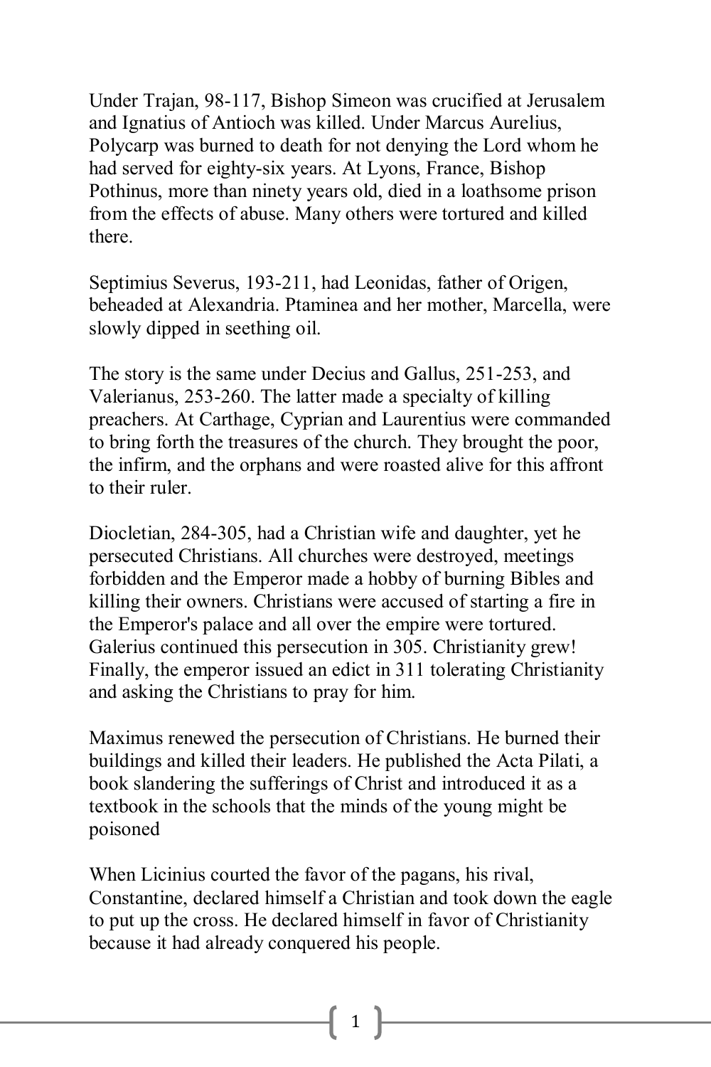Under Trajan, 98-117, Bishop Simeon was crucified at Jerusalem and Ignatius of Antioch was killed. Under Marcus Aurelius, Polycarp was burned to death for not denying the Lord whom he had served for eighty-six years. At Lyons, France, Bishop Pothinus, more than ninety years old, died in a loathsome prison from the effects of abuse. Many others were tortured and killed there.

Septimius Severus, 193-211, had Leonidas, father of Origen, beheaded at Alexandria. Ptaminea and her mother, Marcella, were slowly dipped in seething oil.

The story is the same under Decius and Gallus, 251-253, and Valerianus, 253-260. The latter made a specialty of killing preachers. At Carthage, Cyprian and Laurentius were commanded to bring forth the treasures of the church. They brought the poor, the infirm, and the orphans and were roasted alive for this affront to their ruler.

Diocletian, 284-305, had a Christian wife and daughter, yet he persecuted Christians. All churches were destroyed, meetings forbidden and the Emperor made a hobby of burning Bibles and killing their owners. Christians were accused of starting a fire in the Emperor's palace and all over the empire were tortured. Galerius continued this persecution in 305. Christianity grew! Finally, the emperor issued an edict in 311 tolerating Christianity and asking the Christians to pray for him.

Maximus renewed the persecution of Christians. He burned their buildings and killed their leaders. He published the Acta Pilati, a book slandering the sufferings of Christ and introduced it as a textbook in the schools that the minds of the young might be poisoned

When Licinius courted the favor of the pagans, his rival, Constantine, declared himself a Christian and took down the eagle to put up the cross. He declared himself in favor of Christianity because it had already conquered his people.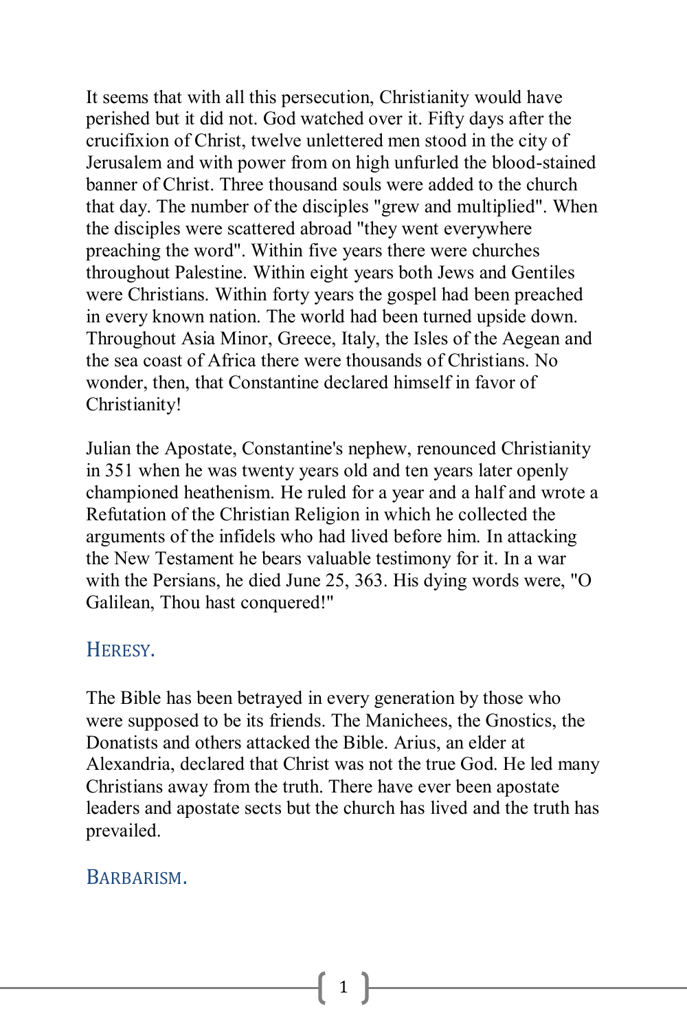It seems that with all this persecution, Christianity would have perished but it did not. God watched over it. Fifty days after the crucifixion of Christ, twelve unlettered men stood in the city of Jerusalem and with power from on high unfurled the blood-stained banner of Christ. Three thousand souls were added to the church that day. The number of the disciples "grew and multiplied". When the disciples were scattered abroad "they went everywhere preaching the word". Within five years there were churches throughout Palestine. Within eight years both Jews and Gentiles were Christians. Within forty years the gospel had been preached in every known nation. The world had been turned upside down. Throughout Asia Minor, Greece, Italy, the Isles of the Aegean and the sea coast of Africa there were thousands of Christians. No wonder, then, that Constantine declared himself in favor of Christianity!

Julian the Apostate, Constantine's nephew, renounced Christianity in 351 when he was twenty years old and ten years later openly championed heathenism. He ruled for a year and a half and wrote a Refutation of the Christian Religion in which he collected the arguments of the infidels who had lived before him. In attacking the New Testament he bears valuable testimony for it. In a war with the Persians, he died June 25, 363. His dying words were, "O Galilean, Thou hast conquered!"

## HERESY.

The Bible has been betrayed in every generation by those who were supposed to be its friends. The Manichees, the Gnostics, the Donatists and others attacked the Bible. Arius, an elder at Alexandria, declared that Christ was not the true God. He led many Christians away from the truth. There have ever been apostate leaders and apostate sects but the church has lived and the truth has prevailed.

## BARBARISM.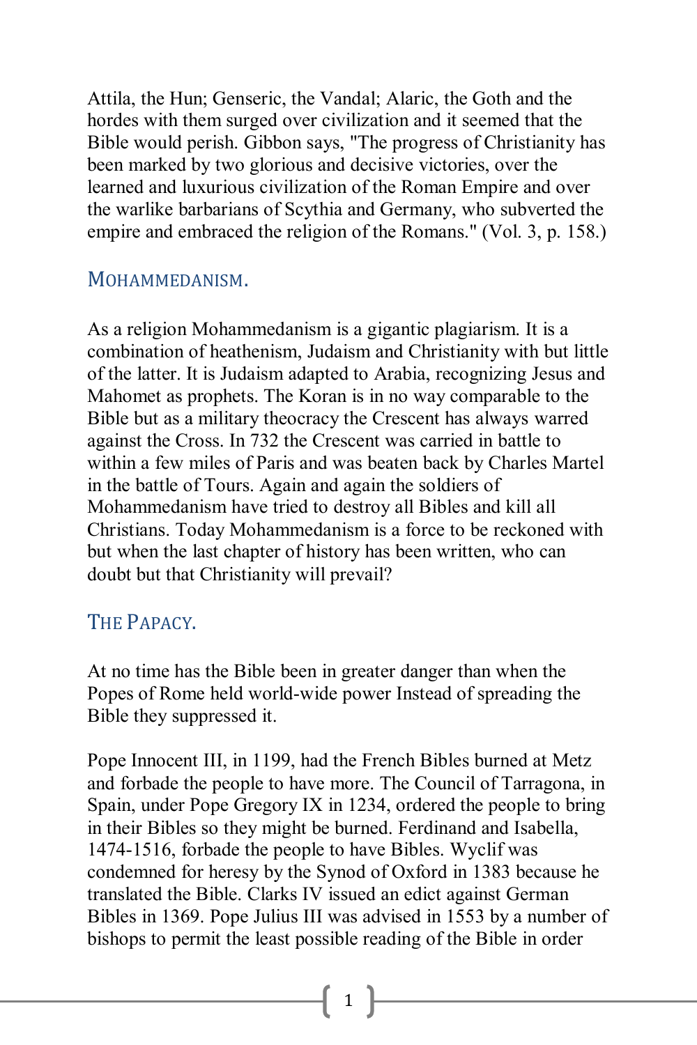Attila, the Hun; Genseric, the Vandal; Alaric, the Goth and the hordes with them surged over civilization and it seemed that the Bible would perish. Gibbon says, "The progress of Christianity has been marked by two glorious and decisive victories, over the learned and luxurious civilization of the Roman Empire and over the warlike barbarians of Scythia and Germany, who subverted the empire and embraced the religion of the Romans." (Vol. 3, p. 158.)

## MOHAMMEDANISM.

As a religion Mohammedanism is a gigantic plagiarism. It is a combination of heathenism, Judaism and Christianity with but little of the latter. It is Judaism adapted to Arabia, recognizing Jesus and Mahomet as prophets. The Koran is in no way comparable to the Bible but as a military theocracy the Crescent has always warred against the Cross. In 732 the Crescent was carried in battle to within a few miles of Paris and was beaten back by Charles Martel in the battle of Tours. Again and again the soldiers of Mohammedanism have tried to destroy all Bibles and kill all Christians. Today Mohammedanism is a force to be reckoned with but when the last chapter of history has been written, who can doubt but that Christianity will prevail?

## THE PAPACY.

At no time has the Bible been in greater danger than when the Popes of Rome held world-wide power Instead of spreading the Bible they suppressed it.

Pope Innocent III, in 1199, had the French Bibles burned at Metz and forbade the people to have more. The Council of Tarragona, in Spain, under Pope Gregory IX in 1234, ordered the people to bring in their Bibles so they might be burned. Ferdinand and Isabella, 1474-1516, forbade the people to have Bibles. Wyclif was condemned for heresy by the Synod of Oxford in 1383 because he translated the Bible. Clarks IV issued an edict against German Bibles in 1369. Pope Julius III was advised in 1553 by a number of bishops to permit the least possible reading of the Bible in order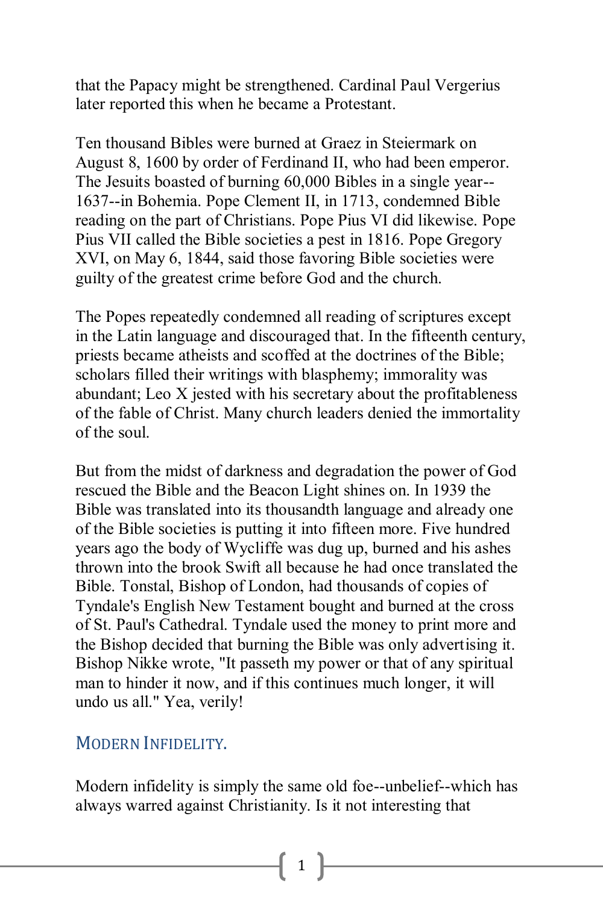that the Papacy might be strengthened. Cardinal Paul Vergerius later reported this when he became a Protestant.

Ten thousand Bibles were burned at Graez in Steiermark on August 8, 1600 by order of Ferdinand II, who had been emperor. The Jesuits boasted of burning 60,000 Bibles in a single year--1637--in Bohemia. Pope Clement II, in 1713, condemned Bible reading on the part of Christians. Pope Pius VI did likewise. Pope Pius VII called the Bible societies a pest in 1816. Pope Gregory XVI, on May 6, 1844, said those favoring Bible societies were guilty of the greatest crime before God and the church.

The Popes repeatedly condemned all reading of scriptures except in the Latin language and discouraged that. In the fifteenth century, priests became atheists and scoffed at the doctrines of the Bible; scholars filled their writings with blasphemy; immorality was abundant; Leo X jested with his secretary about the profitableness of the fable of Christ. Many church leaders denied the immortality of the soul.

But from the midst of darkness and degradation the power of God rescued the Bible and the Beacon Light shines on. In 1939 the Bible was translated into its thousandth language and already one of the Bible societies is putting it into fifteen more. Five hundred years ago the body of Wycliffe was dug up, burned and his ashes thrown into the brook Swift all because he had once translated the Bible. Tonstal, Bishop of London, had thousands of copies of Tyndale's English New Testament bought and burned at the cross of St. Paul's Cathedral. Tyndale used the money to print more and the Bishop decided that burning the Bible was only advertising it. Bishop Nikke wrote, "It passeth my power or that of any spiritual man to hinder it now, and if this continues much longer, it will undo us all." Yea, verily!

## MODERN INFIDELITY.

Modern infidelity is simply the same old foe--unbelief--which has always warred against Christianity. Is it not interesting that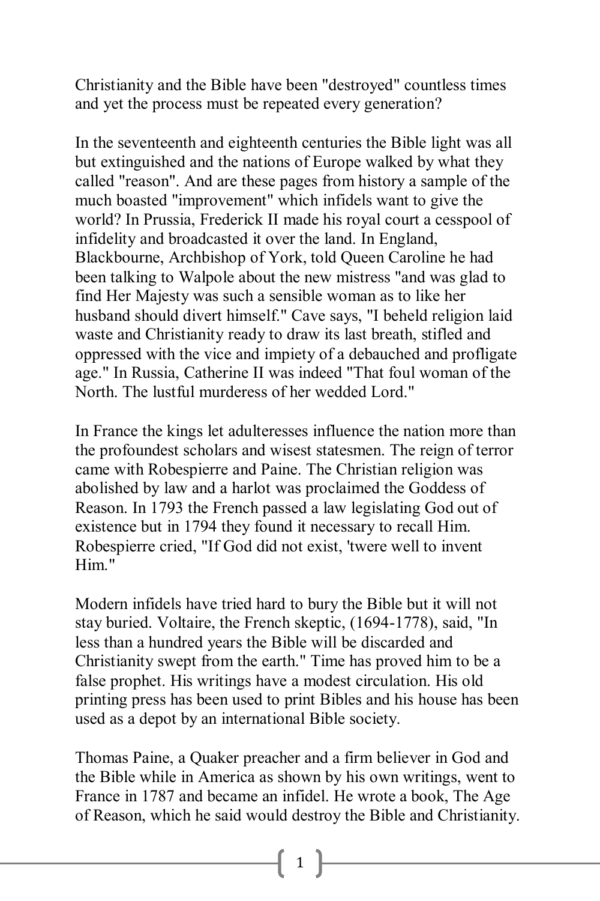Christianity and the Bible have been "destroyed" countless times and yet the process must be repeated every generation?

In the seventeenth and eighteenth centuries the Bible light was all but extinguished and the nations of Europe walked by what they called "reason". And are these pages from history a sample of the much boasted "improvement" which infidels want to give the world? In Prussia, Frederick II made his royal court a cesspool of infidelity and broadcasted it over the land. In England, Blackbourne, Archbishop of York, told Queen Caroline he had been talking to Walpole about the new mistress "and was glad to find Her Majesty was such a sensible woman as to like her husband should divert himself." Cave says, "I beheld religion laid waste and Christianity ready to draw its last breath, stifled and oppressed with the vice and impiety of a debauched and profligate age." In Russia, Catherine II was indeed "That foul woman of the North. The lustful murderess of her wedded Lord."

In France the kings let adulteresses influence the nation more than the profoundest scholars and wisest statesmen. The reign of terror came with Robespierre and Paine. The Christian religion was abolished by law and a harlot was proclaimed the Goddess of Reason. In 1793 the French passed a law legislating God out of existence but in 1794 they found it necessary to recall Him. Robespierre cried, "If God did not exist, 'twere well to invent Him."

Modern infidels have tried hard to bury the Bible but it will not stay buried. Voltaire, the French skeptic, (1694-1778), said, "In less than a hundred years the Bible will be discarded and Christianity swept from the earth." Time has proved him to be a false prophet. His writings have a modest circulation. His old printing press has been used to print Bibles and his house has been used as a depot by an international Bible society.

Thomas Paine, a Quaker preacher and a firm believer in God and the Bible while in America as shown by his own writings, went to France in 1787 and became an infidel. He wrote a book, The Age of Reason, which he said would destroy the Bible and Christianity.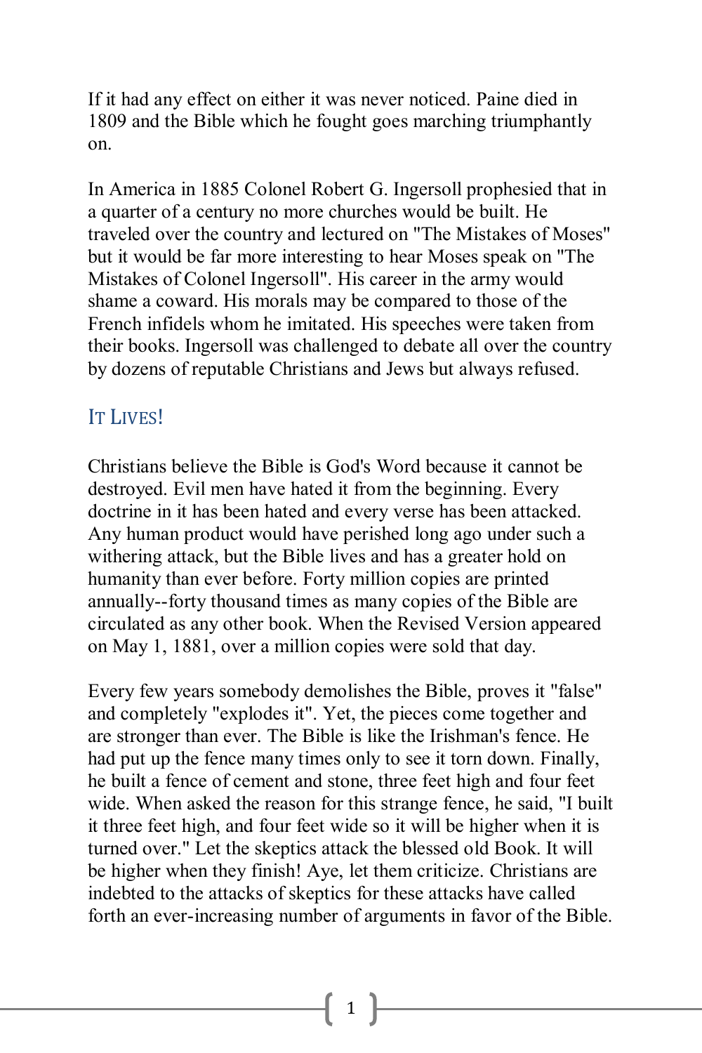If it had any effect on either it was never noticed. Paine died in 1809 and the Bible which he fought goes marching triumphantly on.

In America in 1885 Colonel Robert G. Ingersoll prophesied that in a quarter of a century no more churches would be built. He traveled over the country and lectured on "The Mistakes of Moses" but it would be far more interesting to hear Moses speak on "The Mistakes of Colonel Ingersoll". His career in the army would shame a coward. His morals may be compared to those of the French infidels whom he imitated. His speeches were taken from their books. Ingersoll was challenged to debate all over the country by dozens of reputable Christians and Jews but always refused.

## IT LIVES!

Christians believe the Bible is God's Word because it cannot be destroyed. Evil men have hated it from the beginning. Every doctrine in it has been hated and every verse has been attacked. Any human product would have perished long ago under such a withering attack, but the Bible lives and has a greater hold on humanity than ever before. Forty million copies are printed annually--forty thousand times as many copies of the Bible are circulated as any other book. When the Revised Version appeared on May 1, 1881, over a million copies were sold that day.

Every few years somebody demolishes the Bible, proves it "false" and completely "explodes it". Yet, the pieces come together and are stronger than ever. The Bible is like the Irishman's fence. He had put up the fence many times only to see it torn down. Finally, he built a fence of cement and stone, three feet high and four feet wide. When asked the reason for this strange fence, he said, "I built it three feet high, and four feet wide so it will be higher when it is turned over." Let the skeptics attack the blessed old Book. It will be higher when they finish! Aye, let them criticize. Christians are indebted to the attacks of skeptics for these attacks have called forth an ever-increasing number of arguments in favor of the Bible.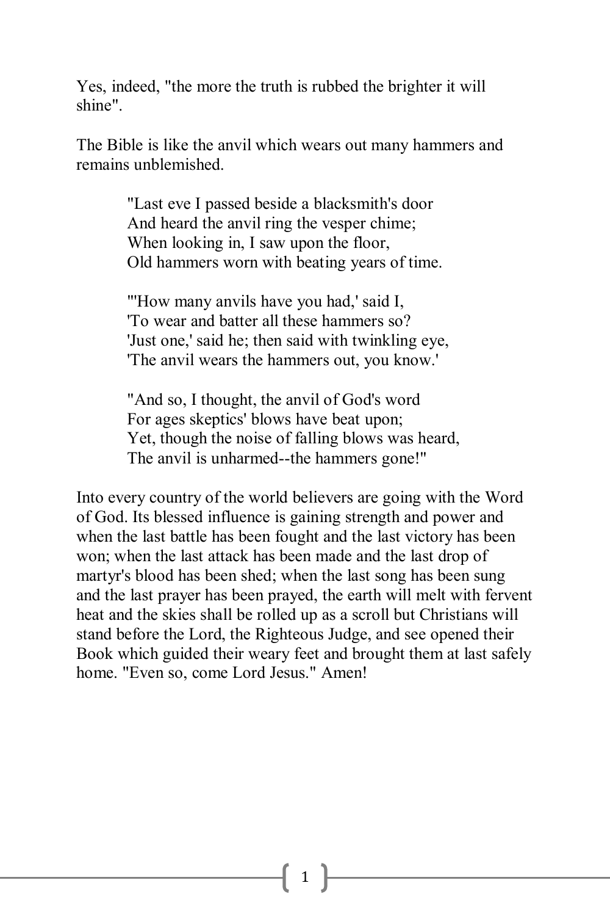Yes, indeed, "the more the truth is rubbed the brighter it will shine".

The Bible is like the anvil which wears out many hammers and remains unblemished.

> "Last eve I passed beside a blacksmith's door
> And heard the anvil ring the vesper chime;
> When looking in, I saw upon the floor,
> Old hammers worn with beating years of time.
>
> "'How many anvils have you had,' said I,
> 'To wear and batter all these hammers so?
> 'Just one,' said he; then said with twinkling eye,
> 'The anvil wears the hammers out, you know.'
>
> "And so, I thought, the anvil of God's word
> For ages skeptics' blows have beat upon;
> Yet, though the noise of falling blows was heard,
> The anvil is unharmed--the hammers gone!"

Into every country of the world believers are going with the Word of God. Its blessed influence is gaining strength and power and when the last battle has been fought and the last victory has been won; when the last attack has been made and the last drop of martyr's blood has been shed; when the last song has been sung and the last prayer has been prayed, the earth will melt with fervent heat and the skies shall be rolled up as a scroll but Christians will stand before the Lord, the Righteous Judge, and see opened their Book which guided their weary feet and brought them at last safely home. "Even so, come Lord Jesus." Amen!